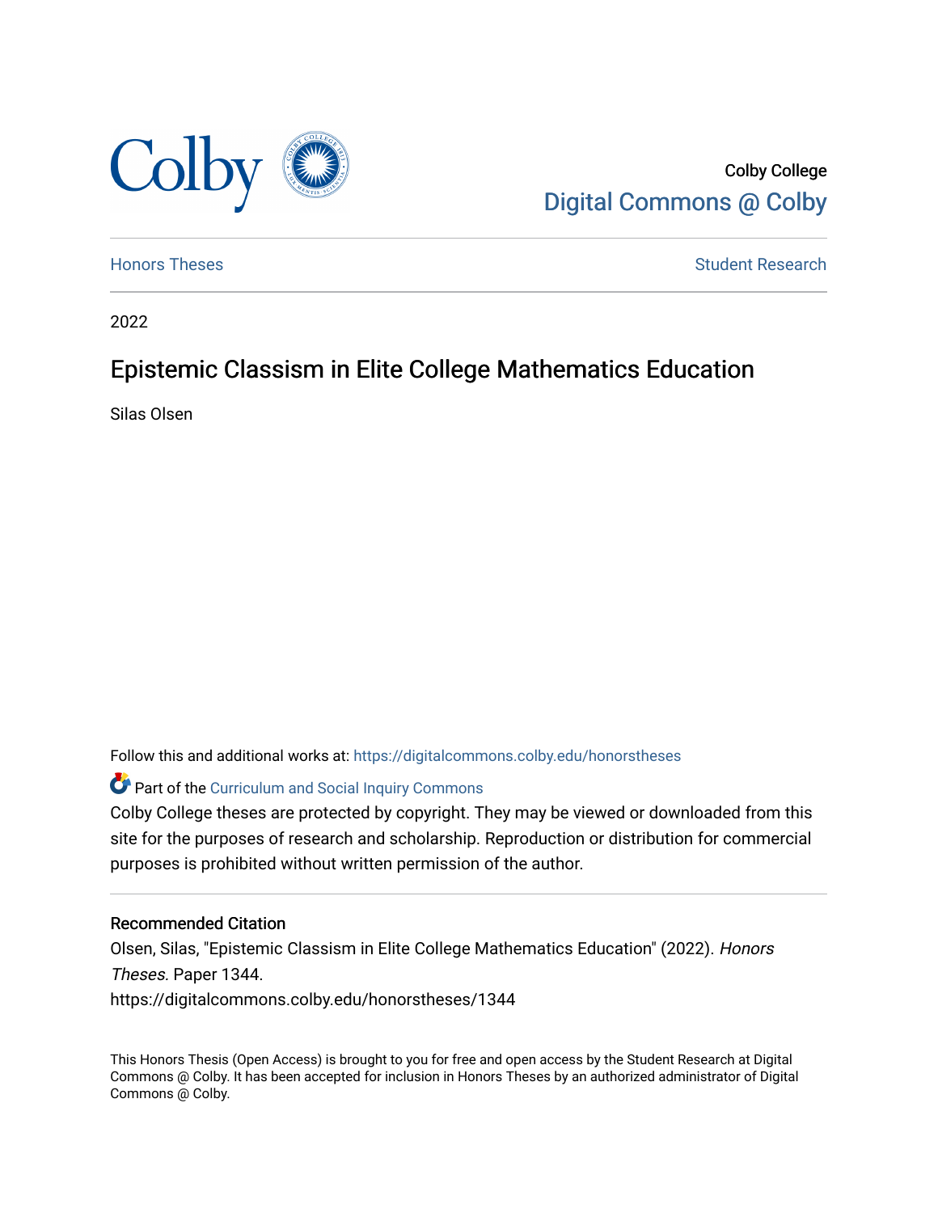Colby College

Digital Commons @ Colby

Honors Theses

Student Research

2022

# Epistemic Classism in Elite College Mathematics Education

Silas Olsen

Follow this and additional works at: https://digitalcommons.colby.edu/honorstheses

Part of the Curriculum and Social Inquiry Commons

Colby College theses are protected by copyright. They may be viewed or downloaded from this site for the purposes of research and scholarship. Reproduction or distribution for commercial purposes is prohibited without written permission of the author.

**Recommended Citation**

Olsen, Silas, "Epistemic Classism in Elite College Mathematics Education" (2022). *Honors Theses.* Paper 1344.
https://digitalcommons.colby.edu/honorstheses/1344

This Honors Thesis (Open Access) is brought to you for free and open access by the Student Research at Digital Commons @ Colby. It has been accepted for inclusion in Honors Theses by an authorized administrator of Digital Commons @ Colby.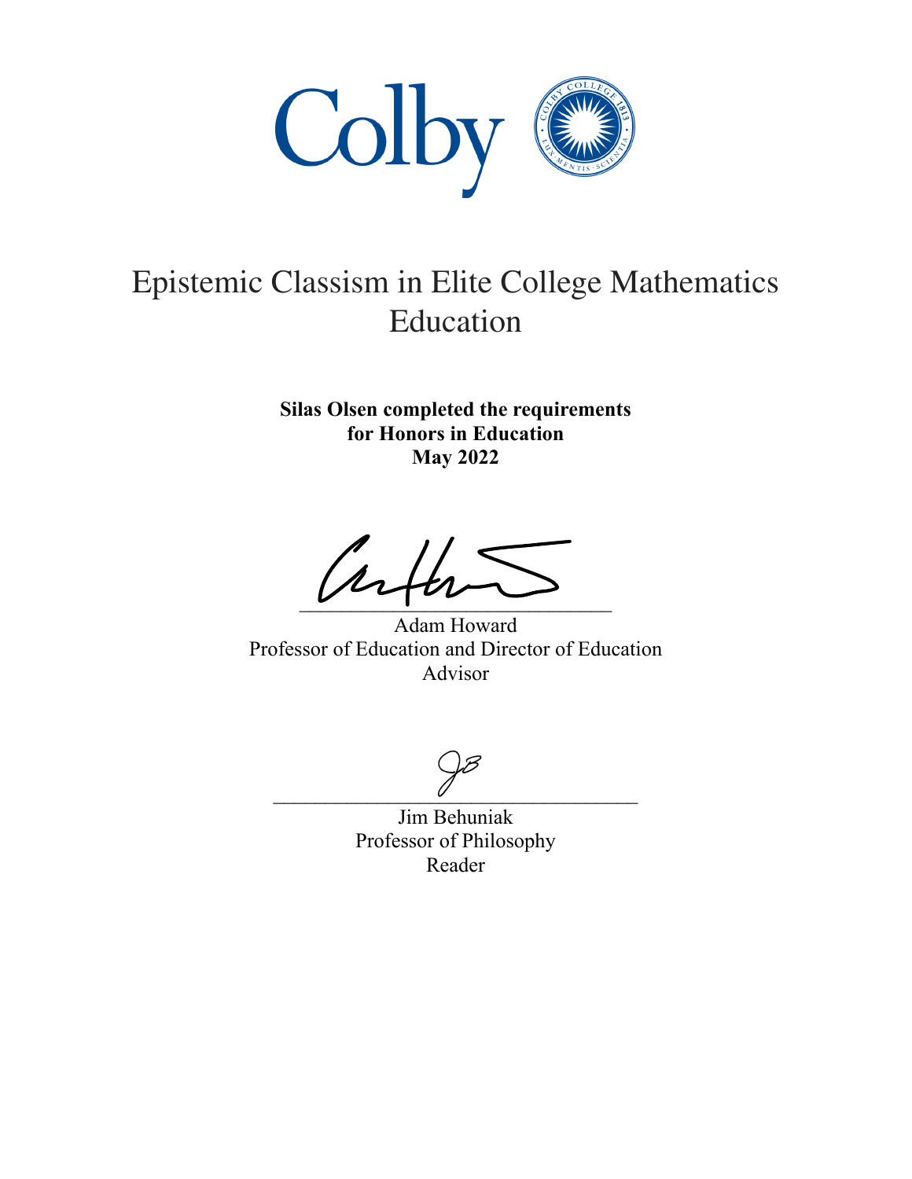# Epistemic Classism in Elite College Mathematics Education

**Silas Olsen completed the requirements for Honors in Education May 2022**

Adam Howard
Professor of Education and Director of Education
Advisor

Jim Behuniak
Professor of Philosophy
Reader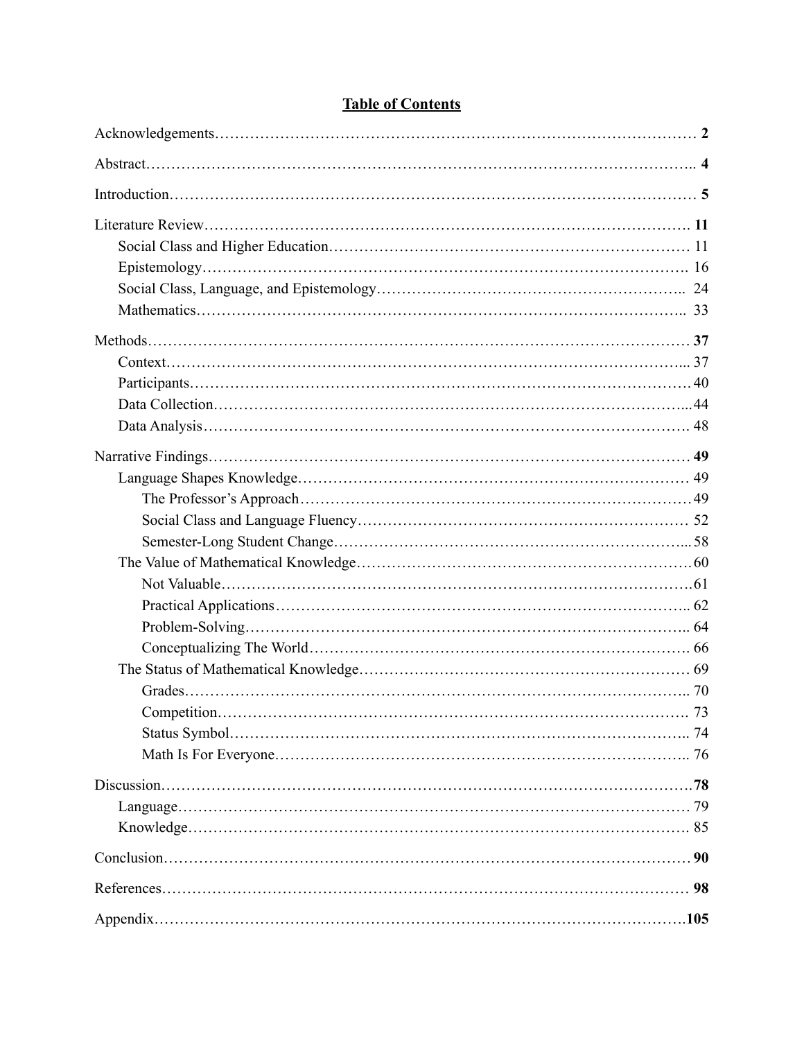## Table of Contents

| | |
|---|---|
| **Acknowledgements** | **2** |
| **Abstract** | **4** |
| **Introduction** | **5** |
| **Literature Review** | **11** |
| Social Class and Higher Education | 11 |
| Epistemology | 16 |
| Social Class, Language, and Epistemology | 24 |
| Mathematics | 33 |
| **Methods** | **37** |
| Context | 37 |
| Participants | 40 |
| Data Collection | 44 |
| Data Analysis | 48 |
| **Narrative Findings** | **49** |
| Language Shapes Knowledge | 49 |
| The Professor's Approach | 49 |
| Social Class and Language Fluency | 52 |
| Semester-Long Student Change | 58 |
| The Value of Mathematical Knowledge | 60 |
| Not Valuable | 61 |
| Practical Applications | 62 |
| Problem-Solving | 64 |
| Conceptualizing The World | 66 |
| The Status of Mathematical Knowledge | 69 |
| Grades | 70 |
| Competition | 73 |
| Status Symbol | 74 |
| Math Is For Everyone | 76 |
| **Discussion** | **78** |
| Language | 79 |
| Knowledge | 85 |
| **Conclusion** | **90** |
| **References** | **98** |
| **Appendix** | **105** |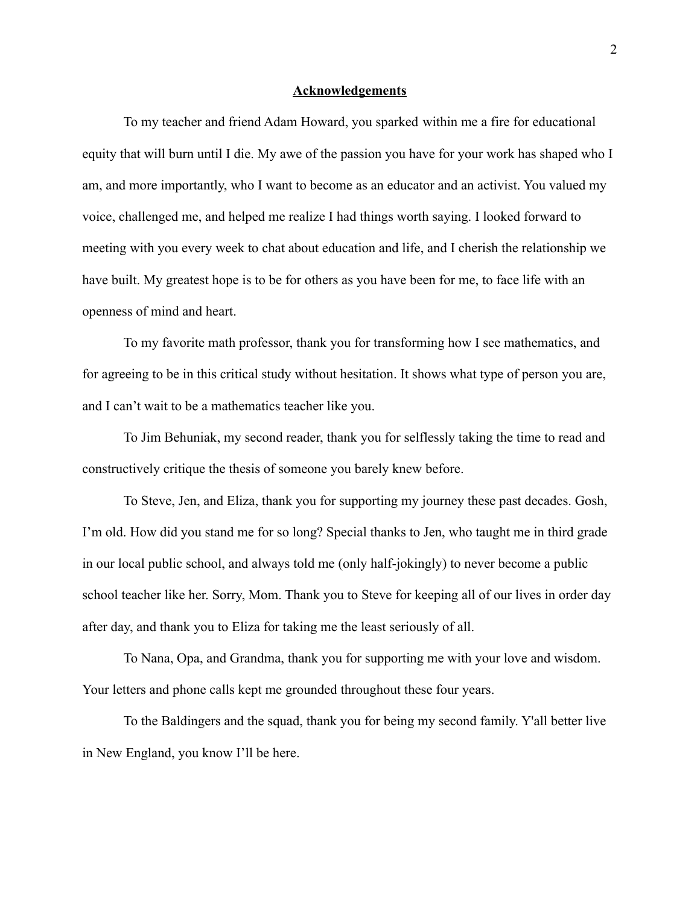## Acknowledgements

To my teacher and friend Adam Howard, you sparked within me a fire for educational equity that will burn until I die. My awe of the passion you have for your work has shaped who I am, and more importantly, who I want to become as an educator and an activist. You valued my voice, challenged me, and helped me realize I had things worth saying. I looked forward to meeting with you every week to chat about education and life, and I cherish the relationship we have built. My greatest hope is to be for others as you have been for me, to face life with an openness of mind and heart.

To my favorite math professor, thank you for transforming how I see mathematics, and for agreeing to be in this critical study without hesitation. It shows what type of person you are, and I can't wait to be a mathematics teacher like you.

To Jim Behuniak, my second reader, thank you for selflessly taking the time to read and constructively critique the thesis of someone you barely knew before.

To Steve, Jen, and Eliza, thank you for supporting my journey these past decades. Gosh, I'm old. How did you stand me for so long? Special thanks to Jen, who taught me in third grade in our local public school, and always told me (only half-jokingly) to never become a public school teacher like her. Sorry, Mom. Thank you to Steve for keeping all of our lives in order day after day, and thank you to Eliza for taking me the least seriously of all.

To Nana, Opa, and Grandma, thank you for supporting me with your love and wisdom. Your letters and phone calls kept me grounded throughout these four years.

To the Baldingers and the squad, thank you for being my second family. Y'all better live in New England, you know I'll be here.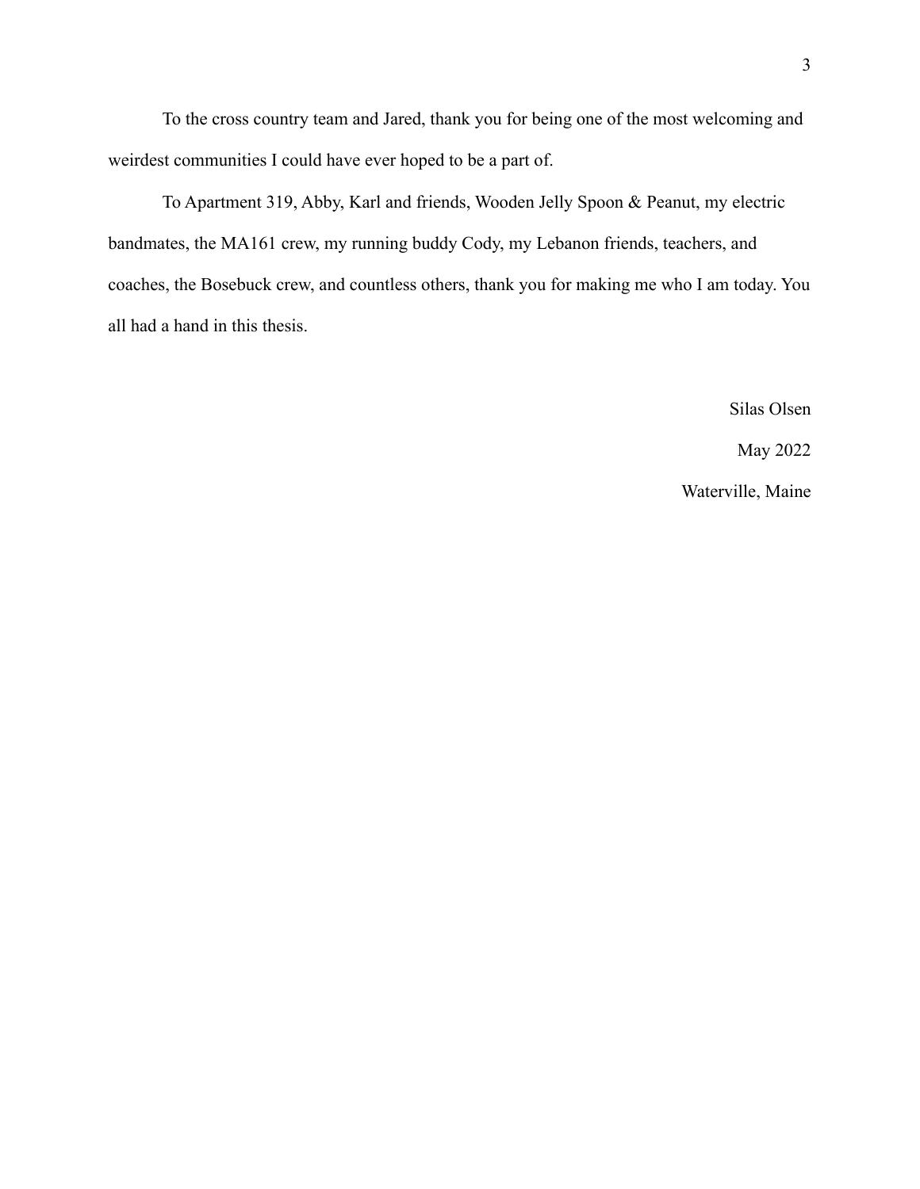To the cross country team and Jared, thank you for being one of the most welcoming and weirdest communities I could have ever hoped to be a part of.

To Apartment 319, Abby, Karl and friends, Wooden Jelly Spoon & Peanut, my electric bandmates, the MA161 crew, my running buddy Cody, my Lebanon friends, teachers, and coaches, the Bosebuck crew, and countless others, thank you for making me who I am today. You all had a hand in this thesis.

Silas Olsen

May 2022

Waterville, Maine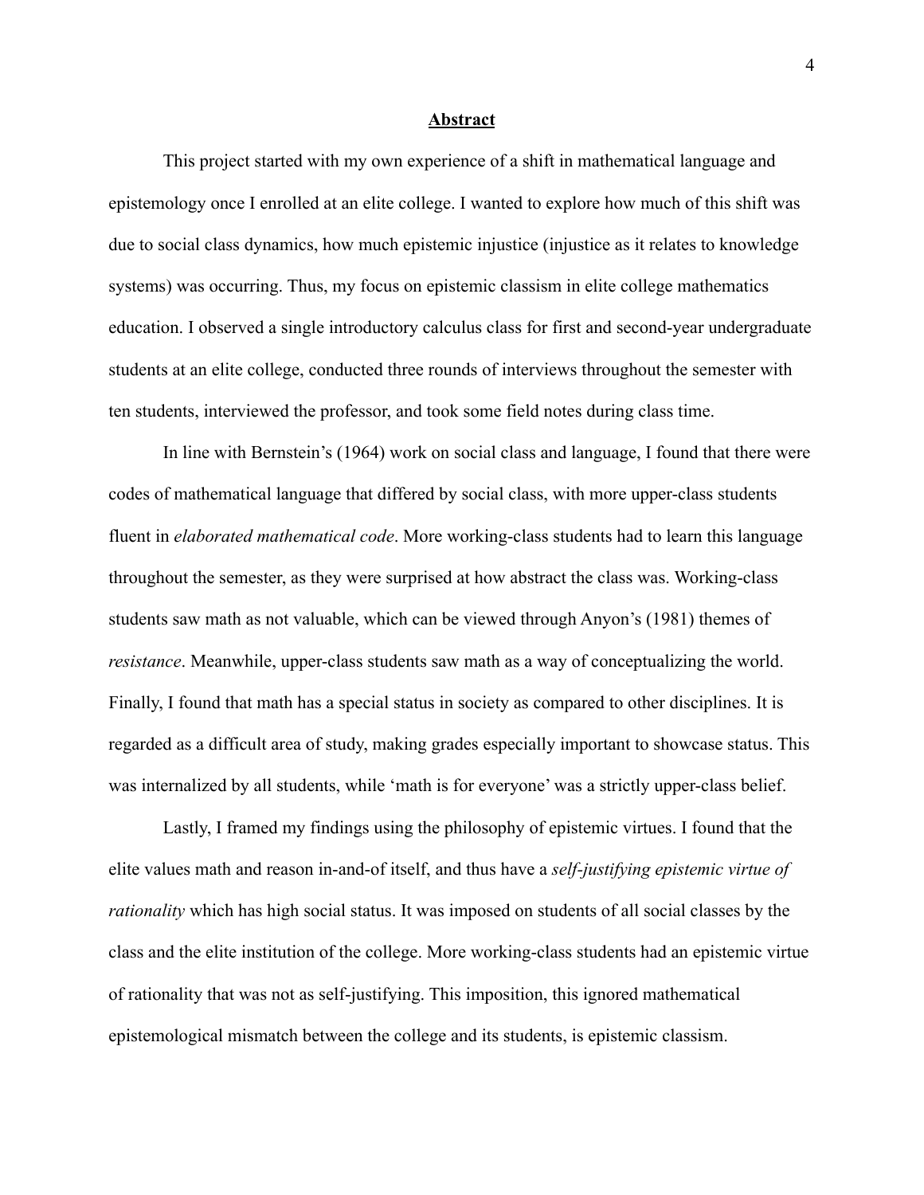# **Abstract**

This project started with my own experience of a shift in mathematical language and epistemology once I enrolled at an elite college. I wanted to explore how much of this shift was due to social class dynamics, how much epistemic injustice (injustice as it relates to knowledge systems) was occurring. Thus, my focus on epistemic classism in elite college mathematics education. I observed a single introductory calculus class for first and second-year undergraduate students at an elite college, conducted three rounds of interviews throughout the semester with ten students, interviewed the professor, and took some field notes during class time.

In line with Bernstein's (1964) work on social class and language, I found that there were codes of mathematical language that differed by social class, with more upper-class students fluent in *elaborated mathematical code*. More working-class students had to learn this language throughout the semester, as they were surprised at how abstract the class was. Working-class students saw math as not valuable, which can be viewed through Anyon's (1981) themes of *resistance*. Meanwhile, upper-class students saw math as a way of conceptualizing the world. Finally, I found that math has a special status in society as compared to other disciplines. It is regarded as a difficult area of study, making grades especially important to showcase status. This was internalized by all students, while 'math is for everyone' was a strictly upper-class belief.

Lastly, I framed my findings using the philosophy of epistemic virtues. I found that the elite values math and reason in-and-of itself, and thus have a *self-justifying epistemic virtue of rationality* which has high social status. It was imposed on students of all social classes by the class and the elite institution of the college. More working-class students had an epistemic virtue of rationality that was not as self-justifying. This imposition, this ignored mathematical epistemological mismatch between the college and its students, is epistemic classism.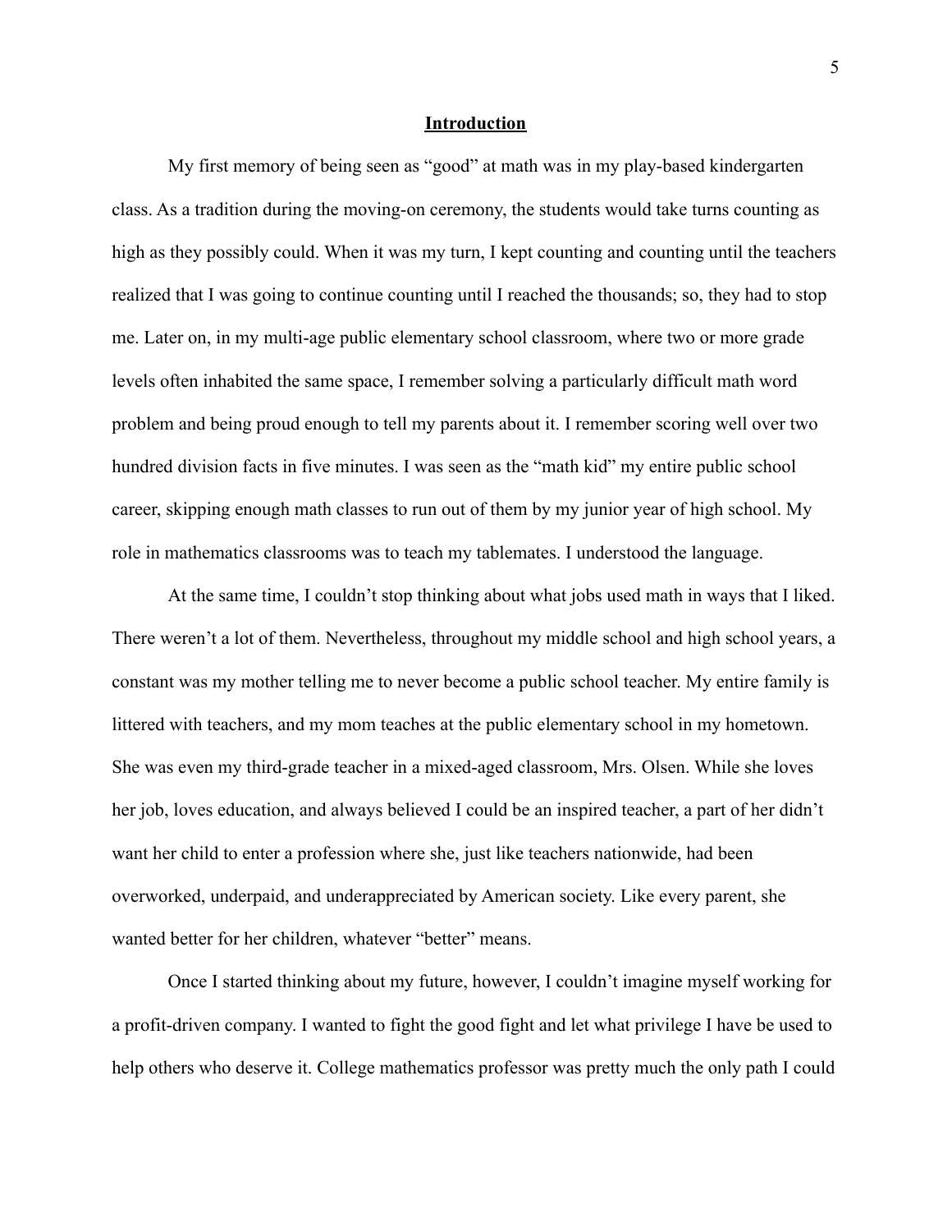## Introduction

My first memory of being seen as "good" at math was in my play-based kindergarten class. As a tradition during the moving-on ceremony, the students would take turns counting as high as they possibly could. When it was my turn, I kept counting and counting until the teachers realized that I was going to continue counting until I reached the thousands; so, they had to stop me. Later on, in my multi-age public elementary school classroom, where two or more grade levels often inhabited the same space, I remember solving a particularly difficult math word problem and being proud enough to tell my parents about it. I remember scoring well over two hundred division facts in five minutes. I was seen as the "math kid" my entire public school career, skipping enough math classes to run out of them by my junior year of high school. My role in mathematics classrooms was to teach my tablemates. I understood the language.

At the same time, I couldn't stop thinking about what jobs used math in ways that I liked. There weren't a lot of them. Nevertheless, throughout my middle school and high school years, a constant was my mother telling me to never become a public school teacher. My entire family is littered with teachers, and my mom teaches at the public elementary school in my hometown. She was even my third-grade teacher in a mixed-aged classroom, Mrs. Olsen. While she loves her job, loves education, and always believed I could be an inspired teacher, a part of her didn't want her child to enter a profession where she, just like teachers nationwide, had been overworked, underpaid, and underappreciated by American society. Like every parent, she wanted better for her children, whatever "better" means.

Once I started thinking about my future, however, I couldn't imagine myself working for a profit-driven company. I wanted to fight the good fight and let what privilege I have be used to help others who deserve it. College mathematics professor was pretty much the only path I could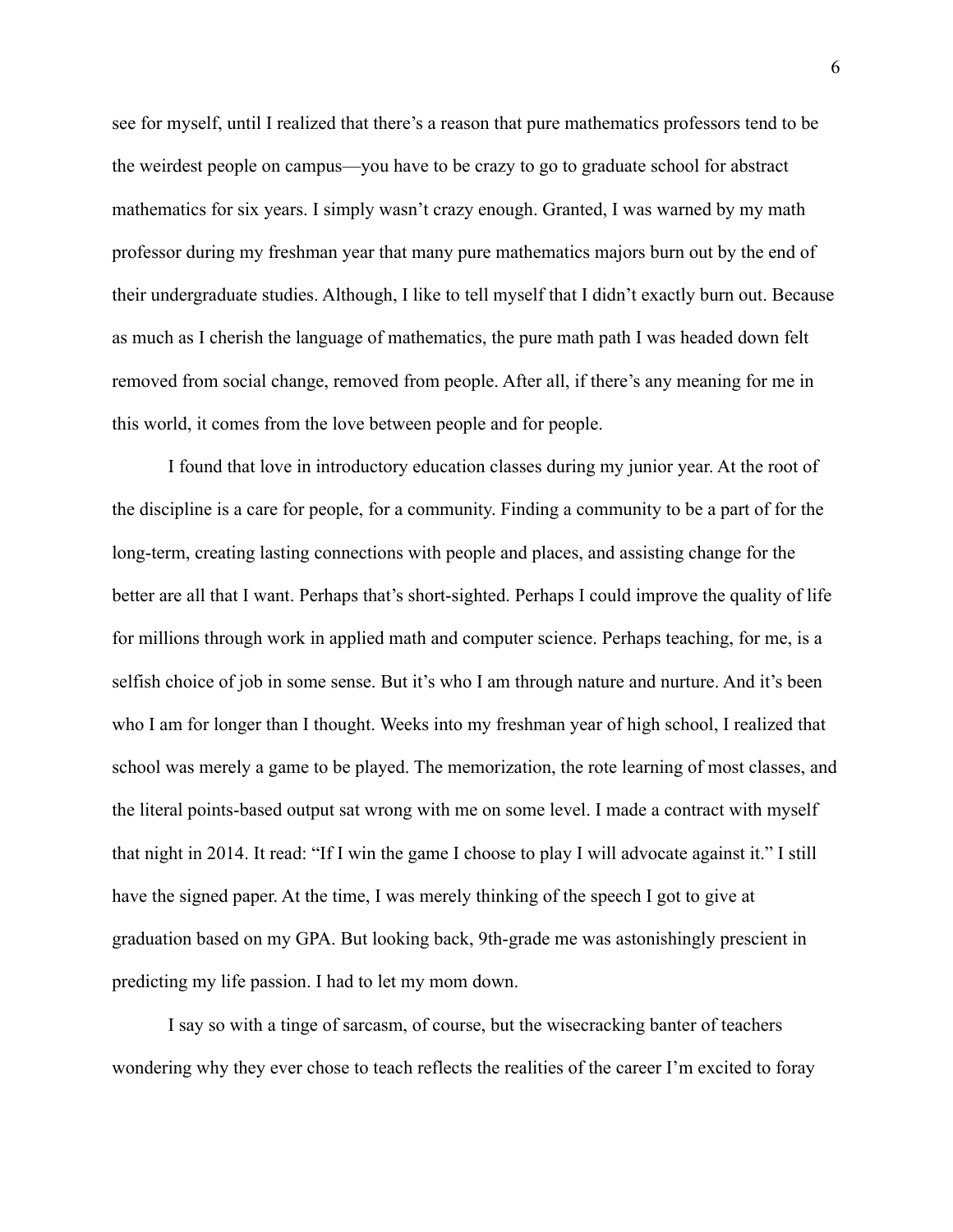see for myself, until I realized that there's a reason that pure mathematics professors tend to be the weirdest people on campus—you have to be crazy to go to graduate school for abstract mathematics for six years. I simply wasn't crazy enough. Granted, I was warned by my math professor during my freshman year that many pure mathematics majors burn out by the end of their undergraduate studies. Although, I like to tell myself that I didn't exactly burn out. Because as much as I cherish the language of mathematics, the pure math path I was headed down felt removed from social change, removed from people. After all, if there's any meaning for me in this world, it comes from the love between people and for people.

I found that love in introductory education classes during my junior year. At the root of the discipline is a care for people, for a community. Finding a community to be a part of for the long-term, creating lasting connections with people and places, and assisting change for the better are all that I want. Perhaps that's short-sighted. Perhaps I could improve the quality of life for millions through work in applied math and computer science. Perhaps teaching, for me, is a selfish choice of job in some sense. But it's who I am through nature and nurture. And it's been who I am for longer than I thought. Weeks into my freshman year of high school, I realized that school was merely a game to be played. The memorization, the rote learning of most classes, and the literal points-based output sat wrong with me on some level. I made a contract with myself that night in 2014. It read: "If I win the game I choose to play I will advocate against it." I still have the signed paper. At the time, I was merely thinking of the speech I got to give at graduation based on my GPA. But looking back, 9th-grade me was astonishingly prescient in predicting my life passion. I had to let my mom down.

I say so with a tinge of sarcasm, of course, but the wisecracking banter of teachers wondering why they ever chose to teach reflects the realities of the career I'm excited to foray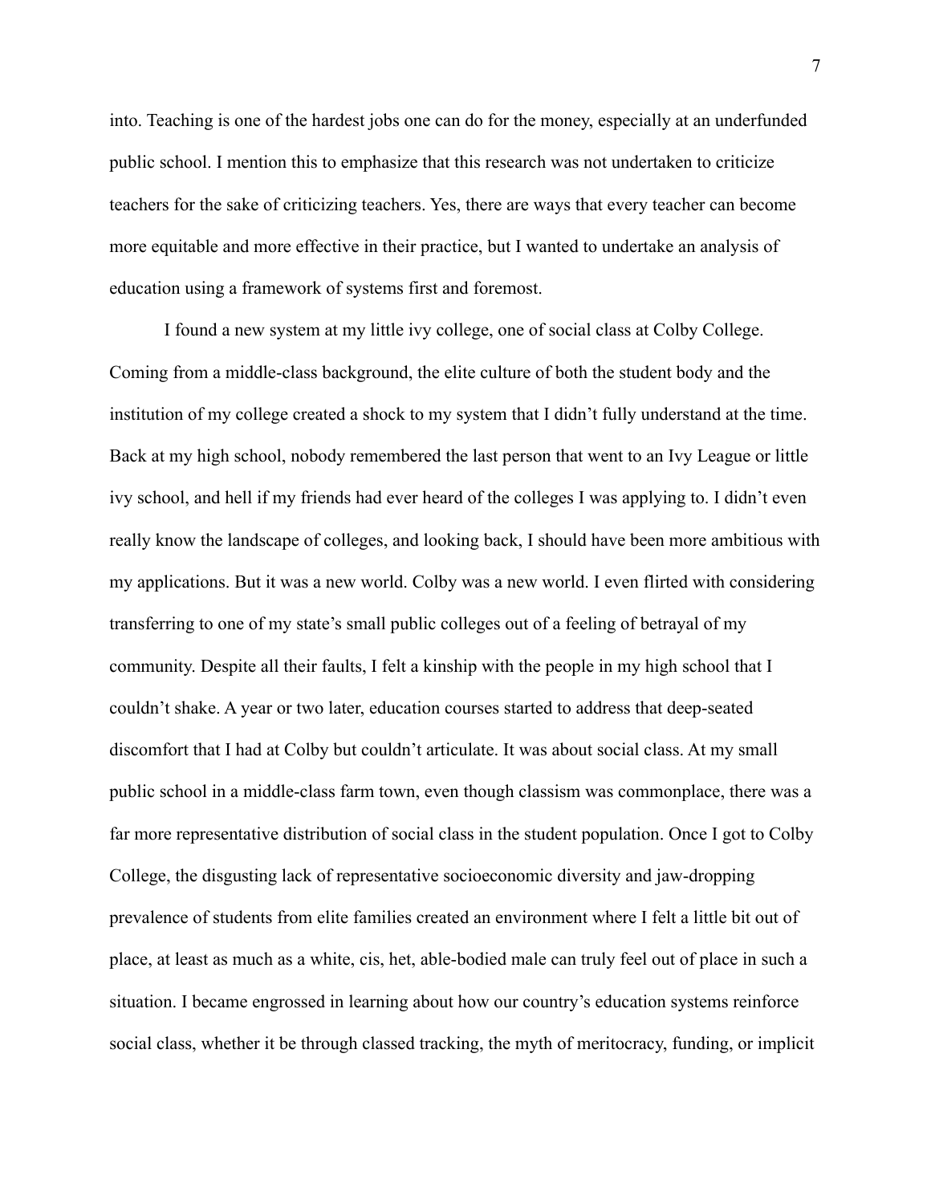into. Teaching is one of the hardest jobs one can do for the money, especially at an underfunded public school. I mention this to emphasize that this research was not undertaken to criticize teachers for the sake of criticizing teachers. Yes, there are ways that every teacher can become more equitable and more effective in their practice, but I wanted to undertake an analysis of education using a framework of systems first and foremost.

I found a new system at my little ivy college, one of social class at Colby College. Coming from a middle-class background, the elite culture of both the student body and the institution of my college created a shock to my system that I didn't fully understand at the time. Back at my high school, nobody remembered the last person that went to an Ivy League or little ivy school, and hell if my friends had ever heard of the colleges I was applying to. I didn't even really know the landscape of colleges, and looking back, I should have been more ambitious with my applications. But it was a new world. Colby was a new world. I even flirted with considering transferring to one of my state's small public colleges out of a feeling of betrayal of my community. Despite all their faults, I felt a kinship with the people in my high school that I couldn't shake. A year or two later, education courses started to address that deep-seated discomfort that I had at Colby but couldn't articulate. It was about social class. At my small public school in a middle-class farm town, even though classism was commonplace, there was a far more representative distribution of social class in the student population. Once I got to Colby College, the disgusting lack of representative socioeconomic diversity and jaw-dropping prevalence of students from elite families created an environment where I felt a little bit out of place, at least as much as a white, cis, het, able-bodied male can truly feel out of place in such a situation. I became engrossed in learning about how our country's education systems reinforce social class, whether it be through classed tracking, the myth of meritocracy, funding, or implicit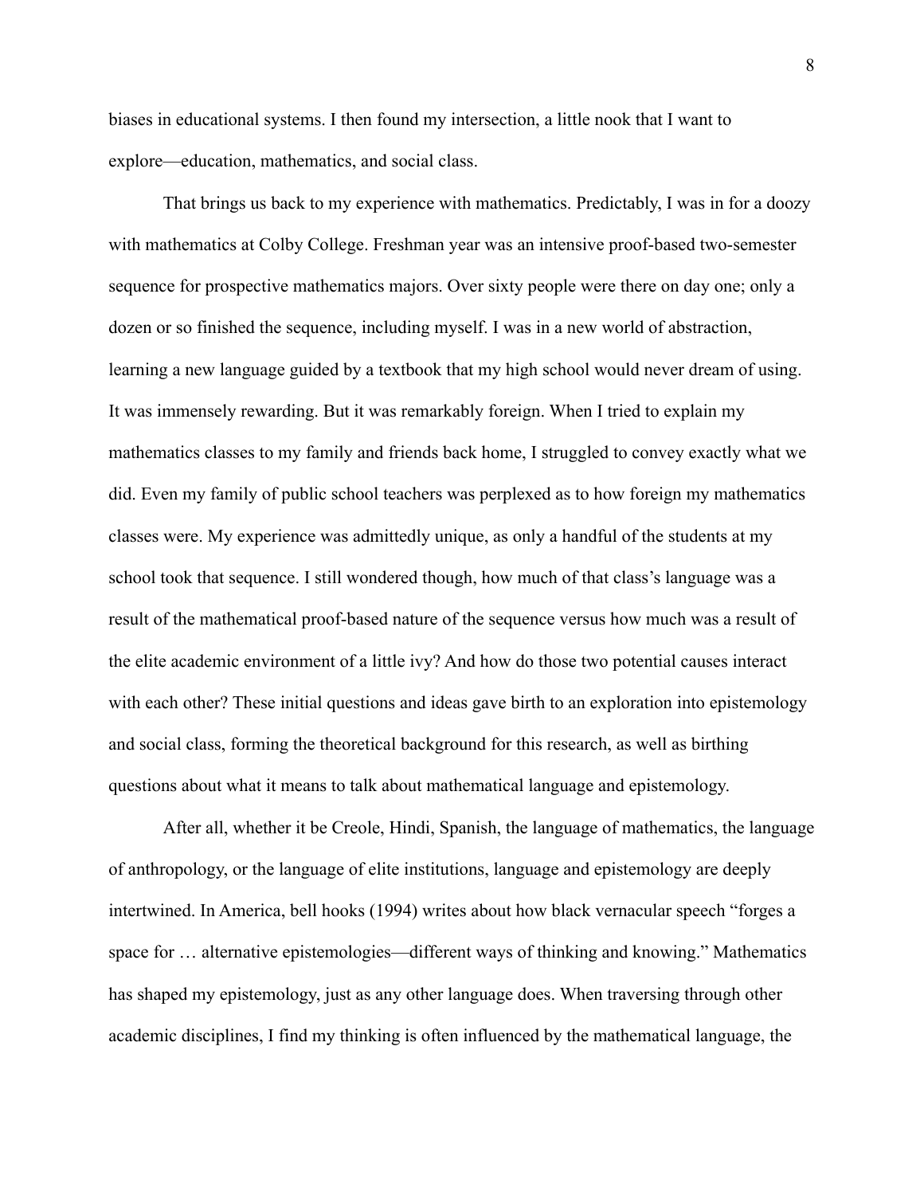biases in educational systems. I then found my intersection, a little nook that I want to explore—education, mathematics, and social class.

That brings us back to my experience with mathematics. Predictably, I was in for a doozy with mathematics at Colby College. Freshman year was an intensive proof-based two-semester sequence for prospective mathematics majors. Over sixty people were there on day one; only a dozen or so finished the sequence, including myself. I was in a new world of abstraction, learning a new language guided by a textbook that my high school would never dream of using. It was immensely rewarding. But it was remarkably foreign. When I tried to explain my mathematics classes to my family and friends back home, I struggled to convey exactly what we did. Even my family of public school teachers was perplexed as to how foreign my mathematics classes were. My experience was admittedly unique, as only a handful of the students at my school took that sequence. I still wondered though, how much of that class's language was a result of the mathematical proof-based nature of the sequence versus how much was a result of the elite academic environment of a little ivy? And how do those two potential causes interact with each other? These initial questions and ideas gave birth to an exploration into epistemology and social class, forming the theoretical background for this research, as well as birthing questions about what it means to talk about mathematical language and epistemology.

After all, whether it be Creole, Hindi, Spanish, the language of mathematics, the language of anthropology, or the language of elite institutions, language and epistemology are deeply intertwined. In America, bell hooks (1994) writes about how black vernacular speech "forges a space for … alternative epistemologies—different ways of thinking and knowing." Mathematics has shaped my epistemology, just as any other language does. When traversing through other academic disciplines, I find my thinking is often influenced by the mathematical language, the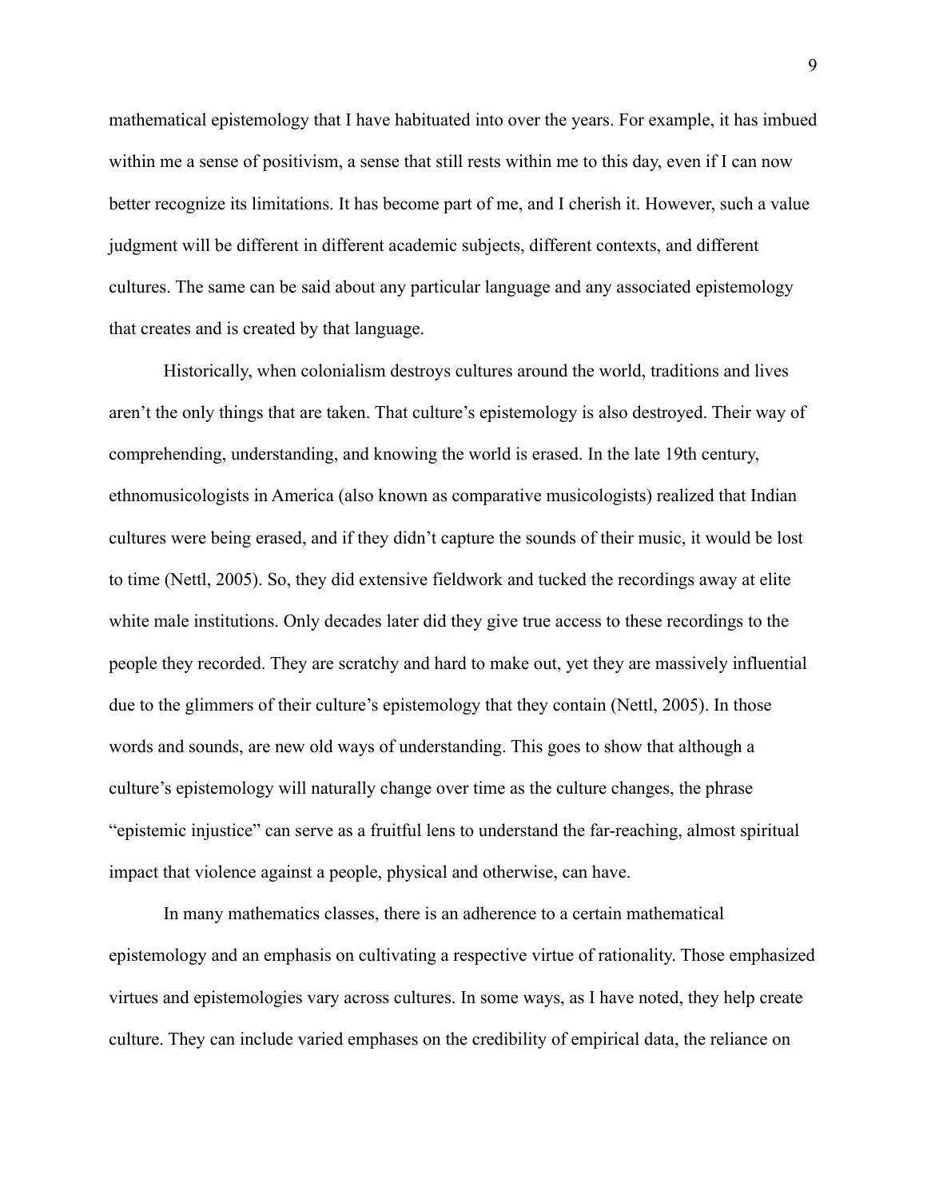mathematical epistemology that I have habituated into over the years. For example, it has imbued within me a sense of positivism, a sense that still rests within me to this day, even if I can now better recognize its limitations. It has become part of me, and I cherish it. However, such a value judgment will be different in different academic subjects, different contexts, and different cultures. The same can be said about any particular language and any associated epistemology that creates and is created by that language.

Historically, when colonialism destroys cultures around the world, traditions and lives aren't the only things that are taken. That culture's epistemology is also destroyed. Their way of comprehending, understanding, and knowing the world is erased. In the late 19th century, ethnomusicologists in America (also known as comparative musicologists) realized that Indian cultures were being erased, and if they didn't capture the sounds of their music, it would be lost to time (Nettl, 2005). So, they did extensive fieldwork and tucked the recordings away at elite white male institutions. Only decades later did they give true access to these recordings to the people they recorded. They are scratchy and hard to make out, yet they are massively influential due to the glimmers of their culture's epistemology that they contain (Nettl, 2005). In those words and sounds, are new old ways of understanding. This goes to show that although a culture's epistemology will naturally change over time as the culture changes, the phrase "epistemic injustice" can serve as a fruitful lens to understand the far-reaching, almost spiritual impact that violence against a people, physical and otherwise, can have.

In many mathematics classes, there is an adherence to a certain mathematical epistemology and an emphasis on cultivating a respective virtue of rationality. Those emphasized virtues and epistemologies vary across cultures. In some ways, as I have noted, they help create culture. They can include varied emphases on the credibility of empirical data, the reliance on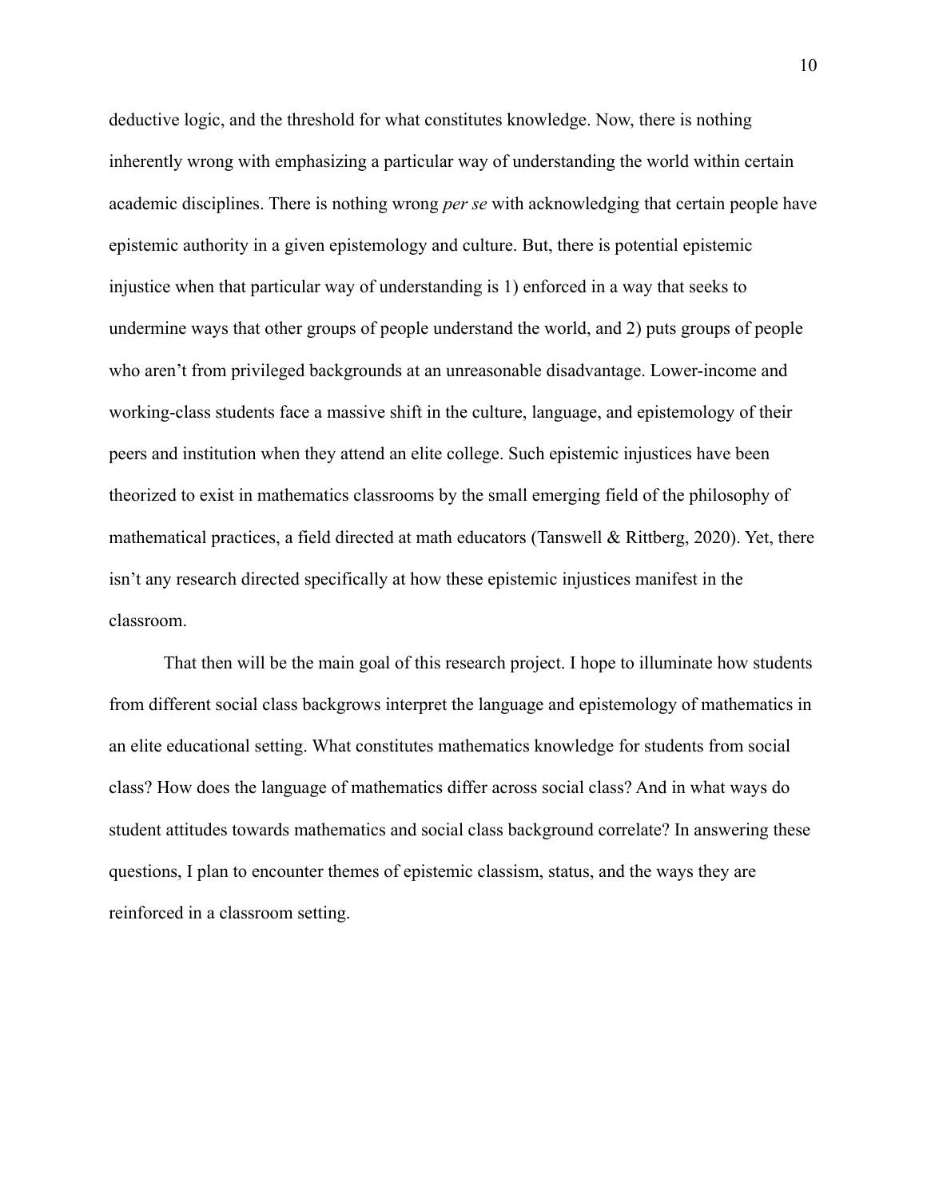deductive logic, and the threshold for what constitutes knowledge. Now, there is nothing inherently wrong with emphasizing a particular way of understanding the world within certain academic disciplines. There is nothing wrong *per se* with acknowledging that certain people have epistemic authority in a given epistemology and culture. But, there is potential epistemic injustice when that particular way of understanding is 1) enforced in a way that seeks to undermine ways that other groups of people understand the world, and 2) puts groups of people who aren't from privileged backgrounds at an unreasonable disadvantage. Lower-income and working-class students face a massive shift in the culture, language, and epistemology of their peers and institution when they attend an elite college. Such epistemic injustices have been theorized to exist in mathematics classrooms by the small emerging field of the philosophy of mathematical practices, a field directed at math educators (Tanswell & Rittberg, 2020). Yet, there isn't any research directed specifically at how these epistemic injustices manifest in the classroom.

That then will be the main goal of this research project. I hope to illuminate how students from different social class backgrows interpret the language and epistemology of mathematics in an elite educational setting. What constitutes mathematics knowledge for students from social class? How does the language of mathematics differ across social class? And in what ways do student attitudes towards mathematics and social class background correlate? In answering these questions, I plan to encounter themes of epistemic classism, status, and the ways they are reinforced in a classroom setting.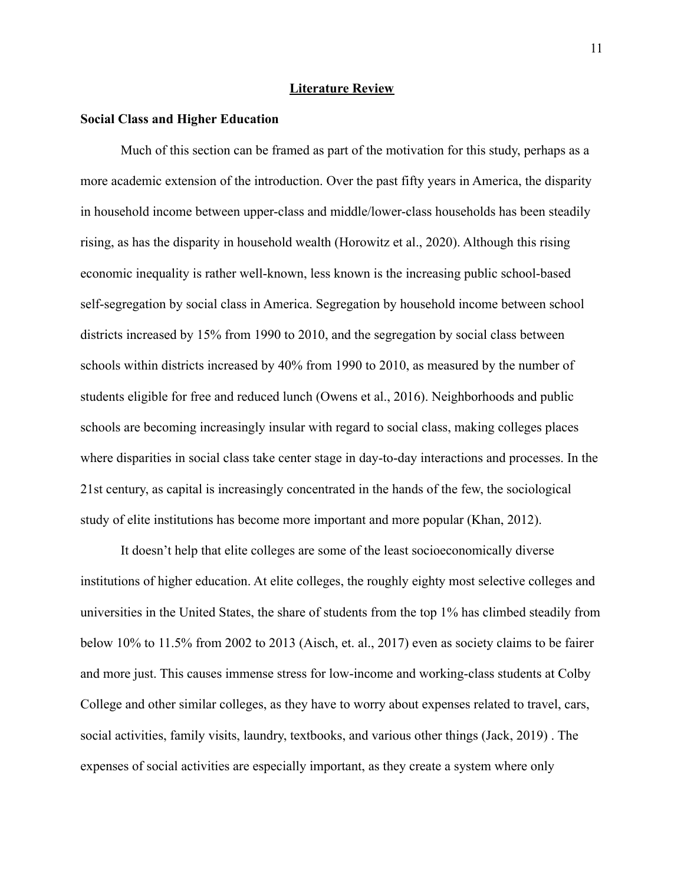## Literature Review

### Social Class and Higher Education

Much of this section can be framed as part of the motivation for this study, perhaps as a more academic extension of the introduction. Over the past fifty years in America, the disparity in household income between upper-class and middle/lower-class households has been steadily rising, as has the disparity in household wealth (Horowitz et al., 2020). Although this rising economic inequality is rather well-known, less known is the increasing public school-based self-segregation by social class in America. Segregation by household income between school districts increased by 15% from 1990 to 2010, and the segregation by social class between schools within districts increased by 40% from 1990 to 2010, as measured by the number of students eligible for free and reduced lunch (Owens et al., 2016). Neighborhoods and public schools are becoming increasingly insular with regard to social class, making colleges places where disparities in social class take center stage in day-to-day interactions and processes. In the 21st century, as capital is increasingly concentrated in the hands of the few, the sociological study of elite institutions has become more important and more popular (Khan, 2012).

It doesn't help that elite colleges are some of the least socioeconomically diverse institutions of higher education. At elite colleges, the roughly eighty most selective colleges and universities in the United States, the share of students from the top 1% has climbed steadily from below 10% to 11.5% from 2002 to 2013 (Aisch, et. al., 2017) even as society claims to be fairer and more just. This causes immense stress for low-income and working-class students at Colby College and other similar colleges, as they have to worry about expenses related to travel, cars, social activities, family visits, laundry, textbooks, and various other things (Jack, 2019) . The expenses of social activities are especially important, as they create a system where only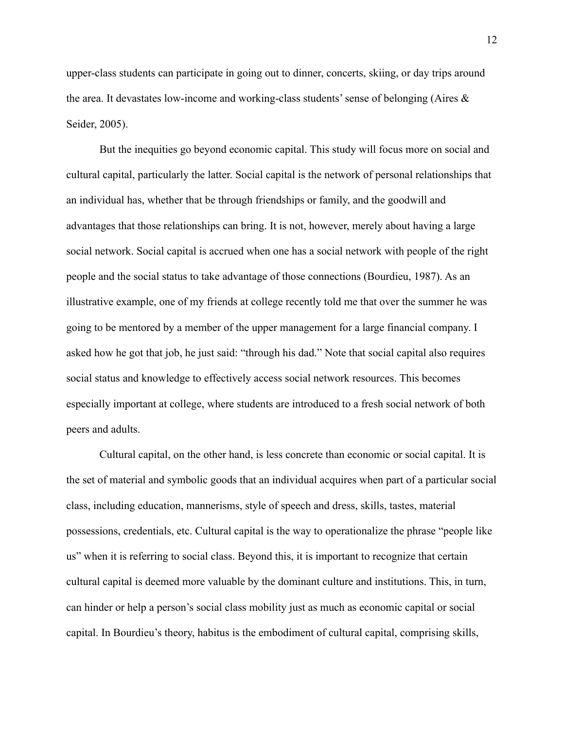upper-class students can participate in going out to dinner, concerts, skiing, or day trips around the area. It devastates low-income and working-class students' sense of belonging (Aires & Seider, 2005).

But the inequities go beyond economic capital. This study will focus more on social and cultural capital, particularly the latter. Social capital is the network of personal relationships that an individual has, whether that be through friendships or family, and the goodwill and advantages that those relationships can bring. It is not, however, merely about having a large social network. Social capital is accrued when one has a social network with people of the right people and the social status to take advantage of those connections (Bourdieu, 1987). As an illustrative example, one of my friends at college recently told me that over the summer he was going to be mentored by a member of the upper management for a large financial company. I asked how he got that job, he just said: "through his dad." Note that social capital also requires social status and knowledge to effectively access social network resources. This becomes especially important at college, where students are introduced to a fresh social network of both peers and adults.

Cultural capital, on the other hand, is less concrete than economic or social capital. It is the set of material and symbolic goods that an individual acquires when part of a particular social class, including education, mannerisms, style of speech and dress, skills, tastes, material possessions, credentials, etc. Cultural capital is the way to operationalize the phrase "people like us" when it is referring to social class. Beyond this, it is important to recognize that certain cultural capital is deemed more valuable by the dominant culture and institutions. This, in turn, can hinder or help a person's social class mobility just as much as economic capital or social capital. In Bourdieu's theory, habitus is the embodiment of cultural capital, comprising skills,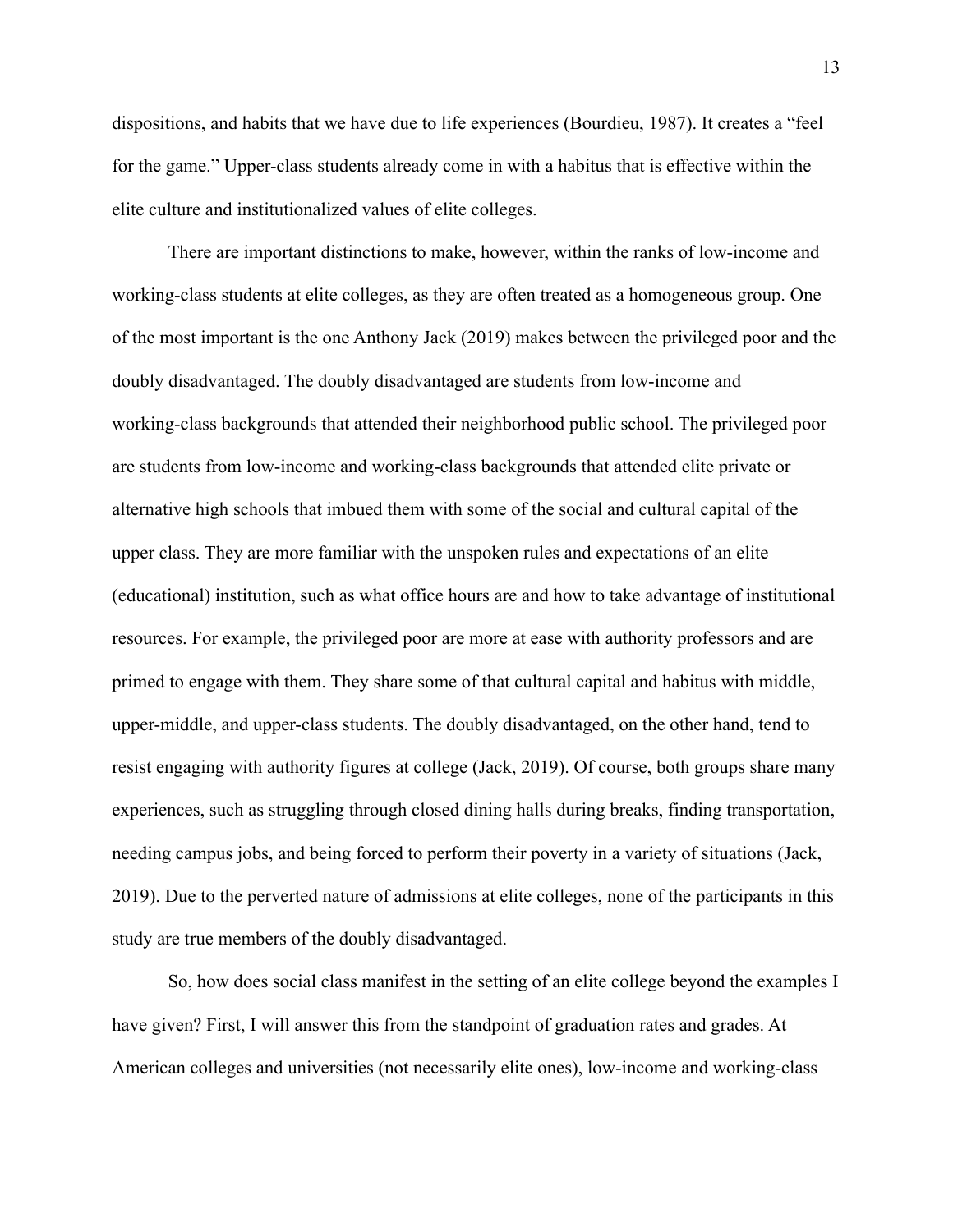dispositions, and habits that we have due to life experiences (Bourdieu, 1987). It creates a "feel for the game." Upper-class students already come in with a habitus that is effective within the elite culture and institutionalized values of elite colleges.

There are important distinctions to make, however, within the ranks of low-income and working-class students at elite colleges, as they are often treated as a homogeneous group. One of the most important is the one Anthony Jack (2019) makes between the privileged poor and the doubly disadvantaged. The doubly disadvantaged are students from low-income and working-class backgrounds that attended their neighborhood public school. The privileged poor are students from low-income and working-class backgrounds that attended elite private or alternative high schools that imbued them with some of the social and cultural capital of the upper class. They are more familiar with the unspoken rules and expectations of an elite (educational) institution, such as what office hours are and how to take advantage of institutional resources. For example, the privileged poor are more at ease with authority professors and are primed to engage with them. They share some of that cultural capital and habitus with middle, upper-middle, and upper-class students. The doubly disadvantaged, on the other hand, tend to resist engaging with authority figures at college (Jack, 2019). Of course, both groups share many experiences, such as struggling through closed dining halls during breaks, finding transportation, needing campus jobs, and being forced to perform their poverty in a variety of situations (Jack, 2019). Due to the perverted nature of admissions at elite colleges, none of the participants in this study are true members of the doubly disadvantaged.

So, how does social class manifest in the setting of an elite college beyond the examples I have given? First, I will answer this from the standpoint of graduation rates and grades. At American colleges and universities (not necessarily elite ones), low-income and working-class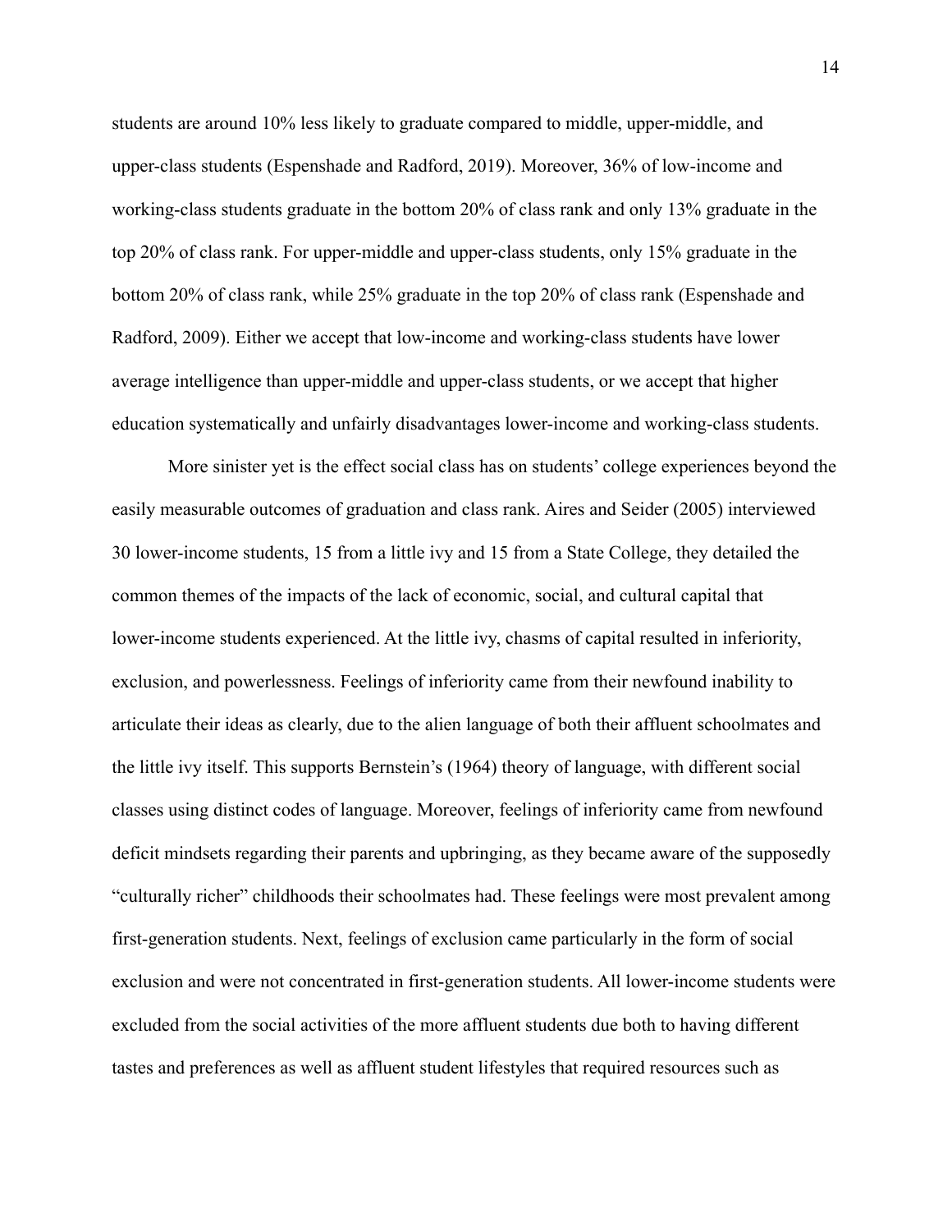students are around 10% less likely to graduate compared to middle, upper-middle, and upper-class students (Espenshade and Radford, 2019). Moreover, 36% of low-income and working-class students graduate in the bottom 20% of class rank and only 13% graduate in the top 20% of class rank. For upper-middle and upper-class students, only 15% graduate in the bottom 20% of class rank, while 25% graduate in the top 20% of class rank (Espenshade and Radford, 2009). Either we accept that low-income and working-class students have lower average intelligence than upper-middle and upper-class students, or we accept that higher education systematically and unfairly disadvantages lower-income and working-class students.

More sinister yet is the effect social class has on students' college experiences beyond the easily measurable outcomes of graduation and class rank. Aires and Seider (2005) interviewed 30 lower-income students, 15 from a little ivy and 15 from a State College, they detailed the common themes of the impacts of the lack of economic, social, and cultural capital that lower-income students experienced. At the little ivy, chasms of capital resulted in inferiority, exclusion, and powerlessness. Feelings of inferiority came from their newfound inability to articulate their ideas as clearly, due to the alien language of both their affluent schoolmates and the little ivy itself. This supports Bernstein's (1964) theory of language, with different social classes using distinct codes of language. Moreover, feelings of inferiority came from newfound deficit mindsets regarding their parents and upbringing, as they became aware of the supposedly "culturally richer" childhoods their schoolmates had. These feelings were most prevalent among first-generation students. Next, feelings of exclusion came particularly in the form of social exclusion and were not concentrated in first-generation students. All lower-income students were excluded from the social activities of the more affluent students due both to having different tastes and preferences as well as affluent student lifestyles that required resources such as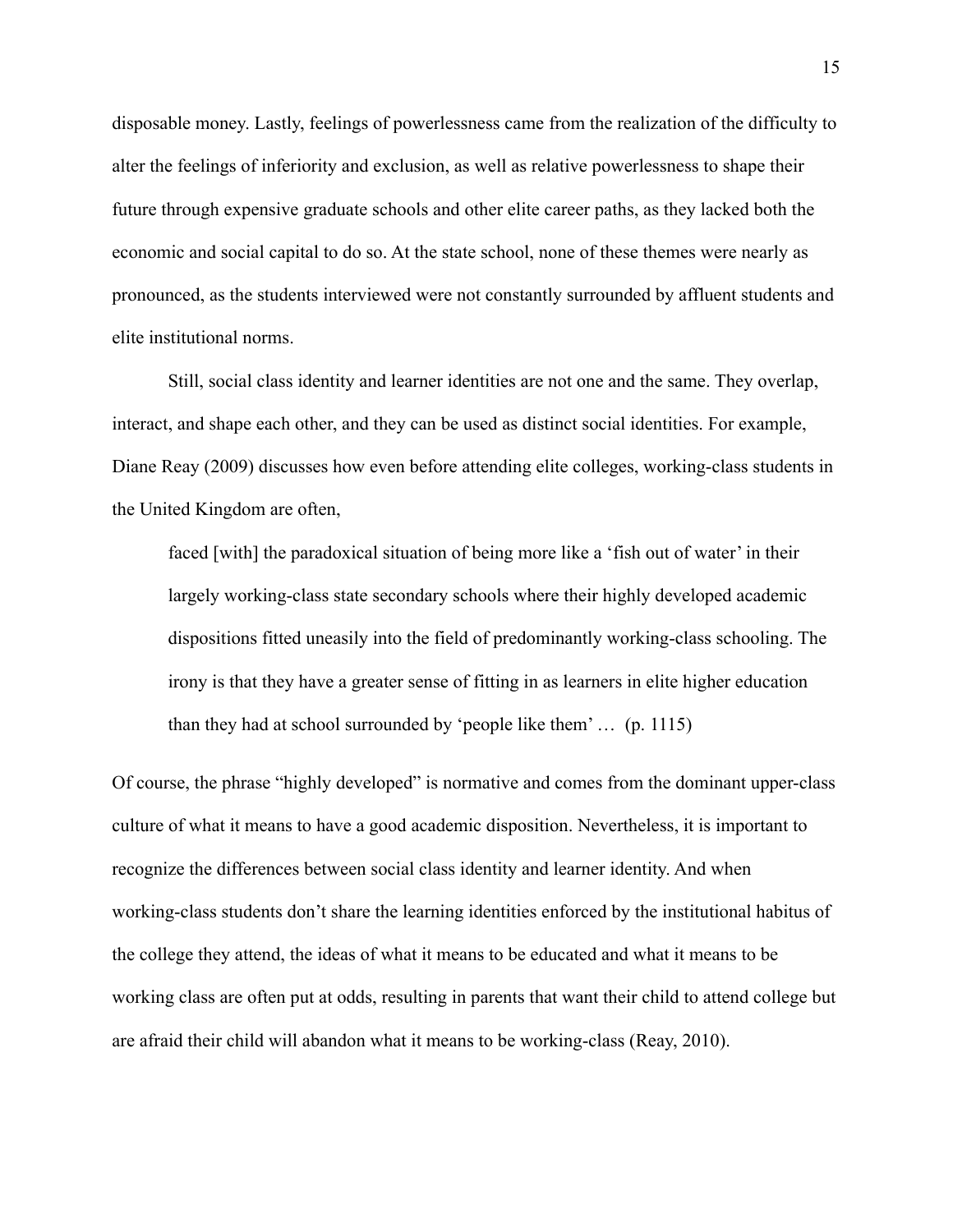disposable money. Lastly, feelings of powerlessness came from the realization of the difficulty to alter the feelings of inferiority and exclusion, as well as relative powerlessness to shape their future through expensive graduate schools and other elite career paths, as they lacked both the economic and social capital to do so. At the state school, none of these themes were nearly as pronounced, as the students interviewed were not constantly surrounded by affluent students and elite institutional norms.

Still, social class identity and learner identities are not one and the same. They overlap, interact, and shape each other, and they can be used as distinct social identities. For example, Diane Reay (2009) discusses how even before attending elite colleges, working-class students in the United Kingdom are often,

> faced [with] the paradoxical situation of being more like a 'fish out of water' in their largely working-class state secondary schools where their highly developed academic dispositions fitted uneasily into the field of predominantly working-class schooling. The irony is that they have a greater sense of fitting in as learners in elite higher education than they had at school surrounded by 'people like them' … (p. 1115)

Of course, the phrase "highly developed" is normative and comes from the dominant upper-class culture of what it means to have a good academic disposition. Nevertheless, it is important to recognize the differences between social class identity and learner identity. And when working-class students don't share the learning identities enforced by the institutional habitus of the college they attend, the ideas of what it means to be educated and what it means to be working class are often put at odds, resulting in parents that want their child to attend college but are afraid their child will abandon what it means to be working-class (Reay, 2010).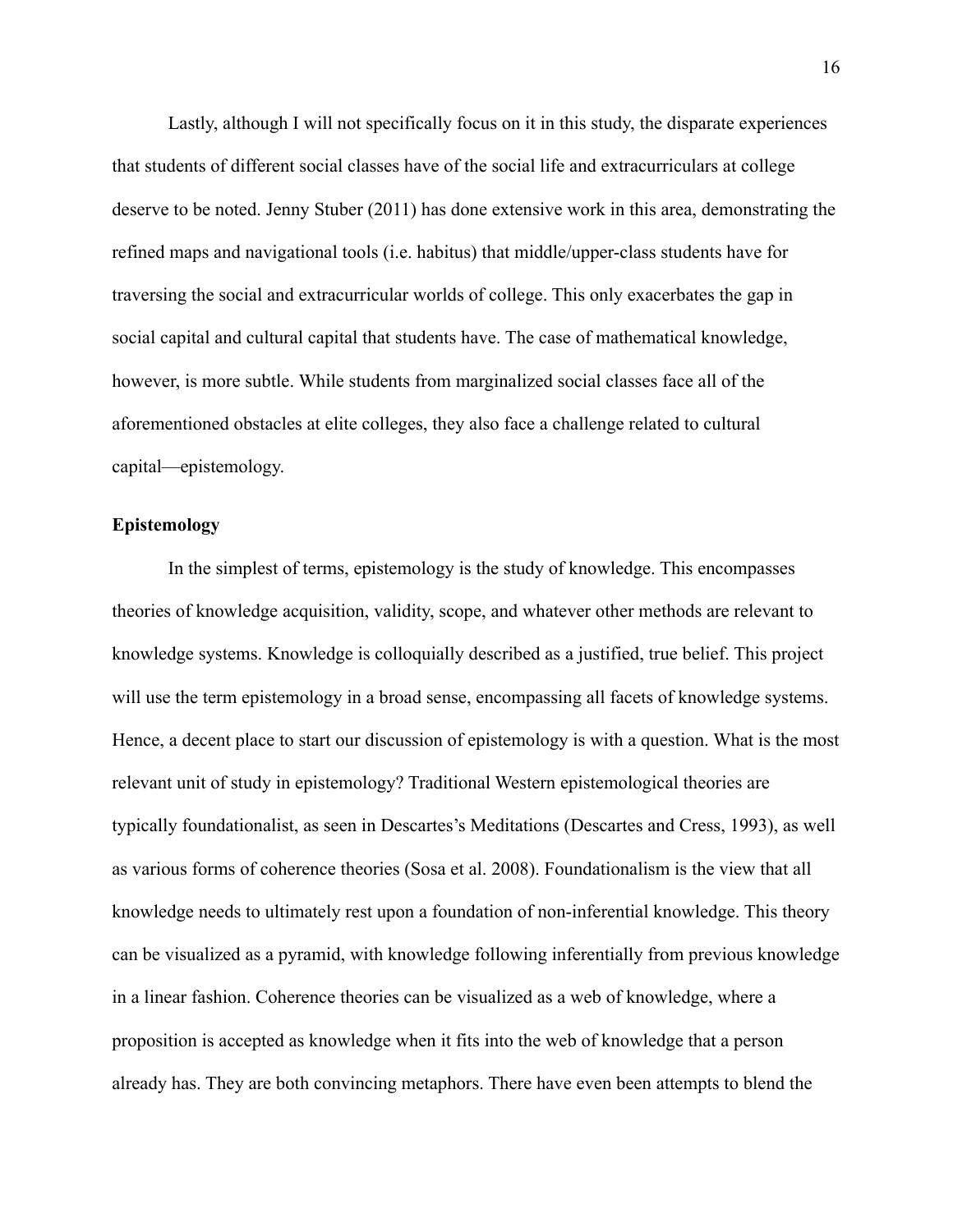Lastly, although I will not specifically focus on it in this study, the disparate experiences that students of different social classes have of the social life and extracurriculars at college deserve to be noted. Jenny Stuber (2011) has done extensive work in this area, demonstrating the refined maps and navigational tools (i.e. habitus) that middle/upper-class students have for traversing the social and extracurricular worlds of college. This only exacerbates the gap in social capital and cultural capital that students have. The case of mathematical knowledge, however, is more subtle. While students from marginalized social classes face all of the aforementioned obstacles at elite colleges, they also face a challenge related to cultural capital—epistemology.

**Epistemology**

In the simplest of terms, epistemology is the study of knowledge. This encompasses theories of knowledge acquisition, validity, scope, and whatever other methods are relevant to knowledge systems. Knowledge is colloquially described as a justified, true belief. This project will use the term epistemology in a broad sense, encompassing all facets of knowledge systems. Hence, a decent place to start our discussion of epistemology is with a question. What is the most relevant unit of study in epistemology? Traditional Western epistemological theories are typically foundationalist, as seen in Descartes's Meditations (Descartes and Cress, 1993), as well as various forms of coherence theories (Sosa et al. 2008). Foundationalism is the view that all knowledge needs to ultimately rest upon a foundation of non-inferential knowledge. This theory can be visualized as a pyramid, with knowledge following inferentially from previous knowledge in a linear fashion. Coherence theories can be visualized as a web of knowledge, where a proposition is accepted as knowledge when it fits into the web of knowledge that a person already has. They are both convincing metaphors. There have even been attempts to blend the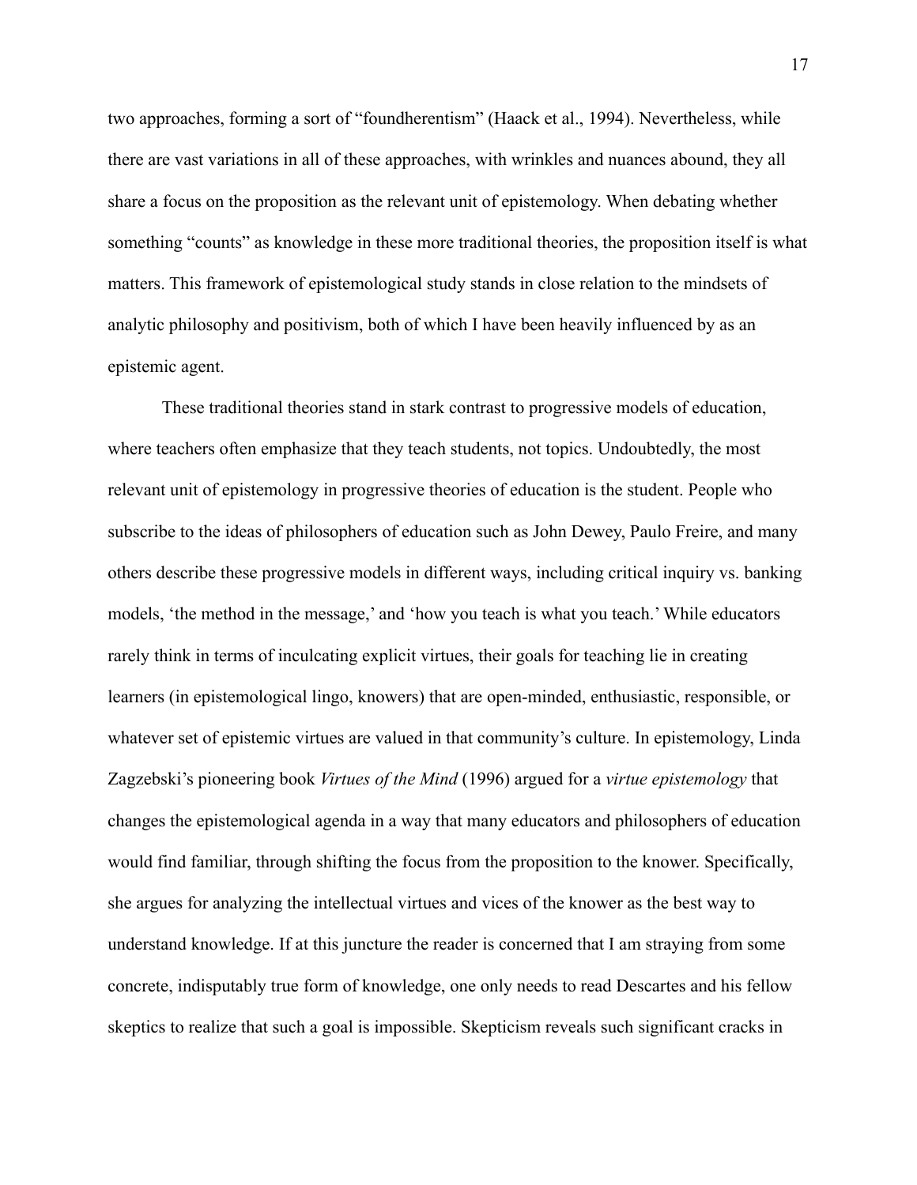two approaches, forming a sort of "foundherentism" (Haack et al., 1994). Nevertheless, while there are vast variations in all of these approaches, with wrinkles and nuances abound, they all share a focus on the proposition as the relevant unit of epistemology. When debating whether something "counts" as knowledge in these more traditional theories, the proposition itself is what matters. This framework of epistemological study stands in close relation to the mindsets of analytic philosophy and positivism, both of which I have been heavily influenced by as an epistemic agent.

These traditional theories stand in stark contrast to progressive models of education, where teachers often emphasize that they teach students, not topics. Undoubtedly, the most relevant unit of epistemology in progressive theories of education is the student. People who subscribe to the ideas of philosophers of education such as John Dewey, Paulo Freire, and many others describe these progressive models in different ways, including critical inquiry vs. banking models, 'the method in the message,' and 'how you teach is what you teach.' While educators rarely think in terms of inculcating explicit virtues, their goals for teaching lie in creating learners (in epistemological lingo, knowers) that are open-minded, enthusiastic, responsible, or whatever set of epistemic virtues are valued in that community's culture. In epistemology, Linda Zagzebski's pioneering book *Virtues of the Mind* (1996) argued for a *virtue epistemology* that changes the epistemological agenda in a way that many educators and philosophers of education would find familiar, through shifting the focus from the proposition to the knower. Specifically, she argues for analyzing the intellectual virtues and vices of the knower as the best way to understand knowledge. If at this juncture the reader is concerned that I am straying from some concrete, indisputably true form of knowledge, one only needs to read Descartes and his fellow skeptics to realize that such a goal is impossible. Skepticism reveals such significant cracks in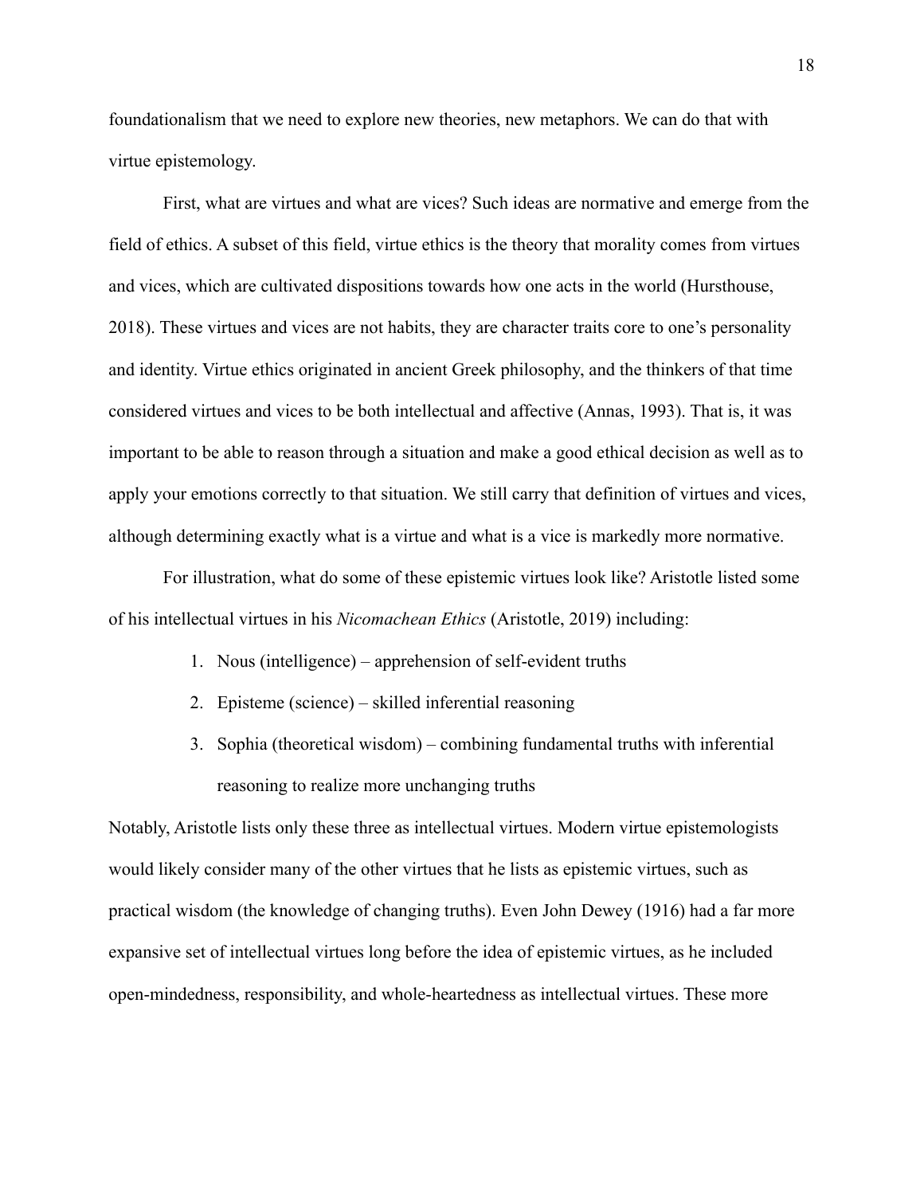foundationalism that we need to explore new theories, new metaphors. We can do that with virtue epistemology.

First, what are virtues and what are vices? Such ideas are normative and emerge from the field of ethics. A subset of this field, virtue ethics is the theory that morality comes from virtues and vices, which are cultivated dispositions towards how one acts in the world (Hursthouse, 2018). These virtues and vices are not habits, they are character traits core to one's personality and identity. Virtue ethics originated in ancient Greek philosophy, and the thinkers of that time considered virtues and vices to be both intellectual and affective (Annas, 1993). That is, it was important to be able to reason through a situation and make a good ethical decision as well as to apply your emotions correctly to that situation. We still carry that definition of virtues and vices, although determining exactly what is a virtue and what is a vice is markedly more normative.

For illustration, what do some of these epistemic virtues look like? Aristotle listed some of his intellectual virtues in his *Nicomachean Ethics* (Aristotle, 2019) including:

1. Nous (intelligence) – apprehension of self-evident truths
2. Episteme (science) – skilled inferential reasoning
3. Sophia (theoretical wisdom) – combining fundamental truths with inferential reasoning to realize more unchanging truths

Notably, Aristotle lists only these three as intellectual virtues. Modern virtue epistemologists would likely consider many of the other virtues that he lists as epistemic virtues, such as practical wisdom (the knowledge of changing truths). Even John Dewey (1916) had a far more expansive set of intellectual virtues long before the idea of epistemic virtues, as he included open-mindedness, responsibility, and whole-heartedness as intellectual virtues. These more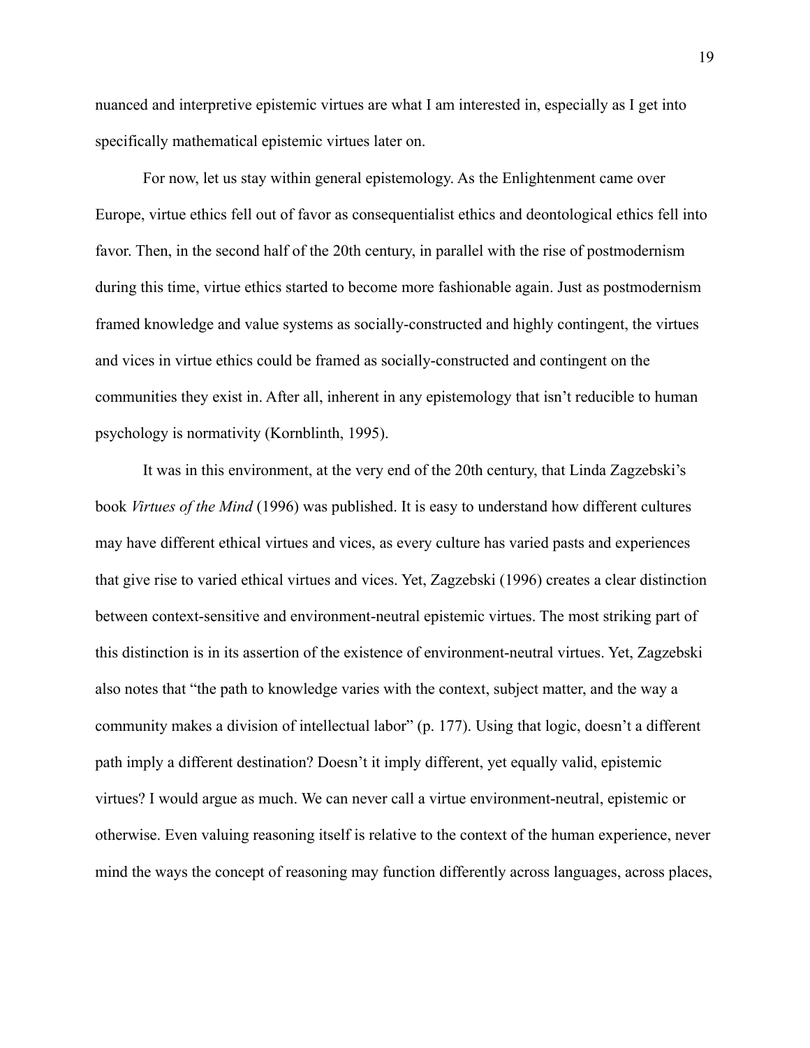nuanced and interpretive epistemic virtues are what I am interested in, especially as I get into specifically mathematical epistemic virtues later on.

For now, let us stay within general epistemology. As the Enlightenment came over Europe, virtue ethics fell out of favor as consequentialist ethics and deontological ethics fell into favor. Then, in the second half of the 20th century, in parallel with the rise of postmodernism during this time, virtue ethics started to become more fashionable again. Just as postmodernism framed knowledge and value systems as socially-constructed and highly contingent, the virtues and vices in virtue ethics could be framed as socially-constructed and contingent on the communities they exist in. After all, inherent in any epistemology that isn't reducible to human psychology is normativity (Kornblinth, 1995).

It was in this environment, at the very end of the 20th century, that Linda Zagzebski's book *Virtues of the Mind* (1996) was published. It is easy to understand how different cultures may have different ethical virtues and vices, as every culture has varied pasts and experiences that give rise to varied ethical virtues and vices. Yet, Zagzebski (1996) creates a clear distinction between context-sensitive and environment-neutral epistemic virtues. The most striking part of this distinction is in its assertion of the existence of environment-neutral virtues. Yet, Zagzebski also notes that "the path to knowledge varies with the context, subject matter, and the way a community makes a division of intellectual labor" (p. 177). Using that logic, doesn't a different path imply a different destination? Doesn't it imply different, yet equally valid, epistemic virtues? I would argue as much. We can never call a virtue environment-neutral, epistemic or otherwise. Even valuing reasoning itself is relative to the context of the human experience, never mind the ways the concept of reasoning may function differently across languages, across places,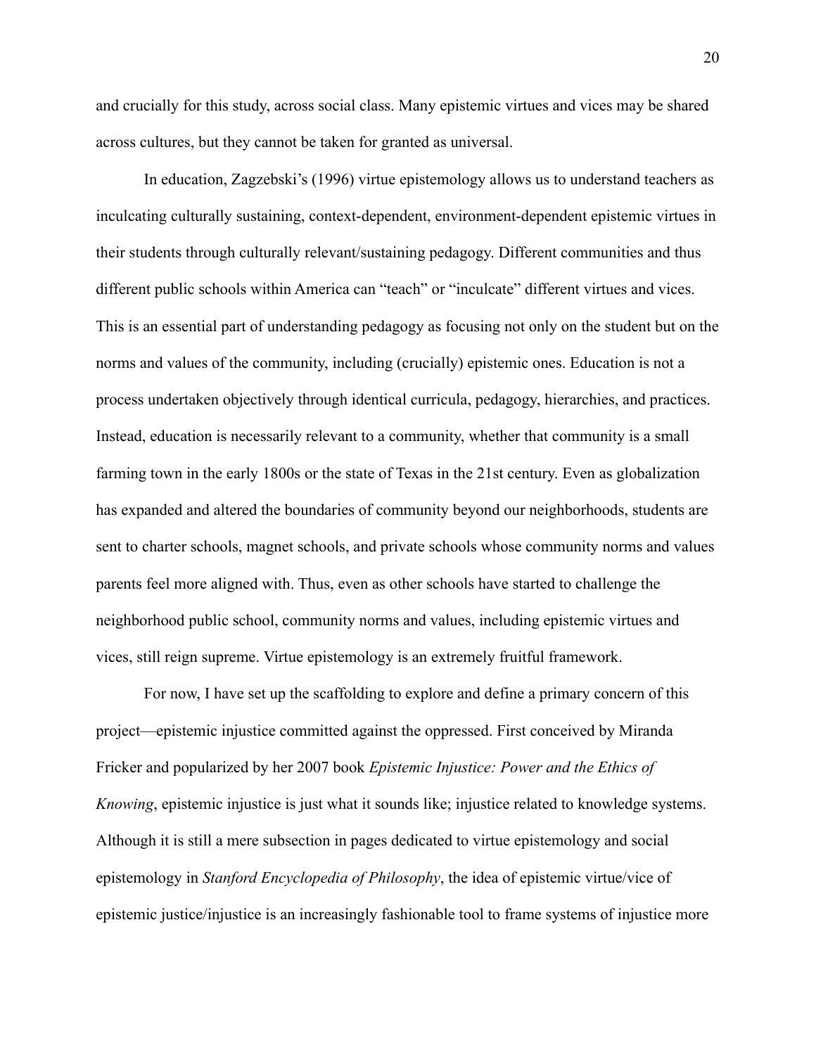and crucially for this study, across social class. Many epistemic virtues and vices may be shared across cultures, but they cannot be taken for granted as universal.

In education, Zagzebski's (1996) virtue epistemology allows us to understand teachers as inculcating culturally sustaining, context-dependent, environment-dependent epistemic virtues in their students through culturally relevant/sustaining pedagogy. Different communities and thus different public schools within America can "teach" or "inculcate" different virtues and vices. This is an essential part of understanding pedagogy as focusing not only on the student but on the norms and values of the community, including (crucially) epistemic ones. Education is not a process undertaken objectively through identical curricula, pedagogy, hierarchies, and practices. Instead, education is necessarily relevant to a community, whether that community is a small farming town in the early 1800s or the state of Texas in the 21st century. Even as globalization has expanded and altered the boundaries of community beyond our neighborhoods, students are sent to charter schools, magnet schools, and private schools whose community norms and values parents feel more aligned with. Thus, even as other schools have started to challenge the neighborhood public school, community norms and values, including epistemic virtues and vices, still reign supreme. Virtue epistemology is an extremely fruitful framework.

For now, I have set up the scaffolding to explore and define a primary concern of this project—epistemic injustice committed against the oppressed. First conceived by Miranda Fricker and popularized by her 2007 book *Epistemic Injustice: Power and the Ethics of Knowing*, epistemic injustice is just what it sounds like; injustice related to knowledge systems. Although it is still a mere subsection in pages dedicated to virtue epistemology and social epistemology in *Stanford Encyclopedia of Philosophy*, the idea of epistemic virtue/vice of epistemic justice/injustice is an increasingly fashionable tool to frame systems of injustice more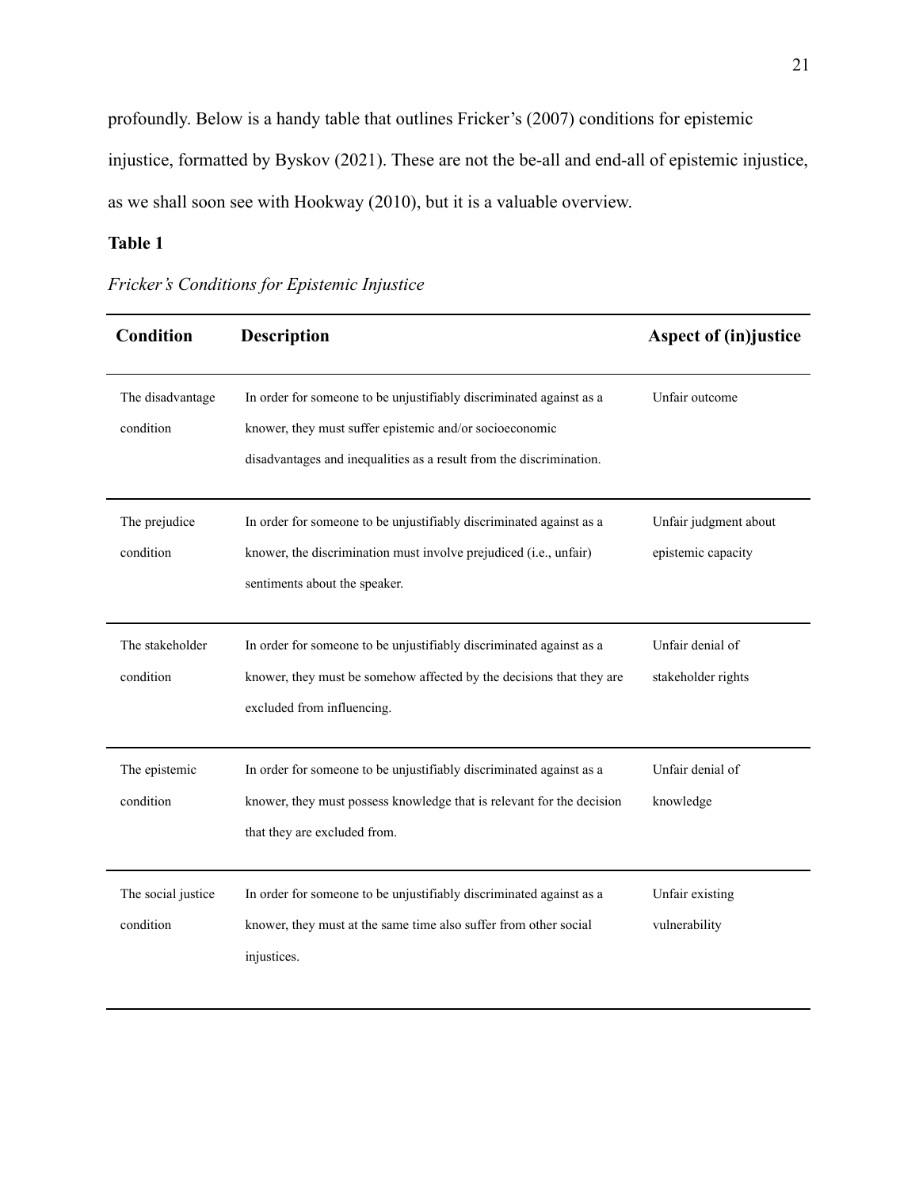profoundly. Below is a handy table that outlines Fricker's (2007) conditions for epistemic injustice, formatted by Byskov (2021). These are not the be-all and end-all of epistemic injustice, as we shall soon see with Hookway (2010), but it is a valuable overview.

**Table 1**

*Fricker's Conditions for Epistemic Injustice*

| Condition | Description | Aspect of (in)justice |
| --- | --- | --- |
| The disadvantage condition | In order for someone to be unjustifiably discriminated against as a knower, they must suffer epistemic and/or socioeconomic disadvantages and inequalities as a result from the discrimination. | Unfair outcome |
| The prejudice condition | In order for someone to be unjustifiably discriminated against as a knower, the discrimination must involve prejudiced (i.e., unfair) sentiments about the speaker. | Unfair judgment about epistemic capacity |
| The stakeholder condition | In order for someone to be unjustifiably discriminated against as a knower, they must be somehow affected by the decisions that they are excluded from influencing. | Unfair denial of stakeholder rights |
| The epistemic condition | In order for someone to be unjustifiably discriminated against as a knower, they must possess knowledge that is relevant for the decision that they are excluded from. | Unfair denial of knowledge |
| The social justice condition | In order for someone to be unjustifiably discriminated against as a knower, they must at the same time also suffer from other social injustices. | Unfair existing vulnerability |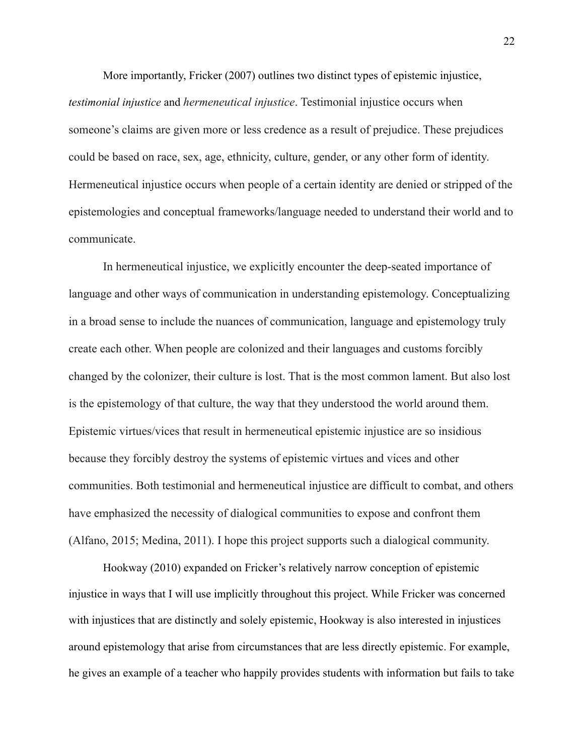More importantly, Fricker (2007) outlines two distinct types of epistemic injustice, *testimonial injustice* and *hermeneutical injustice*. Testimonial injustice occurs when someone's claims are given more or less credence as a result of prejudice. These prejudices could be based on race, sex, age, ethnicity, culture, gender, or any other form of identity. Hermeneutical injustice occurs when people of a certain identity are denied or stripped of the epistemologies and conceptual frameworks/language needed to understand their world and to communicate.

In hermeneutical injustice, we explicitly encounter the deep-seated importance of language and other ways of communication in understanding epistemology. Conceptualizing in a broad sense to include the nuances of communication, language and epistemology truly create each other. When people are colonized and their languages and customs forcibly changed by the colonizer, their culture is lost. That is the most common lament. But also lost is the epistemology of that culture, the way that they understood the world around them. Epistemic virtues/vices that result in hermeneutical epistemic injustice are so insidious because they forcibly destroy the systems of epistemic virtues and vices and other communities. Both testimonial and hermeneutical injustice are difficult to combat, and others have emphasized the necessity of dialogical communities to expose and confront them (Alfano, 2015; Medina, 2011). I hope this project supports such a dialogical community.

Hookway (2010) expanded on Fricker's relatively narrow conception of epistemic injustice in ways that I will use implicitly throughout this project. While Fricker was concerned with injustices that are distinctly and solely epistemic, Hookway is also interested in injustices around epistemology that arise from circumstances that are less directly epistemic. For example, he gives an example of a teacher who happily provides students with information but fails to take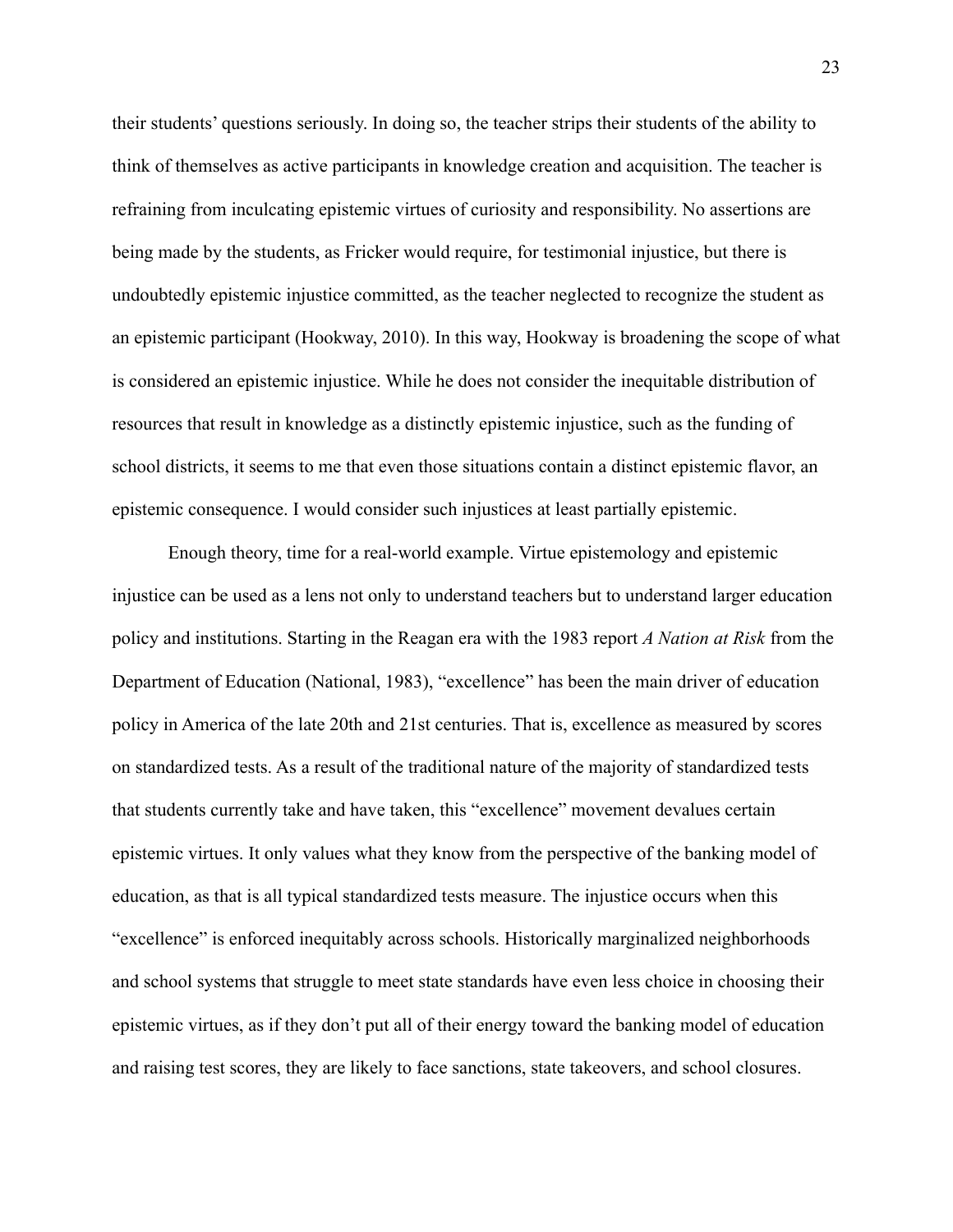their students' questions seriously. In doing so, the teacher strips their students of the ability to think of themselves as active participants in knowledge creation and acquisition. The teacher is refraining from inculcating epistemic virtues of curiosity and responsibility. No assertions are being made by the students, as Fricker would require, for testimonial injustice, but there is undoubtedly epistemic injustice committed, as the teacher neglected to recognize the student as an epistemic participant (Hookway, 2010). In this way, Hookway is broadening the scope of what is considered an epistemic injustice. While he does not consider the inequitable distribution of resources that result in knowledge as a distinctly epistemic injustice, such as the funding of school districts, it seems to me that even those situations contain a distinct epistemic flavor, an epistemic consequence. I would consider such injustices at least partially epistemic.

Enough theory, time for a real-world example. Virtue epistemology and epistemic injustice can be used as a lens not only to understand teachers but to understand larger education policy and institutions. Starting in the Reagan era with the 1983 report *A Nation at Risk* from the Department of Education (National, 1983), "excellence" has been the main driver of education policy in America of the late 20th and 21st centuries. That is, excellence as measured by scores on standardized tests. As a result of the traditional nature of the majority of standardized tests that students currently take and have taken, this "excellence" movement devalues certain epistemic virtues. It only values what they know from the perspective of the banking model of education, as that is all typical standardized tests measure. The injustice occurs when this "excellence" is enforced inequitably across schools. Historically marginalized neighborhoods and school systems that struggle to meet state standards have even less choice in choosing their epistemic virtues, as if they don't put all of their energy toward the banking model of education and raising test scores, they are likely to face sanctions, state takeovers, and school closures.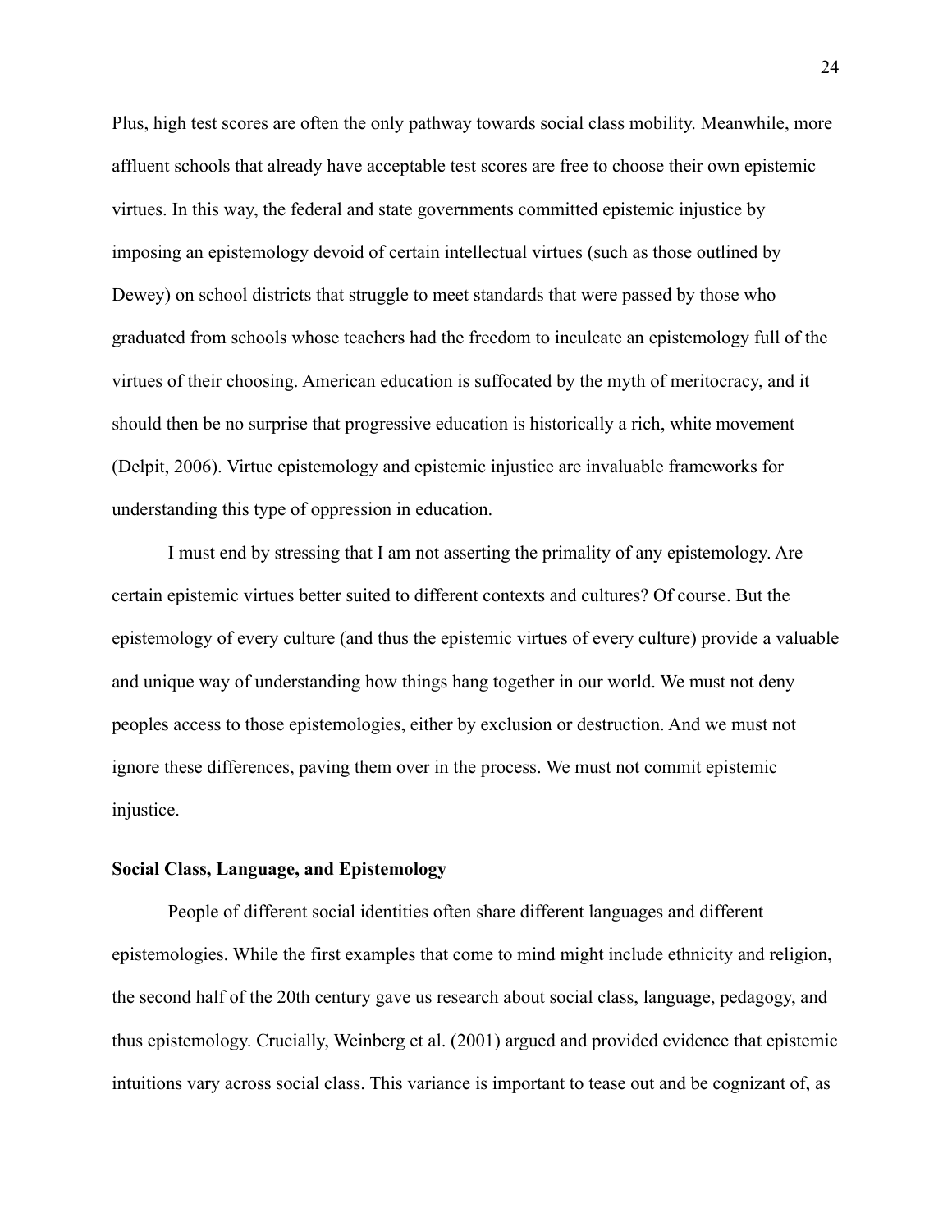Plus, high test scores are often the only pathway towards social class mobility. Meanwhile, more affluent schools that already have acceptable test scores are free to choose their own epistemic virtues. In this way, the federal and state governments committed epistemic injustice by imposing an epistemology devoid of certain intellectual virtues (such as those outlined by Dewey) on school districts that struggle to meet standards that were passed by those who graduated from schools whose teachers had the freedom to inculcate an epistemology full of the virtues of their choosing. American education is suffocated by the myth of meritocracy, and it should then be no surprise that progressive education is historically a rich, white movement (Delpit, 2006). Virtue epistemology and epistemic injustice are invaluable frameworks for understanding this type of oppression in education.

I must end by stressing that I am not asserting the primality of any epistemology. Are certain epistemic virtues better suited to different contexts and cultures? Of course. But the epistemology of every culture (and thus the epistemic virtues of every culture) provide a valuable and unique way of understanding how things hang together in our world. We must not deny peoples access to those epistemologies, either by exclusion or destruction. And we must not ignore these differences, paving them over in the process. We must not commit epistemic injustice.

**Social Class, Language, and Epistemology**

People of different social identities often share different languages and different epistemologies. While the first examples that come to mind might include ethnicity and religion, the second half of the 20th century gave us research about social class, language, pedagogy, and thus epistemology. Crucially, Weinberg et al. (2001) argued and provided evidence that epistemic intuitions vary across social class. This variance is important to tease out and be cognizant of, as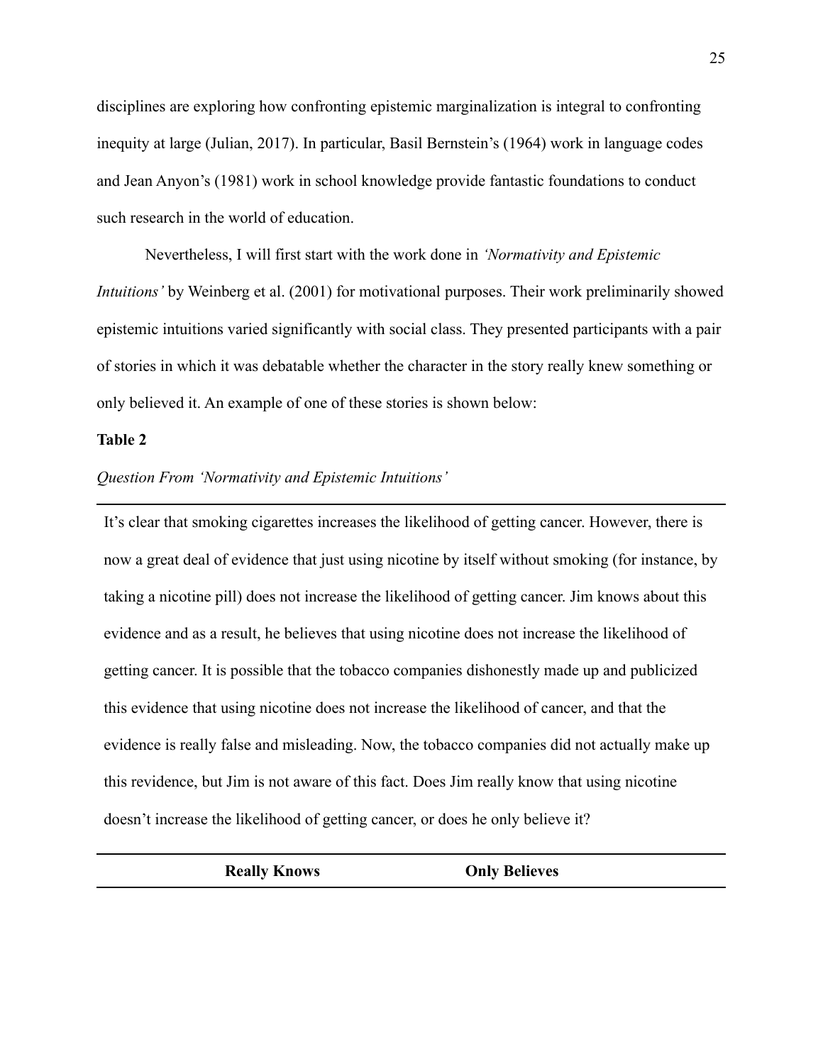disciplines are exploring how confronting epistemic marginalization is integral to confronting inequity at large (Julian, 2017). In particular, Basil Bernstein's (1964) work in language codes and Jean Anyon's (1981) work in school knowledge provide fantastic foundations to conduct such research in the world of education.

Nevertheless, I will first start with the work done in *'Normativity and Epistemic Intuitions'* by Weinberg et al. (2001) for motivational purposes. Their work preliminarily showed epistemic intuitions varied significantly with social class. They presented participants with a pair of stories in which it was debatable whether the character in the story really knew something or only believed it. An example of one of these stories is shown below:

**Table 2**

*Question From 'Normativity and Epistemic Intuitions'*

| | |
|---|---|
| It's clear that smoking cigarettes increases the likelihood of getting cancer. However, there is now a great deal of evidence that just using nicotine by itself without smoking (for instance, by taking a nicotine pill) does not increase the likelihood of getting cancer. Jim knows about this evidence and as a result, he believes that using nicotine does not increase the likelihood of getting cancer. It is possible that the tobacco companies dishonestly made up and publicized this evidence that using nicotine does not increase the likelihood of cancer, and that the evidence is really false and misleading. Now, the tobacco companies did not actually make up this revidence, but Jim is not aware of this fact. Does Jim really know that using nicotine doesn't increase the likelihood of getting cancer, or does he only believe it? | |
| **Really Knows** | **Only Believes** |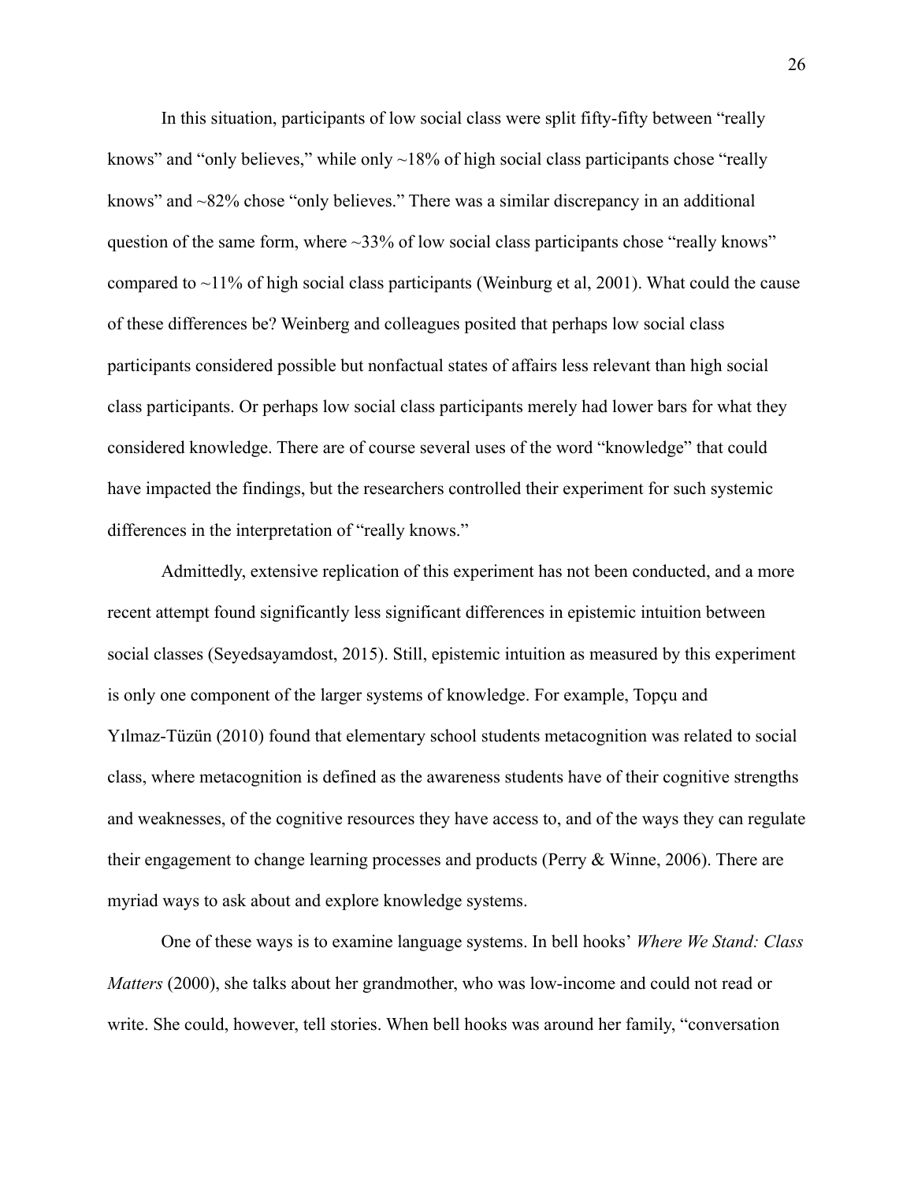In this situation, participants of low social class were split fifty-fifty between "really knows" and "only believes," while only ~18% of high social class participants chose "really knows" and ~82% chose "only believes." There was a similar discrepancy in an additional question of the same form, where ~33% of low social class participants chose "really knows" compared to ~11% of high social class participants (Weinburg et al, 2001). What could the cause of these differences be? Weinberg and colleagues posited that perhaps low social class participants considered possible but nonfactual states of affairs less relevant than high social class participants. Or perhaps low social class participants merely had lower bars for what they considered knowledge. There are of course several uses of the word "knowledge" that could have impacted the findings, but the researchers controlled their experiment for such systemic differences in the interpretation of "really knows."

Admittedly, extensive replication of this experiment has not been conducted, and a more recent attempt found significantly less significant differences in epistemic intuition between social classes (Seyedsayamdost, 2015). Still, epistemic intuition as measured by this experiment is only one component of the larger systems of knowledge. For example, Topçu and Yılmaz-Tüzün (2010) found that elementary school students metacognition was related to social class, where metacognition is defined as the awareness students have of their cognitive strengths and weaknesses, of the cognitive resources they have access to, and of the ways they can regulate their engagement to change learning processes and products (Perry & Winne, 2006). There are myriad ways to ask about and explore knowledge systems.

One of these ways is to examine language systems. In bell hooks' *Where We Stand: Class Matters* (2000), she talks about her grandmother, who was low-income and could not read or write. She could, however, tell stories. When bell hooks was around her family, "conversation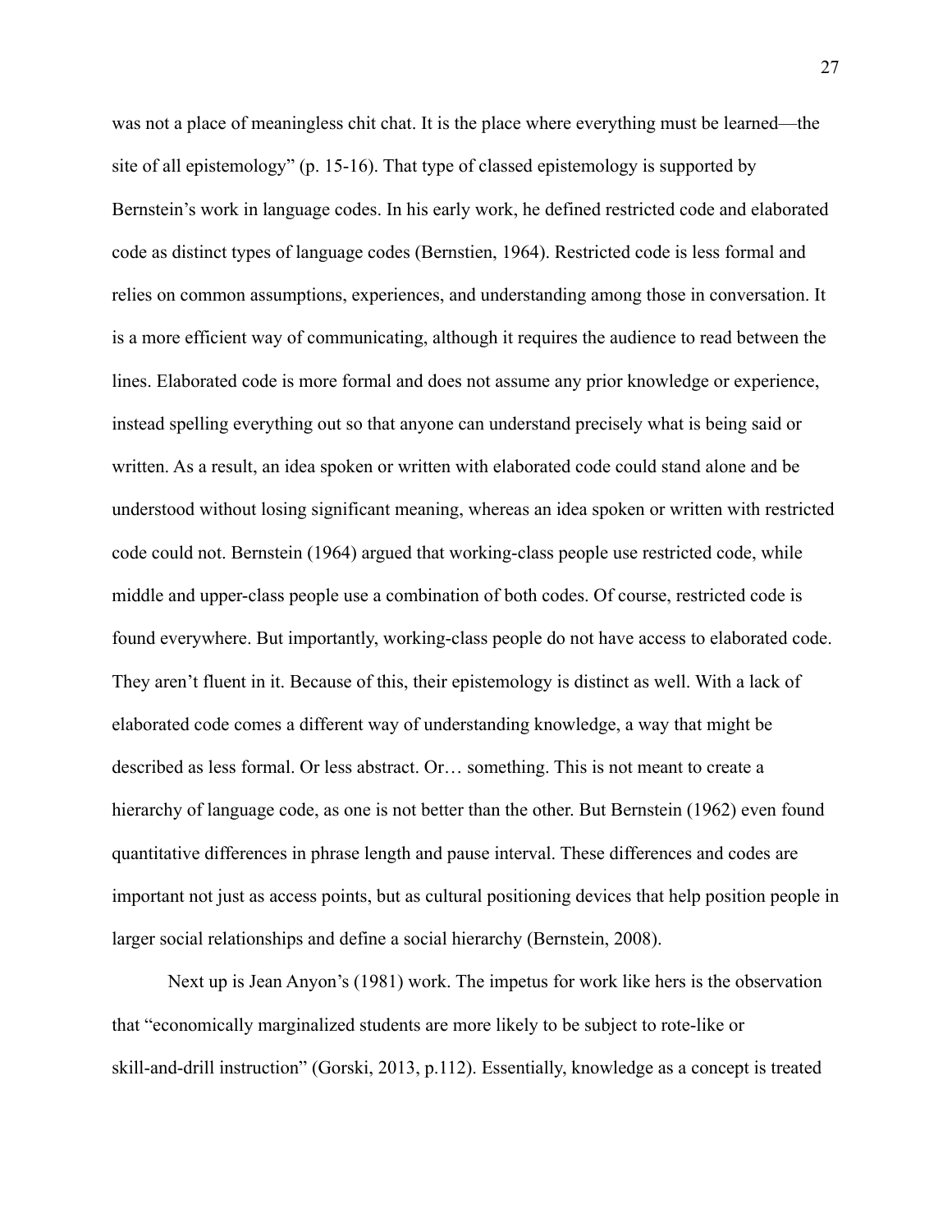was not a place of meaningless chit chat. It is the place where everything must be learned—the site of all epistemology" (p. 15-16). That type of classed epistemology is supported by Bernstein's work in language codes. In his early work, he defined restricted code and elaborated code as distinct types of language codes (Bernstien, 1964). Restricted code is less formal and relies on common assumptions, experiences, and understanding among those in conversation. It is a more efficient way of communicating, although it requires the audience to read between the lines. Elaborated code is more formal and does not assume any prior knowledge or experience, instead spelling everything out so that anyone can understand precisely what is being said or written. As a result, an idea spoken or written with elaborated code could stand alone and be understood without losing significant meaning, whereas an idea spoken or written with restricted code could not. Bernstein (1964) argued that working-class people use restricted code, while middle and upper-class people use a combination of both codes. Of course, restricted code is found everywhere. But importantly, working-class people do not have access to elaborated code. They aren't fluent in it. Because of this, their epistemology is distinct as well. With a lack of elaborated code comes a different way of understanding knowledge, a way that might be described as less formal. Or less abstract. Or… something. This is not meant to create a hierarchy of language code, as one is not better than the other. But Bernstein (1962) even found quantitative differences in phrase length and pause interval. These differences and codes are important not just as access points, but as cultural positioning devices that help position people in larger social relationships and define a social hierarchy (Bernstein, 2008).

Next up is Jean Anyon's (1981) work. The impetus for work like hers is the observation that "economically marginalized students are more likely to be subject to rote-like or skill-and-drill instruction" (Gorski, 2013, p.112). Essentially, knowledge as a concept is treated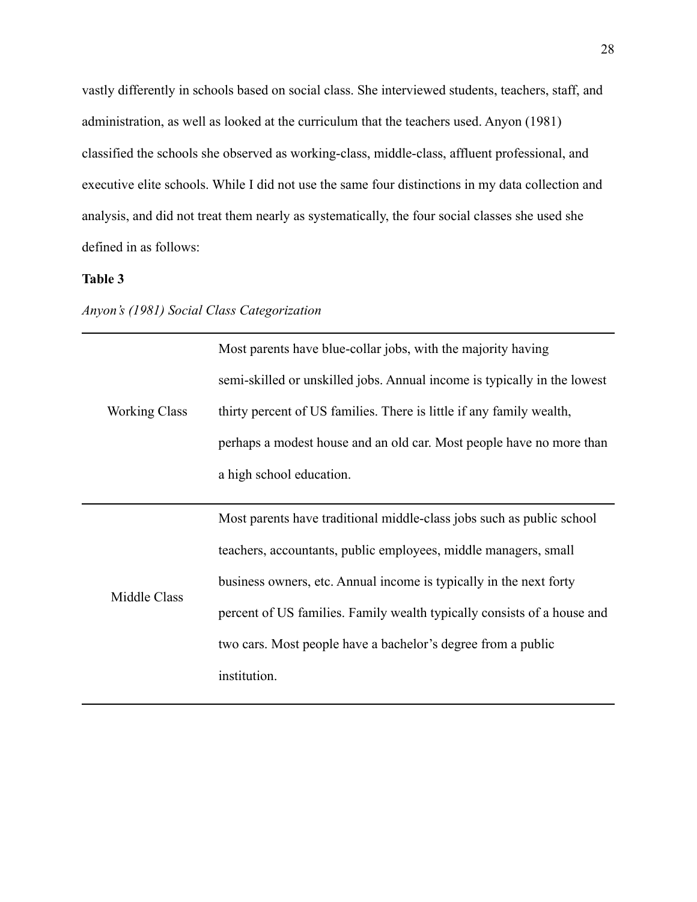vastly differently in schools based on social class. She interviewed students, teachers, staff, and administration, as well as looked at the curriculum that the teachers used. Anyon (1981) classified the schools she observed as working-class, middle-class, affluent professional, and executive elite schools. While I did not use the same four distinctions in my data collection and analysis, and did not treat them nearly as systematically, the four social classes she used she defined in as follows:

**Table 3**

*Anyon's (1981) Social Class Categorization*

| | |
|---|---|
| Working Class | Most parents have blue-collar jobs, with the majority having semi-skilled or unskilled jobs. Annual income is typically in the lowest thirty percent of US families. There is little if any family wealth, perhaps a modest house and an old car. Most people have no more than a high school education. |
| Middle Class | Most parents have traditional middle-class jobs such as public school teachers, accountants, public employees, middle managers, small business owners, etc. Annual income is typically in the next forty percent of US families. Family wealth typically consists of a house and two cars. Most people have a bachelor's degree from a public institution. |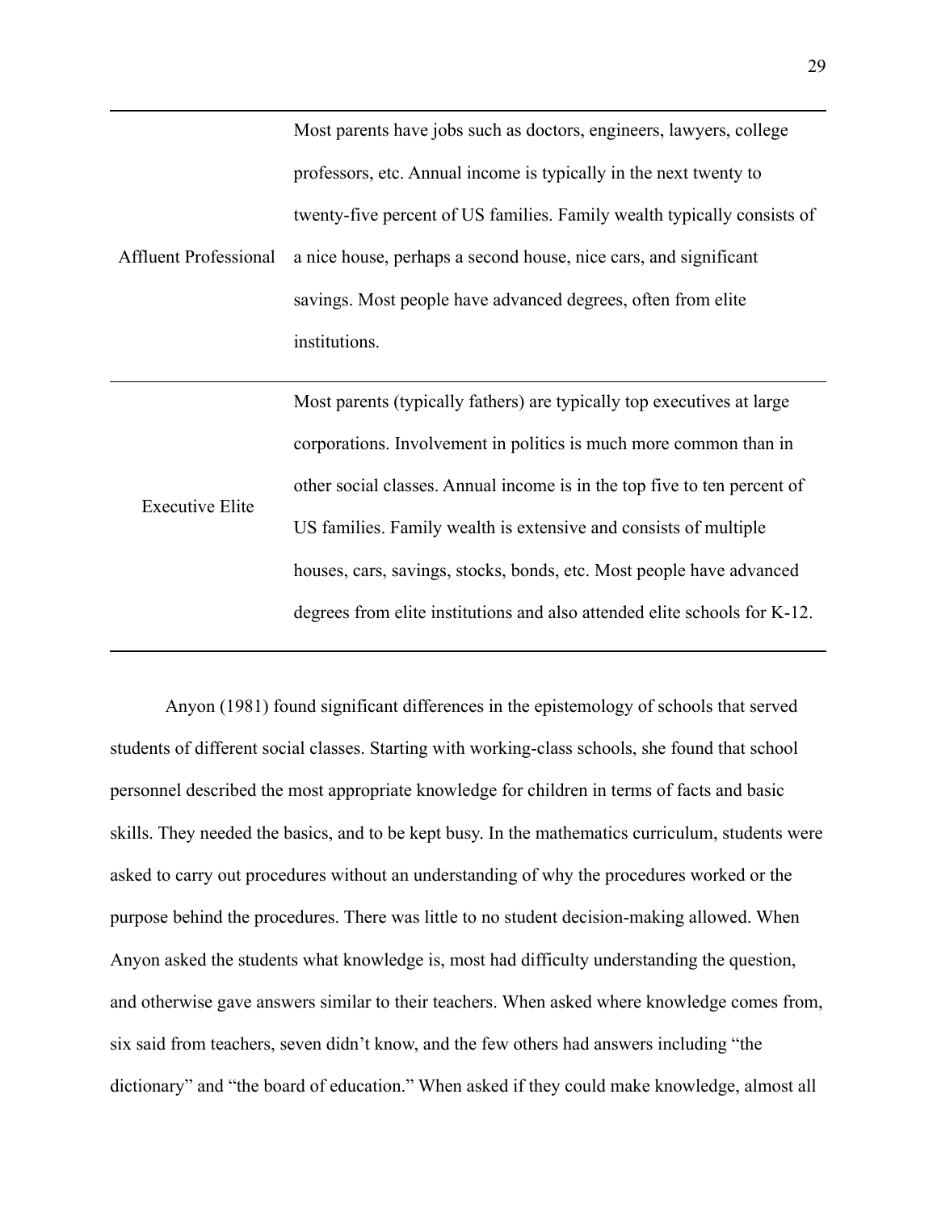| | |
|---|---|
| Affluent Professional | Most parents have jobs such as doctors, engineers, lawyers, college professors, etc. Annual income is typically in the next twenty to twenty-five percent of US families. Family wealth typically consists of a nice house, perhaps a second house, nice cars, and significant savings. Most people have advanced degrees, often from elite institutions. |
| Executive Elite | Most parents (typically fathers) are typically top executives at large corporations. Involvement in politics is much more common than in other social classes. Annual income is in the top five to ten percent of US families. Family wealth is extensive and consists of multiple houses, cars, savings, stocks, bonds, etc. Most people have advanced degrees from elite institutions and also attended elite schools for K-12. |

Anyon (1981) found significant differences in the epistemology of schools that served students of different social classes. Starting with working-class schools, she found that school personnel described the most appropriate knowledge for children in terms of facts and basic skills. They needed the basics, and to be kept busy. In the mathematics curriculum, students were asked to carry out procedures without an understanding of why the procedures worked or the purpose behind the procedures. There was little to no student decision-making allowed. When Anyon asked the students what knowledge is, most had difficulty understanding the question, and otherwise gave answers similar to their teachers. When asked where knowledge comes from, six said from teachers, seven didn't know, and the few others had answers including "the dictionary" and "the board of education." When asked if they could make knowledge, almost all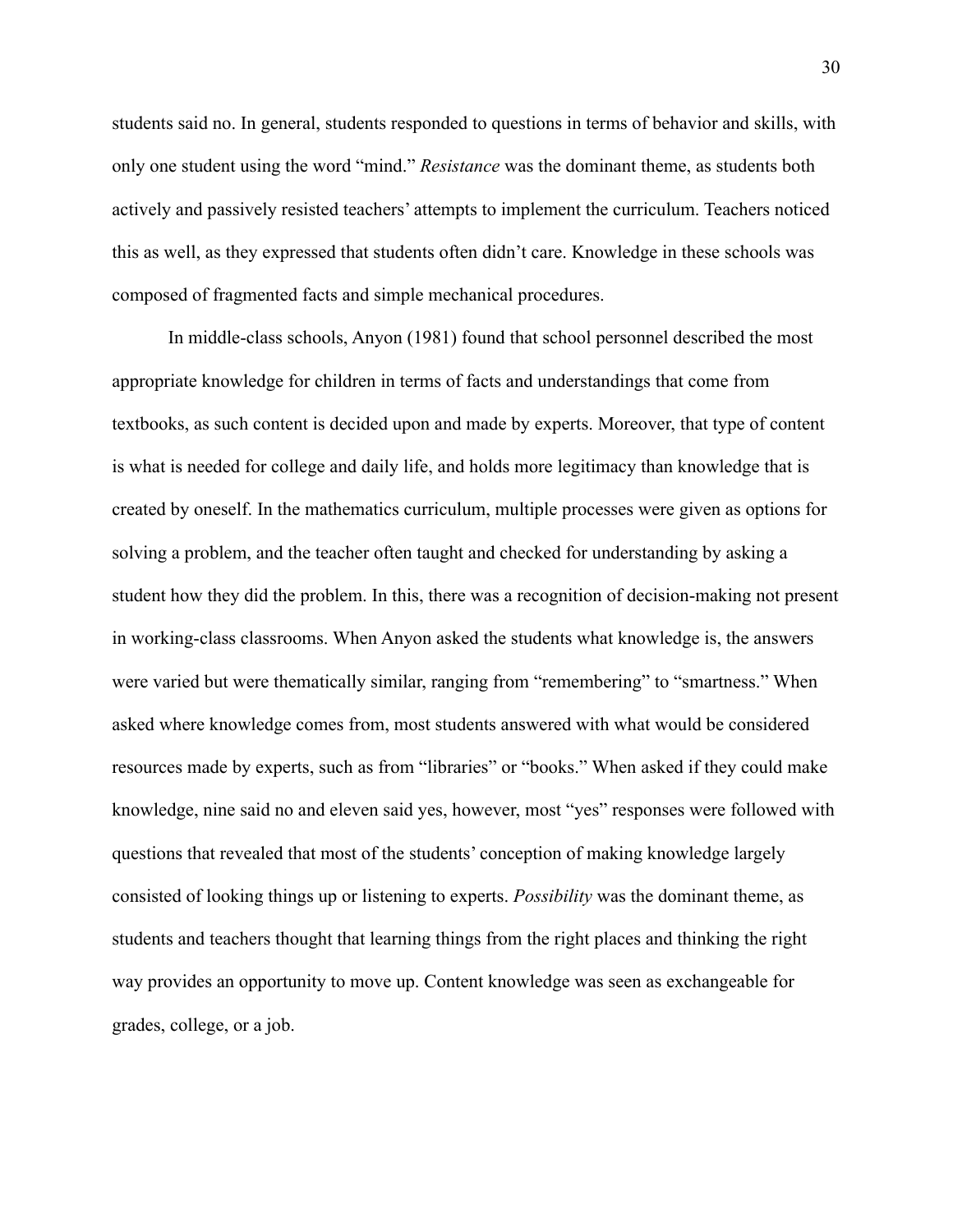students said no. In general, students responded to questions in terms of behavior and skills, with only one student using the word “mind.” *Resistance* was the dominant theme, as students both actively and passively resisted teachers’ attempts to implement the curriculum. Teachers noticed this as well, as they expressed that students often didn’t care. Knowledge in these schools was composed of fragmented facts and simple mechanical procedures.

In middle-class schools, Anyon (1981) found that school personnel described the most appropriate knowledge for children in terms of facts and understandings that come from textbooks, as such content is decided upon and made by experts. Moreover, that type of content is what is needed for college and daily life, and holds more legitimacy than knowledge that is created by oneself. In the mathematics curriculum, multiple processes were given as options for solving a problem, and the teacher often taught and checked for understanding by asking a student how they did the problem. In this, there was a recognition of decision-making not present in working-class classrooms. When Anyon asked the students what knowledge is, the answers were varied but were thematically similar, ranging from “remembering” to “smartness.” When asked where knowledge comes from, most students answered with what would be considered resources made by experts, such as from “libraries” or “books.” When asked if they could make knowledge, nine said no and eleven said yes, however, most “yes” responses were followed with questions that revealed that most of the students’ conception of making knowledge largely consisted of looking things up or listening to experts. *Possibility* was the dominant theme, as students and teachers thought that learning things from the right places and thinking the right way provides an opportunity to move up. Content knowledge was seen as exchangeable for grades, college, or a job.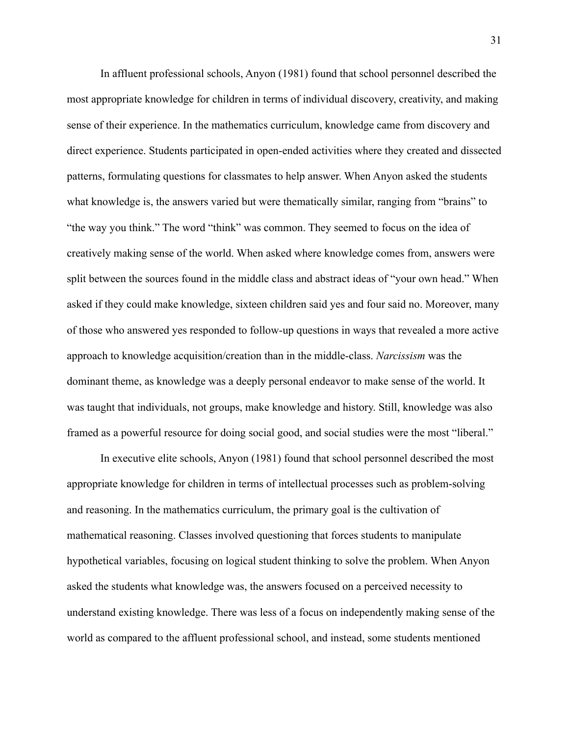In affluent professional schools, Anyon (1981) found that school personnel described the most appropriate knowledge for children in terms of individual discovery, creativity, and making sense of their experience. In the mathematics curriculum, knowledge came from discovery and direct experience. Students participated in open-ended activities where they created and dissected patterns, formulating questions for classmates to help answer. When Anyon asked the students what knowledge is, the answers varied but were thematically similar, ranging from "brains" to "the way you think." The word "think" was common. They seemed to focus on the idea of creatively making sense of the world. When asked where knowledge comes from, answers were split between the sources found in the middle class and abstract ideas of "your own head." When asked if they could make knowledge, sixteen children said yes and four said no. Moreover, many of those who answered yes responded to follow-up questions in ways that revealed a more active approach to knowledge acquisition/creation than in the middle-class. *Narcissism* was the dominant theme, as knowledge was a deeply personal endeavor to make sense of the world. It was taught that individuals, not groups, make knowledge and history. Still, knowledge was also framed as a powerful resource for doing social good, and social studies were the most "liberal."

In executive elite schools, Anyon (1981) found that school personnel described the most appropriate knowledge for children in terms of intellectual processes such as problem-solving and reasoning. In the mathematics curriculum, the primary goal is the cultivation of mathematical reasoning. Classes involved questioning that forces students to manipulate hypothetical variables, focusing on logical student thinking to solve the problem. When Anyon asked the students what knowledge was, the answers focused on a perceived necessity to understand existing knowledge. There was less of a focus on independently making sense of the world as compared to the affluent professional school, and instead, some students mentioned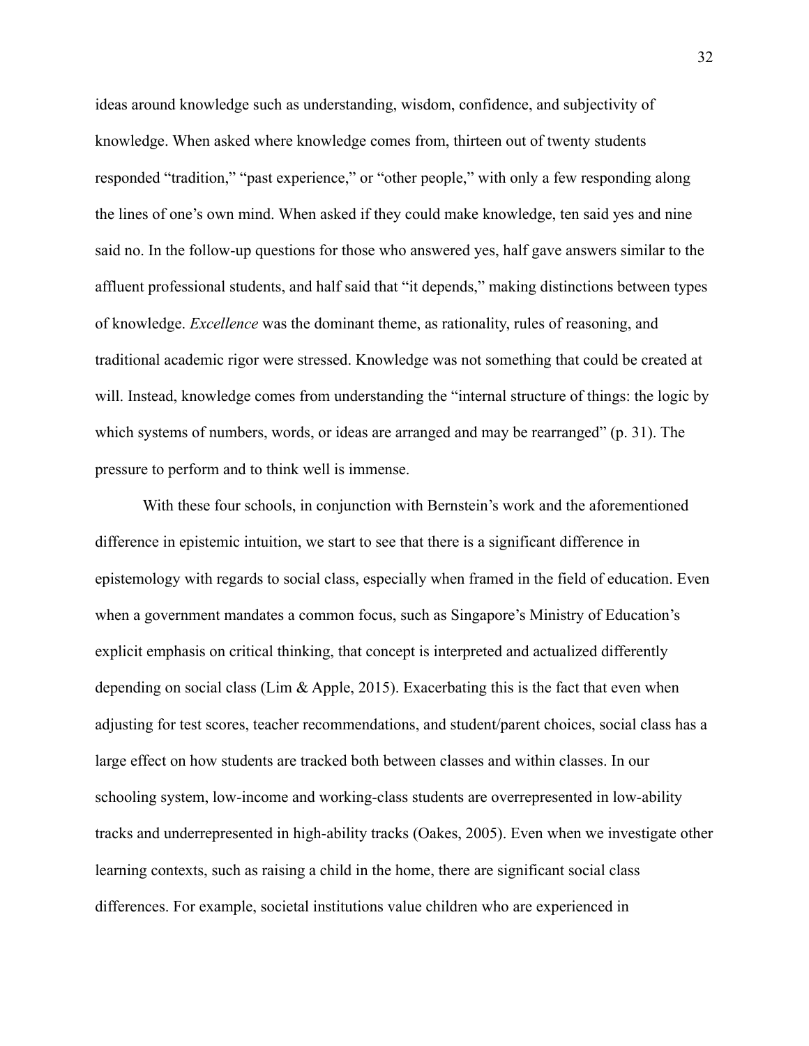ideas around knowledge such as understanding, wisdom, confidence, and subjectivity of knowledge. When asked where knowledge comes from, thirteen out of twenty students responded "tradition," "past experience," or "other people," with only a few responding along the lines of one's own mind. When asked if they could make knowledge, ten said yes and nine said no. In the follow-up questions for those who answered yes, half gave answers similar to the affluent professional students, and half said that "it depends," making distinctions between types of knowledge. *Excellence* was the dominant theme, as rationality, rules of reasoning, and traditional academic rigor were stressed. Knowledge was not something that could be created at will. Instead, knowledge comes from understanding the "internal structure of things: the logic by which systems of numbers, words, or ideas are arranged and may be rearranged" (p. 31). The pressure to perform and to think well is immense.

With these four schools, in conjunction with Bernstein's work and the aforementioned difference in epistemic intuition, we start to see that there is a significant difference in epistemology with regards to social class, especially when framed in the field of education. Even when a government mandates a common focus, such as Singapore's Ministry of Education's explicit emphasis on critical thinking, that concept is interpreted and actualized differently depending on social class (Lim & Apple, 2015). Exacerbating this is the fact that even when adjusting for test scores, teacher recommendations, and student/parent choices, social class has a large effect on how students are tracked both between classes and within classes. In our schooling system, low-income and working-class students are overrepresented in low-ability tracks and underrepresented in high-ability tracks (Oakes, 2005). Even when we investigate other learning contexts, such as raising a child in the home, there are significant social class differences. For example, societal institutions value children who are experienced in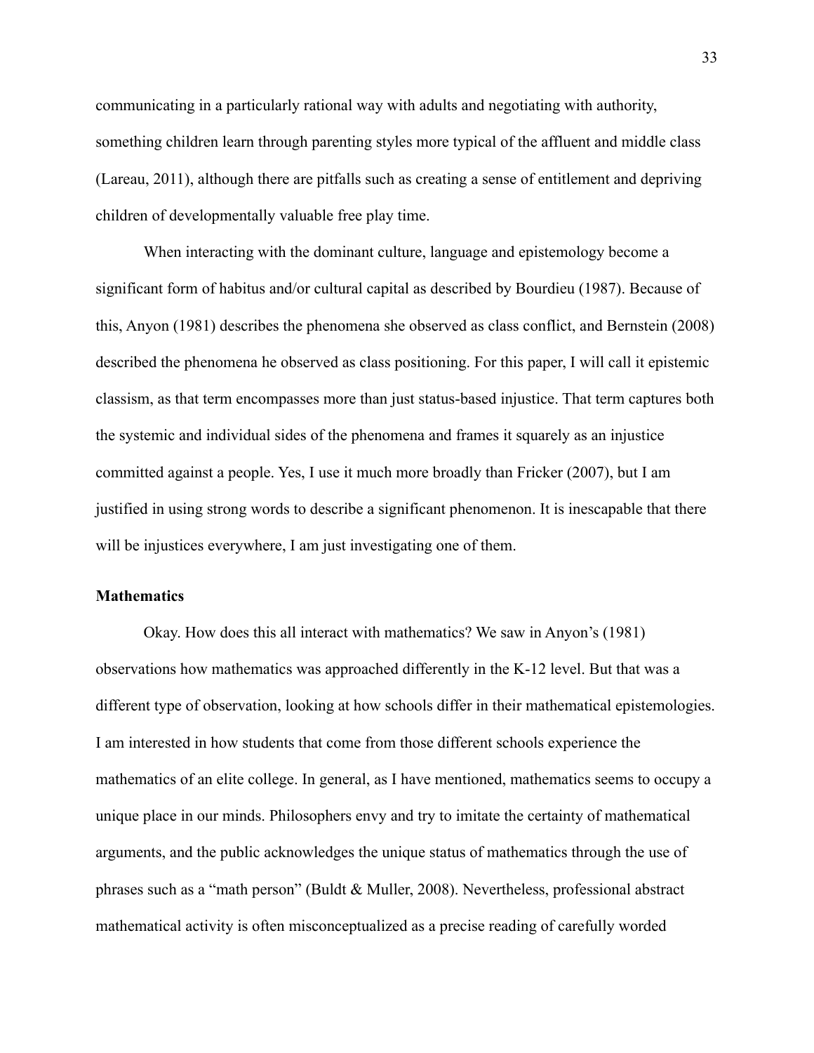communicating in a particularly rational way with adults and negotiating with authority, something children learn through parenting styles more typical of the affluent and middle class (Lareau, 2011), although there are pitfalls such as creating a sense of entitlement and depriving children of developmentally valuable free play time.

When interacting with the dominant culture, language and epistemology become a significant form of habitus and/or cultural capital as described by Bourdieu (1987). Because of this, Anyon (1981) describes the phenomena she observed as class conflict, and Bernstein (2008) described the phenomena he observed as class positioning. For this paper, I will call it epistemic classism, as that term encompasses more than just status-based injustice. That term captures both the systemic and individual sides of the phenomena and frames it squarely as an injustice committed against a people. Yes, I use it much more broadly than Fricker (2007), but I am justified in using strong words to describe a significant phenomenon. It is inescapable that there will be injustices everywhere, I am just investigating one of them.

**Mathematics**

Okay. How does this all interact with mathematics? We saw in Anyon's (1981) observations how mathematics was approached differently in the K-12 level. But that was a different type of observation, looking at how schools differ in their mathematical epistemologies. I am interested in how students that come from those different schools experience the mathematics of an elite college. In general, as I have mentioned, mathematics seems to occupy a unique place in our minds. Philosophers envy and try to imitate the certainty of mathematical arguments, and the public acknowledges the unique status of mathematics through the use of phrases such as a "math person" (Buldt & Muller, 2008). Nevertheless, professional abstract mathematical activity is often misconceptualized as a precise reading of carefully worded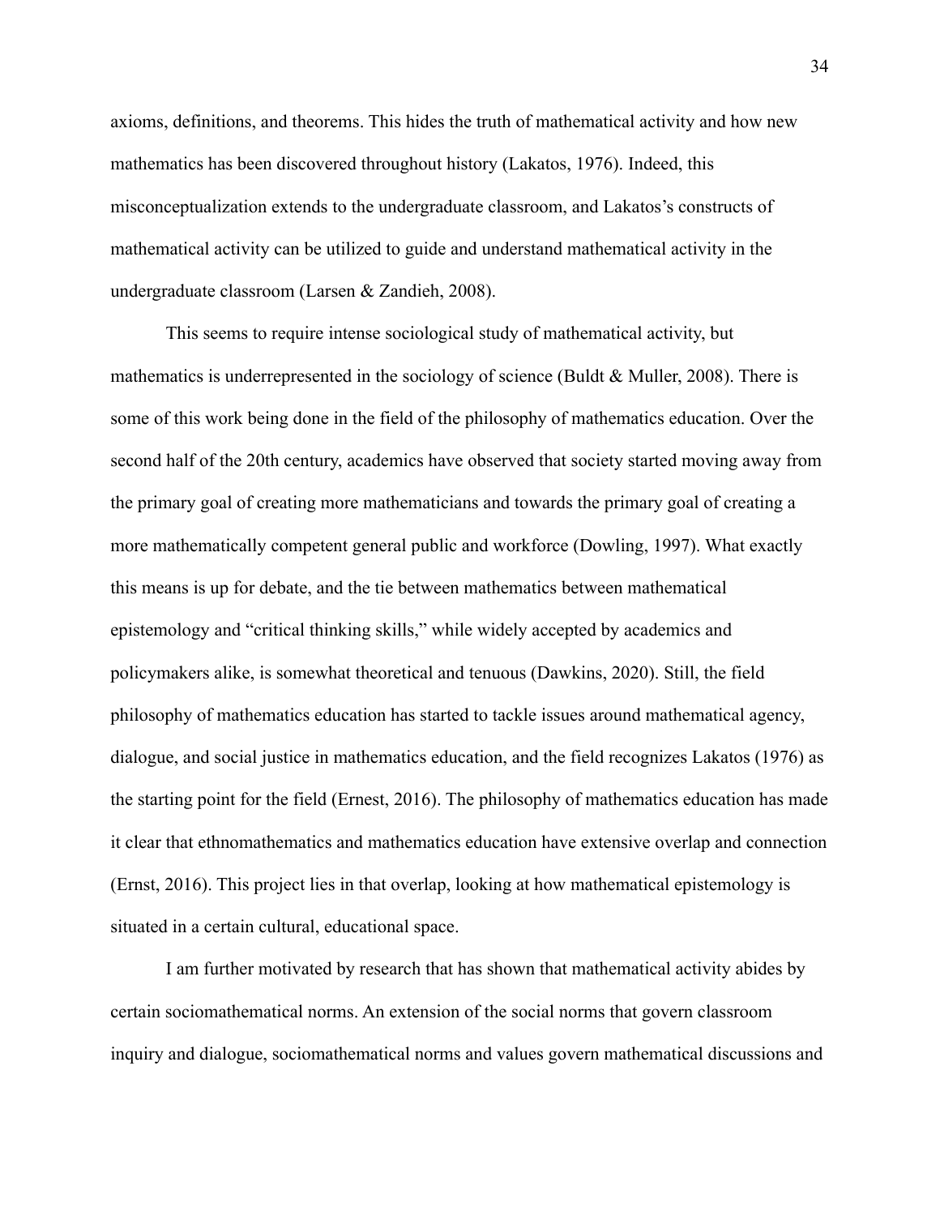axioms, definitions, and theorems. This hides the truth of mathematical activity and how new mathematics has been discovered throughout history (Lakatos, 1976). Indeed, this misconceptualization extends to the undergraduate classroom, and Lakatos's constructs of mathematical activity can be utilized to guide and understand mathematical activity in the undergraduate classroom (Larsen & Zandieh, 2008).

This seems to require intense sociological study of mathematical activity, but mathematics is underrepresented in the sociology of science (Buldt & Muller, 2008). There is some of this work being done in the field of the philosophy of mathematics education. Over the second half of the 20th century, academics have observed that society started moving away from the primary goal of creating more mathematicians and towards the primary goal of creating a more mathematically competent general public and workforce (Dowling, 1997). What exactly this means is up for debate, and the tie between mathematics between mathematical epistemology and "critical thinking skills," while widely accepted by academics and policymakers alike, is somewhat theoretical and tenuous (Dawkins, 2020). Still, the field philosophy of mathematics education has started to tackle issues around mathematical agency, dialogue, and social justice in mathematics education, and the field recognizes Lakatos (1976) as the starting point for the field (Ernest, 2016). The philosophy of mathematics education has made it clear that ethnomathematics and mathematics education have extensive overlap and connection (Ernst, 2016). This project lies in that overlap, looking at how mathematical epistemology is situated in a certain cultural, educational space.

I am further motivated by research that has shown that mathematical activity abides by certain sociomathematical norms. An extension of the social norms that govern classroom inquiry and dialogue, sociomathematical norms and values govern mathematical discussions and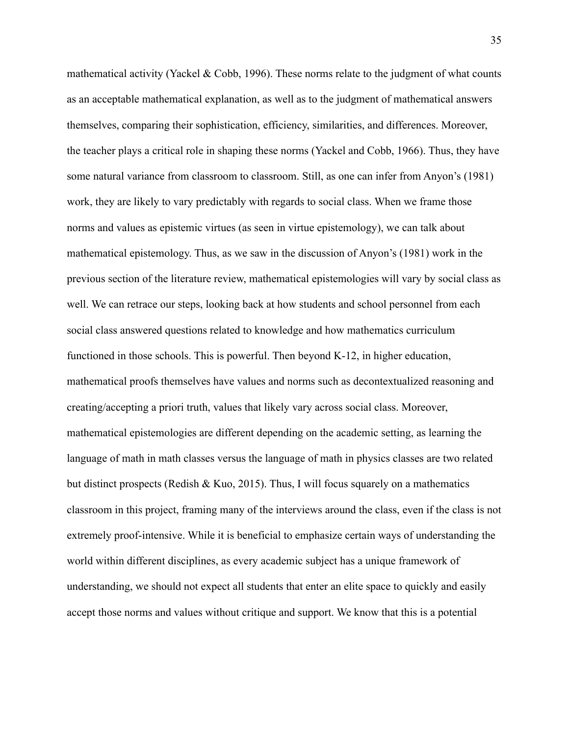mathematical activity (Yackel & Cobb, 1996). These norms relate to the judgment of what counts as an acceptable mathematical explanation, as well as to the judgment of mathematical answers themselves, comparing their sophistication, efficiency, similarities, and differences. Moreover, the teacher plays a critical role in shaping these norms (Yackel and Cobb, 1966). Thus, they have some natural variance from classroom to classroom. Still, as one can infer from Anyon's (1981) work, they are likely to vary predictably with regards to social class. When we frame those norms and values as epistemic virtues (as seen in virtue epistemology), we can talk about mathematical epistemology. Thus, as we saw in the discussion of Anyon's (1981) work in the previous section of the literature review, mathematical epistemologies will vary by social class as well. We can retrace our steps, looking back at how students and school personnel from each social class answered questions related to knowledge and how mathematics curriculum functioned in those schools. This is powerful. Then beyond K-12, in higher education, mathematical proofs themselves have values and norms such as decontextualized reasoning and creating/accepting a priori truth, values that likely vary across social class. Moreover, mathematical epistemologies are different depending on the academic setting, as learning the language of math in math classes versus the language of math in physics classes are two related but distinct prospects (Redish & Kuo, 2015). Thus, I will focus squarely on a mathematics classroom in this project, framing many of the interviews around the class, even if the class is not extremely proof-intensive. While it is beneficial to emphasize certain ways of understanding the world within different disciplines, as every academic subject has a unique framework of understanding, we should not expect all students that enter an elite space to quickly and easily accept those norms and values without critique and support. We know that this is a potential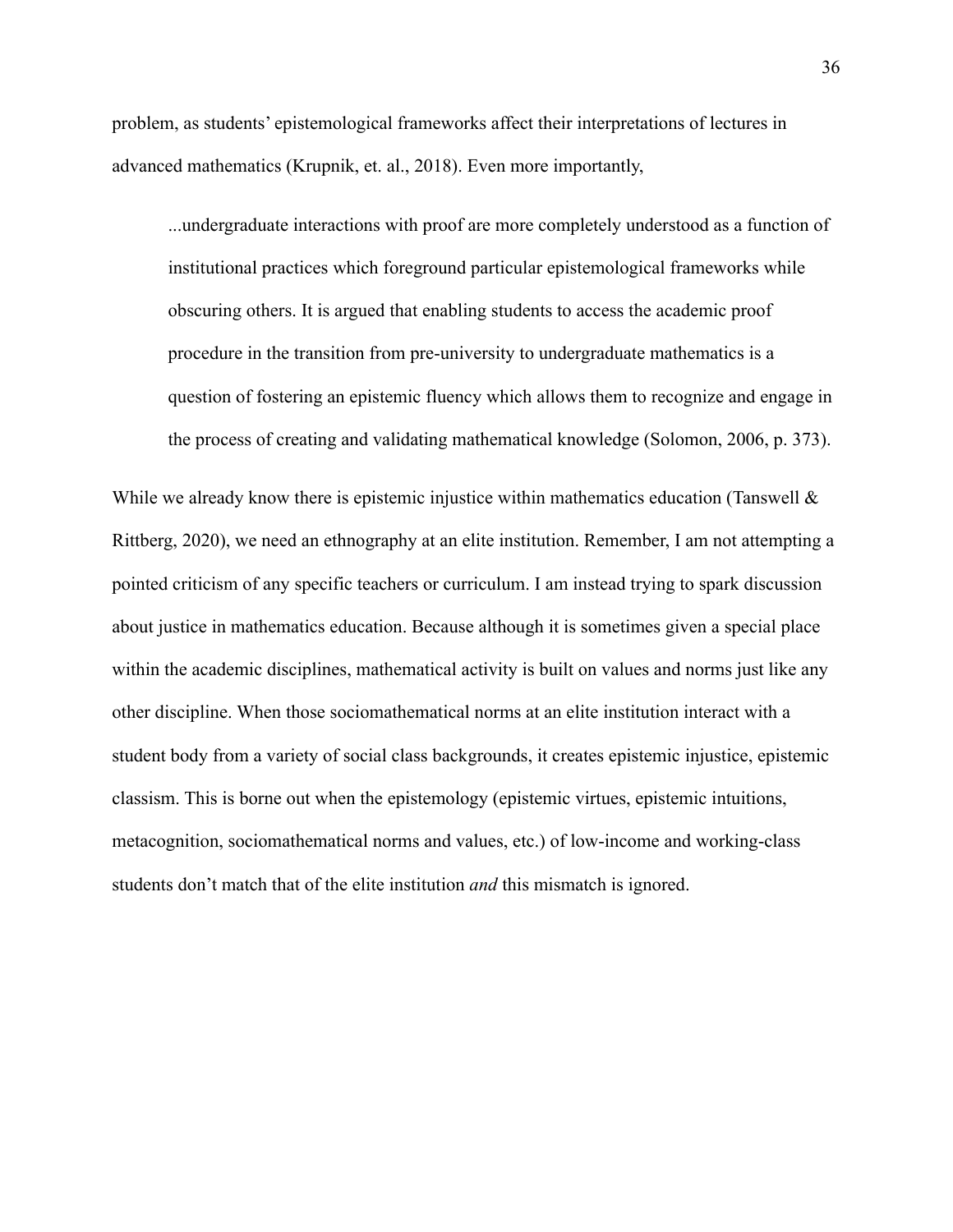problem, as students' epistemological frameworks affect their interpretations of lectures in advanced mathematics (Krupnik, et. al., 2018). Even more importantly,

> ...undergraduate interactions with proof are more completely understood as a function of institutional practices which foreground particular epistemological frameworks while obscuring others. It is argued that enabling students to access the academic proof procedure in the transition from pre-university to undergraduate mathematics is a question of fostering an epistemic fluency which allows them to recognize and engage in the process of creating and validating mathematical knowledge (Solomon, 2006, p. 373).

While we already know there is epistemic injustice within mathematics education (Tanswell & Rittberg, 2020), we need an ethnography at an elite institution. Remember, I am not attempting a pointed criticism of any specific teachers or curriculum. I am instead trying to spark discussion about justice in mathematics education. Because although it is sometimes given a special place within the academic disciplines, mathematical activity is built on values and norms just like any other discipline. When those sociomathematical norms at an elite institution interact with a student body from a variety of social class backgrounds, it creates epistemic injustice, epistemic classism. This is borne out when the epistemology (epistemic virtues, epistemic intuitions, metacognition, sociomathematical norms and values, etc.) of low-income and working-class students don't match that of the elite institution *and* this mismatch is ignored.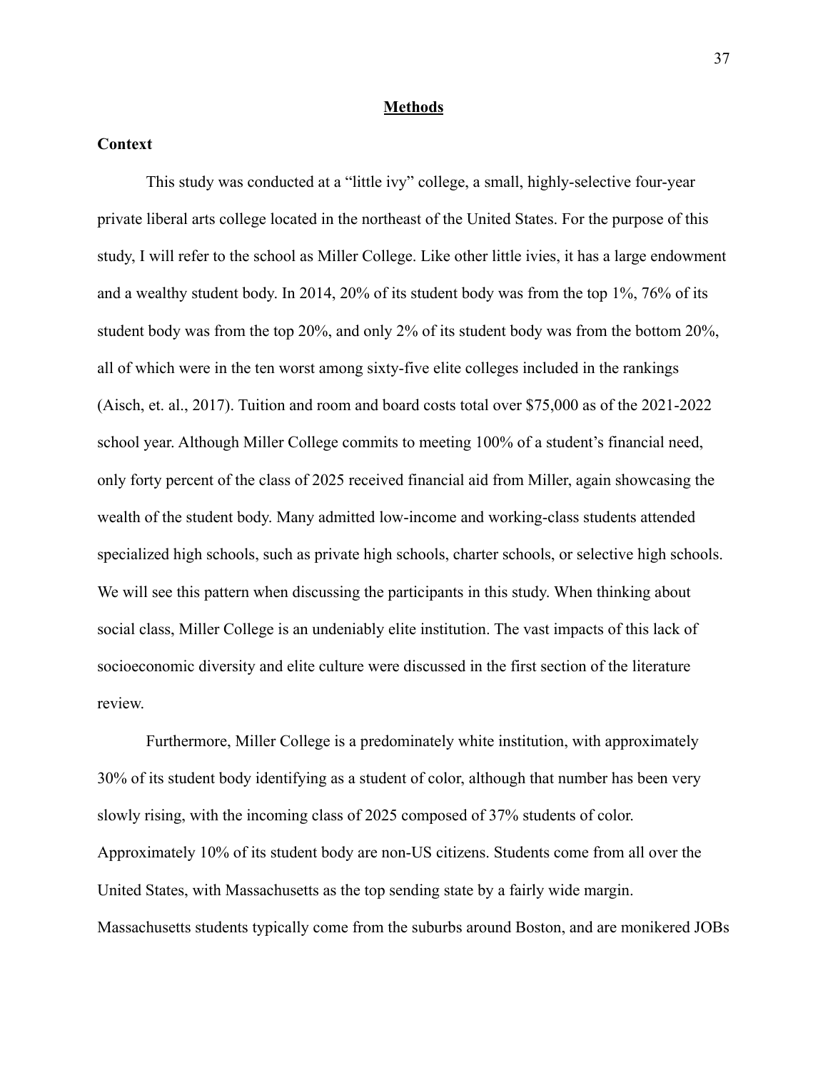# Methods

## Context

This study was conducted at a "little ivy" college, a small, highly-selective four-year private liberal arts college located in the northeast of the United States. For the purpose of this study, I will refer to the school as Miller College. Like other little ivies, it has a large endowment and a wealthy student body. In 2014, 20% of its student body was from the top 1%, 76% of its student body was from the top 20%, and only 2% of its student body was from the bottom 20%, all of which were in the ten worst among sixty-five elite colleges included in the rankings (Aisch, et. al., 2017). Tuition and room and board costs total over $75,000 as of the 2021-2022 school year. Although Miller College commits to meeting 100% of a student's financial need, only forty percent of the class of 2025 received financial aid from Miller, again showcasing the wealth of the student body. Many admitted low-income and working-class students attended specialized high schools, such as private high schools, charter schools, or selective high schools. We will see this pattern when discussing the participants in this study. When thinking about social class, Miller College is an undeniably elite institution. The vast impacts of this lack of socioeconomic diversity and elite culture were discussed in the first section of the literature review.

Furthermore, Miller College is a predominately white institution, with approximately 30% of its student body identifying as a student of color, although that number has been very slowly rising, with the incoming class of 2025 composed of 37% students of color. Approximately 10% of its student body are non-US citizens. Students come from all over the United States, with Massachusetts as the top sending state by a fairly wide margin. Massachusetts students typically come from the suburbs around Boston, and are monikered JOBs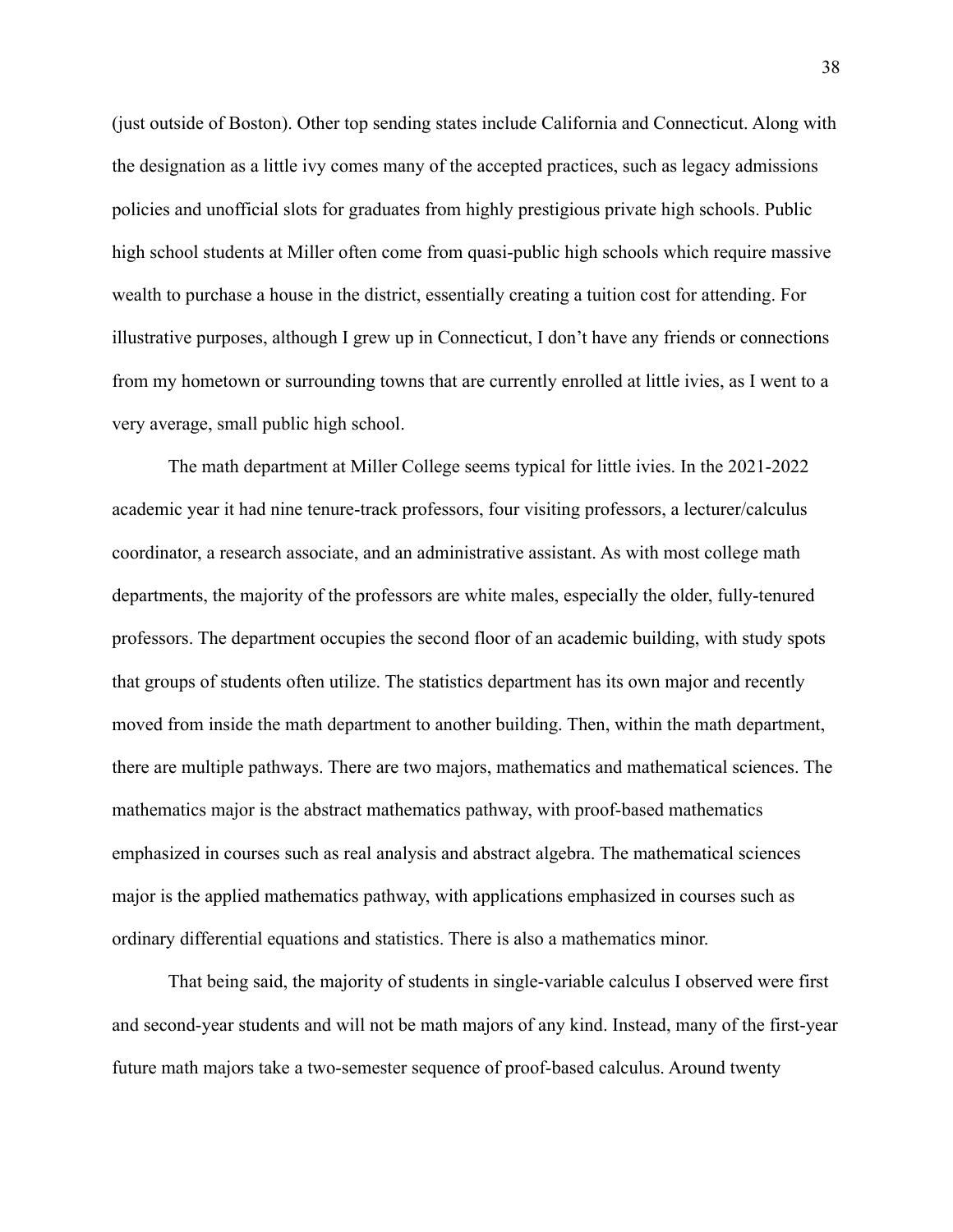(just outside of Boston). Other top sending states include California and Connecticut. Along with the designation as a little ivy comes many of the accepted practices, such as legacy admissions policies and unofficial slots for graduates from highly prestigious private high schools. Public high school students at Miller often come from quasi-public high schools which require massive wealth to purchase a house in the district, essentially creating a tuition cost for attending. For illustrative purposes, although I grew up in Connecticut, I don't have any friends or connections from my hometown or surrounding towns that are currently enrolled at little ivies, as I went to a very average, small public high school.

The math department at Miller College seems typical for little ivies. In the 2021-2022 academic year it had nine tenure-track professors, four visiting professors, a lecturer/calculus coordinator, a research associate, and an administrative assistant. As with most college math departments, the majority of the professors are white males, especially the older, fully-tenured professors. The department occupies the second floor of an academic building, with study spots that groups of students often utilize. The statistics department has its own major and recently moved from inside the math department to another building. Then, within the math department, there are multiple pathways. There are two majors, mathematics and mathematical sciences. The mathematics major is the abstract mathematics pathway, with proof-based mathematics emphasized in courses such as real analysis and abstract algebra. The mathematical sciences major is the applied mathematics pathway, with applications emphasized in courses such as ordinary differential equations and statistics. There is also a mathematics minor.

That being said, the majority of students in single-variable calculus I observed were first and second-year students and will not be math majors of any kind. Instead, many of the first-year future math majors take a two-semester sequence of proof-based calculus. Around twenty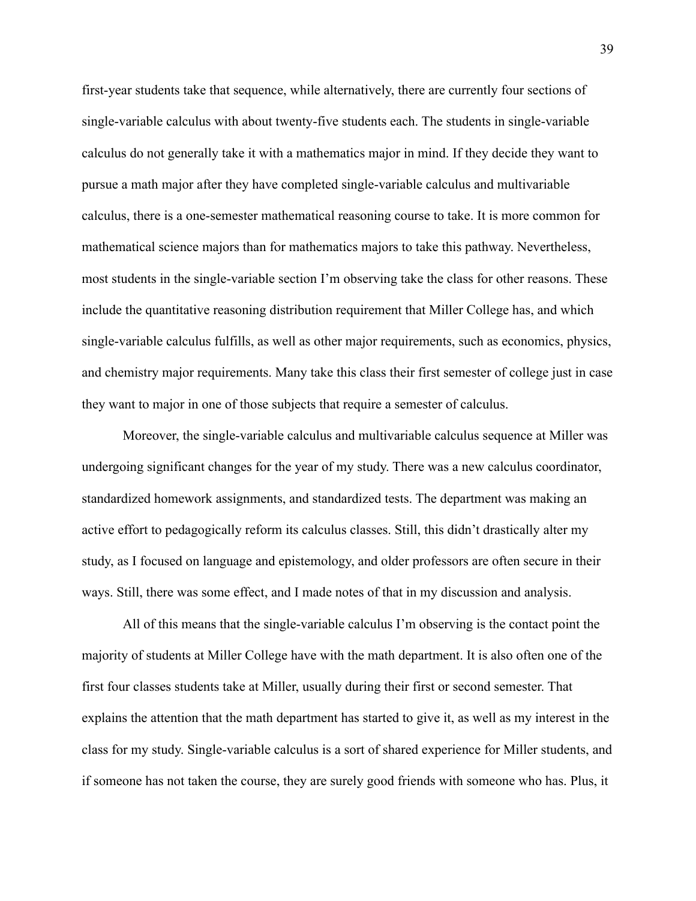first-year students take that sequence, while alternatively, there are currently four sections of single-variable calculus with about twenty-five students each. The students in single-variable calculus do not generally take it with a mathematics major in mind. If they decide they want to pursue a math major after they have completed single-variable calculus and multivariable calculus, there is a one-semester mathematical reasoning course to take. It is more common for mathematical science majors than for mathematics majors to take this pathway. Nevertheless, most students in the single-variable section I'm observing take the class for other reasons. These include the quantitative reasoning distribution requirement that Miller College has, and which single-variable calculus fulfills, as well as other major requirements, such as economics, physics, and chemistry major requirements. Many take this class their first semester of college just in case they want to major in one of those subjects that require a semester of calculus.

Moreover, the single-variable calculus and multivariable calculus sequence at Miller was undergoing significant changes for the year of my study. There was a new calculus coordinator, standardized homework assignments, and standardized tests. The department was making an active effort to pedagogically reform its calculus classes. Still, this didn't drastically alter my study, as I focused on language and epistemology, and older professors are often secure in their ways. Still, there was some effect, and I made notes of that in my discussion and analysis.

All of this means that the single-variable calculus I'm observing is the contact point the majority of students at Miller College have with the math department. It is also often one of the first four classes students take at Miller, usually during their first or second semester. That explains the attention that the math department has started to give it, as well as my interest in the class for my study. Single-variable calculus is a sort of shared experience for Miller students, and if someone has not taken the course, they are surely good friends with someone who has. Plus, it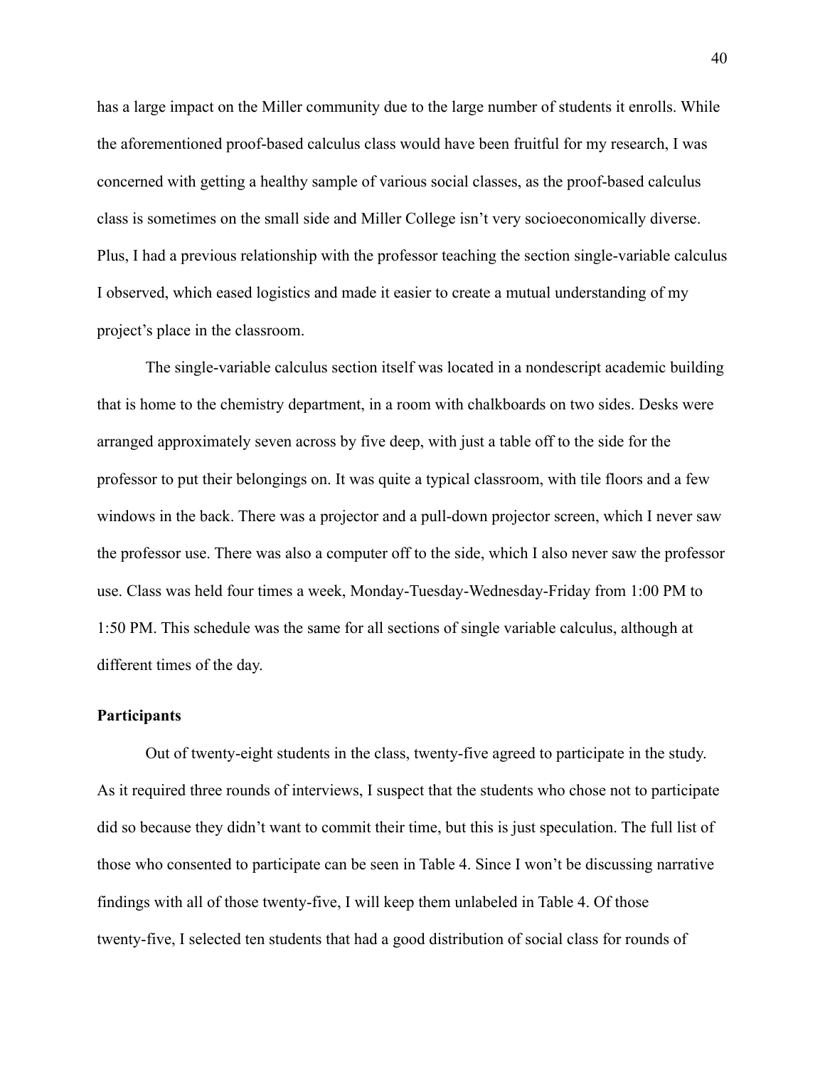has a large impact on the Miller community due to the large number of students it enrolls. While the aforementioned proof-based calculus class would have been fruitful for my research, I was concerned with getting a healthy sample of various social classes, as the proof-based calculus class is sometimes on the small side and Miller College isn't very socioeconomically diverse. Plus, I had a previous relationship with the professor teaching the section single-variable calculus I observed, which eased logistics and made it easier to create a mutual understanding of my project's place in the classroom.

The single-variable calculus section itself was located in a nondescript academic building that is home to the chemistry department, in a room with chalkboards on two sides. Desks were arranged approximately seven across by five deep, with just a table off to the side for the professor to put their belongings on. It was quite a typical classroom, with tile floors and a few windows in the back. There was a projector and a pull-down projector screen, which I never saw the professor use. There was also a computer off to the side, which I also never saw the professor use. Class was held four times a week, Monday-Tuesday-Wednesday-Friday from 1:00 PM to 1:50 PM. This schedule was the same for all sections of single variable calculus, although at different times of the day.

**Participants**

Out of twenty-eight students in the class, twenty-five agreed to participate in the study. As it required three rounds of interviews, I suspect that the students who chose not to participate did so because they didn't want to commit their time, but this is just speculation. The full list of those who consented to participate can be seen in Table 4. Since I won't be discussing narrative findings with all of those twenty-five, I will keep them unlabeled in Table 4. Of those twenty-five, I selected ten students that had a good distribution of social class for rounds of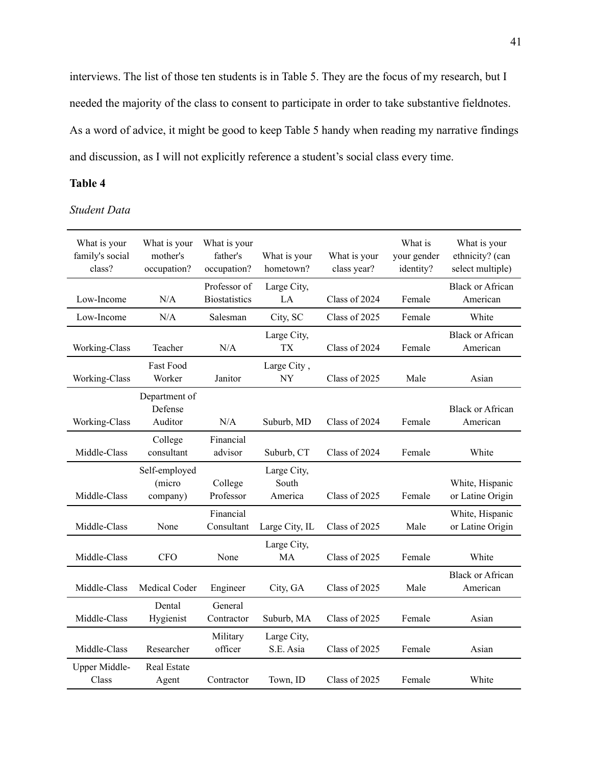interviews. The list of those ten students is in Table 5. They are the focus of my research, but I needed the majority of the class to consent to participate in order to take substantive fieldnotes. As a word of advice, it might be good to keep Table 5 handy when reading my narrative findings and discussion, as I will not explicitly reference a student's social class every time.

**Table 4**

*Student Data*

| What is your family's social class? | What is your mother's occupation? | What is your father's occupation? | What is your hometown? | What is your class year? | What is your gender identity? | What is your ethnicity? (can select multiple) |
|---|---|---|---|---|---|---|
| Low-Income | N/A | Professor of Biostatistics | Large City, LA | Class of 2024 | Female | Black or African American |
| Low-Income | N/A | Salesman | City, SC | Class of 2025 | Female | White |
| Working-Class | Teacher | N/A | Large City, TX | Class of 2024 | Female | Black or African American |
| Working-Class | Fast Food Worker | Janitor | Large City , NY | Class of 2025 | Male | Asian |
| Working-Class | Department of Defense Auditor | N/A | Suburb, MD | Class of 2024 | Female | Black or African American |
| Middle-Class | College consultant | Financial advisor | Suburb, CT | Class of 2024 | Female | White |
| Middle-Class | Self-employed (micro company) | College Professor | Large City, South America | Class of 2025 | Female | White, Hispanic or Latine Origin |
| Middle-Class | None | Financial Consultant | Large City, IL | Class of 2025 | Male | White, Hispanic or Latine Origin |
| Middle-Class | CFO | None | Large City, MA | Class of 2025 | Female | White |
| Middle-Class | Medical Coder | Engineer | City, GA | Class of 2025 | Male | Black or African American |
| Middle-Class | Dental Hygienist | General Contractor | Suburb, MA | Class of 2025 | Female | Asian |
| Middle-Class | Researcher | Military officer | Large City, S.E. Asia | Class of 2025 | Female | Asian |
| Upper Middle-Class | Real Estate Agent | Contractor | Town, ID | Class of 2025 | Female | White |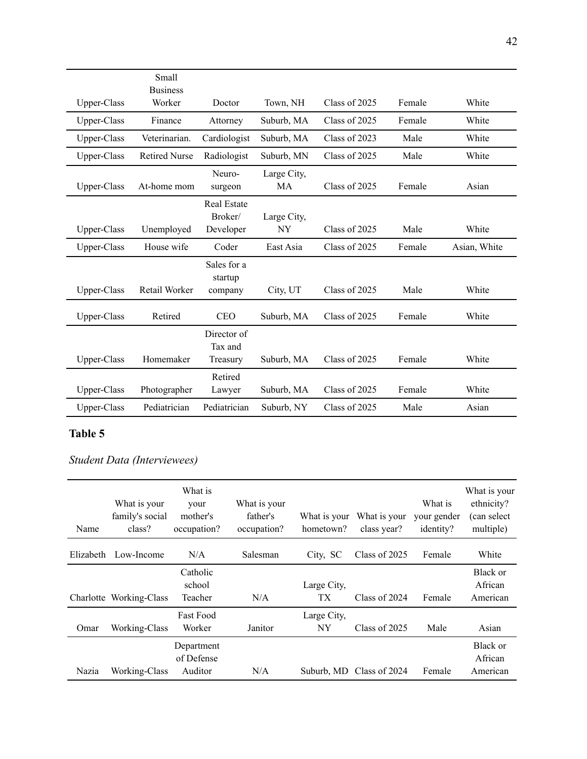| | | | | | | |
|---|---|---|---|---|---|---|
| Upper-Class | Small Business Worker | Doctor | Town, NH | Class of 2025 | Female | White |
| Upper-Class | Finance | Attorney | Suburb, MA | Class of 2025 | Female | White |
| Upper-Class | Veterinarian. | Cardiologist | Suburb, MA | Class of 2023 | Male | White |
| Upper-Class | Retired Nurse | Radiologist | Suburb, MN | Class of 2025 | Male | White |
| Upper-Class | At-home mom | Neuro-surgeon | Large City, MA | Class of 2025 | Female | Asian |
| Upper-Class | Unemployed | Real Estate Broker/ Developer | Large City, NY | Class of 2025 | Male | White |
| Upper-Class | House wife | Coder | East Asia | Class of 2025 | Female | Asian, White |
| Upper-Class | Retail Worker | Sales for a startup company | City, UT | Class of 2025 | Male | White |
| Upper-Class | Retired | CEO | Suburb, MA | Class of 2025 | Female | White |
| Upper-Class | Homemaker | Director of Tax and Treasury | Suburb, MA | Class of 2025 | Female | White |
| Upper-Class | Photographer | Retired Lawyer | Suburb, MA | Class of 2025 | Female | White |
| Upper-Class | Pediatrician | Pediatrician | Suburb, NY | Class of 2025 | Male | Asian |

**Table 5**

*Student Data (Interviewees)*

| Name | What is your family's social class? | What is your mother's occupation? | What is your father's occupation? | What is your hometown? | What is your class year? | What is your gender identity? | What is your ethnicity? (can select multiple) |
|---|---|---|---|---|---|---|---|
| Elizabeth | Low-Income | N/A | Salesman | City, SC | Class of 2025 | Female | White |
| Charlotte | Working-Class | Catholic school Teacher | N/A | Large City, TX | Class of 2024 | Female | Black or African American |
| Omar | Working-Class | Fast Food Worker | Janitor | Large City, NY | Class of 2025 | Male | Asian |
| Nazia | Working-Class | Department of Defense Auditor | N/A | Suburb, MD | Class of 2024 | Female | Black or African American |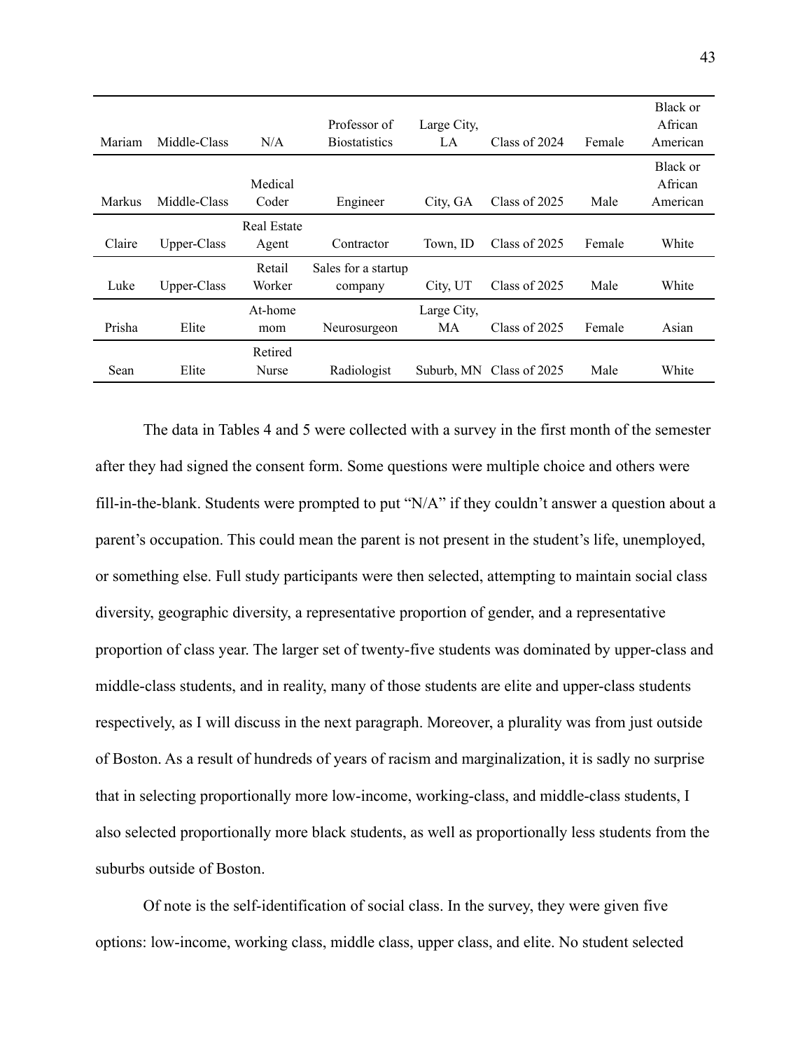| | | | | | | | |
|---|---|---|---|---|---|---|---|
| Mariam | Middle-Class | N/A | Professor of Biostatistics | Large City, LA | Class of 2024 | Female | Black or African American |
| Markus | Middle-Class | Medical Coder | Engineer | City, GA | Class of 2025 | Male | Black or African American |
| Claire | Upper-Class | Real Estate Agent | Contractor | Town, ID | Class of 2025 | Female | White |
| Luke | Upper-Class | Retail Worker | Sales for a startup company | City, UT | Class of 2025 | Male | White |
| Prisha | Elite | At-home mom | Neurosurgeon | Large City, MA | Class of 2025 | Female | Asian |
| Sean | Elite | Retired Nurse | Radiologist | Suburb, MN | Class of 2025 | Male | White |

The data in Tables 4 and 5 were collected with a survey in the first month of the semester after they had signed the consent form. Some questions were multiple choice and others were fill-in-the-blank. Students were prompted to put "N/A" if they couldn't answer a question about a parent's occupation. This could mean the parent is not present in the student's life, unemployed, or something else. Full study participants were then selected, attempting to maintain social class diversity, geographic diversity, a representative proportion of gender, and a representative proportion of class year. The larger set of twenty-five students was dominated by upper-class and middle-class students, and in reality, many of those students are elite and upper-class students respectively, as I will discuss in the next paragraph. Moreover, a plurality was from just outside of Boston. As a result of hundreds of years of racism and marginalization, it is sadly no surprise that in selecting proportionally more low-income, working-class, and middle-class students, I also selected proportionally more black students, as well as proportionally less students from the suburbs outside of Boston.

Of note is the self-identification of social class. In the survey, they were given five options: low-income, working class, middle class, upper class, and elite. No student selected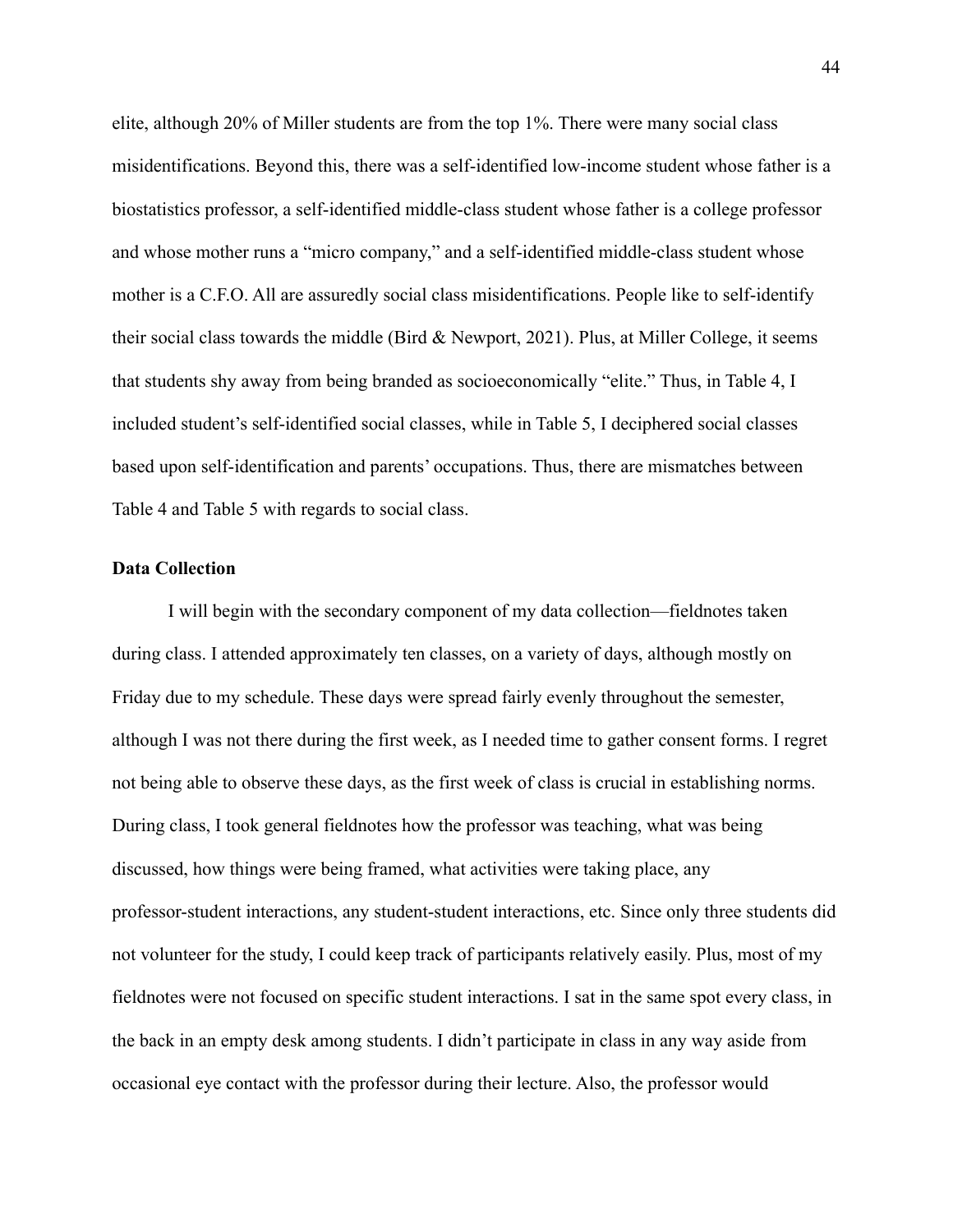elite, although 20% of Miller students are from the top 1%. There were many social class misidentifications. Beyond this, there was a self-identified low-income student whose father is a biostatistics professor, a self-identified middle-class student whose father is a college professor and whose mother runs a "micro company," and a self-identified middle-class student whose mother is a C.F.O. All are assuredly social class misidentifications. People like to self-identify their social class towards the middle (Bird & Newport, 2021). Plus, at Miller College, it seems that students shy away from being branded as socioeconomically "elite." Thus, in Table 4, I included student's self-identified social classes, while in Table 5, I deciphered social classes based upon self-identification and parents' occupations. Thus, there are mismatches between Table 4 and Table 5 with regards to social class.

**Data Collection**

I will begin with the secondary component of my data collection—fieldnotes taken during class. I attended approximately ten classes, on a variety of days, although mostly on Friday due to my schedule. These days were spread fairly evenly throughout the semester, although I was not there during the first week, as I needed time to gather consent forms. I regret not being able to observe these days, as the first week of class is crucial in establishing norms. During class, I took general fieldnotes how the professor was teaching, what was being discussed, how things were being framed, what activities were taking place, any professor-student interactions, any student-student interactions, etc. Since only three students did not volunteer for the study, I could keep track of participants relatively easily. Plus, most of my fieldnotes were not focused on specific student interactions. I sat in the same spot every class, in the back in an empty desk among students. I didn't participate in class in any way aside from occasional eye contact with the professor during their lecture. Also, the professor would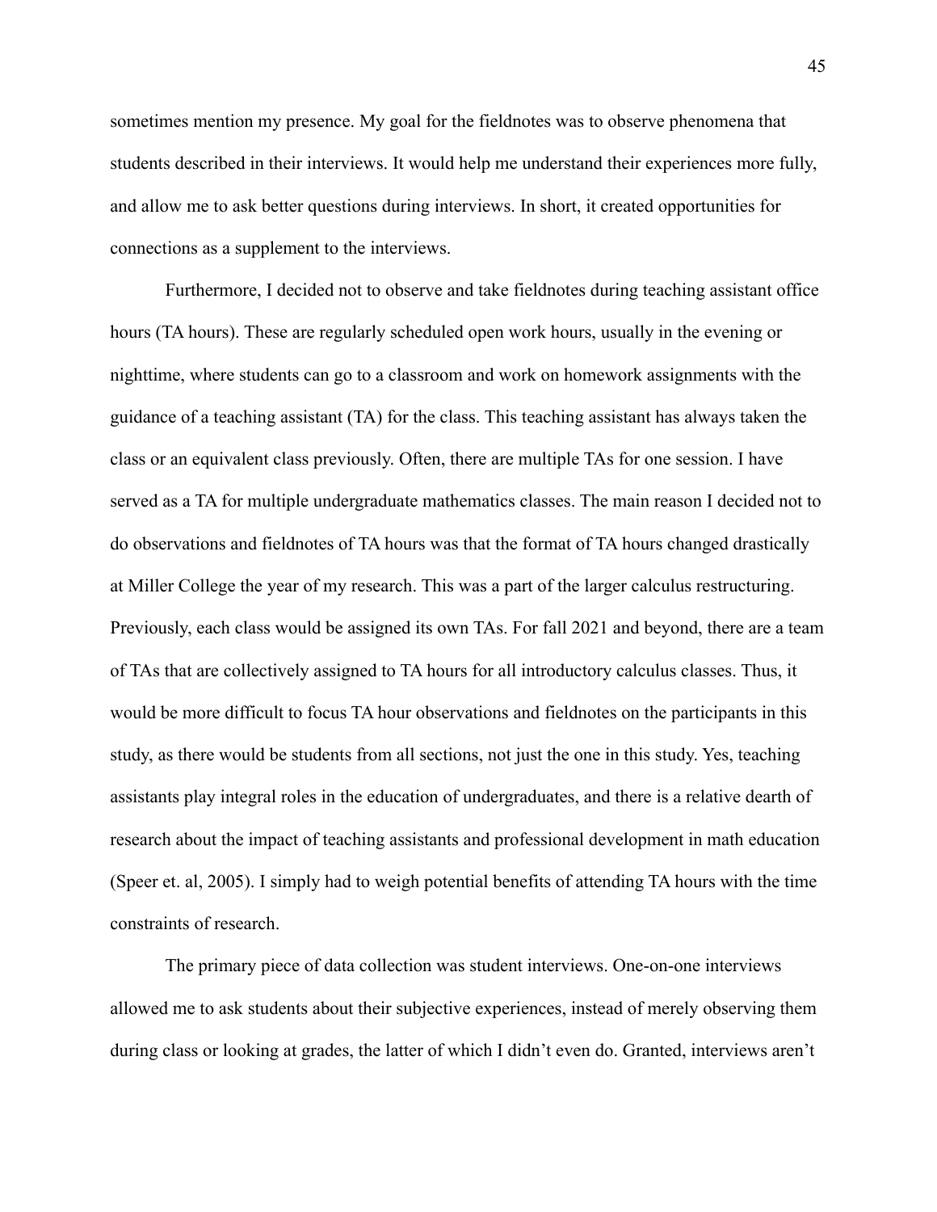sometimes mention my presence. My goal for the fieldnotes was to observe phenomena that students described in their interviews. It would help me understand their experiences more fully, and allow me to ask better questions during interviews. In short, it created opportunities for connections as a supplement to the interviews.

Furthermore, I decided not to observe and take fieldnotes during teaching assistant office hours (TA hours). These are regularly scheduled open work hours, usually in the evening or nighttime, where students can go to a classroom and work on homework assignments with the guidance of a teaching assistant (TA) for the class. This teaching assistant has always taken the class or an equivalent class previously. Often, there are multiple TAs for one session. I have served as a TA for multiple undergraduate mathematics classes. The main reason I decided not to do observations and fieldnotes of TA hours was that the format of TA hours changed drastically at Miller College the year of my research. This was a part of the larger calculus restructuring. Previously, each class would be assigned its own TAs. For fall 2021 and beyond, there are a team of TAs that are collectively assigned to TA hours for all introductory calculus classes. Thus, it would be more difficult to focus TA hour observations and fieldnotes on the participants in this study, as there would be students from all sections, not just the one in this study. Yes, teaching assistants play integral roles in the education of undergraduates, and there is a relative dearth of research about the impact of teaching assistants and professional development in math education (Speer et. al, 2005). I simply had to weigh potential benefits of attending TA hours with the time constraints of research.

The primary piece of data collection was student interviews. One-on-one interviews allowed me to ask students about their subjective experiences, instead of merely observing them during class or looking at grades, the latter of which I didn't even do. Granted, interviews aren't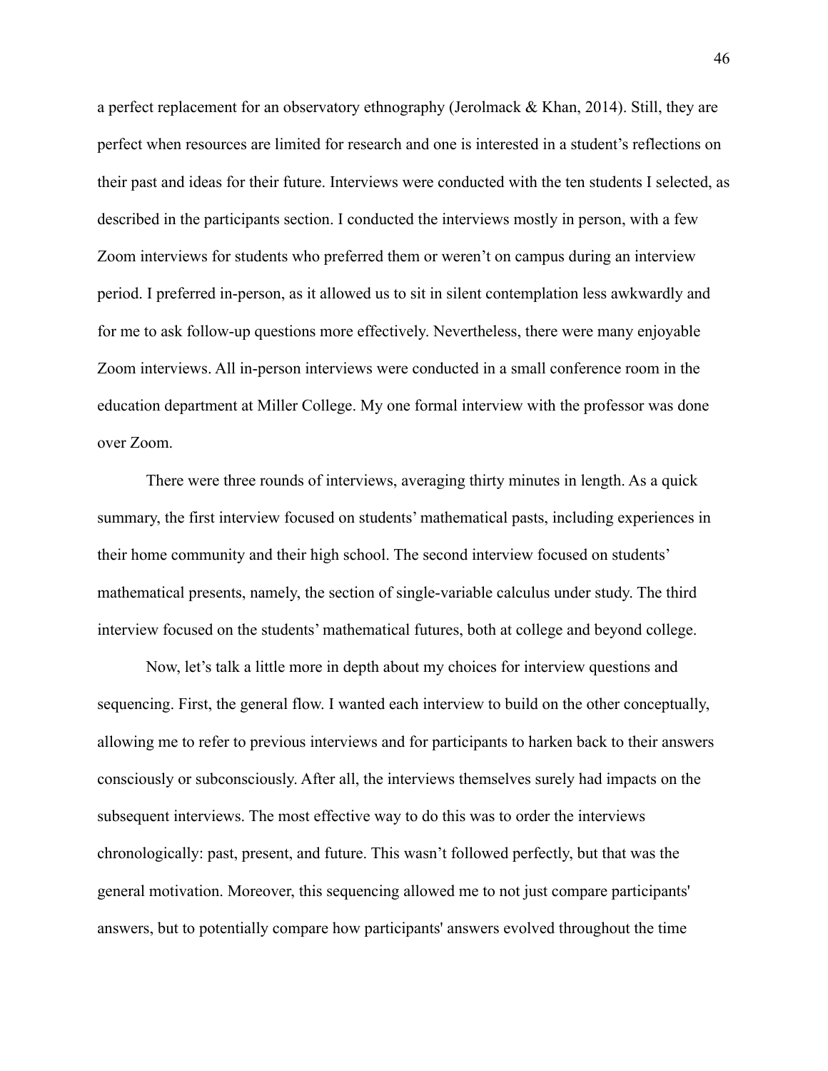a perfect replacement for an observatory ethnography (Jerolmack & Khan, 2014). Still, they are perfect when resources are limited for research and one is interested in a student's reflections on their past and ideas for their future. Interviews were conducted with the ten students I selected, as described in the participants section. I conducted the interviews mostly in person, with a few Zoom interviews for students who preferred them or weren't on campus during an interview period. I preferred in-person, as it allowed us to sit in silent contemplation less awkwardly and for me to ask follow-up questions more effectively. Nevertheless, there were many enjoyable Zoom interviews. All in-person interviews were conducted in a small conference room in the education department at Miller College. My one formal interview with the professor was done over Zoom.

There were three rounds of interviews, averaging thirty minutes in length. As a quick summary, the first interview focused on students' mathematical pasts, including experiences in their home community and their high school. The second interview focused on students' mathematical presents, namely, the section of single-variable calculus under study. The third interview focused on the students' mathematical futures, both at college and beyond college.

Now, let's talk a little more in depth about my choices for interview questions and sequencing. First, the general flow. I wanted each interview to build on the other conceptually, allowing me to refer to previous interviews and for participants to harken back to their answers consciously or subconsciously. After all, the interviews themselves surely had impacts on the subsequent interviews. The most effective way to do this was to order the interviews chronologically: past, present, and future. This wasn't followed perfectly, but that was the general motivation. Moreover, this sequencing allowed me to not just compare participants' answers, but to potentially compare how participants' answers evolved throughout the time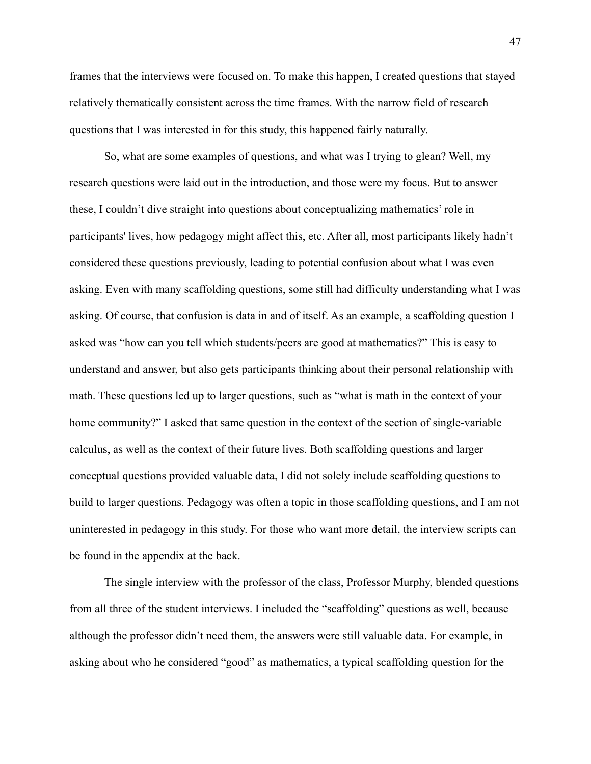frames that the interviews were focused on. To make this happen, I created questions that stayed relatively thematically consistent across the time frames. With the narrow field of research questions that I was interested in for this study, this happened fairly naturally.

So, what are some examples of questions, and what was I trying to glean? Well, my research questions were laid out in the introduction, and those were my focus. But to answer these, I couldn't dive straight into questions about conceptualizing mathematics' role in participants' lives, how pedagogy might affect this, etc. After all, most participants likely hadn't considered these questions previously, leading to potential confusion about what I was even asking. Even with many scaffolding questions, some still had difficulty understanding what I was asking. Of course, that confusion is data in and of itself. As an example, a scaffolding question I asked was "how can you tell which students/peers are good at mathematics?" This is easy to understand and answer, but also gets participants thinking about their personal relationship with math. These questions led up to larger questions, such as "what is math in the context of your home community?" I asked that same question in the context of the section of single-variable calculus, as well as the context of their future lives. Both scaffolding questions and larger conceptual questions provided valuable data, I did not solely include scaffolding questions to build to larger questions. Pedagogy was often a topic in those scaffolding questions, and I am not uninterested in pedagogy in this study. For those who want more detail, the interview scripts can be found in the appendix at the back.

The single interview with the professor of the class, Professor Murphy, blended questions from all three of the student interviews. I included the "scaffolding" questions as well, because although the professor didn't need them, the answers were still valuable data. For example, in asking about who he considered "good" as mathematics, a typical scaffolding question for the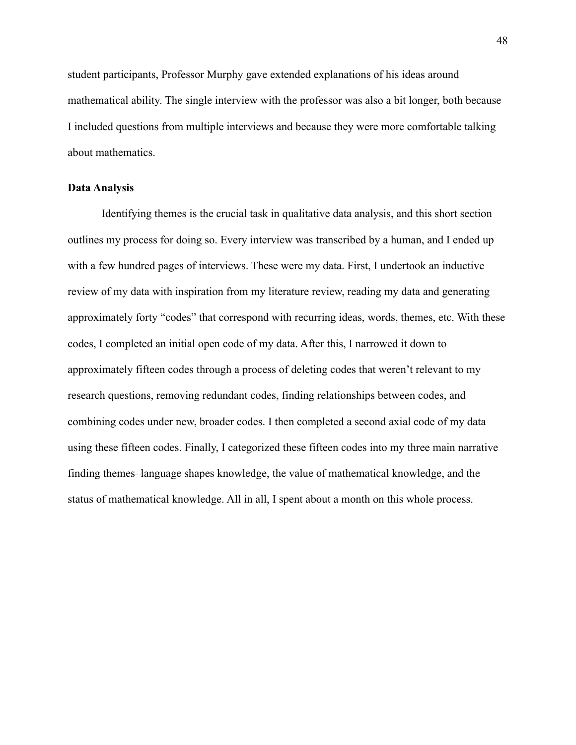student participants, Professor Murphy gave extended explanations of his ideas around mathematical ability. The single interview with the professor was also a bit longer, both because I included questions from multiple interviews and because they were more comfortable talking about mathematics.

**Data Analysis**

Identifying themes is the crucial task in qualitative data analysis, and this short section outlines my process for doing so. Every interview was transcribed by a human, and I ended up with a few hundred pages of interviews. These were my data. First, I undertook an inductive review of my data with inspiration from my literature review, reading my data and generating approximately forty "codes" that correspond with recurring ideas, words, themes, etc. With these codes, I completed an initial open code of my data. After this, I narrowed it down to approximately fifteen codes through a process of deleting codes that weren't relevant to my research questions, removing redundant codes, finding relationships between codes, and combining codes under new, broader codes. I then completed a second axial code of my data using these fifteen codes. Finally, I categorized these fifteen codes into my three main narrative finding themes–language shapes knowledge, the value of mathematical knowledge, and the status of mathematical knowledge. All in all, I spent about a month on this whole process.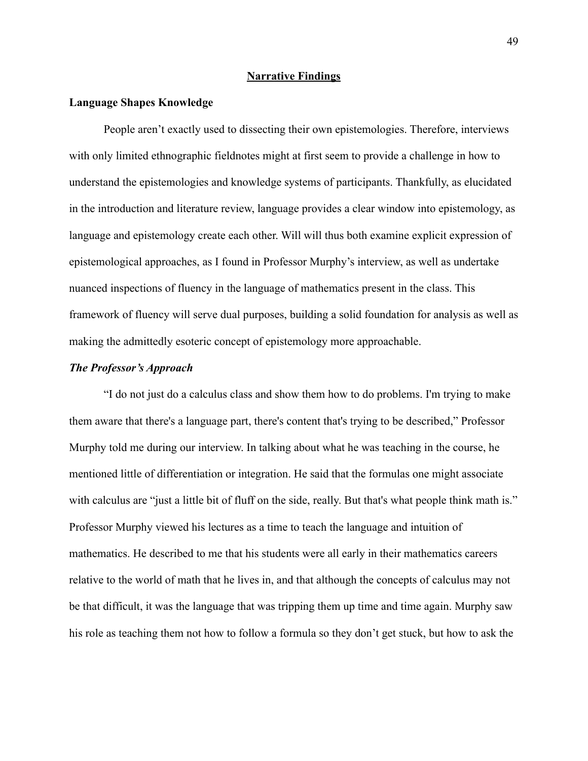## Narrative Findings

### Language Shapes Knowledge

People aren't exactly used to dissecting their own epistemologies. Therefore, interviews with only limited ethnographic fieldnotes might at first seem to provide a challenge in how to understand the epistemologies and knowledge systems of participants. Thankfully, as elucidated in the introduction and literature review, language provides a clear window into epistemology, as language and epistemology create each other. Will will thus both examine explicit expression of epistemological approaches, as I found in Professor Murphy's interview, as well as undertake nuanced inspections of fluency in the language of mathematics present in the class. This framework of fluency will serve dual purposes, building a solid foundation for analysis as well as making the admittedly esoteric concept of epistemology more approachable.

#### *The Professor's Approach*

"I do not just do a calculus class and show them how to do problems. I'm trying to make them aware that there's a language part, there's content that's trying to be described," Professor Murphy told me during our interview. In talking about what he was teaching in the course, he mentioned little of differentiation or integration. He said that the formulas one might associate with calculus are "just a little bit of fluff on the side, really. But that's what people think math is." Professor Murphy viewed his lectures as a time to teach the language and intuition of mathematics. He described to me that his students were all early in their mathematics careers relative to the world of math that he lives in, and that although the concepts of calculus may not be that difficult, it was the language that was tripping them up time and time again. Murphy saw his role as teaching them not how to follow a formula so they don't get stuck, but how to ask the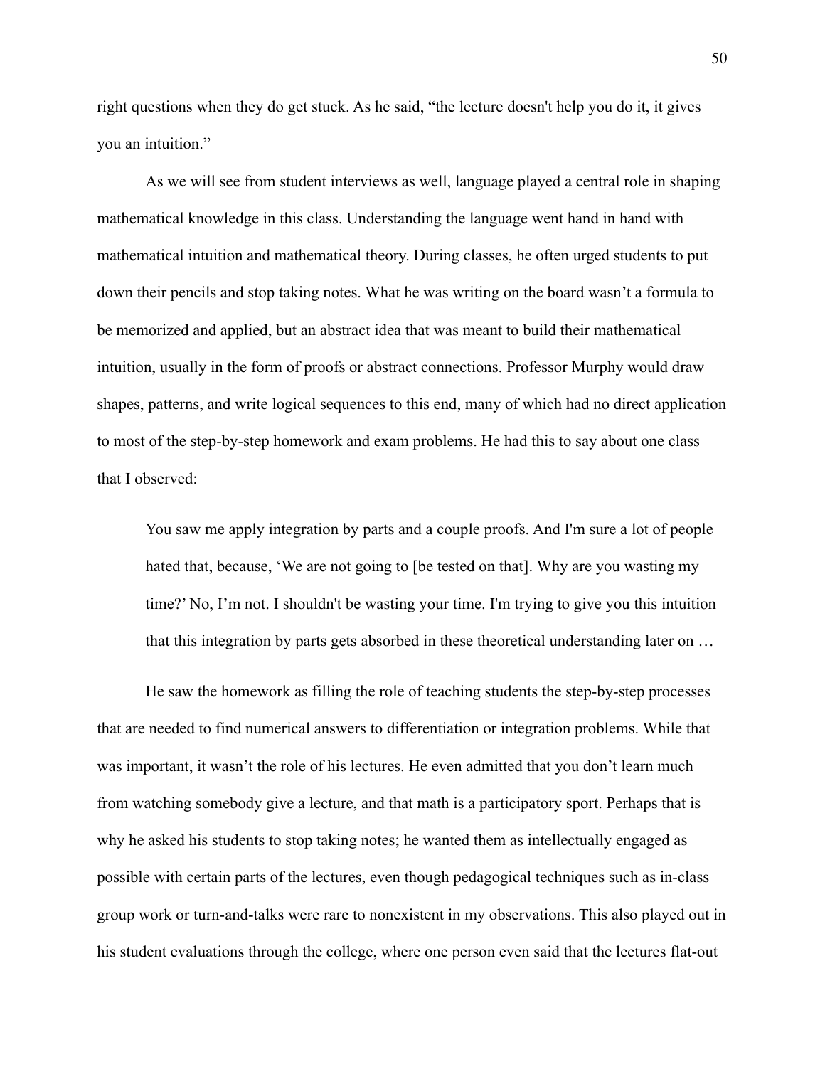right questions when they do get stuck. As he said, "the lecture doesn't help you do it, it gives you an intuition."

As we will see from student interviews as well, language played a central role in shaping mathematical knowledge in this class. Understanding the language went hand in hand with mathematical intuition and mathematical theory. During classes, he often urged students to put down their pencils and stop taking notes. What he was writing on the board wasn't a formula to be memorized and applied, but an abstract idea that was meant to build their mathematical intuition, usually in the form of proofs or abstract connections. Professor Murphy would draw shapes, patterns, and write logical sequences to this end, many of which had no direct application to most of the step-by-step homework and exam problems. He had this to say about one class that I observed:

> You saw me apply integration by parts and a couple proofs. And I'm sure a lot of people hated that, because, 'We are not going to [be tested on that]. Why are you wasting my time?' No, I'm not. I shouldn't be wasting your time. I'm trying to give you this intuition that this integration by parts gets absorbed in these theoretical understanding later on …

He saw the homework as filling the role of teaching students the step-by-step processes that are needed to find numerical answers to differentiation or integration problems. While that was important, it wasn't the role of his lectures. He even admitted that you don't learn much from watching somebody give a lecture, and that math is a participatory sport. Perhaps that is why he asked his students to stop taking notes; he wanted them as intellectually engaged as possible with certain parts of the lectures, even though pedagogical techniques such as in-class group work or turn-and-talks were rare to nonexistent in my observations. This also played out in his student evaluations through the college, where one person even said that the lectures flat-out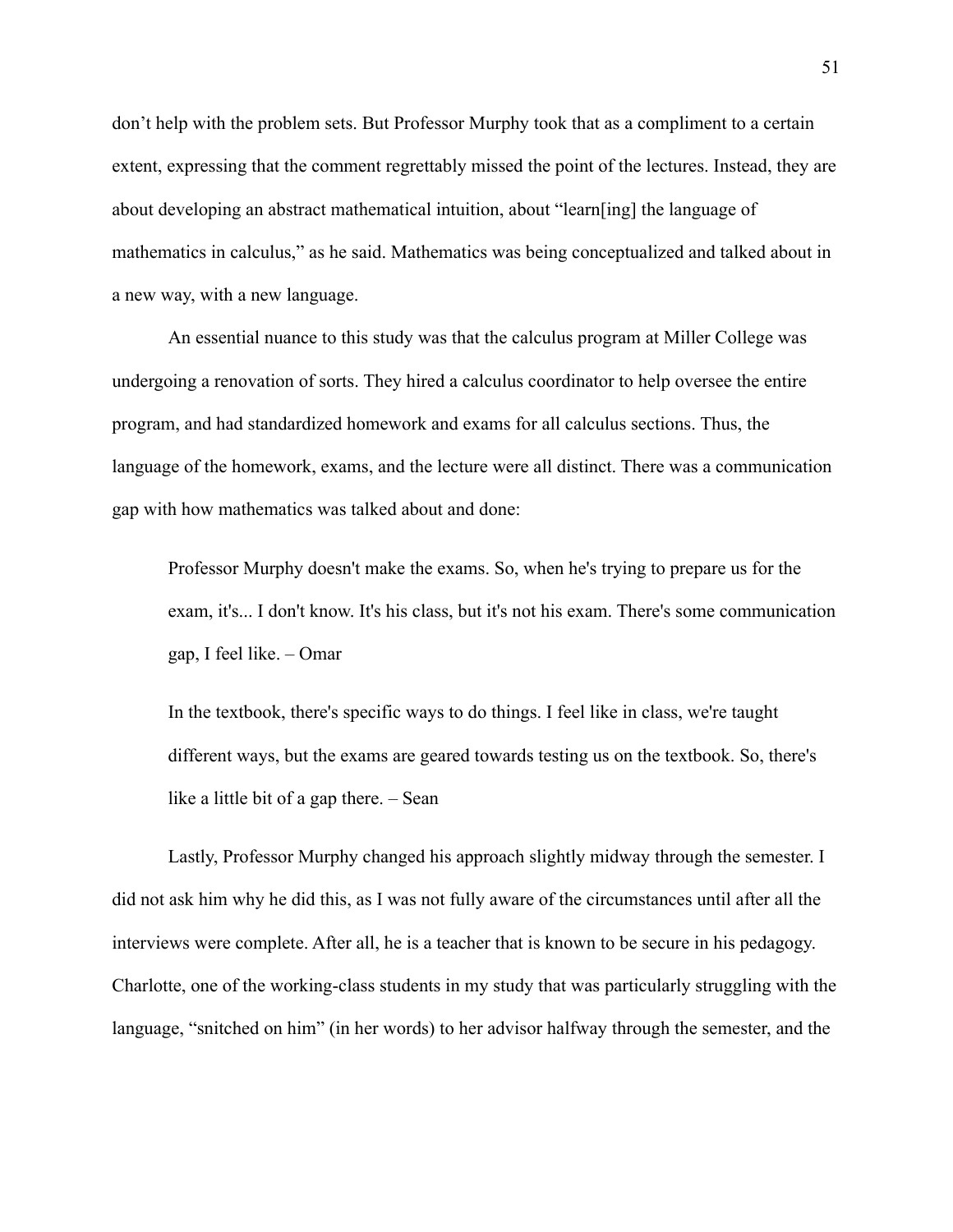don't help with the problem sets. But Professor Murphy took that as a compliment to a certain extent, expressing that the comment regrettably missed the point of the lectures. Instead, they are about developing an abstract mathematical intuition, about "learn[ing] the language of mathematics in calculus," as he said. Mathematics was being conceptualized and talked about in a new way, with a new language.

An essential nuance to this study was that the calculus program at Miller College was undergoing a renovation of sorts. They hired a calculus coordinator to help oversee the entire program, and had standardized homework and exams for all calculus sections. Thus, the language of the homework, exams, and the lecture were all distinct. There was a communication gap with how mathematics was talked about and done:

> Professor Murphy doesn't make the exams. So, when he's trying to prepare us for the exam, it's... I don't know. It's his class, but it's not his exam. There's some communication gap, I feel like. – Omar

> In the textbook, there's specific ways to do things. I feel like in class, we're taught different ways, but the exams are geared towards testing us on the textbook. So, there's like a little bit of a gap there. – Sean

Lastly, Professor Murphy changed his approach slightly midway through the semester. I did not ask him why he did this, as I was not fully aware of the circumstances until after all the interviews were complete. After all, he is a teacher that is known to be secure in his pedagogy. Charlotte, one of the working-class students in my study that was particularly struggling with the language, "snitched on him" (in her words) to her advisor halfway through the semester, and the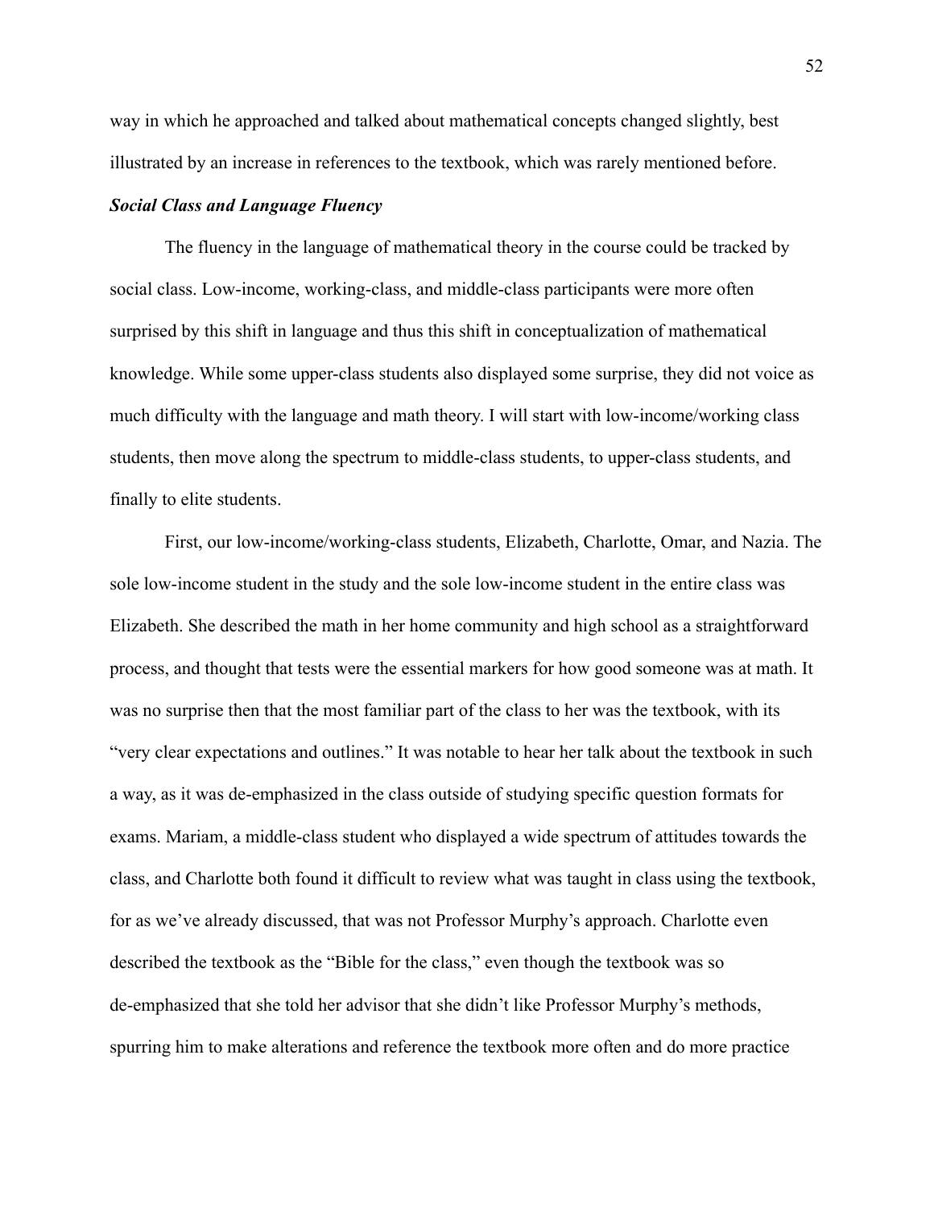way in which he approached and talked about mathematical concepts changed slightly, best illustrated by an increase in references to the textbook, which was rarely mentioned before.

### ***Social Class and Language Fluency***

The fluency in the language of mathematical theory in the course could be tracked by social class. Low-income, working-class, and middle-class participants were more often surprised by this shift in language and thus this shift in conceptualization of mathematical knowledge. While some upper-class students also displayed some surprise, they did not voice as much difficulty with the language and math theory. I will start with low-income/working class students, then move along the spectrum to middle-class students, to upper-class students, and finally to elite students.

First, our low-income/working-class students, Elizabeth, Charlotte, Omar, and Nazia. The sole low-income student in the study and the sole low-income student in the entire class was Elizabeth. She described the math in her home community and high school as a straightforward process, and thought that tests were the essential markers for how good someone was at math. It was no surprise then that the most familiar part of the class to her was the textbook, with its "very clear expectations and outlines." It was notable to hear her talk about the textbook in such a way, as it was de-emphasized in the class outside of studying specific question formats for exams. Mariam, a middle-class student who displayed a wide spectrum of attitudes towards the class, and Charlotte both found it difficult to review what was taught in class using the textbook, for as we've already discussed, that was not Professor Murphy's approach. Charlotte even described the textbook as the "Bible for the class," even though the textbook was so de-emphasized that she told her advisor that she didn't like Professor Murphy's methods, spurring him to make alterations and reference the textbook more often and do more practice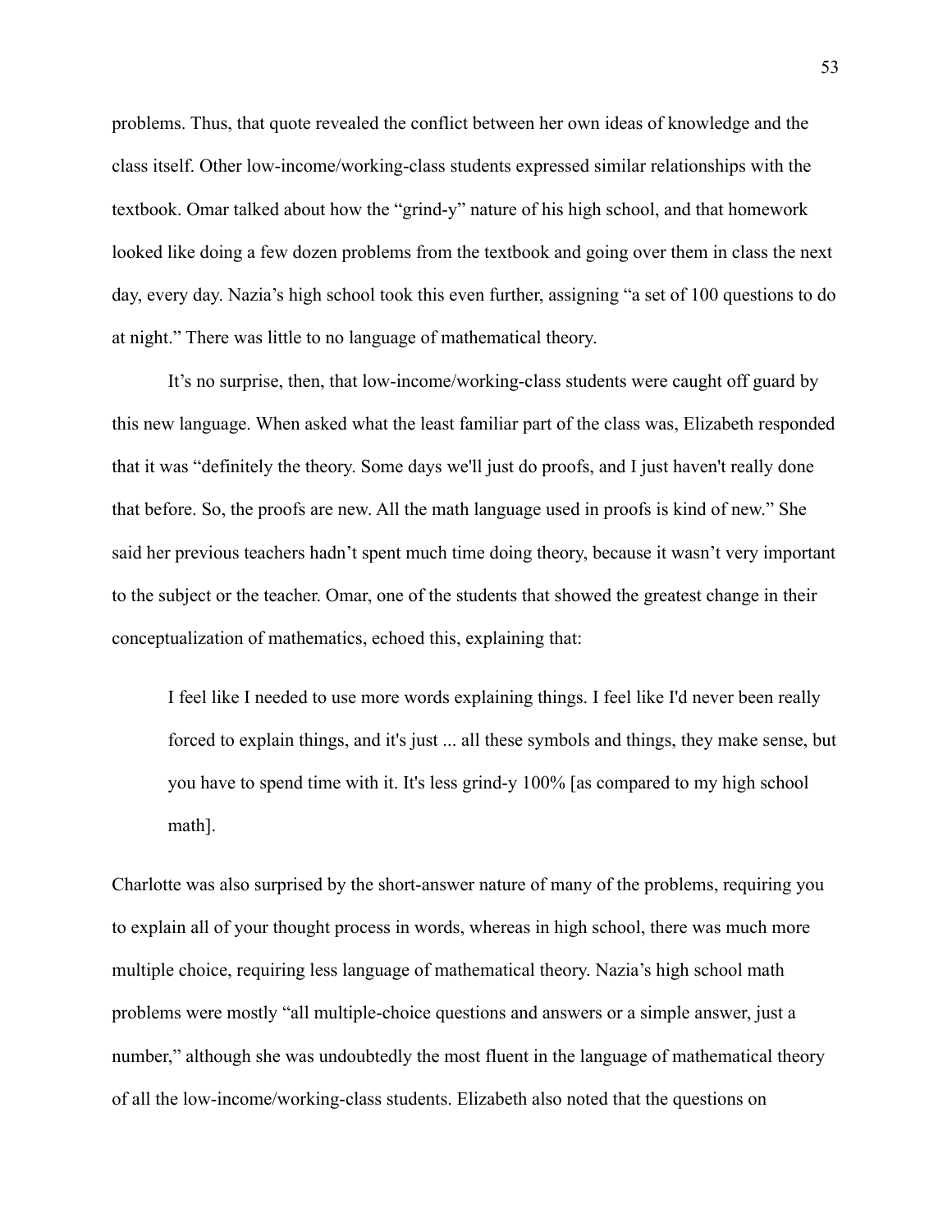problems. Thus, that quote revealed the conflict between her own ideas of knowledge and the class itself. Other low-income/working-class students expressed similar relationships with the textbook. Omar talked about how the "grind-y" nature of his high school, and that homework looked like doing a few dozen problems from the textbook and going over them in class the next day, every day. Nazia's high school took this even further, assigning "a set of 100 questions to do at night." There was little to no language of mathematical theory.

It's no surprise, then, that low-income/working-class students were caught off guard by this new language. When asked what the least familiar part of the class was, Elizabeth responded that it was "definitely the theory. Some days we'll just do proofs, and I just haven't really done that before. So, the proofs are new. All the math language used in proofs is kind of new." She said her previous teachers hadn't spent much time doing theory, because it wasn't very important to the subject or the teacher. Omar, one of the students that showed the greatest change in their conceptualization of mathematics, echoed this, explaining that:

> I feel like I needed to use more words explaining things. I feel like I'd never been really forced to explain things, and it's just ... all these symbols and things, they make sense, but you have to spend time with it. It's less grind-y 100% [as compared to my high school math].

Charlotte was also surprised by the short-answer nature of many of the problems, requiring you to explain all of your thought process in words, whereas in high school, there was much more multiple choice, requiring less language of mathematical theory. Nazia's high school math problems were mostly "all multiple-choice questions and answers or a simple answer, just a number," although she was undoubtedly the most fluent in the language of mathematical theory of all the low-income/working-class students. Elizabeth also noted that the questions on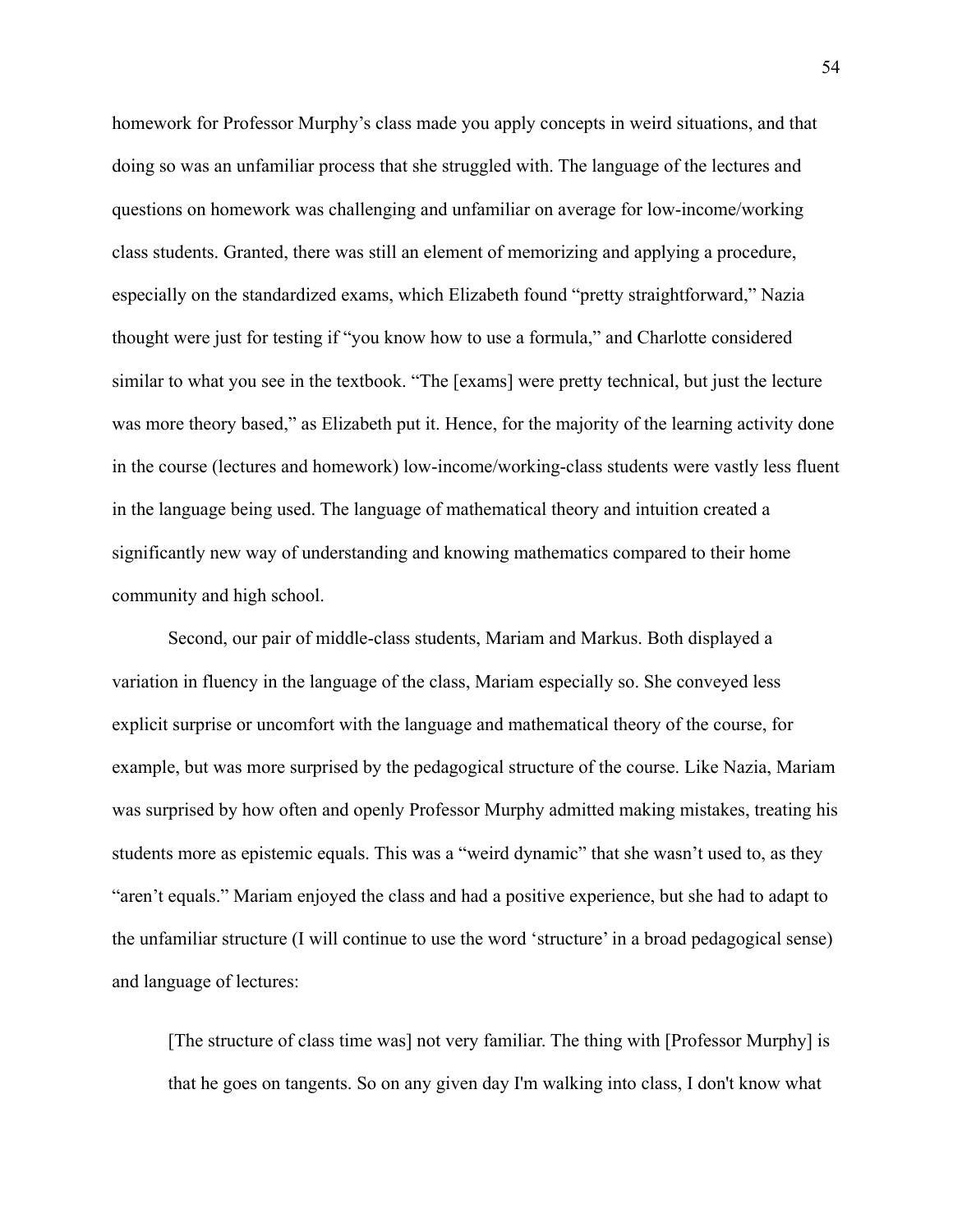homework for Professor Murphy's class made you apply concepts in weird situations, and that doing so was an unfamiliar process that she struggled with. The language of the lectures and questions on homework was challenging and unfamiliar on average for low-income/working class students. Granted, there was still an element of memorizing and applying a procedure, especially on the standardized exams, which Elizabeth found "pretty straightforward," Nazia thought were just for testing if "you know how to use a formula," and Charlotte considered similar to what you see in the textbook. "The [exams] were pretty technical, but just the lecture was more theory based," as Elizabeth put it. Hence, for the majority of the learning activity done in the course (lectures and homework) low-income/working-class students were vastly less fluent in the language being used. The language of mathematical theory and intuition created a significantly new way of understanding and knowing mathematics compared to their home community and high school.

Second, our pair of middle-class students, Mariam and Markus. Both displayed a variation in fluency in the language of the class, Mariam especially so. She conveyed less explicit surprise or uncomfort with the language and mathematical theory of the course, for example, but was more surprised by the pedagogical structure of the course. Like Nazia, Mariam was surprised by how often and openly Professor Murphy admitted making mistakes, treating his students more as epistemic equals. This was a "weird dynamic" that she wasn't used to, as they "aren't equals." Mariam enjoyed the class and had a positive experience, but she had to adapt to the unfamiliar structure (I will continue to use the word 'structure' in a broad pedagogical sense) and language of lectures:

> [The structure of class time was] not very familiar. The thing with [Professor Murphy] is that he goes on tangents. So on any given day I'm walking into class, I don't know what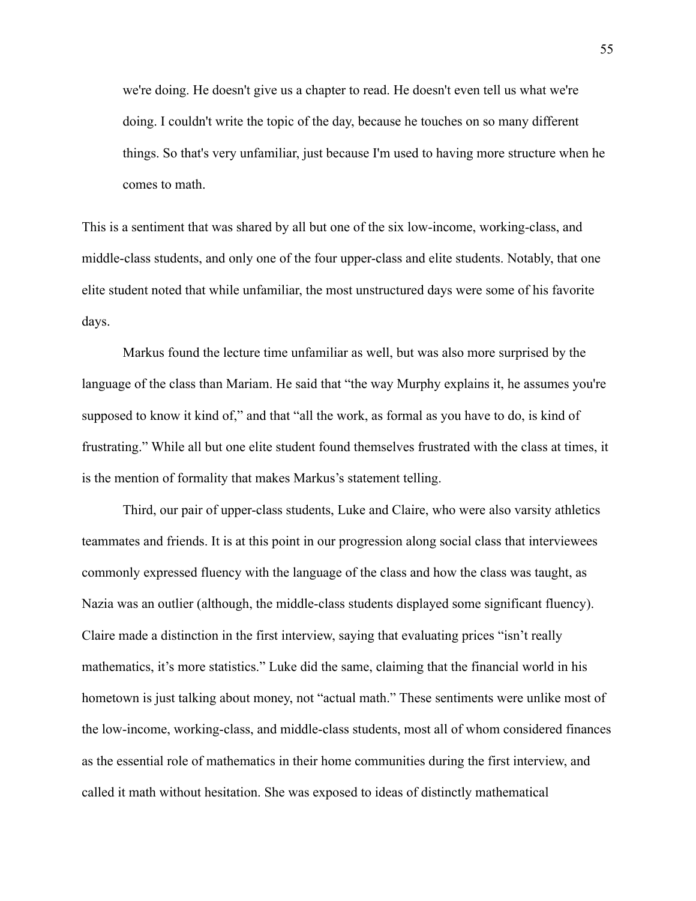> we're doing. He doesn't give us a chapter to read. He doesn't even tell us what we're doing. I couldn't write the topic of the day, because he touches on so many different things. So that's very unfamiliar, just because I'm used to having more structure when he comes to math.

This is a sentiment that was shared by all but one of the six low-income, working-class, and middle-class students, and only one of the four upper-class and elite students. Notably, that one elite student noted that while unfamiliar, the most unstructured days were some of his favorite days.

Markus found the lecture time unfamiliar as well, but was also more surprised by the language of the class than Mariam. He said that "the way Murphy explains it, he assumes you're supposed to know it kind of," and that "all the work, as formal as you have to do, is kind of frustrating." While all but one elite student found themselves frustrated with the class at times, it is the mention of formality that makes Markus's statement telling.

Third, our pair of upper-class students, Luke and Claire, who were also varsity athletics teammates and friends. It is at this point in our progression along social class that interviewees commonly expressed fluency with the language of the class and how the class was taught, as Nazia was an outlier (although, the middle-class students displayed some significant fluency). Claire made a distinction in the first interview, saying that evaluating prices "isn't really mathematics, it's more statistics." Luke did the same, claiming that the financial world in his hometown is just talking about money, not "actual math." These sentiments were unlike most of the low-income, working-class, and middle-class students, most all of whom considered finances as the essential role of mathematics in their home communities during the first interview, and called it math without hesitation. She was exposed to ideas of distinctly mathematical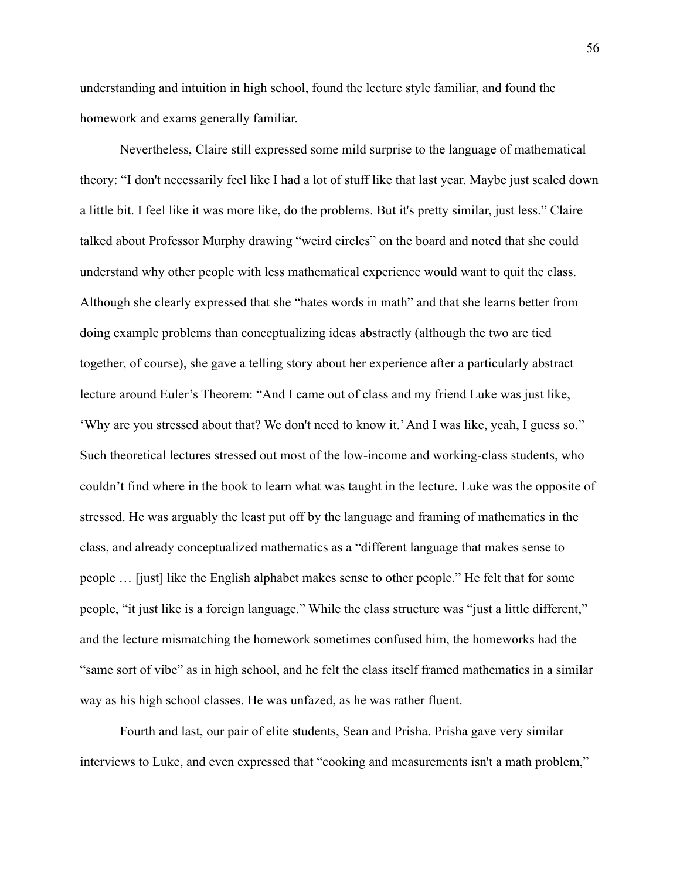understanding and intuition in high school, found the lecture style familiar, and found the homework and exams generally familiar.

Nevertheless, Claire still expressed some mild surprise to the language of mathematical theory: "I don't necessarily feel like I had a lot of stuff like that last year. Maybe just scaled down a little bit. I feel like it was more like, do the problems. But it's pretty similar, just less." Claire talked about Professor Murphy drawing "weird circles" on the board and noted that she could understand why other people with less mathematical experience would want to quit the class. Although she clearly expressed that she "hates words in math" and that she learns better from doing example problems than conceptualizing ideas abstractly (although the two are tied together, of course), she gave a telling story about her experience after a particularly abstract lecture around Euler's Theorem: "And I came out of class and my friend Luke was just like, 'Why are you stressed about that? We don't need to know it.' And I was like, yeah, I guess so." Such theoretical lectures stressed out most of the low-income and working-class students, who couldn't find where in the book to learn what was taught in the lecture. Luke was the opposite of stressed. He was arguably the least put off by the language and framing of mathematics in the class, and already conceptualized mathematics as a "different language that makes sense to people … [just] like the English alphabet makes sense to other people." He felt that for some people, "it just like is a foreign language." While the class structure was "just a little different," and the lecture mismatching the homework sometimes confused him, the homeworks had the "same sort of vibe" as in high school, and he felt the class itself framed mathematics in a similar way as his high school classes. He was unfazed, as he was rather fluent.

Fourth and last, our pair of elite students, Sean and Prisha. Prisha gave very similar interviews to Luke, and even expressed that "cooking and measurements isn't a math problem,"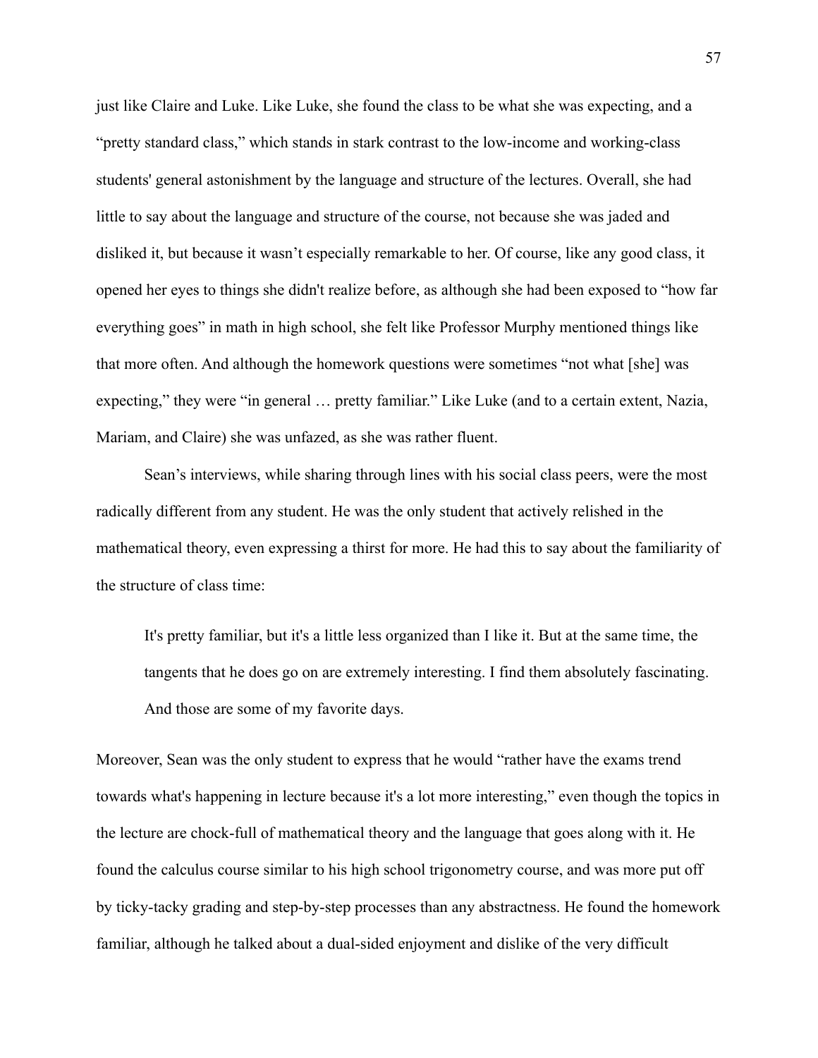just like Claire and Luke. Like Luke, she found the class to be what she was expecting, and a "pretty standard class," which stands in stark contrast to the low-income and working-class students' general astonishment by the language and structure of the lectures. Overall, she had little to say about the language and structure of the course, not because she was jaded and disliked it, but because it wasn't especially remarkable to her. Of course, like any good class, it opened her eyes to things she didn't realize before, as although she had been exposed to "how far everything goes" in math in high school, she felt like Professor Murphy mentioned things like that more often. And although the homework questions were sometimes "not what [she] was expecting," they were "in general … pretty familiar." Like Luke (and to a certain extent, Nazia, Mariam, and Claire) she was unfazed, as she was rather fluent.

Sean's interviews, while sharing through lines with his social class peers, were the most radically different from any student. He was the only student that actively relished in the mathematical theory, even expressing a thirst for more. He had this to say about the familiarity of the structure of class time:

> It's pretty familiar, but it's a little less organized than I like it. But at the same time, the tangents that he does go on are extremely interesting. I find them absolutely fascinating. And those are some of my favorite days.

Moreover, Sean was the only student to express that he would "rather have the exams trend towards what's happening in lecture because it's a lot more interesting," even though the topics in the lecture are chock-full of mathematical theory and the language that goes along with it. He found the calculus course similar to his high school trigonometry course, and was more put off by ticky-tacky grading and step-by-step processes than any abstractness. He found the homework familiar, although he talked about a dual-sided enjoyment and dislike of the very difficult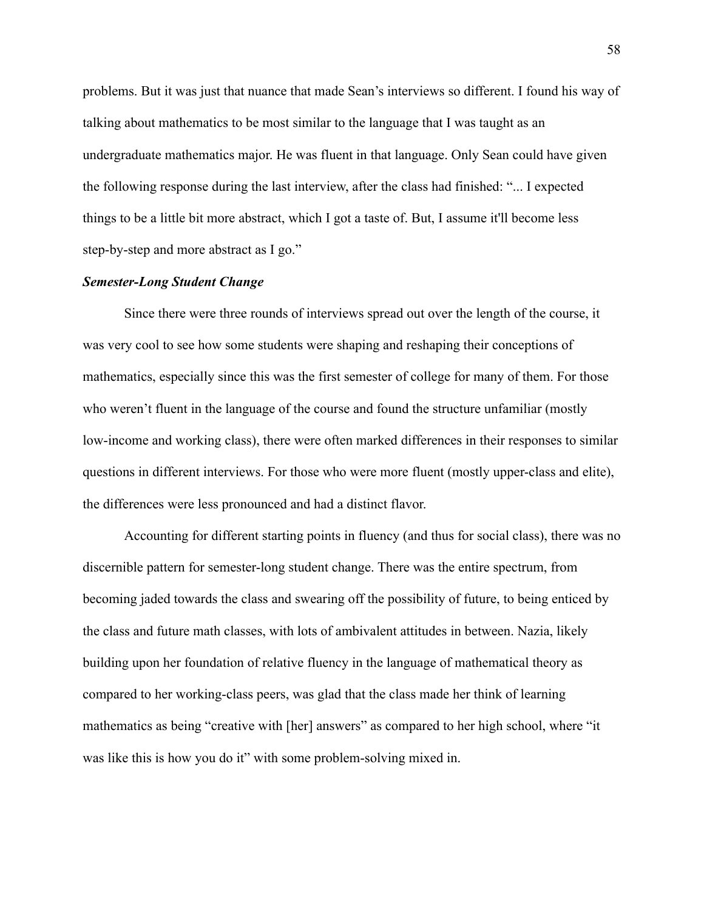problems. But it was just that nuance that made Sean's interviews so different. I found his way of talking about mathematics to be most similar to the language that I was taught as an undergraduate mathematics major. He was fluent in that language. Only Sean could have given the following response during the last interview, after the class had finished: "... I expected things to be a little bit more abstract, which I got a taste of. But, I assume it'll become less step-by-step and more abstract as I go."

### *Semester-Long Student Change*

Since there were three rounds of interviews spread out over the length of the course, it was very cool to see how some students were shaping and reshaping their conceptions of mathematics, especially since this was the first semester of college for many of them. For those who weren't fluent in the language of the course and found the structure unfamiliar (mostly low-income and working class), there were often marked differences in their responses to similar questions in different interviews. For those who were more fluent (mostly upper-class and elite), the differences were less pronounced and had a distinct flavor.

Accounting for different starting points in fluency (and thus for social class), there was no discernible pattern for semester-long student change. There was the entire spectrum, from becoming jaded towards the class and swearing off the possibility of future, to being enticed by the class and future math classes, with lots of ambivalent attitudes in between. Nazia, likely building upon her foundation of relative fluency in the language of mathematical theory as compared to her working-class peers, was glad that the class made her think of learning mathematics as being "creative with [her] answers" as compared to her high school, where "it was like this is how you do it" with some problem-solving mixed in.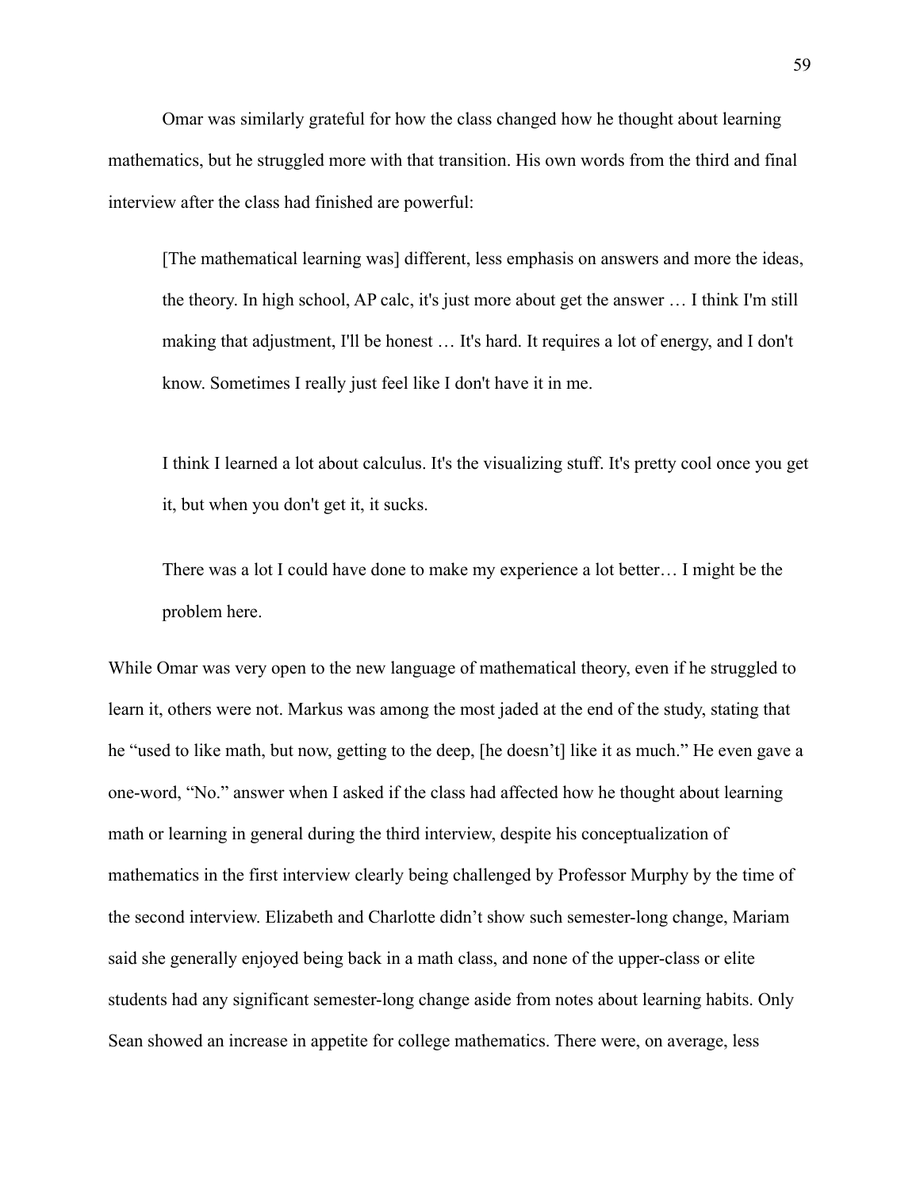Omar was similarly grateful for how the class changed how he thought about learning mathematics, but he struggled more with that transition. His own words from the third and final interview after the class had finished are powerful:

> [The mathematical learning was] different, less emphasis on answers and more the ideas, the theory. In high school, AP calc, it's just more about get the answer … I think I'm still making that adjustment, I'll be honest … It's hard. It requires a lot of energy, and I don't know. Sometimes I really just feel like I don't have it in me.
>
> I think I learned a lot about calculus. It's the visualizing stuff. It's pretty cool once you get it, but when you don't get it, it sucks.
>
> There was a lot I could have done to make my experience a lot better… I might be the problem here.

While Omar was very open to the new language of mathematical theory, even if he struggled to learn it, others were not. Markus was among the most jaded at the end of the study, stating that he "used to like math, but now, getting to the deep, [he doesn't] like it as much." He even gave a one-word, "No." answer when I asked if the class had affected how he thought about learning math or learning in general during the third interview, despite his conceptualization of mathematics in the first interview clearly being challenged by Professor Murphy by the time of the second interview. Elizabeth and Charlotte didn't show such semester-long change, Mariam said she generally enjoyed being back in a math class, and none of the upper-class or elite students had any significant semester-long change aside from notes about learning habits. Only Sean showed an increase in appetite for college mathematics. There were, on average, less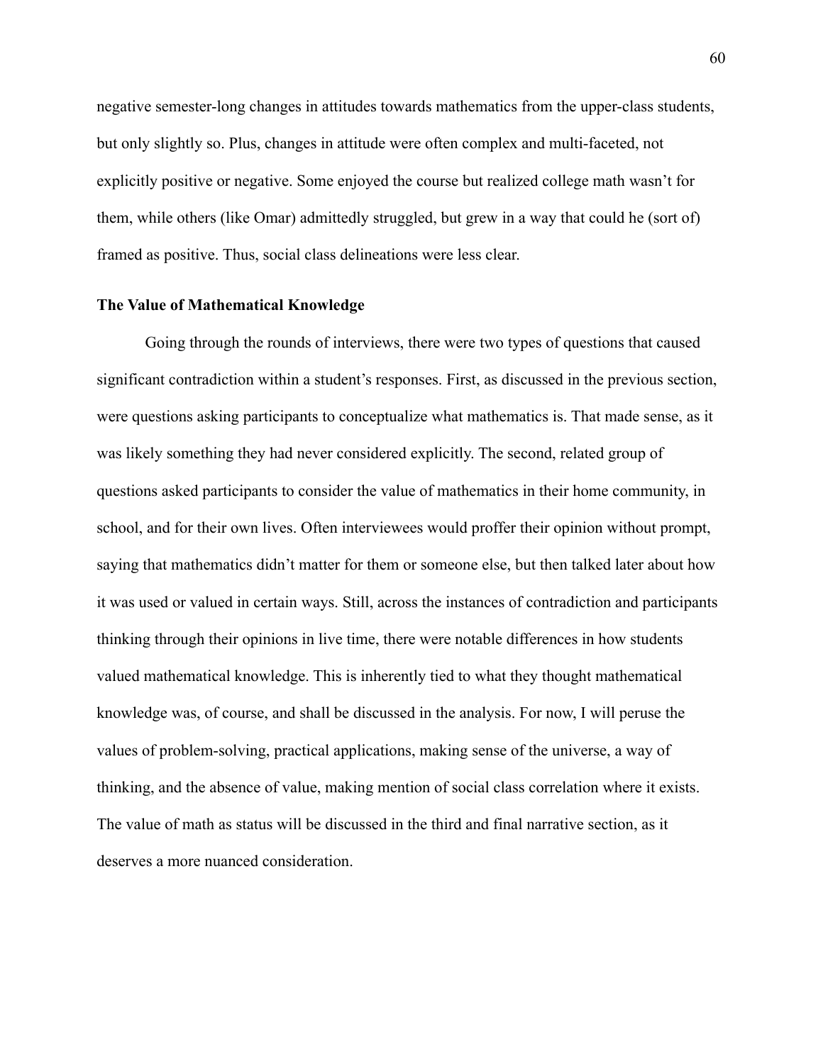negative semester-long changes in attitudes towards mathematics from the upper-class students, but only slightly so. Plus, changes in attitude were often complex and multi-faceted, not explicitly positive or negative. Some enjoyed the course but realized college math wasn't for them, while others (like Omar) admittedly struggled, but grew in a way that could he (sort of) framed as positive. Thus, social class delineations were less clear.

### The Value of Mathematical Knowledge

Going through the rounds of interviews, there were two types of questions that caused significant contradiction within a student's responses. First, as discussed in the previous section, were questions asking participants to conceptualize what mathematics is. That made sense, as it was likely something they had never considered explicitly. The second, related group of questions asked participants to consider the value of mathematics in their home community, in school, and for their own lives. Often interviewees would proffer their opinion without prompt, saying that mathematics didn't matter for them or someone else, but then talked later about how it was used or valued in certain ways. Still, across the instances of contradiction and participants thinking through their opinions in live time, there were notable differences in how students valued mathematical knowledge. This is inherently tied to what they thought mathematical knowledge was, of course, and shall be discussed in the analysis. For now, I will peruse the values of problem-solving, practical applications, making sense of the universe, a way of thinking, and the absence of value, making mention of social class correlation where it exists. The value of math as status will be discussed in the third and final narrative section, as it deserves a more nuanced consideration.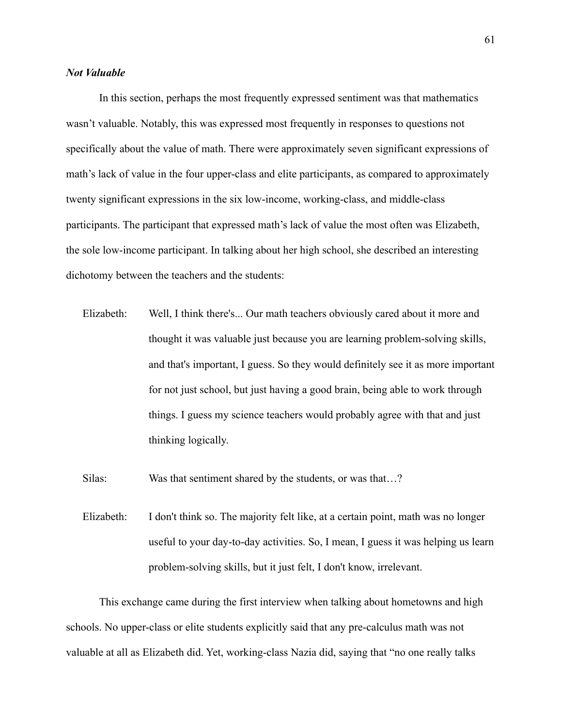***Not Valuable***

In this section, perhaps the most frequently expressed sentiment was that mathematics wasn't valuable. Notably, this was expressed most frequently in responses to questions not specifically about the value of math. There were approximately seven significant expressions of math's lack of value in the four upper-class and elite participants, as compared to approximately twenty significant expressions in the six low-income, working-class, and middle-class participants. The participant that expressed math's lack of value the most often was Elizabeth, the sole low-income participant. In talking about her high school, she described an interesting dichotomy between the teachers and the students:

> Elizabeth: Well, I think there's... Our math teachers obviously cared about it more and thought it was valuable just because you are learning problem-solving skills, and that's important, I guess. So they would definitely see it as more important for not just school, but just having a good brain, being able to work through things. I guess my science teachers would probably agree with that and just thinking logically.
>
> Silas: Was that sentiment shared by the students, or was that…?
>
> Elizabeth: I don't think so. The majority felt like, at a certain point, math was no longer useful to your day-to-day activities. So, I mean, I guess it was helping us learn problem-solving skills, but it just felt, I don't know, irrelevant.

This exchange came during the first interview when talking about hometowns and high schools. No upper-class or elite students explicitly said that any pre-calculus math was not valuable at all as Elizabeth did. Yet, working-class Nazia did, saying that "no one really talks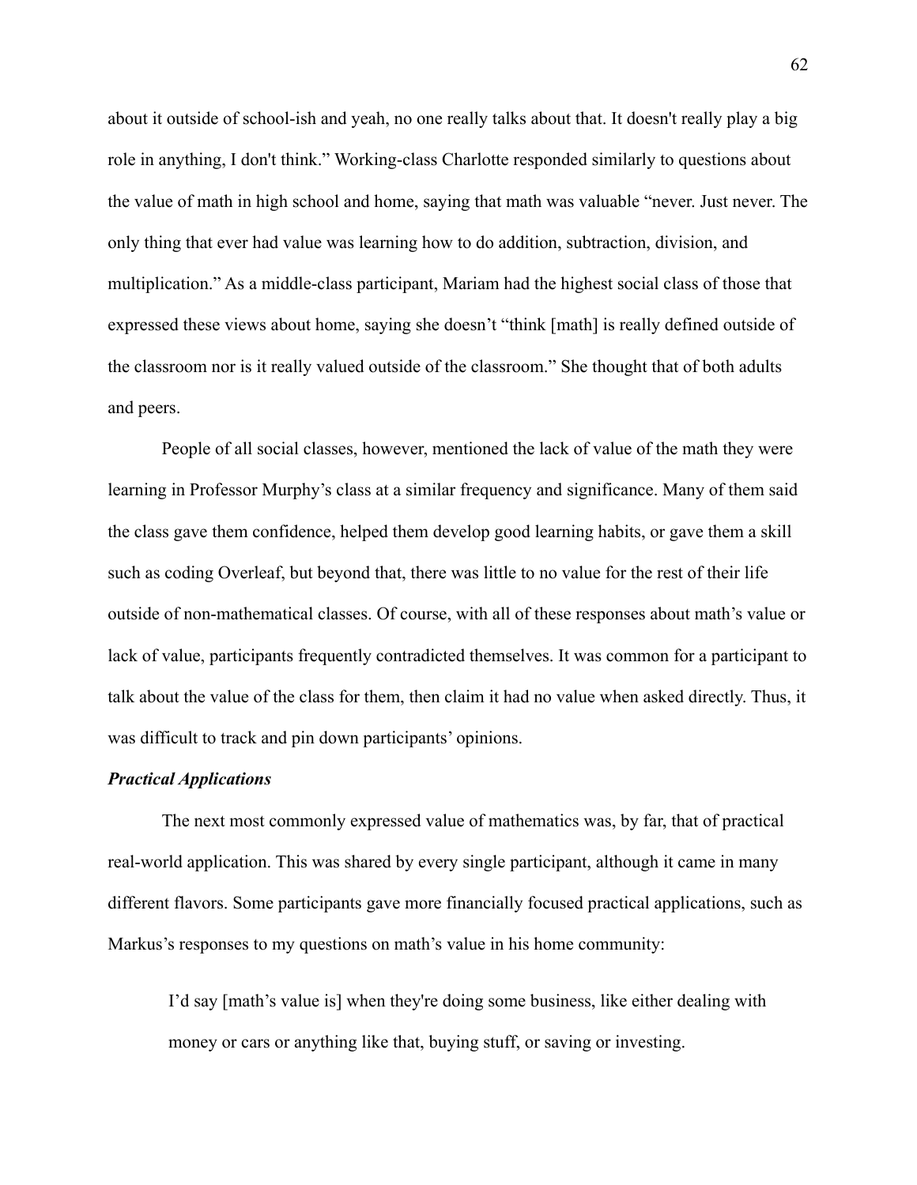about it outside of school-ish and yeah, no one really talks about that. It doesn't really play a big role in anything, I don't think." Working-class Charlotte responded similarly to questions about the value of math in high school and home, saying that math was valuable "never. Just never. The only thing that ever had value was learning how to do addition, subtraction, division, and multiplication." As a middle-class participant, Mariam had the highest social class of those that expressed these views about home, saying she doesn't "think [math] is really defined outside of the classroom nor is it really valued outside of the classroom." She thought that of both adults and peers.

People of all social classes, however, mentioned the lack of value of the math they were learning in Professor Murphy's class at a similar frequency and significance. Many of them said the class gave them confidence, helped them develop good learning habits, or gave them a skill such as coding Overleaf, but beyond that, there was little to no value for the rest of their life outside of non-mathematical classes. Of course, with all of these responses about math's value or lack of value, participants frequently contradicted themselves. It was common for a participant to talk about the value of the class for them, then claim it had no value when asked directly. Thus, it was difficult to track and pin down participants' opinions.

***Practical Applications***

The next most commonly expressed value of mathematics was, by far, that of practical real-world application. This was shared by every single participant, although it came in many different flavors. Some participants gave more financially focused practical applications, such as Markus's responses to my questions on math's value in his home community:

> I'd say [math's value is] when they're doing some business, like either dealing with money or cars or anything like that, buying stuff, or saving or investing.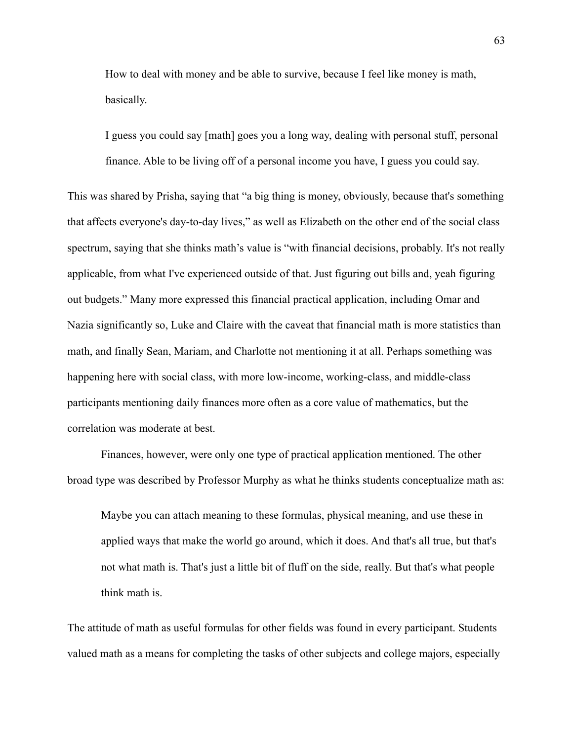> How to deal with money and be able to survive, because I feel like money is math, basically.
>
> I guess you could say [math] goes you a long way, dealing with personal stuff, personal finance. Able to be living off of a personal income you have, I guess you could say.

This was shared by Prisha, saying that "a big thing is money, obviously, because that's something that affects everyone's day-to-day lives," as well as Elizabeth on the other end of the social class spectrum, saying that she thinks math's value is "with financial decisions, probably. It's not really applicable, from what I've experienced outside of that. Just figuring out bills and, yeah figuring out budgets." Many more expressed this financial practical application, including Omar and Nazia significantly so, Luke and Claire with the caveat that financial math is more statistics than math, and finally Sean, Mariam, and Charlotte not mentioning it at all. Perhaps something was happening here with social class, with more low-income, working-class, and middle-class participants mentioning daily finances more often as a core value of mathematics, but the correlation was moderate at best.

Finances, however, were only one type of practical application mentioned. The other broad type was described by Professor Murphy as what he thinks students conceptualize math as:

> Maybe you can attach meaning to these formulas, physical meaning, and use these in applied ways that make the world go around, which it does. And that's all true, but that's not what math is. That's just a little bit of fluff on the side, really. But that's what people think math is.

The attitude of math as useful formulas for other fields was found in every participant. Students valued math as a means for completing the tasks of other subjects and college majors, especially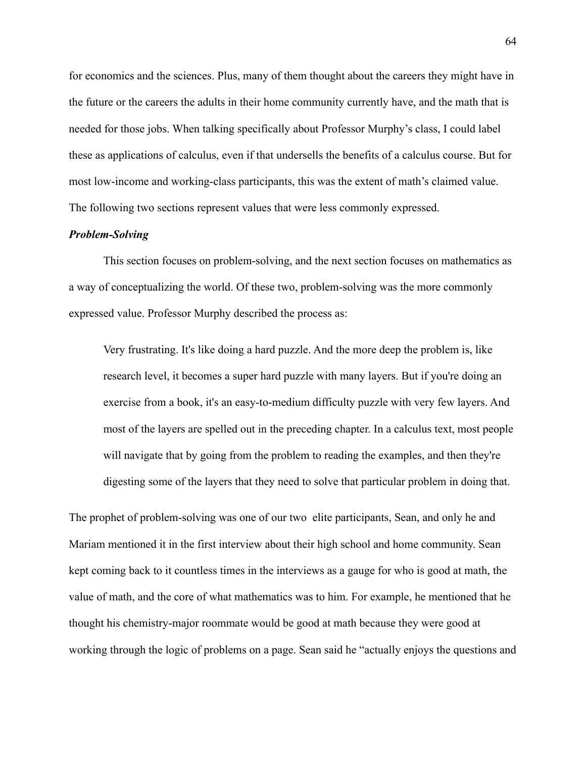for economics and the sciences. Plus, many of them thought about the careers they might have in the future or the careers the adults in their home community currently have, and the math that is needed for those jobs. When talking specifically about Professor Murphy's class, I could label these as applications of calculus, even if that undersells the benefits of a calculus course. But for most low-income and working-class participants, this was the extent of math's claimed value. The following two sections represent values that were less commonly expressed.

***Problem-Solving***

This section focuses on problem-solving, and the next section focuses on mathematics as a way of conceptualizing the world. Of these two, problem-solving was the more commonly expressed value. Professor Murphy described the process as:

> Very frustrating. It's like doing a hard puzzle. And the more deep the problem is, like research level, it becomes a super hard puzzle with many layers. But if you're doing an exercise from a book, it's an easy-to-medium difficulty puzzle with very few layers. And most of the layers are spelled out in the preceding chapter. In a calculus text, most people will navigate that by going from the problem to reading the examples, and then they're digesting some of the layers that they need to solve that particular problem in doing that.

The prophet of problem-solving was one of our two elite participants, Sean, and only he and Mariam mentioned it in the first interview about their high school and home community. Sean kept coming back to it countless times in the interviews as a gauge for who is good at math, the value of math, and the core of what mathematics was to him. For example, he mentioned that he thought his chemistry-major roommate would be good at math because they were good at working through the logic of problems on a page. Sean said he "actually enjoys the questions and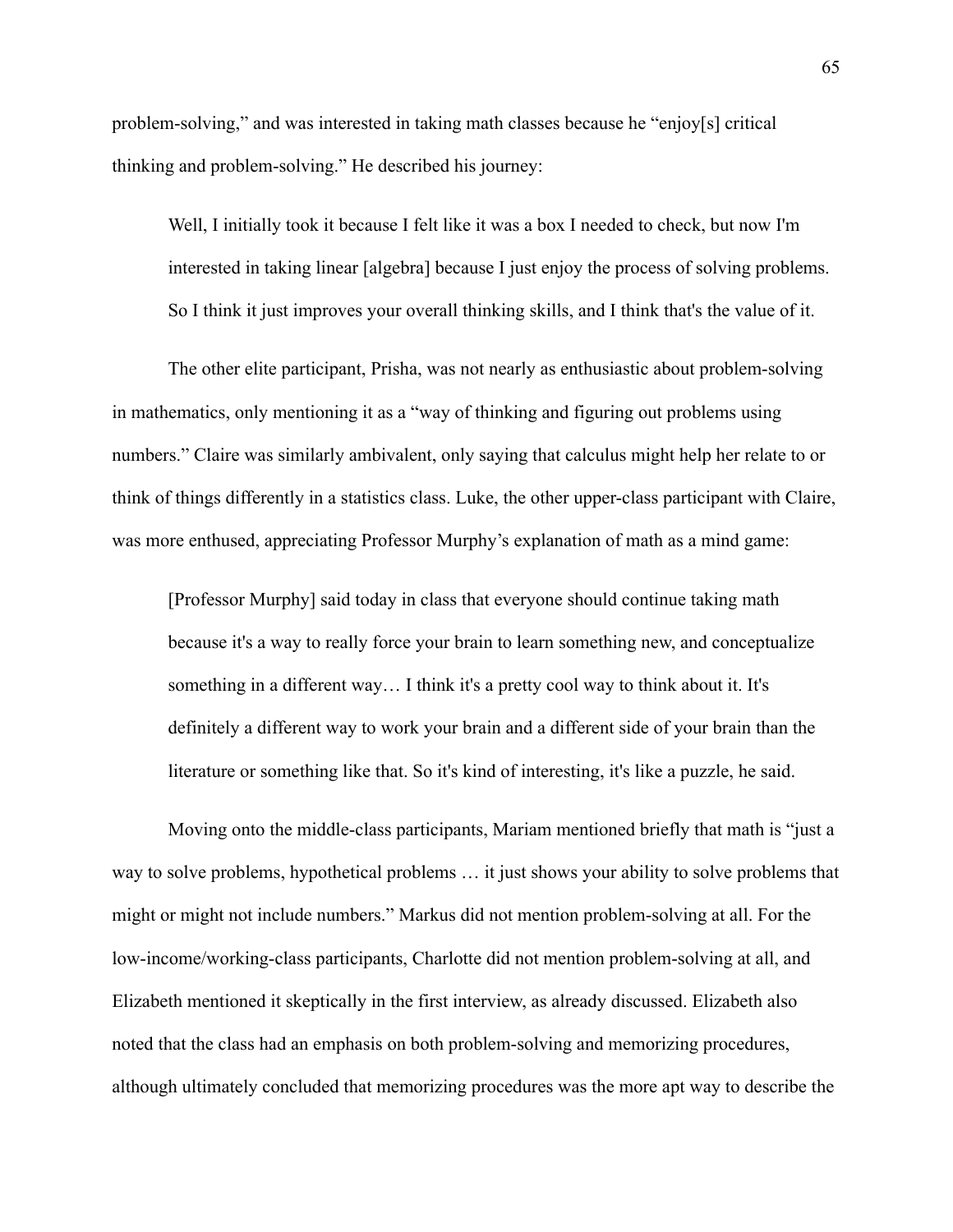problem-solving," and was interested in taking math classes because he "enjoy[s] critical thinking and problem-solving." He described his journey:

> Well, I initially took it because I felt like it was a box I needed to check, but now I'm interested in taking linear [algebra] because I just enjoy the process of solving problems. So I think it just improves your overall thinking skills, and I think that's the value of it.

The other elite participant, Prisha, was not nearly as enthusiastic about problem-solving in mathematics, only mentioning it as a "way of thinking and figuring out problems using numbers." Claire was similarly ambivalent, only saying that calculus might help her relate to or think of things differently in a statistics class. Luke, the other upper-class participant with Claire, was more enthused, appreciating Professor Murphy's explanation of math as a mind game:

> [Professor Murphy] said today in class that everyone should continue taking math because it's a way to really force your brain to learn something new, and conceptualize something in a different way… I think it's a pretty cool way to think about it. It's definitely a different way to work your brain and a different side of your brain than the literature or something like that. So it's kind of interesting, it's like a puzzle, he said.

Moving onto the middle-class participants, Mariam mentioned briefly that math is "just a way to solve problems, hypothetical problems … it just shows your ability to solve problems that might or might not include numbers." Markus did not mention problem-solving at all. For the low-income/working-class participants, Charlotte did not mention problem-solving at all, and Elizabeth mentioned it skeptically in the first interview, as already discussed. Elizabeth also noted that the class had an emphasis on both problem-solving and memorizing procedures, although ultimately concluded that memorizing procedures was the more apt way to describe the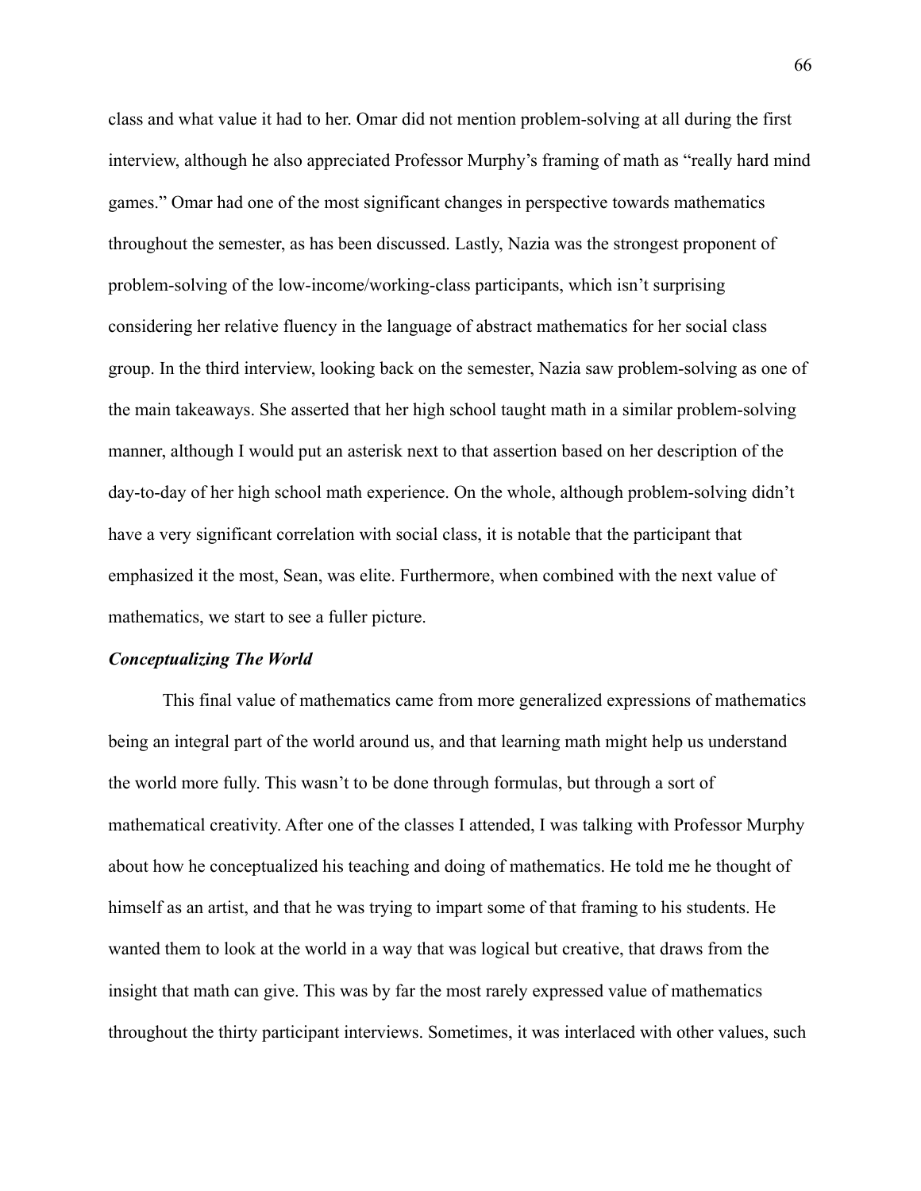class and what value it had to her. Omar did not mention problem-solving at all during the first interview, although he also appreciated Professor Murphy's framing of math as "really hard mind games." Omar had one of the most significant changes in perspective towards mathematics throughout the semester, as has been discussed. Lastly, Nazia was the strongest proponent of problem-solving of the low-income/working-class participants, which isn't surprising considering her relative fluency in the language of abstract mathematics for her social class group. In the third interview, looking back on the semester, Nazia saw problem-solving as one of the main takeaways. She asserted that her high school taught math in a similar problem-solving manner, although I would put an asterisk next to that assertion based on her description of the day-to-day of her high school math experience. On the whole, although problem-solving didn't have a very significant correlation with social class, it is notable that the participant that emphasized it the most, Sean, was elite. Furthermore, when combined with the next value of mathematics, we start to see a fuller picture.

***Conceptualizing The World***

This final value of mathematics came from more generalized expressions of mathematics being an integral part of the world around us, and that learning math might help us understand the world more fully. This wasn't to be done through formulas, but through a sort of mathematical creativity. After one of the classes I attended, I was talking with Professor Murphy about how he conceptualized his teaching and doing of mathematics. He told me he thought of himself as an artist, and that he was trying to impart some of that framing to his students. He wanted them to look at the world in a way that was logical but creative, that draws from the insight that math can give. This was by far the most rarely expressed value of mathematics throughout the thirty participant interviews. Sometimes, it was interlaced with other values, such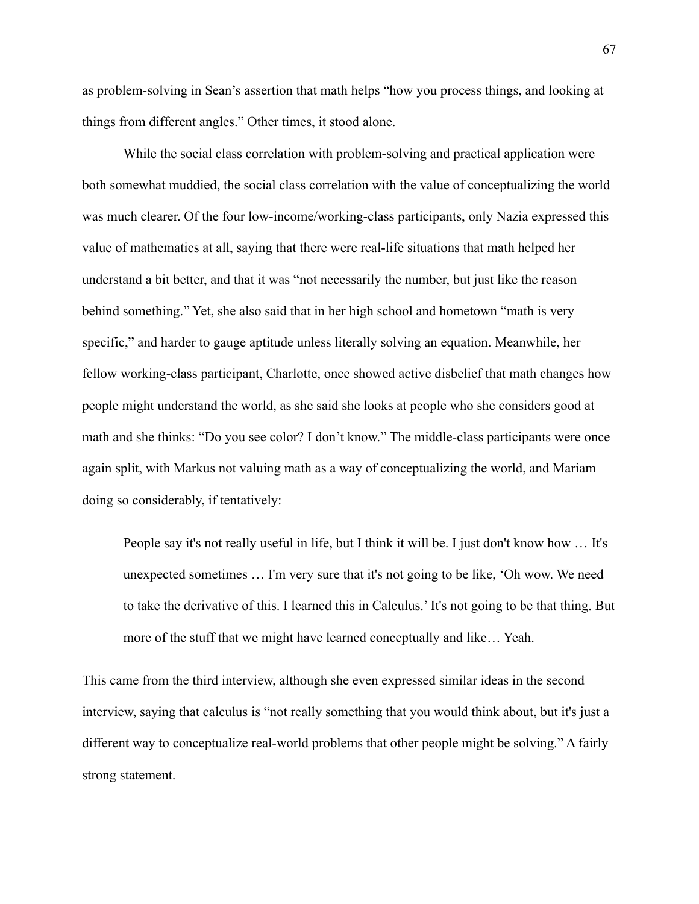as problem-solving in Sean's assertion that math helps "how you process things, and looking at things from different angles." Other times, it stood alone.

While the social class correlation with problem-solving and practical application were both somewhat muddied, the social class correlation with the value of conceptualizing the world was much clearer. Of the four low-income/working-class participants, only Nazia expressed this value of mathematics at all, saying that there were real-life situations that math helped her understand a bit better, and that it was "not necessarily the number, but just like the reason behind something." Yet, she also said that in her high school and hometown "math is very specific," and harder to gauge aptitude unless literally solving an equation. Meanwhile, her fellow working-class participant, Charlotte, once showed active disbelief that math changes how people might understand the world, as she said she looks at people who she considers good at math and she thinks: "Do you see color? I don't know." The middle-class participants were once again split, with Markus not valuing math as a way of conceptualizing the world, and Mariam doing so considerably, if tentatively:

> People say it's not really useful in life, but I think it will be. I just don't know how … It's unexpected sometimes … I'm very sure that it's not going to be like, 'Oh wow. We need to take the derivative of this. I learned this in Calculus.' It's not going to be that thing. But more of the stuff that we might have learned conceptually and like… Yeah.

This came from the third interview, although she even expressed similar ideas in the second interview, saying that calculus is "not really something that you would think about, but it's just a different way to conceptualize real-world problems that other people might be solving." A fairly strong statement.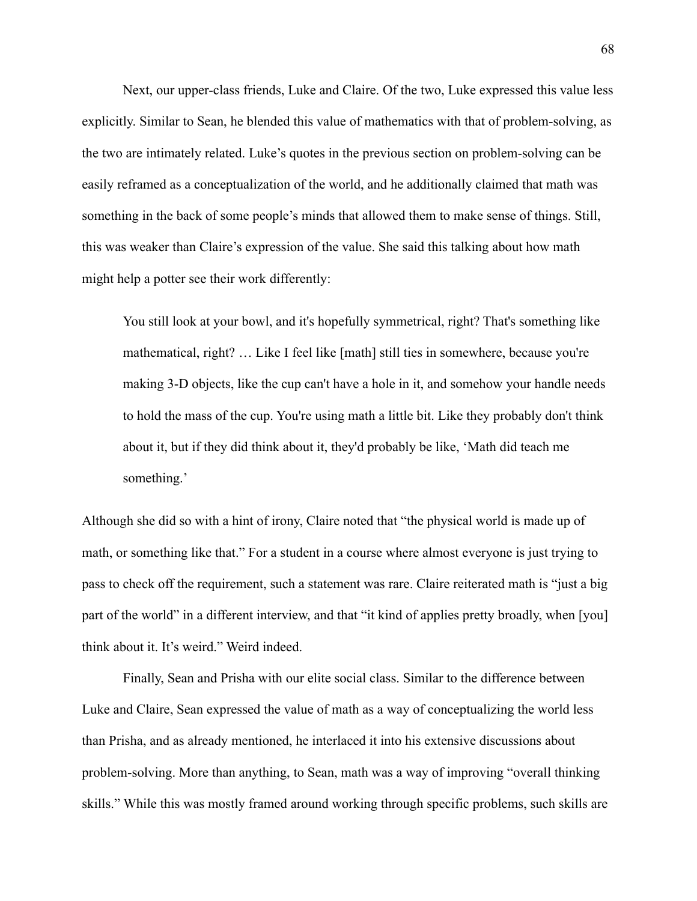Next, our upper-class friends, Luke and Claire. Of the two, Luke expressed this value less explicitly. Similar to Sean, he blended this value of mathematics with that of problem-solving, as the two are intimately related. Luke's quotes in the previous section on problem-solving can be easily reframed as a conceptualization of the world, and he additionally claimed that math was something in the back of some people's minds that allowed them to make sense of things. Still, this was weaker than Claire's expression of the value. She said this talking about how math might help a potter see their work differently:

> You still look at your bowl, and it's hopefully symmetrical, right? That's something like mathematical, right? … Like I feel like [math] still ties in somewhere, because you're making 3-D objects, like the cup can't have a hole in it, and somehow your handle needs to hold the mass of the cup. You're using math a little bit. Like they probably don't think about it, but if they did think about it, they'd probably be like, 'Math did teach me something.'

Although she did so with a hint of irony, Claire noted that "the physical world is made up of math, or something like that." For a student in a course where almost everyone is just trying to pass to check off the requirement, such a statement was rare. Claire reiterated math is "just a big part of the world" in a different interview, and that "it kind of applies pretty broadly, when [you] think about it. It's weird." Weird indeed.

Finally, Sean and Prisha with our elite social class. Similar to the difference between Luke and Claire, Sean expressed the value of math as a way of conceptualizing the world less than Prisha, and as already mentioned, he interlaced it into his extensive discussions about problem-solving. More than anything, to Sean, math was a way of improving "overall thinking skills." While this was mostly framed around working through specific problems, such skills are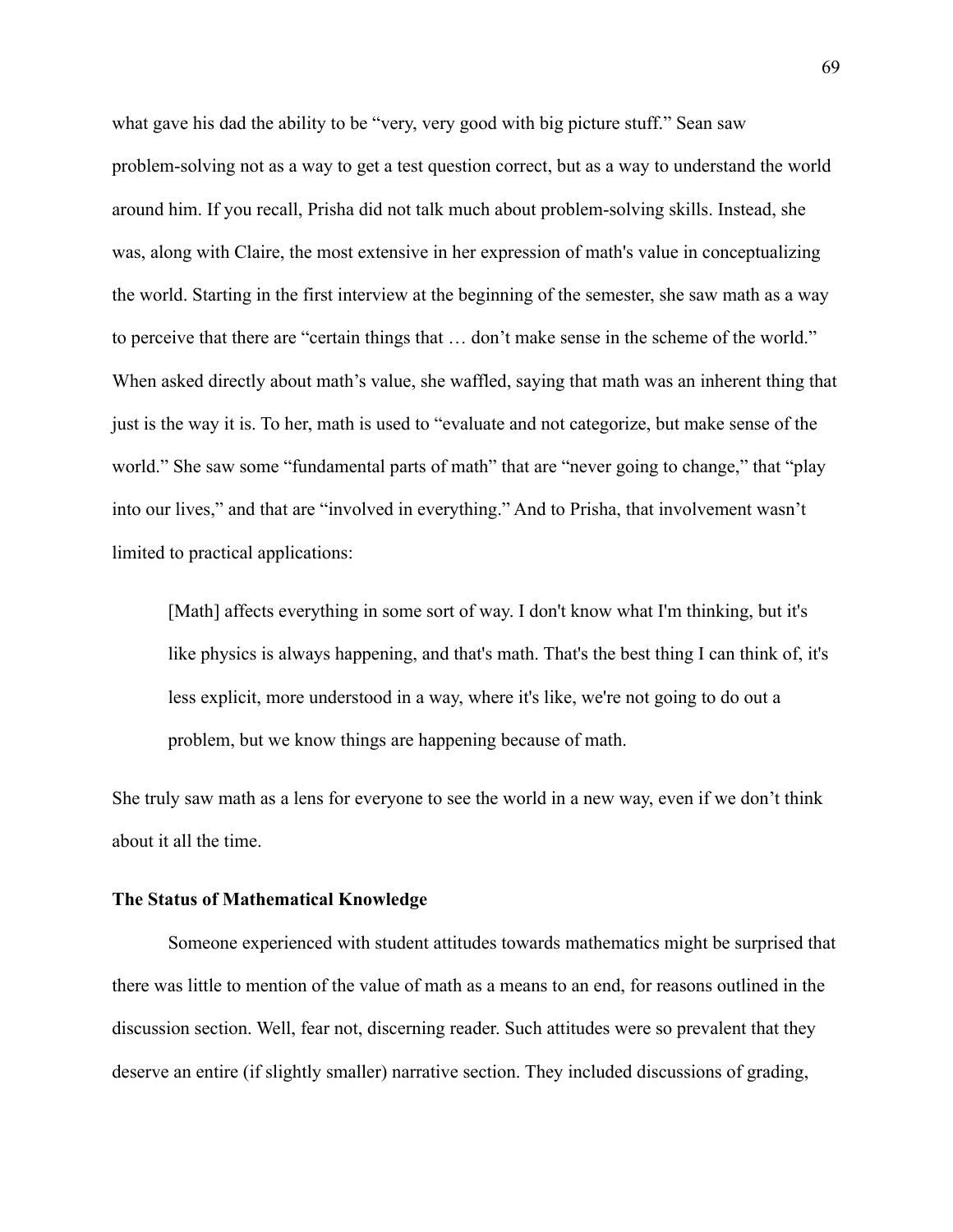what gave his dad the ability to be "very, very good with big picture stuff." Sean saw problem-solving not as a way to get a test question correct, but as a way to understand the world around him. If you recall, Prisha did not talk much about problem-solving skills. Instead, she was, along with Claire, the most extensive in her expression of math's value in conceptualizing the world. Starting in the first interview at the beginning of the semester, she saw math as a way to perceive that there are "certain things that … don't make sense in the scheme of the world." When asked directly about math's value, she waffled, saying that math was an inherent thing that just is the way it is. To her, math is used to "evaluate and not categorize, but make sense of the world." She saw some "fundamental parts of math" that are "never going to change," that "play into our lives," and that are "involved in everything." And to Prisha, that involvement wasn't limited to practical applications:

> [Math] affects everything in some sort of way. I don't know what I'm thinking, but it's like physics is always happening, and that's math. That's the best thing I can think of, it's less explicit, more understood in a way, where it's like, we're not going to do out a problem, but we know things are happening because of math.

She truly saw math as a lens for everyone to see the world in a new way, even if we don't think about it all the time.

### The Status of Mathematical Knowledge

Someone experienced with student attitudes towards mathematics might be surprised that there was little to mention of the value of math as a means to an end, for reasons outlined in the discussion section. Well, fear not, discerning reader. Such attitudes were so prevalent that they deserve an entire (if slightly smaller) narrative section. They included discussions of grading,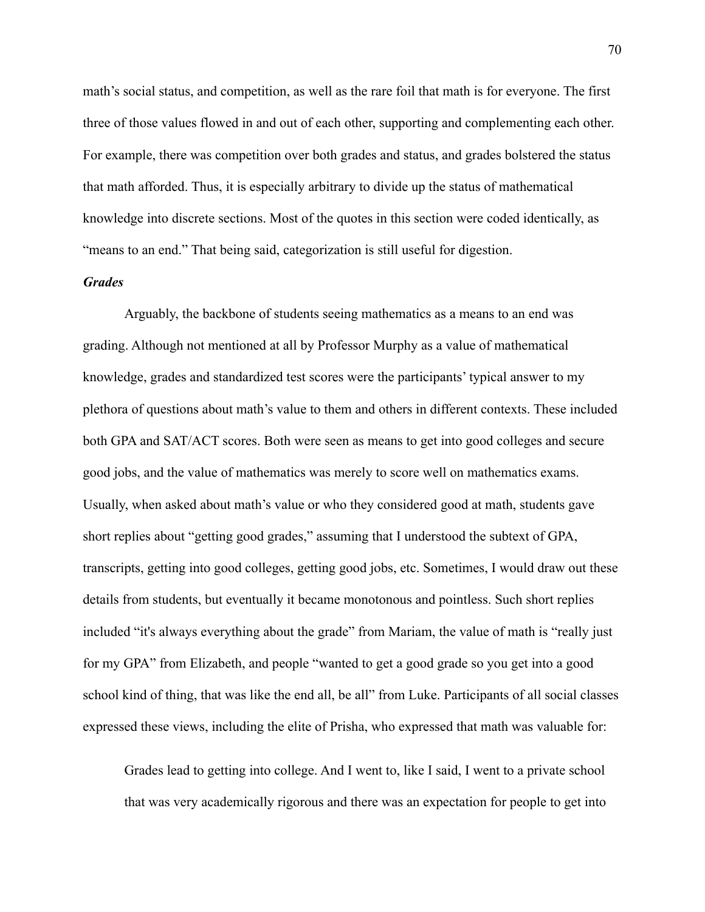math's social status, and competition, as well as the rare foil that math is for everyone. The first three of those values flowed in and out of each other, supporting and complementing each other. For example, there was competition over both grades and status, and grades bolstered the status that math afforded. Thus, it is especially arbitrary to divide up the status of mathematical knowledge into discrete sections. Most of the quotes in this section were coded identically, as "means to an end." That being said, categorization is still useful for digestion.

***Grades***

Arguably, the backbone of students seeing mathematics as a means to an end was grading. Although not mentioned at all by Professor Murphy as a value of mathematical knowledge, grades and standardized test scores were the participants' typical answer to my plethora of questions about math's value to them and others in different contexts. These included both GPA and SAT/ACT scores. Both were seen as means to get into good colleges and secure good jobs, and the value of mathematics was merely to score well on mathematics exams. Usually, when asked about math's value or who they considered good at math, students gave short replies about "getting good grades," assuming that I understood the subtext of GPA, transcripts, getting into good colleges, getting good jobs, etc. Sometimes, I would draw out these details from students, but eventually it became monotonous and pointless. Such short replies included "it's always everything about the grade" from Mariam, the value of math is "really just for my GPA" from Elizabeth, and people "wanted to get a good grade so you get into a good school kind of thing, that was like the end all, be all" from Luke. Participants of all social classes expressed these views, including the elite of Prisha, who expressed that math was valuable for:

> Grades lead to getting into college. And I went to, like I said, I went to a private school that was very academically rigorous and there was an expectation for people to get into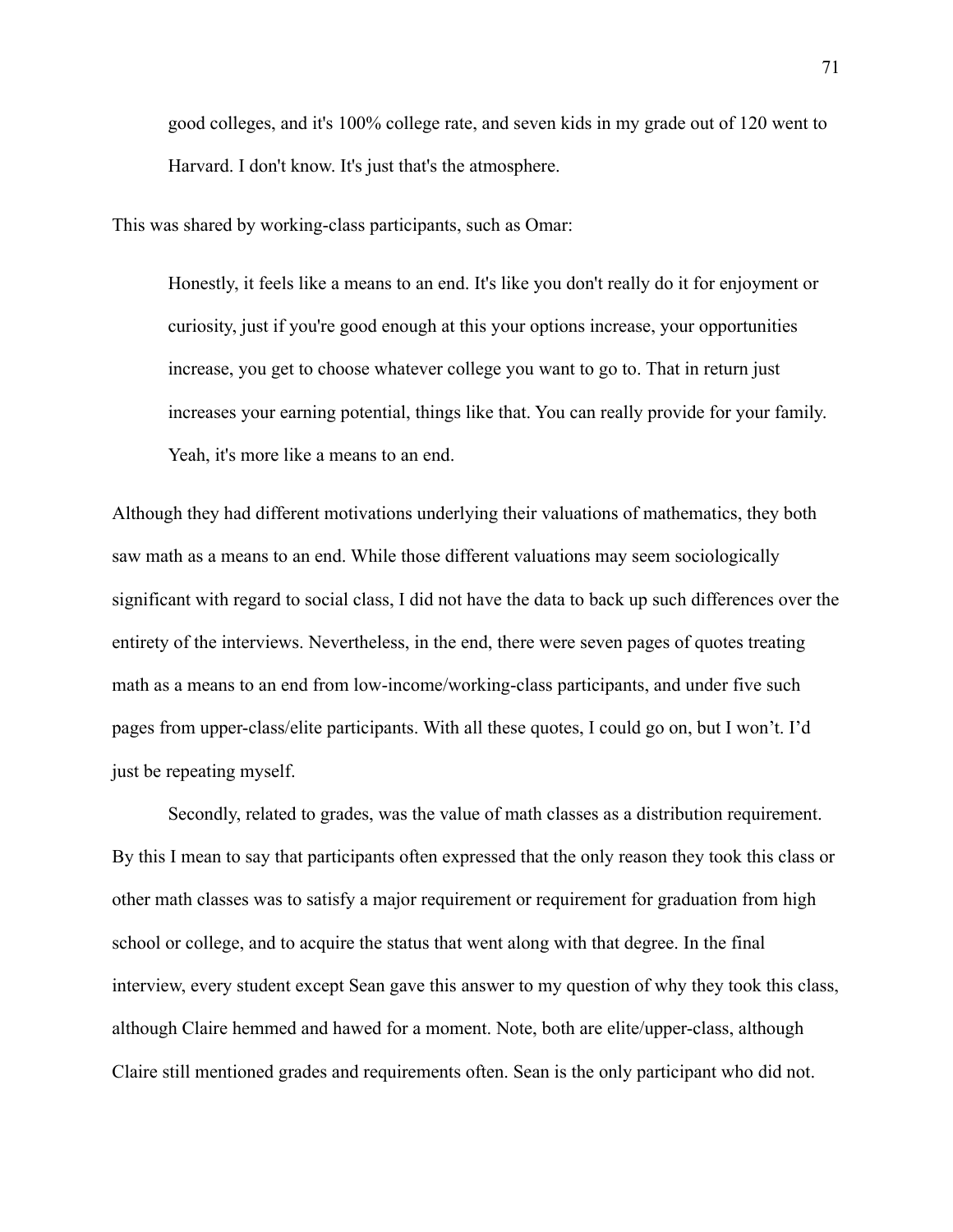> good colleges, and it's 100% college rate, and seven kids in my grade out of 120 went to Harvard. I don't know. It's just that's the atmosphere.

This was shared by working-class participants, such as Omar:

> Honestly, it feels like a means to an end. It's like you don't really do it for enjoyment or curiosity, just if you're good enough at this your options increase, your opportunities increase, you get to choose whatever college you want to go to. That in return just increases your earning potential, things like that. You can really provide for your family. Yeah, it's more like a means to an end.

Although they had different motivations underlying their valuations of mathematics, they both saw math as a means to an end. While those different valuations may seem sociologically significant with regard to social class, I did not have the data to back up such differences over the entirety of the interviews. Nevertheless, in the end, there were seven pages of quotes treating math as a means to an end from low-income/working-class participants, and under five such pages from upper-class/elite participants. With all these quotes, I could go on, but I won't. I'd just be repeating myself.

Secondly, related to grades, was the value of math classes as a distribution requirement. By this I mean to say that participants often expressed that the only reason they took this class or other math classes was to satisfy a major requirement or requirement for graduation from high school or college, and to acquire the status that went along with that degree. In the final interview, every student except Sean gave this answer to my question of why they took this class, although Claire hemmed and hawed for a moment. Note, both are elite/upper-class, although Claire still mentioned grades and requirements often. Sean is the only participant who did not.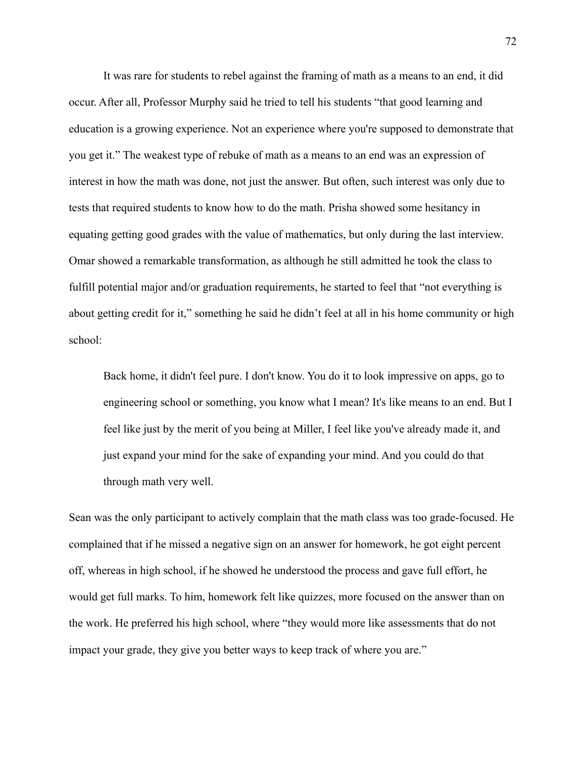It was rare for students to rebel against the framing of math as a means to an end, it did occur. After all, Professor Murphy said he tried to tell his students "that good learning and education is a growing experience. Not an experience where you're supposed to demonstrate that you get it." The weakest type of rebuke of math as a means to an end was an expression of interest in how the math was done, not just the answer. But often, such interest was only due to tests that required students to know how to do the math. Prisha showed some hesitancy in equating getting good grades with the value of mathematics, but only during the last interview. Omar showed a remarkable transformation, as although he still admitted he took the class to fulfill potential major and/or graduation requirements, he started to feel that "not everything is about getting credit for it," something he said he didn't feel at all in his home community or high school:

> Back home, it didn't feel pure. I don't know. You do it to look impressive on apps, go to engineering school or something, you know what I mean? It's like means to an end. But I feel like just by the merit of you being at Miller, I feel like you've already made it, and just expand your mind for the sake of expanding your mind. And you could do that through math very well.

Sean was the only participant to actively complain that the math class was too grade-focused. He complained that if he missed a negative sign on an answer for homework, he got eight percent off, whereas in high school, if he showed he understood the process and gave full effort, he would get full marks. To him, homework felt like quizzes, more focused on the answer than on the work. He preferred his high school, where "they would more like assessments that do not impact your grade, they give you better ways to keep track of where you are."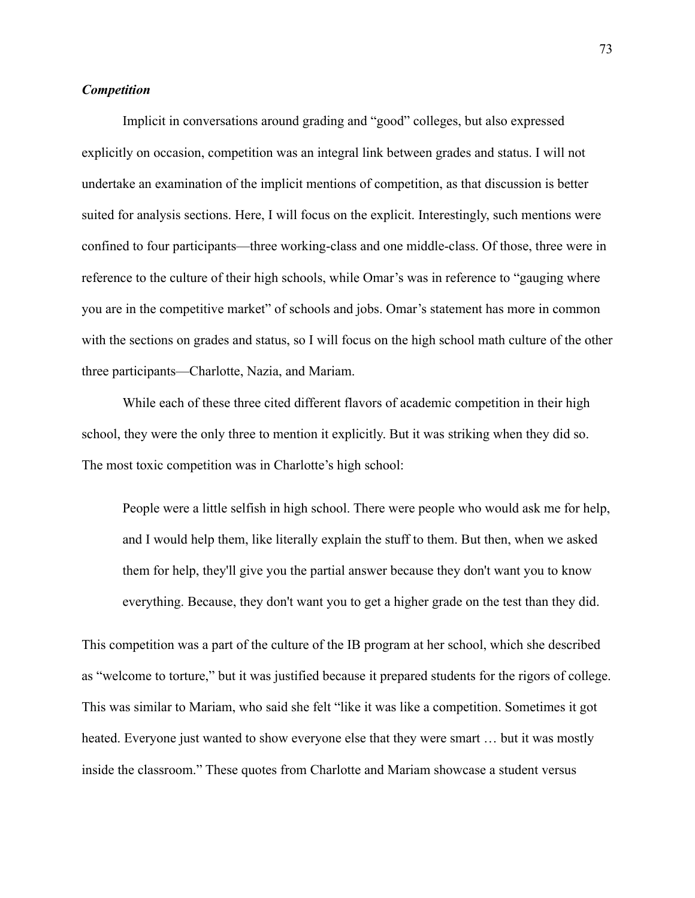### *Competition*

Implicit in conversations around grading and "good" colleges, but also expressed explicitly on occasion, competition was an integral link between grades and status. I will not undertake an examination of the implicit mentions of competition, as that discussion is better suited for analysis sections. Here, I will focus on the explicit. Interestingly, such mentions were confined to four participants—three working-class and one middle-class. Of those, three were in reference to the culture of their high schools, while Omar's was in reference to "gauging where you are in the competitive market" of schools and jobs. Omar's statement has more in common with the sections on grades and status, so I will focus on the high school math culture of the other three participants—Charlotte, Nazia, and Mariam.

While each of these three cited different flavors of academic competition in their high school, they were the only three to mention it explicitly. But it was striking when they did so. The most toxic competition was in Charlotte's high school:

> People were a little selfish in high school. There were people who would ask me for help, and I would help them, like literally explain the stuff to them. But then, when we asked them for help, they'll give you the partial answer because they don't want you to know everything. Because, they don't want you to get a higher grade on the test than they did.

This competition was a part of the culture of the IB program at her school, which she described as "welcome to torture," but it was justified because it prepared students for the rigors of college. This was similar to Mariam, who said she felt "like it was like a competition. Sometimes it got heated. Everyone just wanted to show everyone else that they were smart … but it was mostly inside the classroom." These quotes from Charlotte and Mariam showcase a student versus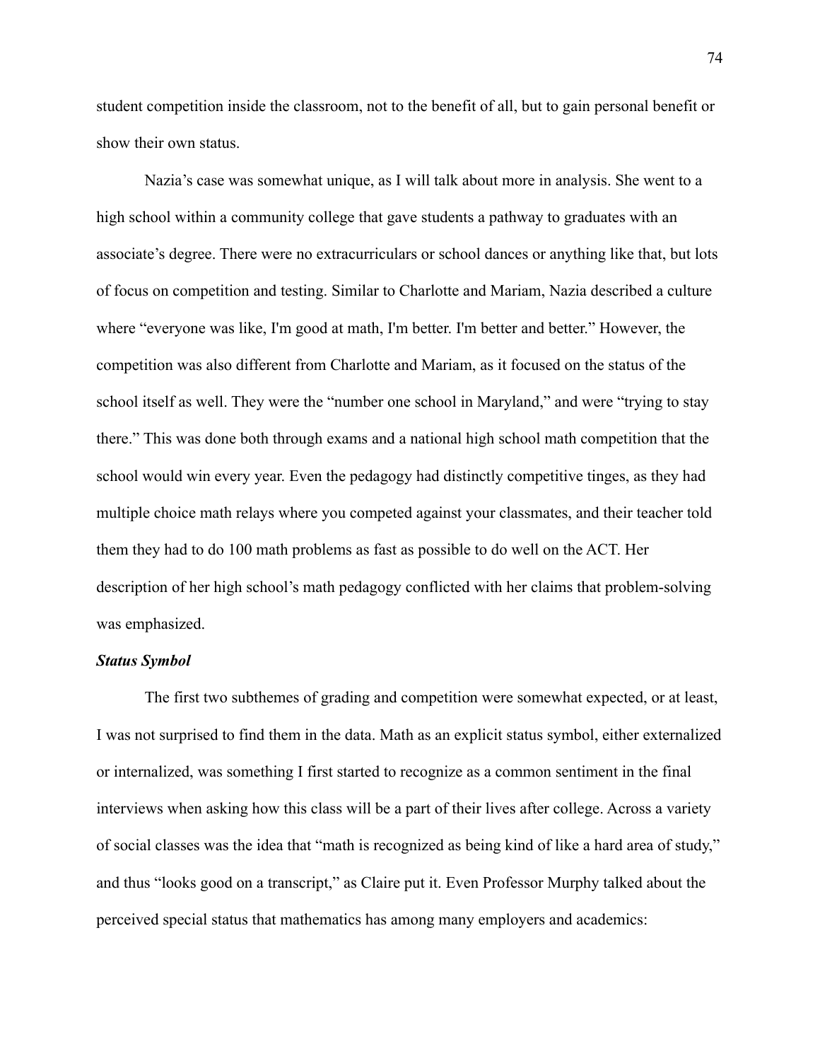student competition inside the classroom, not to the benefit of all, but to gain personal benefit or show their own status.

Nazia's case was somewhat unique, as I will talk about more in analysis. She went to a high school within a community college that gave students a pathway to graduates with an associate's degree. There were no extracurriculars or school dances or anything like that, but lots of focus on competition and testing. Similar to Charlotte and Mariam, Nazia described a culture where "everyone was like, I'm good at math, I'm better. I'm better and better." However, the competition was also different from Charlotte and Mariam, as it focused on the status of the school itself as well. They were the "number one school in Maryland," and were "trying to stay there." This was done both through exams and a national high school math competition that the school would win every year. Even the pedagogy had distinctly competitive tinges, as they had multiple choice math relays where you competed against your classmates, and their teacher told them they had to do 100 math problems as fast as possible to do well on the ACT. Her description of her high school's math pedagogy conflicted with her claims that problem-solving was emphasized.

***Status Symbol***

The first two subthemes of grading and competition were somewhat expected, or at least, I was not surprised to find them in the data. Math as an explicit status symbol, either externalized or internalized, was something I first started to recognize as a common sentiment in the final interviews when asking how this class will be a part of their lives after college. Across a variety of social classes was the idea that "math is recognized as being kind of like a hard area of study," and thus "looks good on a transcript," as Claire put it. Even Professor Murphy talked about the perceived special status that mathematics has among many employers and academics: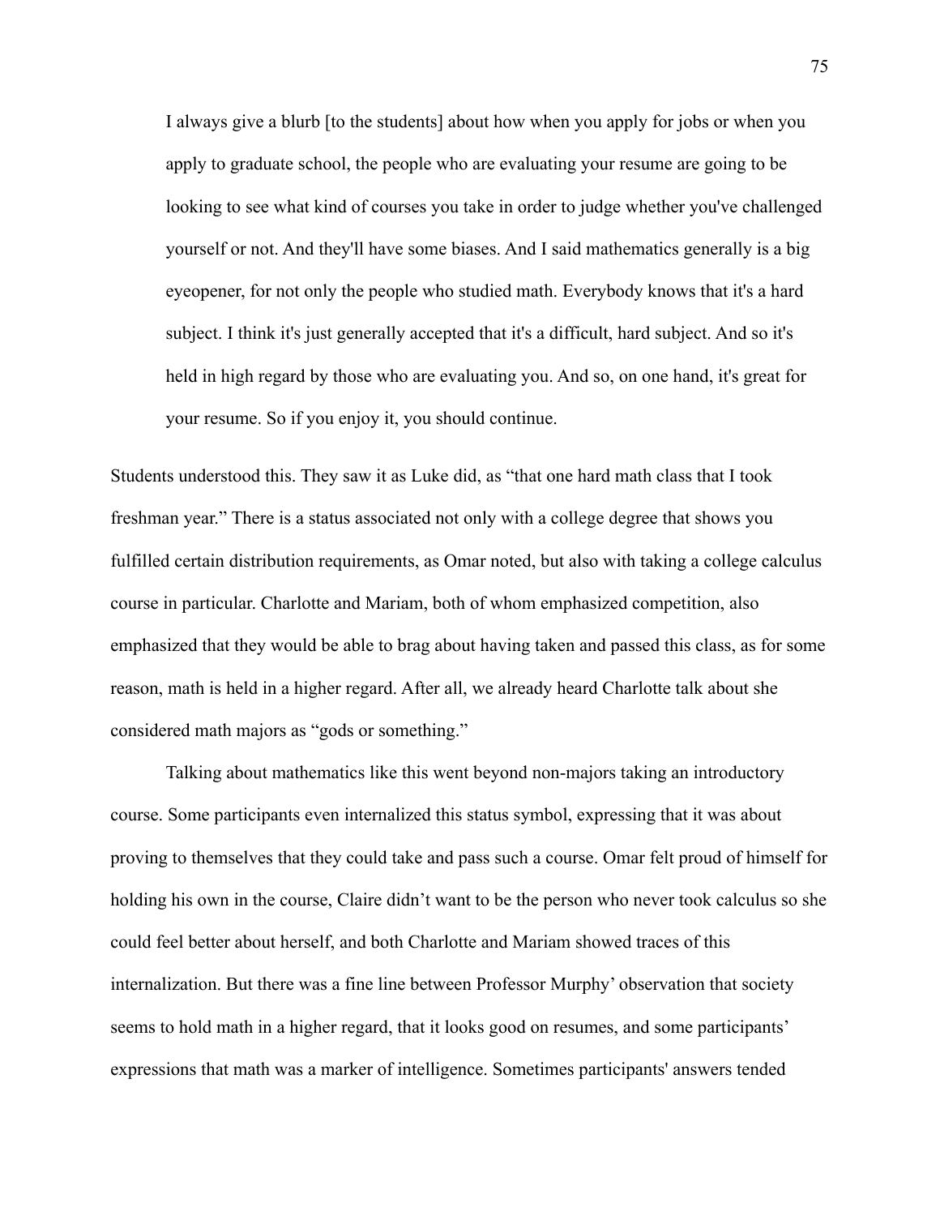> I always give a blurb [to the students] about how when you apply for jobs or when you apply to graduate school, the people who are evaluating your resume are going to be looking to see what kind of courses you take in order to judge whether you've challenged yourself or not. And they'll have some biases. And I said mathematics generally is a big eyeopener, for not only the people who studied math. Everybody knows that it's a hard subject. I think it's just generally accepted that it's a difficult, hard subject. And so it's held in high regard by those who are evaluating you. And so, on one hand, it's great for your resume. So if you enjoy it, you should continue.

Students understood this. They saw it as Luke did, as "that one hard math class that I took freshman year." There is a status associated not only with a college degree that shows you fulfilled certain distribution requirements, as Omar noted, but also with taking a college calculus course in particular. Charlotte and Mariam, both of whom emphasized competition, also emphasized that they would be able to brag about having taken and passed this class, as for some reason, math is held in a higher regard. After all, we already heard Charlotte talk about she considered math majors as "gods or something."

Talking about mathematics like this went beyond non-majors taking an introductory course. Some participants even internalized this status symbol, expressing that it was about proving to themselves that they could take and pass such a course. Omar felt proud of himself for holding his own in the course, Claire didn't want to be the person who never took calculus so she could feel better about herself, and both Charlotte and Mariam showed traces of this internalization. But there was a fine line between Professor Murphy' observation that society seems to hold math in a higher regard, that it looks good on resumes, and some participants' expressions that math was a marker of intelligence. Sometimes participants' answers tended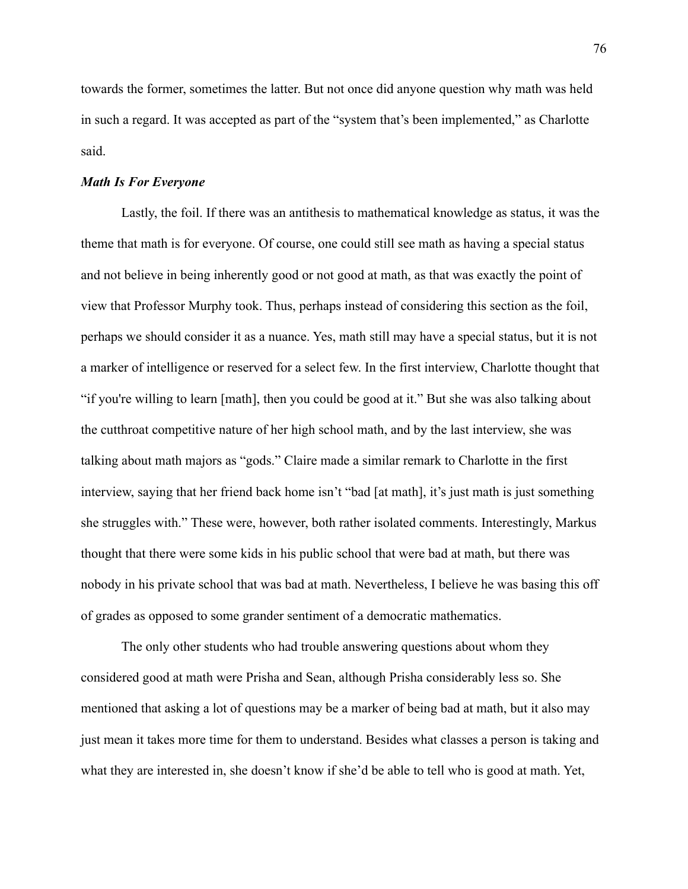towards the former, sometimes the latter. But not once did anyone question why math was held in such a regard. It was accepted as part of the "system that's been implemented," as Charlotte said.

### *Math Is For Everyone*

Lastly, the foil. If there was an antithesis to mathematical knowledge as status, it was the theme that math is for everyone. Of course, one could still see math as having a special status and not believe in being inherently good or not good at math, as that was exactly the point of view that Professor Murphy took. Thus, perhaps instead of considering this section as the foil, perhaps we should consider it as a nuance. Yes, math still may have a special status, but it is not a marker of intelligence or reserved for a select few. In the first interview, Charlotte thought that "if you're willing to learn [math], then you could be good at it." But she was also talking about the cutthroat competitive nature of her high school math, and by the last interview, she was talking about math majors as "gods." Claire made a similar remark to Charlotte in the first interview, saying that her friend back home isn't "bad [at math], it's just math is just something she struggles with." These were, however, both rather isolated comments. Interestingly, Markus thought that there were some kids in his public school that were bad at math, but there was nobody in his private school that was bad at math. Nevertheless, I believe he was basing this off of grades as opposed to some grander sentiment of a democratic mathematics.

The only other students who had trouble answering questions about whom they considered good at math were Prisha and Sean, although Prisha considerably less so. She mentioned that asking a lot of questions may be a marker of being bad at math, but it also may just mean it takes more time for them to understand. Besides what classes a person is taking and what they are interested in, she doesn't know if she'd be able to tell who is good at math. Yet,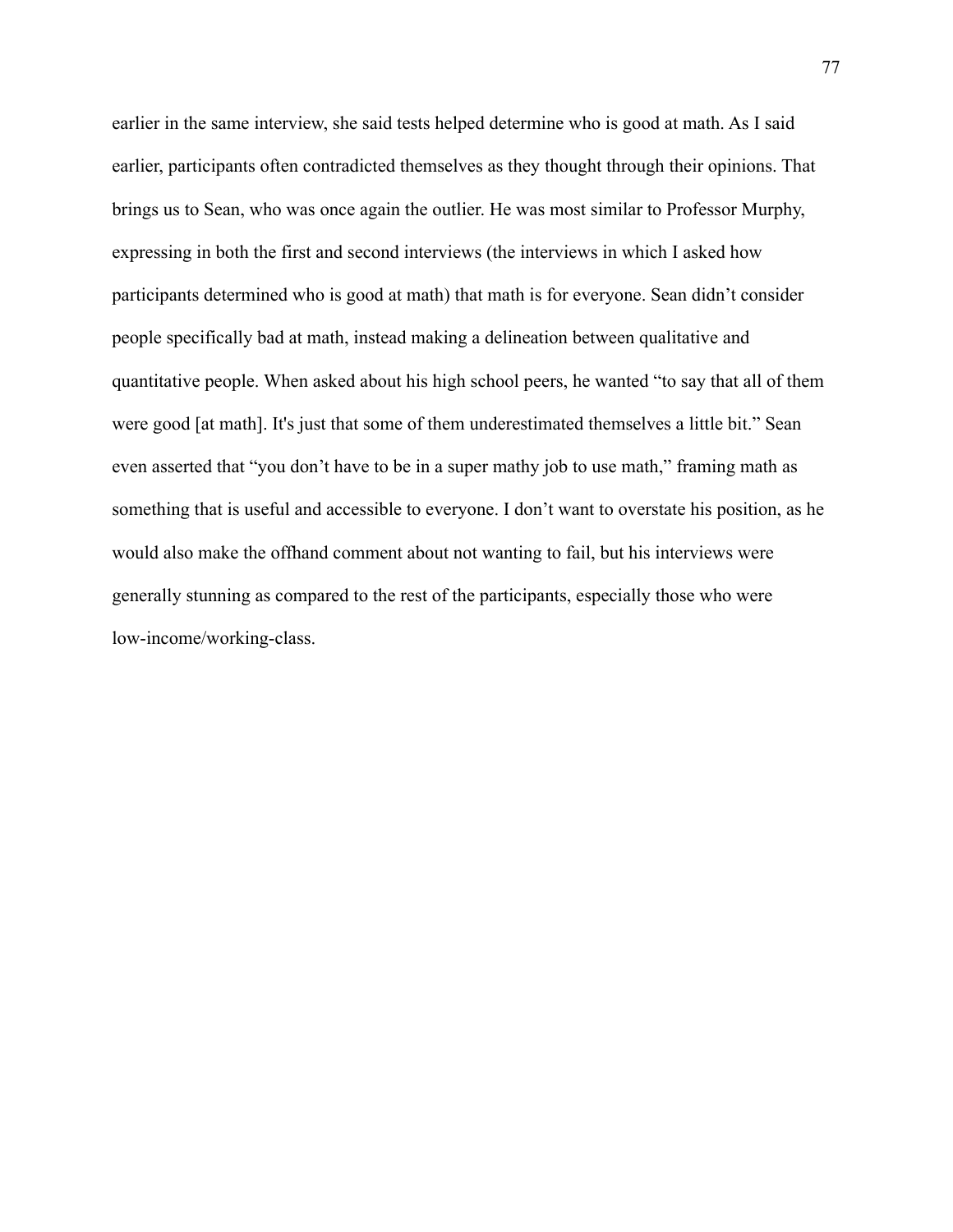earlier in the same interview, she said tests helped determine who is good at math. As I said earlier, participants often contradicted themselves as they thought through their opinions. That brings us to Sean, who was once again the outlier. He was most similar to Professor Murphy, expressing in both the first and second interviews (the interviews in which I asked how participants determined who is good at math) that math is for everyone. Sean didn't consider people specifically bad at math, instead making a delineation between qualitative and quantitative people. When asked about his high school peers, he wanted "to say that all of them were good [at math]. It's just that some of them underestimated themselves a little bit." Sean even asserted that "you don't have to be in a super mathy job to use math," framing math as something that is useful and accessible to everyone. I don't want to overstate his position, as he would also make the offhand comment about not wanting to fail, but his interviews were generally stunning as compared to the rest of the participants, especially those who were low-income/working-class.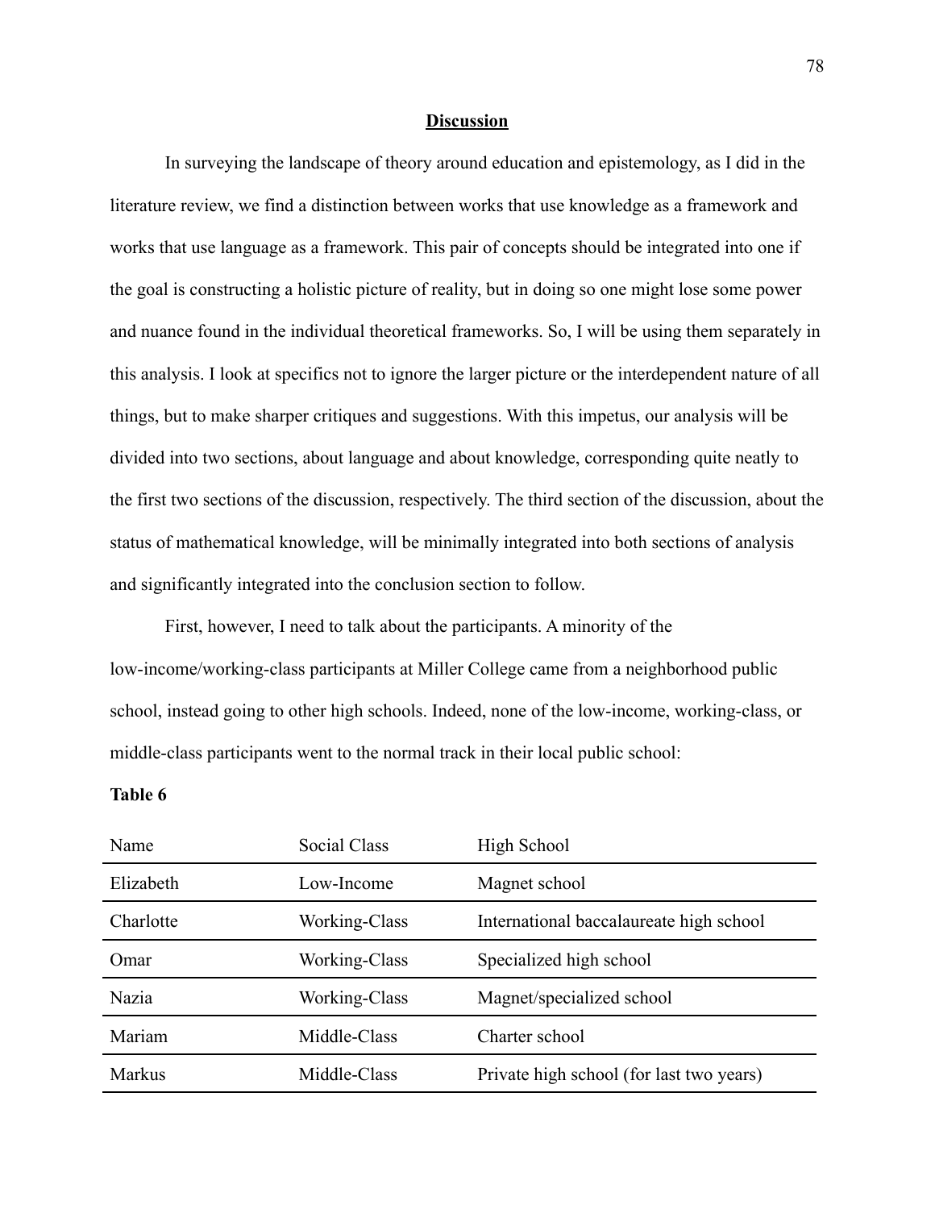## **Discussion**

In surveying the landscape of theory around education and epistemology, as I did in the literature review, we find a distinction between works that use knowledge as a framework and works that use language as a framework. This pair of concepts should be integrated into one if the goal is constructing a holistic picture of reality, but in doing so one might lose some power and nuance found in the individual theoretical frameworks. So, I will be using them separately in this analysis. I look at specifics not to ignore the larger picture or the interdependent nature of all things, but to make sharper critiques and suggestions. With this impetus, our analysis will be divided into two sections, about language and about knowledge, corresponding quite neatly to the first two sections of the discussion, respectively. The third section of the discussion, about the status of mathematical knowledge, will be minimally integrated into both sections of analysis and significantly integrated into the conclusion section to follow.

First, however, I need to talk about the participants. A minority of the low-income/working-class participants at Miller College came from a neighborhood public school, instead going to other high schools. Indeed, none of the low-income, working-class, or middle-class participants went to the normal track in their local public school:

**Table 6**

| Name | Social Class | High School |
| --- | --- | --- |
| Elizabeth | Low-Income | Magnet school |
| Charlotte | Working-Class | International baccalaureate high school |
| Omar | Working-Class | Specialized high school |
| Nazia | Working-Class | Magnet/specialized school |
| Mariam | Middle-Class | Charter school |
| Markus | Middle-Class | Private high school (for last two years) |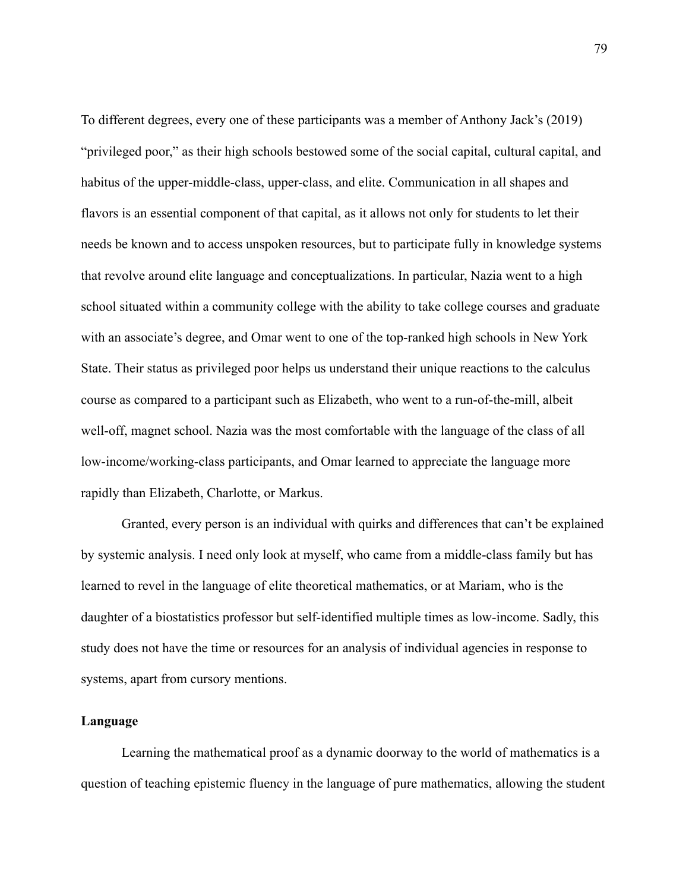To different degrees, every one of these participants was a member of Anthony Jack's (2019) "privileged poor," as their high schools bestowed some of the social capital, cultural capital, and habitus of the upper-middle-class, upper-class, and elite. Communication in all shapes and flavors is an essential component of that capital, as it allows not only for students to let their needs be known and to access unspoken resources, but to participate fully in knowledge systems that revolve around elite language and conceptualizations. In particular, Nazia went to a high school situated within a community college with the ability to take college courses and graduate with an associate's degree, and Omar went to one of the top-ranked high schools in New York State. Their status as privileged poor helps us understand their unique reactions to the calculus course as compared to a participant such as Elizabeth, who went to a run-of-the-mill, albeit well-off, magnet school. Nazia was the most comfortable with the language of the class of all low-income/working-class participants, and Omar learned to appreciate the language more rapidly than Elizabeth, Charlotte, or Markus.

Granted, every person is an individual with quirks and differences that can't be explained by systemic analysis. I need only look at myself, who came from a middle-class family but has learned to revel in the language of elite theoretical mathematics, or at Mariam, who is the daughter of a biostatistics professor but self-identified multiple times as low-income. Sadly, this study does not have the time or resources for an analysis of individual agencies in response to systems, apart from cursory mentions.

**Language**

Learning the mathematical proof as a dynamic doorway to the world of mathematics is a question of teaching epistemic fluency in the language of pure mathematics, allowing the student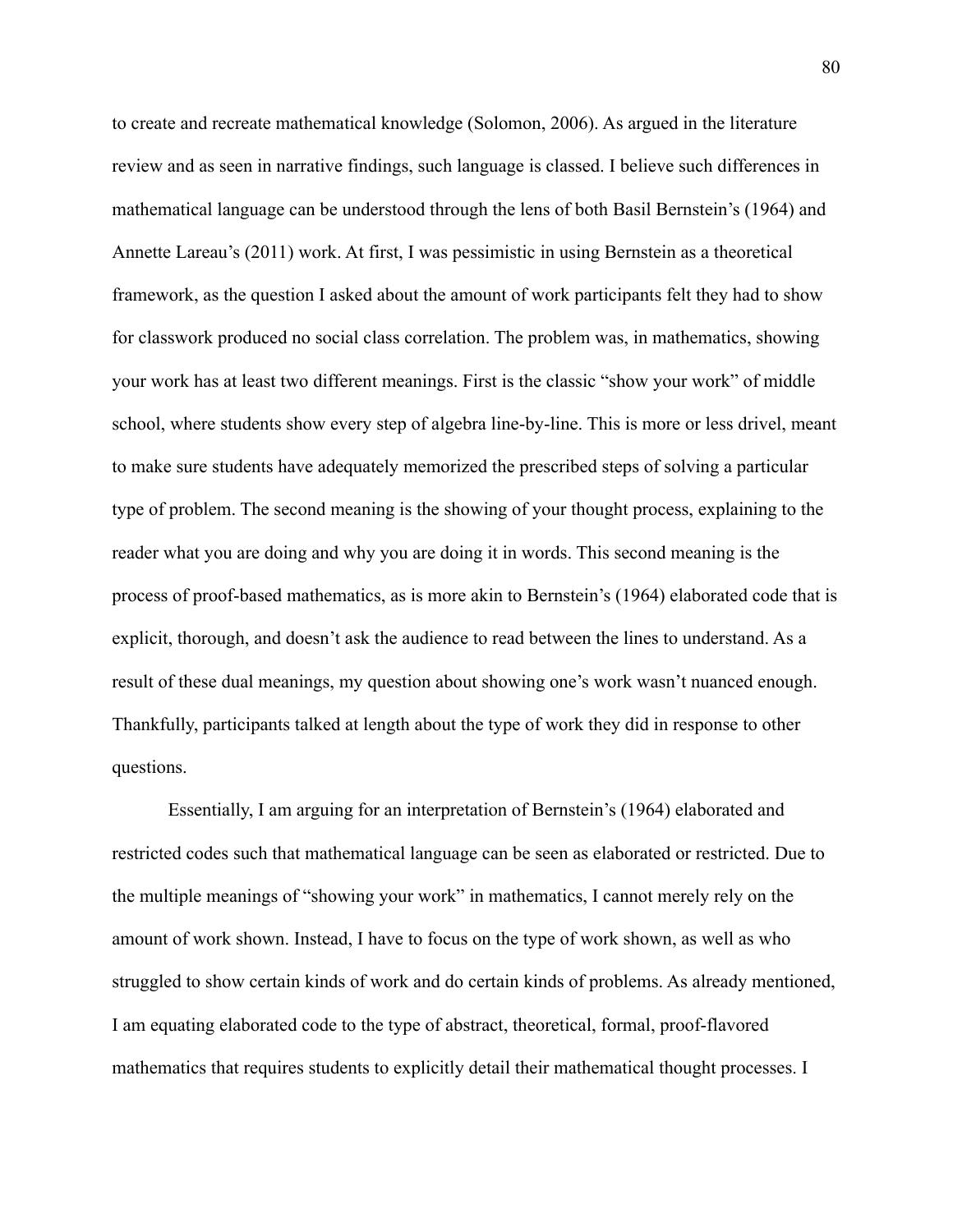to create and recreate mathematical knowledge (Solomon, 2006). As argued in the literature review and as seen in narrative findings, such language is classed. I believe such differences in mathematical language can be understood through the lens of both Basil Bernstein's (1964) and Annette Lareau's (2011) work. At first, I was pessimistic in using Bernstein as a theoretical framework, as the question I asked about the amount of work participants felt they had to show for classwork produced no social class correlation. The problem was, in mathematics, showing your work has at least two different meanings. First is the classic "show your work" of middle school, where students show every step of algebra line-by-line. This is more or less drivel, meant to make sure students have adequately memorized the prescribed steps of solving a particular type of problem. The second meaning is the showing of your thought process, explaining to the reader what you are doing and why you are doing it in words. This second meaning is the process of proof-based mathematics, as is more akin to Bernstein's (1964) elaborated code that is explicit, thorough, and doesn't ask the audience to read between the lines to understand. As a result of these dual meanings, my question about showing one's work wasn't nuanced enough. Thankfully, participants talked at length about the type of work they did in response to other questions.

Essentially, I am arguing for an interpretation of Bernstein's (1964) elaborated and restricted codes such that mathematical language can be seen as elaborated or restricted. Due to the multiple meanings of "showing your work" in mathematics, I cannot merely rely on the amount of work shown. Instead, I have to focus on the type of work shown, as well as who struggled to show certain kinds of work and do certain kinds of problems. As already mentioned, I am equating elaborated code to the type of abstract, theoretical, formal, proof-flavored mathematics that requires students to explicitly detail their mathematical thought processes. I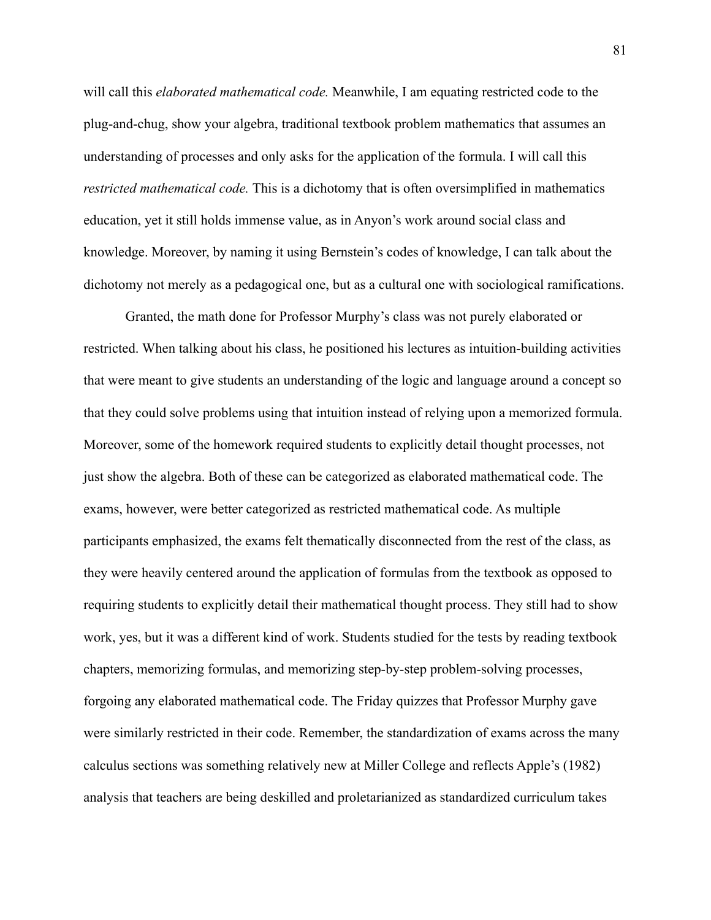will call this *elaborated mathematical code.* Meanwhile, I am equating restricted code to the plug-and-chug, show your algebra, traditional textbook problem mathematics that assumes an understanding of processes and only asks for the application of the formula. I will call this *restricted mathematical code.* This is a dichotomy that is often oversimplified in mathematics education, yet it still holds immense value, as in Anyon's work around social class and knowledge. Moreover, by naming it using Bernstein's codes of knowledge, I can talk about the dichotomy not merely as a pedagogical one, but as a cultural one with sociological ramifications.

Granted, the math done for Professor Murphy's class was not purely elaborated or restricted. When talking about his class, he positioned his lectures as intuition-building activities that were meant to give students an understanding of the logic and language around a concept so that they could solve problems using that intuition instead of relying upon a memorized formula. Moreover, some of the homework required students to explicitly detail thought processes, not just show the algebra. Both of these can be categorized as elaborated mathematical code. The exams, however, were better categorized as restricted mathematical code. As multiple participants emphasized, the exams felt thematically disconnected from the rest of the class, as they were heavily centered around the application of formulas from the textbook as opposed to requiring students to explicitly detail their mathematical thought process. They still had to show work, yes, but it was a different kind of work. Students studied for the tests by reading textbook chapters, memorizing formulas, and memorizing step-by-step problem-solving processes, forgoing any elaborated mathematical code. The Friday quizzes that Professor Murphy gave were similarly restricted in their code. Remember, the standardization of exams across the many calculus sections was something relatively new at Miller College and reflects Apple's (1982) analysis that teachers are being deskilled and proletarianized as standardized curriculum takes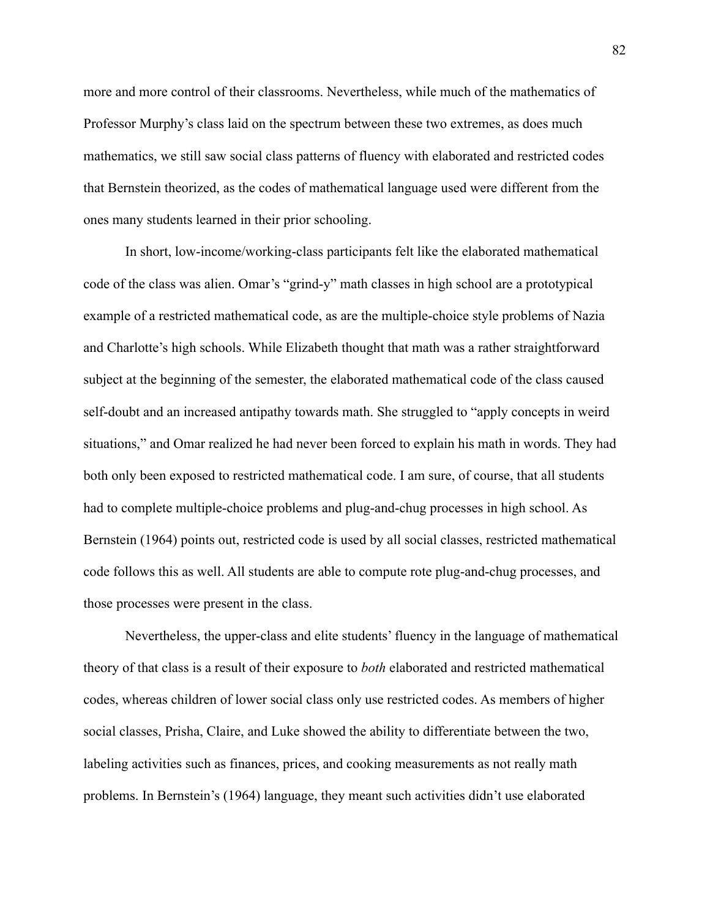more and more control of their classrooms. Nevertheless, while much of the mathematics of Professor Murphy's class laid on the spectrum between these two extremes, as does much mathematics, we still saw social class patterns of fluency with elaborated and restricted codes that Bernstein theorized, as the codes of mathematical language used were different from the ones many students learned in their prior schooling.

In short, low-income/working-class participants felt like the elaborated mathematical code of the class was alien. Omar's "grind-y" math classes in high school are a prototypical example of a restricted mathematical code, as are the multiple-choice style problems of Nazia and Charlotte's high schools. While Elizabeth thought that math was a rather straightforward subject at the beginning of the semester, the elaborated mathematical code of the class caused self-doubt and an increased antipathy towards math. She struggled to "apply concepts in weird situations," and Omar realized he had never been forced to explain his math in words. They had both only been exposed to restricted mathematical code. I am sure, of course, that all students had to complete multiple-choice problems and plug-and-chug processes in high school. As Bernstein (1964) points out, restricted code is used by all social classes, restricted mathematical code follows this as well. All students are able to compute rote plug-and-chug processes, and those processes were present in the class.

Nevertheless, the upper-class and elite students' fluency in the language of mathematical theory of that class is a result of their exposure to *both* elaborated and restricted mathematical codes, whereas children of lower social class only use restricted codes. As members of higher social classes, Prisha, Claire, and Luke showed the ability to differentiate between the two, labeling activities such as finances, prices, and cooking measurements as not really math problems. In Bernstein's (1964) language, they meant such activities didn't use elaborated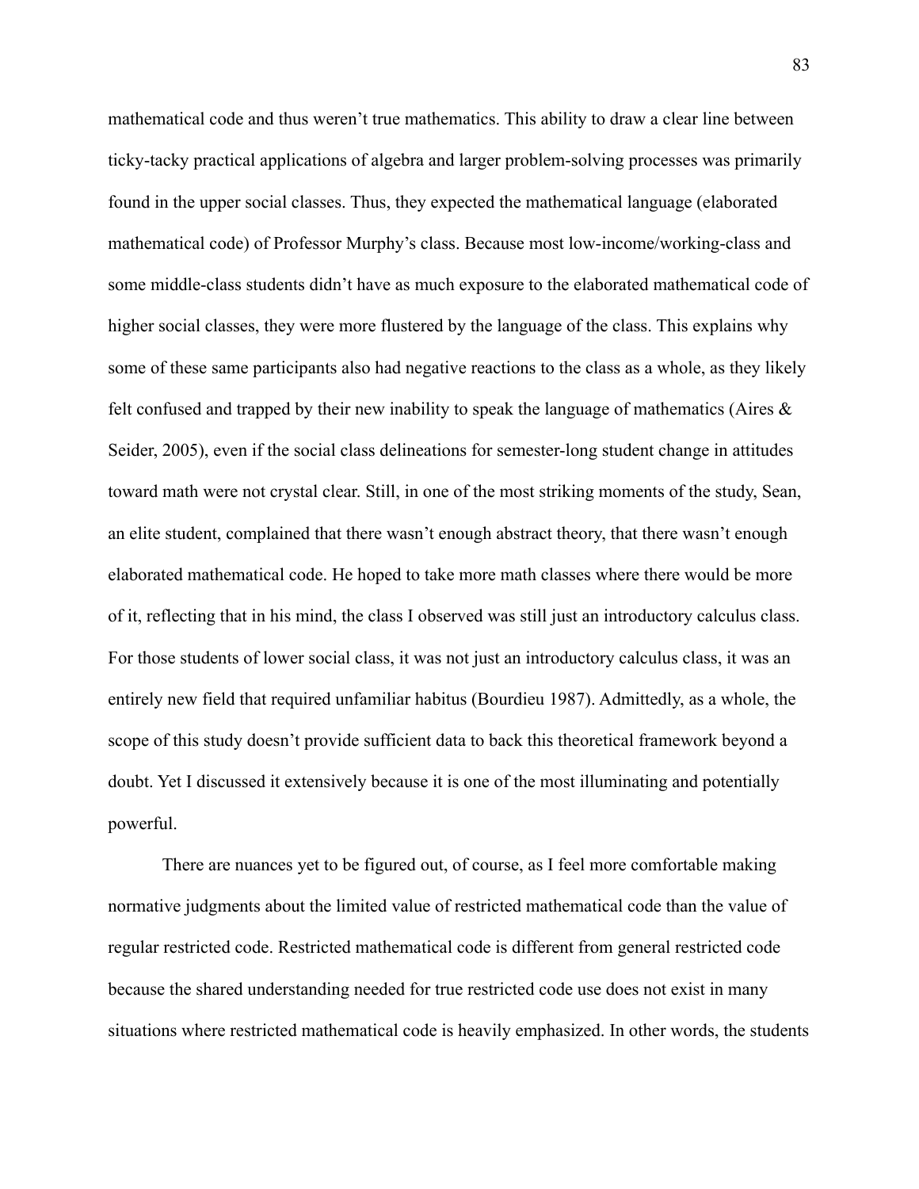mathematical code and thus weren't true mathematics. This ability to draw a clear line between ticky-tacky practical applications of algebra and larger problem-solving processes was primarily found in the upper social classes. Thus, they expected the mathematical language (elaborated mathematical code) of Professor Murphy's class. Because most low-income/working-class and some middle-class students didn't have as much exposure to the elaborated mathematical code of higher social classes, they were more flustered by the language of the class. This explains why some of these same participants also had negative reactions to the class as a whole, as they likely felt confused and trapped by their new inability to speak the language of mathematics (Aires & Seider, 2005), even if the social class delineations for semester-long student change in attitudes toward math were not crystal clear. Still, in one of the most striking moments of the study, Sean, an elite student, complained that there wasn't enough abstract theory, that there wasn't enough elaborated mathematical code. He hoped to take more math classes where there would be more of it, reflecting that in his mind, the class I observed was still just an introductory calculus class. For those students of lower social class, it was not just an introductory calculus class, it was an entirely new field that required unfamiliar habitus (Bourdieu 1987). Admittedly, as a whole, the scope of this study doesn't provide sufficient data to back this theoretical framework beyond a doubt. Yet I discussed it extensively because it is one of the most illuminating and potentially powerful.

There are nuances yet to be figured out, of course, as I feel more comfortable making normative judgments about the limited value of restricted mathematical code than the value of regular restricted code. Restricted mathematical code is different from general restricted code because the shared understanding needed for true restricted code use does not exist in many situations where restricted mathematical code is heavily emphasized. In other words, the students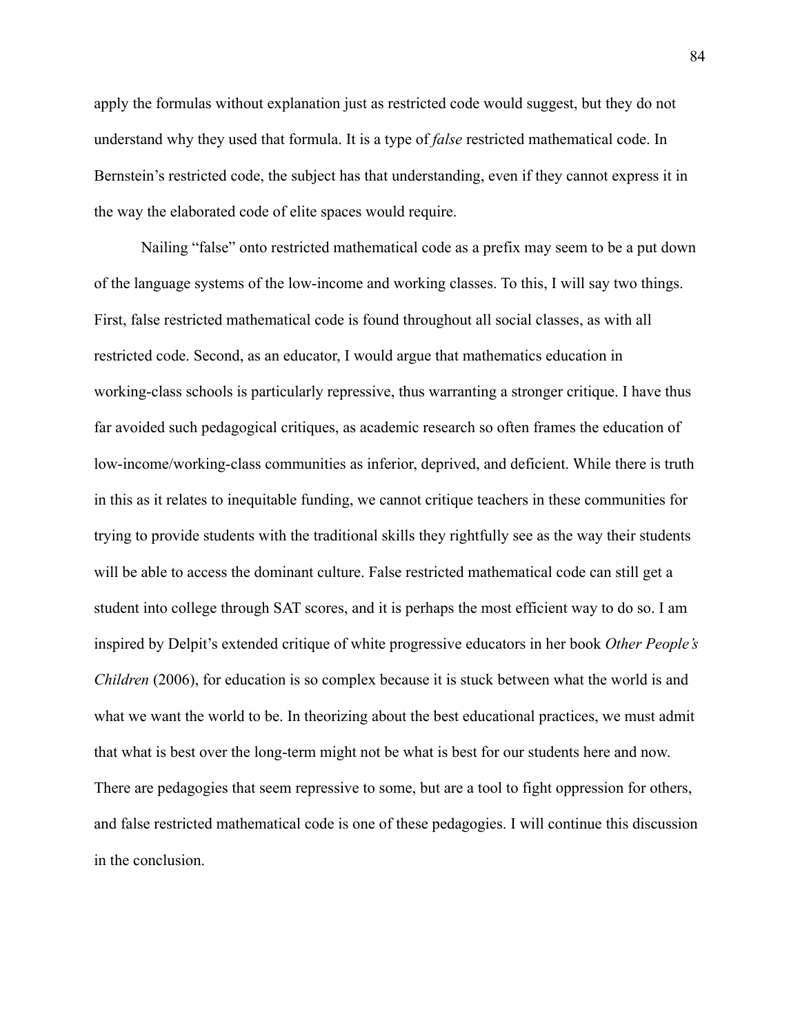apply the formulas without explanation just as restricted code would suggest, but they do not understand why they used that formula. It is a type of *false* restricted mathematical code. In Bernstein's restricted code, the subject has that understanding, even if they cannot express it in the way the elaborated code of elite spaces would require.

Nailing "false" onto restricted mathematical code as a prefix may seem to be a put down of the language systems of the low-income and working classes. To this, I will say two things. First, false restricted mathematical code is found throughout all social classes, as with all restricted code. Second, as an educator, I would argue that mathematics education in working-class schools is particularly repressive, thus warranting a stronger critique. I have thus far avoided such pedagogical critiques, as academic research so often frames the education of low-income/working-class communities as inferior, deprived, and deficient. While there is truth in this as it relates to inequitable funding, we cannot critique teachers in these communities for trying to provide students with the traditional skills they rightfully see as the way their students will be able to access the dominant culture. False restricted mathematical code can still get a student into college through SAT scores, and it is perhaps the most efficient way to do so. I am inspired by Delpit's extended critique of white progressive educators in her book *Other People's Children* (2006), for education is so complex because it is stuck between what the world is and what we want the world to be. In theorizing about the best educational practices, we must admit that what is best over the long-term might not be what is best for our students here and now. There are pedagogies that seem repressive to some, but are a tool to fight oppression for others, and false restricted mathematical code is one of these pedagogies. I will continue this discussion in the conclusion.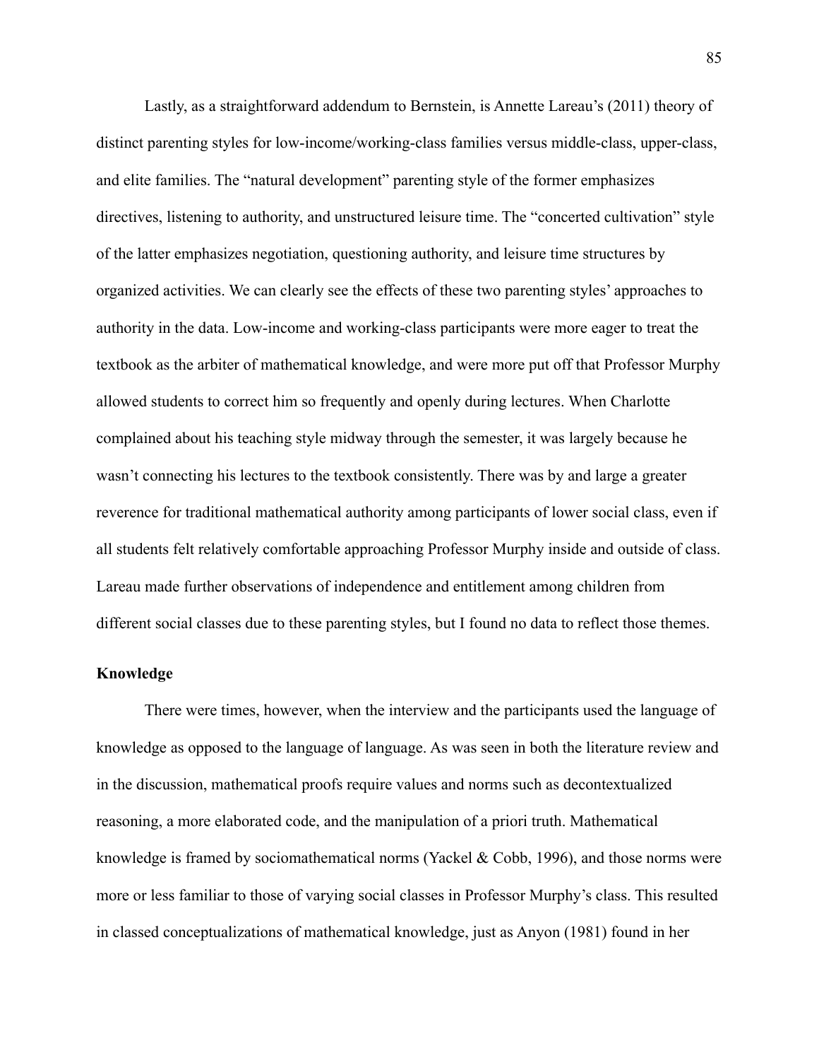Lastly, as a straightforward addendum to Bernstein, is Annette Lareau's (2011) theory of distinct parenting styles for low-income/working-class families versus middle-class, upper-class, and elite families. The "natural development" parenting style of the former emphasizes directives, listening to authority, and unstructured leisure time. The "concerted cultivation" style of the latter emphasizes negotiation, questioning authority, and leisure time structures by organized activities. We can clearly see the effects of these two parenting styles' approaches to authority in the data. Low-income and working-class participants were more eager to treat the textbook as the arbiter of mathematical knowledge, and were more put off that Professor Murphy allowed students to correct him so frequently and openly during lectures. When Charlotte complained about his teaching style midway through the semester, it was largely because he wasn't connecting his lectures to the textbook consistently. There was by and large a greater reverence for traditional mathematical authority among participants of lower social class, even if all students felt relatively comfortable approaching Professor Murphy inside and outside of class. Lareau made further observations of independence and entitlement among children from different social classes due to these parenting styles, but I found no data to reflect those themes.

**Knowledge**

There were times, however, when the interview and the participants used the language of knowledge as opposed to the language of language. As was seen in both the literature review and in the discussion, mathematical proofs require values and norms such as decontextualized reasoning, a more elaborated code, and the manipulation of a priori truth. Mathematical knowledge is framed by sociomathematical norms (Yackel & Cobb, 1996), and those norms were more or less familiar to those of varying social classes in Professor Murphy's class. This resulted in classed conceptualizations of mathematical knowledge, just as Anyon (1981) found in her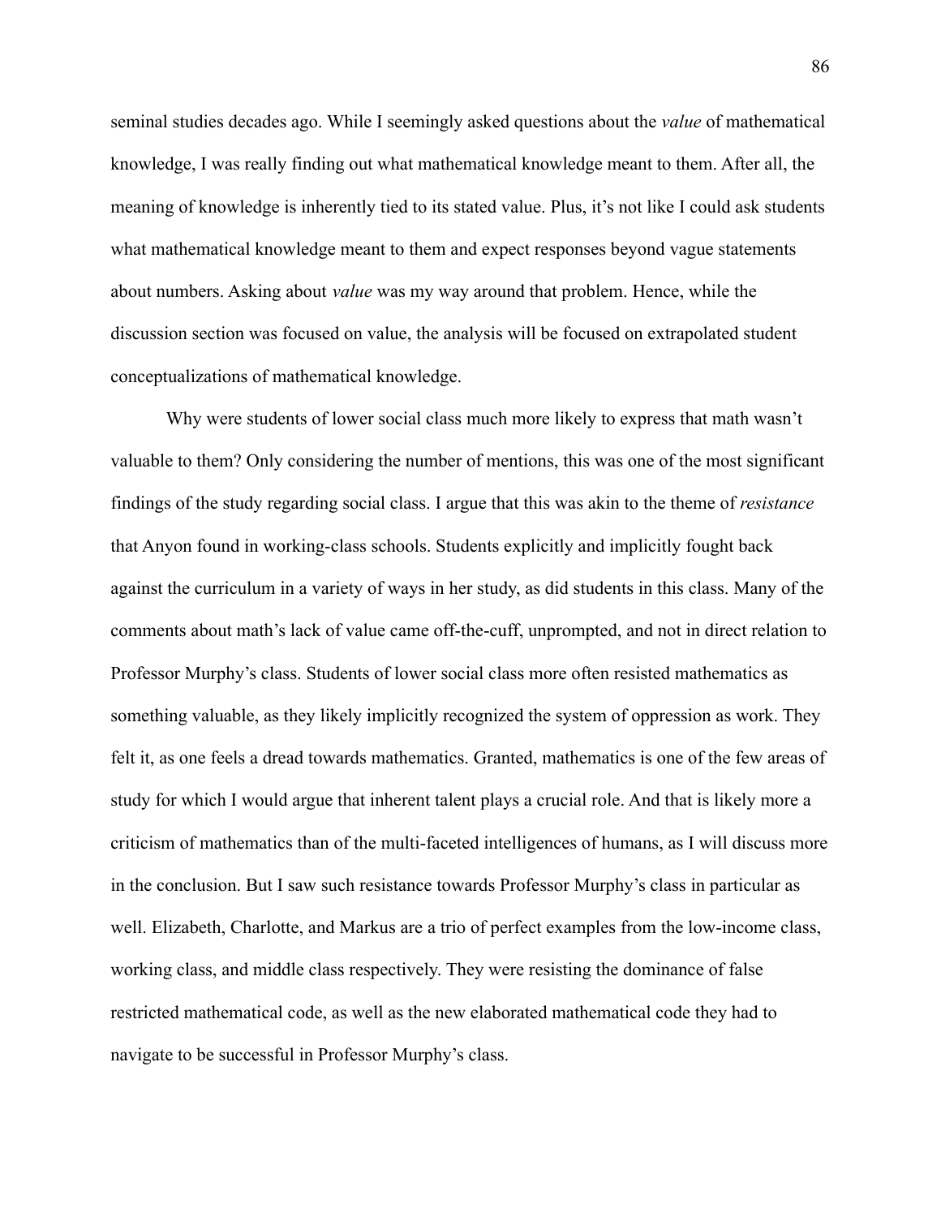seminal studies decades ago. While I seemingly asked questions about the *value* of mathematical knowledge, I was really finding out what mathematical knowledge meant to them. After all, the meaning of knowledge is inherently tied to its stated value. Plus, it's not like I could ask students what mathematical knowledge meant to them and expect responses beyond vague statements about numbers. Asking about *value* was my way around that problem. Hence, while the discussion section was focused on value, the analysis will be focused on extrapolated student conceptualizations of mathematical knowledge.

Why were students of lower social class much more likely to express that math wasn't valuable to them? Only considering the number of mentions, this was one of the most significant findings of the study regarding social class. I argue that this was akin to the theme of *resistance* that Anyon found in working-class schools. Students explicitly and implicitly fought back against the curriculum in a variety of ways in her study, as did students in this class. Many of the comments about math's lack of value came off-the-cuff, unprompted, and not in direct relation to Professor Murphy's class. Students of lower social class more often resisted mathematics as something valuable, as they likely implicitly recognized the system of oppression as work. They felt it, as one feels a dread towards mathematics. Granted, mathematics is one of the few areas of study for which I would argue that inherent talent plays a crucial role. And that is likely more a criticism of mathematics than of the multi-faceted intelligences of humans, as I will discuss more in the conclusion. But I saw such resistance towards Professor Murphy's class in particular as well. Elizabeth, Charlotte, and Markus are a trio of perfect examples from the low-income class, working class, and middle class respectively. They were resisting the dominance of false restricted mathematical code, as well as the new elaborated mathematical code they had to navigate to be successful in Professor Murphy's class.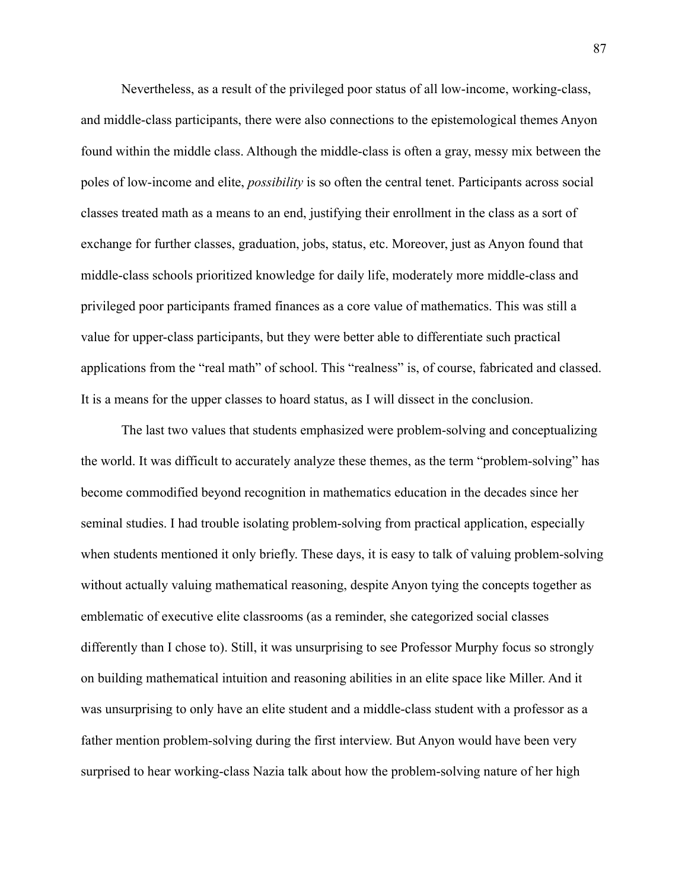Nevertheless, as a result of the privileged poor status of all low-income, working-class, and middle-class participants, there were also connections to the epistemological themes Anyon found within the middle class. Although the middle-class is often a gray, messy mix between the poles of low-income and elite, *possibility* is so often the central tenet. Participants across social classes treated math as a means to an end, justifying their enrollment in the class as a sort of exchange for further classes, graduation, jobs, status, etc. Moreover, just as Anyon found that middle-class schools prioritized knowledge for daily life, moderately more middle-class and privileged poor participants framed finances as a core value of mathematics. This was still a value for upper-class participants, but they were better able to differentiate such practical applications from the "real math" of school. This "realness" is, of course, fabricated and classed. It is a means for the upper classes to hoard status, as I will dissect in the conclusion.

The last two values that students emphasized were problem-solving and conceptualizing the world. It was difficult to accurately analyze these themes, as the term "problem-solving" has become commodified beyond recognition in mathematics education in the decades since her seminal studies. I had trouble isolating problem-solving from practical application, especially when students mentioned it only briefly. These days, it is easy to talk of valuing problem-solving without actually valuing mathematical reasoning, despite Anyon tying the concepts together as emblematic of executive elite classrooms (as a reminder, she categorized social classes differently than I chose to). Still, it was unsurprising to see Professor Murphy focus so strongly on building mathematical intuition and reasoning abilities in an elite space like Miller. And it was unsurprising to only have an elite student and a middle-class student with a professor as a father mention problem-solving during the first interview. But Anyon would have been very surprised to hear working-class Nazia talk about how the problem-solving nature of her high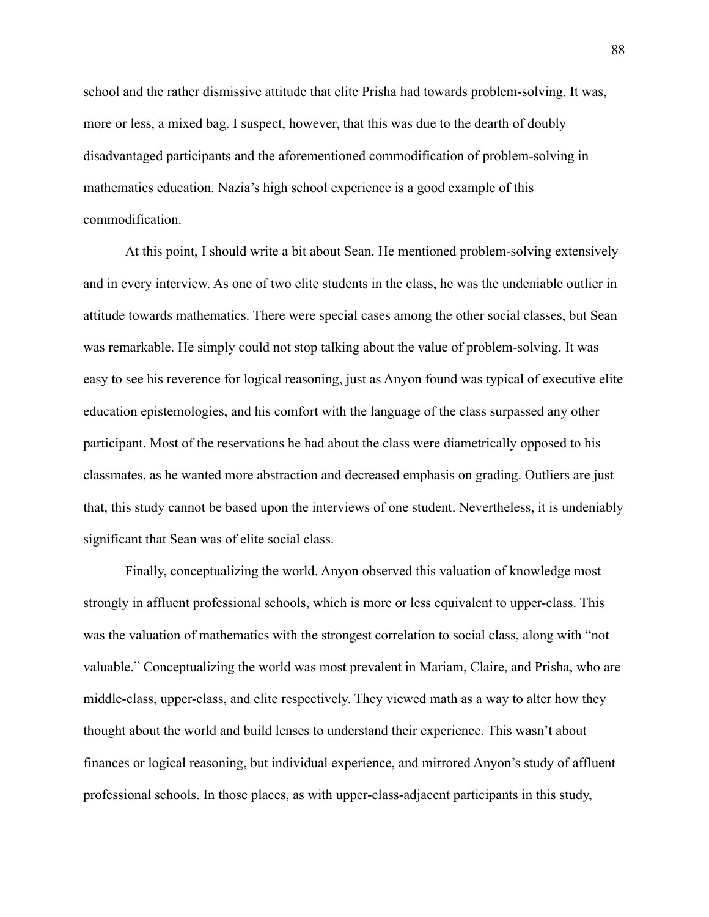school and the rather dismissive attitude that elite Prisha had towards problem-solving. It was, more or less, a mixed bag. I suspect, however, that this was due to the dearth of doubly disadvantaged participants and the aforementioned commodification of problem-solving in mathematics education. Nazia's high school experience is a good example of this commodification.

At this point, I should write a bit about Sean. He mentioned problem-solving extensively and in every interview. As one of two elite students in the class, he was the undeniable outlier in attitude towards mathematics. There were special cases among the other social classes, but Sean was remarkable. He simply could not stop talking about the value of problem-solving. It was easy to see his reverence for logical reasoning, just as Anyon found was typical of executive elite education epistemologies, and his comfort with the language of the class surpassed any other participant. Most of the reservations he had about the class were diametrically opposed to his classmates, as he wanted more abstraction and decreased emphasis on grading. Outliers are just that, this study cannot be based upon the interviews of one student. Nevertheless, it is undeniably significant that Sean was of elite social class.

Finally, conceptualizing the world. Anyon observed this valuation of knowledge most strongly in affluent professional schools, which is more or less equivalent to upper-class. This was the valuation of mathematics with the strongest correlation to social class, along with "not valuable." Conceptualizing the world was most prevalent in Mariam, Claire, and Prisha, who are middle-class, upper-class, and elite respectively. They viewed math as a way to alter how they thought about the world and build lenses to understand their experience. This wasn't about finances or logical reasoning, but individual experience, and mirrored Anyon's study of affluent professional schools. In those places, as with upper-class-adjacent participants in this study,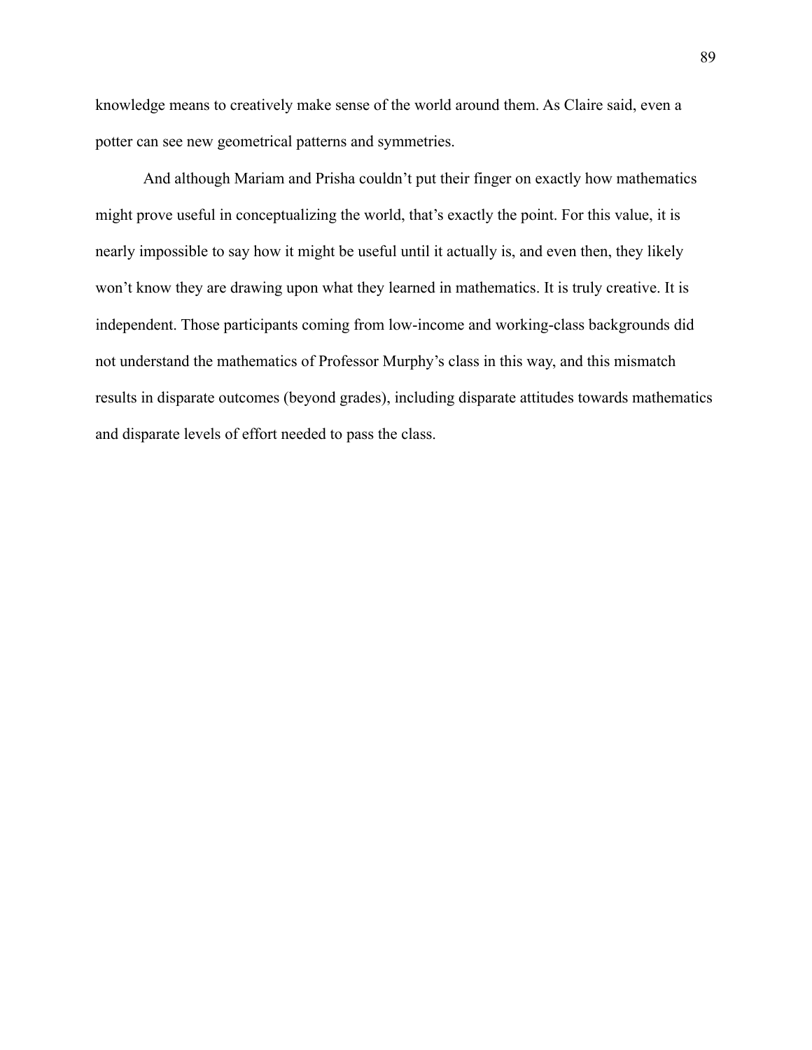knowledge means to creatively make sense of the world around them. As Claire said, even a potter can see new geometrical patterns and symmetries.

And although Mariam and Prisha couldn't put their finger on exactly how mathematics might prove useful in conceptualizing the world, that's exactly the point. For this value, it is nearly impossible to say how it might be useful until it actually is, and even then, they likely won't know they are drawing upon what they learned in mathematics. It is truly creative. It is independent. Those participants coming from low-income and working-class backgrounds did not understand the mathematics of Professor Murphy's class in this way, and this mismatch results in disparate outcomes (beyond grades), including disparate attitudes towards mathematics and disparate levels of effort needed to pass the class.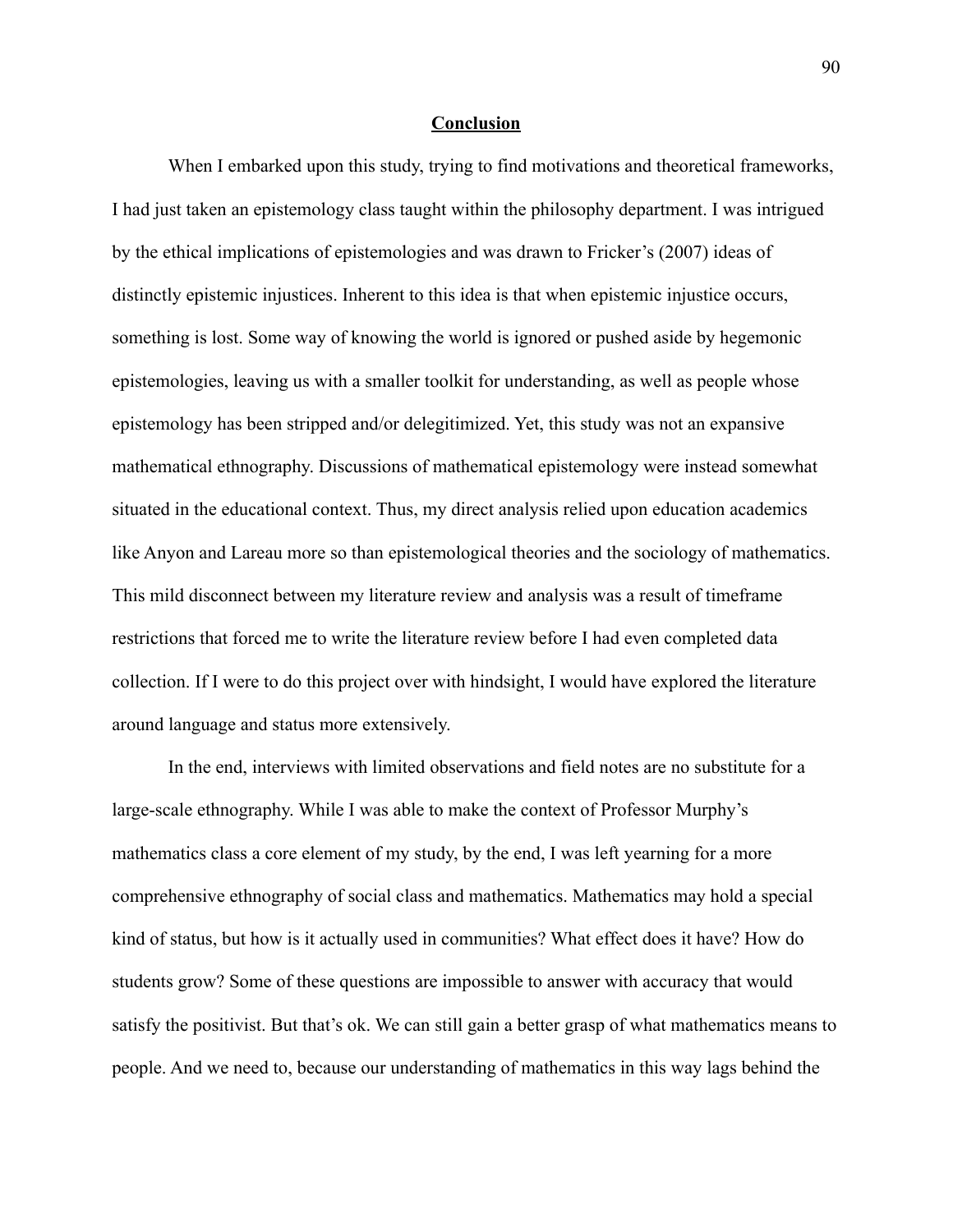## Conclusion

When I embarked upon this study, trying to find motivations and theoretical frameworks, I had just taken an epistemology class taught within the philosophy department. I was intrigued by the ethical implications of epistemologies and was drawn to Fricker's (2007) ideas of distinctly epistemic injustices. Inherent to this idea is that when epistemic injustice occurs, something is lost. Some way of knowing the world is ignored or pushed aside by hegemonic epistemologies, leaving us with a smaller toolkit for understanding, as well as people whose epistemology has been stripped and/or delegitimized. Yet, this study was not an expansive mathematical ethnography. Discussions of mathematical epistemology were instead somewhat situated in the educational context. Thus, my direct analysis relied upon education academics like Anyon and Lareau more so than epistemological theories and the sociology of mathematics. This mild disconnect between my literature review and analysis was a result of timeframe restrictions that forced me to write the literature review before I had even completed data collection. If I were to do this project over with hindsight, I would have explored the literature around language and status more extensively.

In the end, interviews with limited observations and field notes are no substitute for a large-scale ethnography. While I was able to make the context of Professor Murphy's mathematics class a core element of my study, by the end, I was left yearning for a more comprehensive ethnography of social class and mathematics. Mathematics may hold a special kind of status, but how is it actually used in communities? What effect does it have? How do students grow? Some of these questions are impossible to answer with accuracy that would satisfy the positivist. But that's ok. We can still gain a better grasp of what mathematics means to people. And we need to, because our understanding of mathematics in this way lags behind the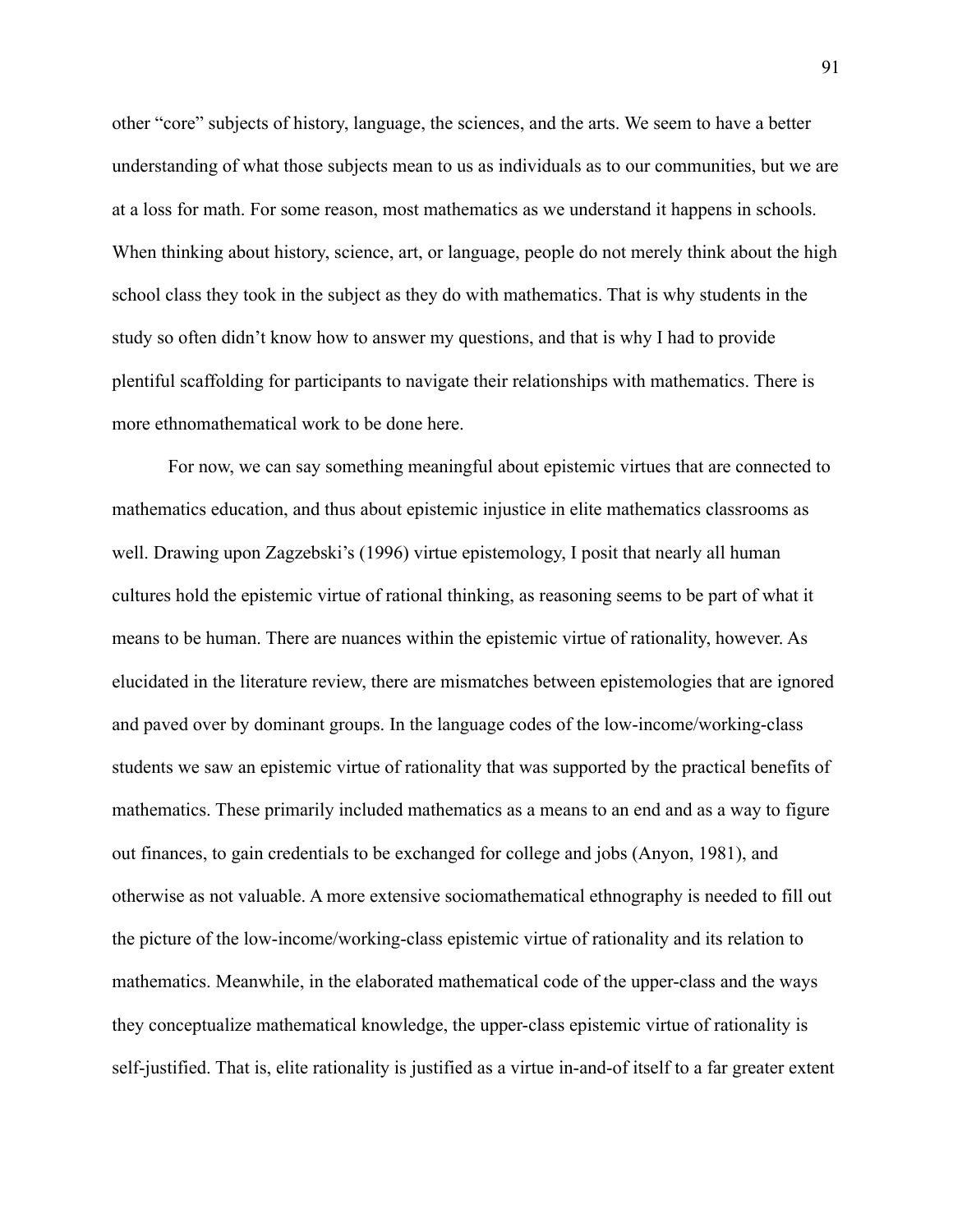other "core" subjects of history, language, the sciences, and the arts. We seem to have a better understanding of what those subjects mean to us as individuals as to our communities, but we are at a loss for math. For some reason, most mathematics as we understand it happens in schools. When thinking about history, science, art, or language, people do not merely think about the high school class they took in the subject as they do with mathematics. That is why students in the study so often didn't know how to answer my questions, and that is why I had to provide plentiful scaffolding for participants to navigate their relationships with mathematics. There is more ethnomathematical work to be done here.

For now, we can say something meaningful about epistemic virtues that are connected to mathematics education, and thus about epistemic injustice in elite mathematics classrooms as well. Drawing upon Zagzebski's (1996) virtue epistemology, I posit that nearly all human cultures hold the epistemic virtue of rational thinking, as reasoning seems to be part of what it means to be human. There are nuances within the epistemic virtue of rationality, however. As elucidated in the literature review, there are mismatches between epistemologies that are ignored and paved over by dominant groups. In the language codes of the low-income/working-class students we saw an epistemic virtue of rationality that was supported by the practical benefits of mathematics. These primarily included mathematics as a means to an end and as a way to figure out finances, to gain credentials to be exchanged for college and jobs (Anyon, 1981), and otherwise as not valuable. A more extensive sociomathematical ethnography is needed to fill out the picture of the low-income/working-class epistemic virtue of rationality and its relation to mathematics. Meanwhile, in the elaborated mathematical code of the upper-class and the ways they conceptualize mathematical knowledge, the upper-class epistemic virtue of rationality is self-justified. That is, elite rationality is justified as a virtue in-and-of itself to a far greater extent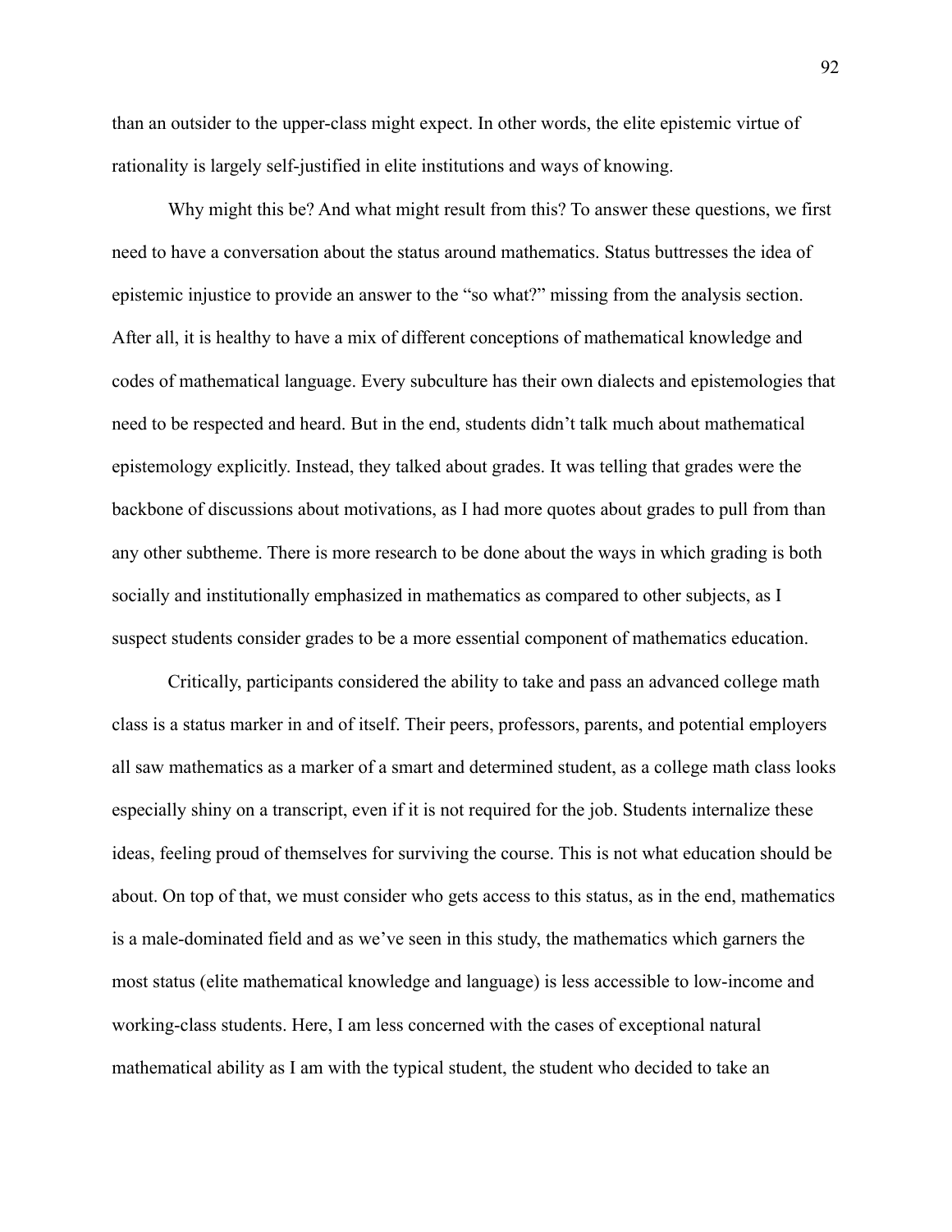than an outsider to the upper-class might expect. In other words, the elite epistemic virtue of rationality is largely self-justified in elite institutions and ways of knowing.

Why might this be? And what might result from this? To answer these questions, we first need to have a conversation about the status around mathematics. Status buttresses the idea of epistemic injustice to provide an answer to the "so what?" missing from the analysis section. After all, it is healthy to have a mix of different conceptions of mathematical knowledge and codes of mathematical language. Every subculture has their own dialects and epistemologies that need to be respected and heard. But in the end, students didn't talk much about mathematical epistemology explicitly. Instead, they talked about grades. It was telling that grades were the backbone of discussions about motivations, as I had more quotes about grades to pull from than any other subtheme. There is more research to be done about the ways in which grading is both socially and institutionally emphasized in mathematics as compared to other subjects, as I suspect students consider grades to be a more essential component of mathematics education.

Critically, participants considered the ability to take and pass an advanced college math class is a status marker in and of itself. Their peers, professors, parents, and potential employers all saw mathematics as a marker of a smart and determined student, as a college math class looks especially shiny on a transcript, even if it is not required for the job. Students internalize these ideas, feeling proud of themselves for surviving the course. This is not what education should be about. On top of that, we must consider who gets access to this status, as in the end, mathematics is a male-dominated field and as we've seen in this study, the mathematics which garners the most status (elite mathematical knowledge and language) is less accessible to low-income and working-class students. Here, I am less concerned with the cases of exceptional natural mathematical ability as I am with the typical student, the student who decided to take an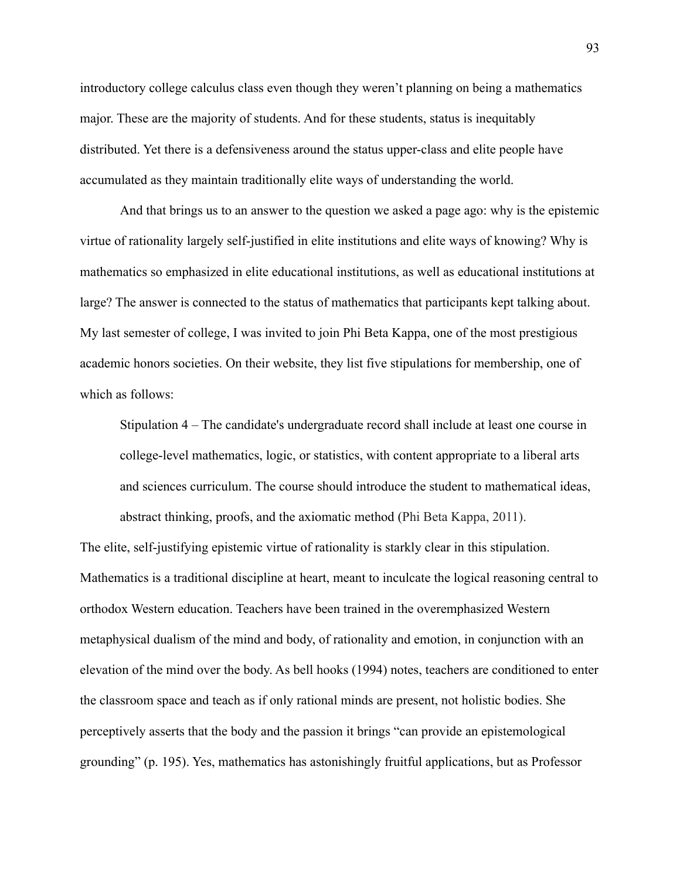introductory college calculus class even though they weren't planning on being a mathematics major. These are the majority of students. And for these students, status is inequitably distributed. Yet there is a defensiveness around the status upper-class and elite people have accumulated as they maintain traditionally elite ways of understanding the world.

And that brings us to an answer to the question we asked a page ago: why is the epistemic virtue of rationality largely self-justified in elite institutions and elite ways of knowing? Why is mathematics so emphasized in elite educational institutions, as well as educational institutions at large? The answer is connected to the status of mathematics that participants kept talking about. My last semester of college, I was invited to join Phi Beta Kappa, one of the most prestigious academic honors societies. On their website, they list five stipulations for membership, one of which as follows:

> Stipulation 4 – The candidate's undergraduate record shall include at least one course in college-level mathematics, logic, or statistics, with content appropriate to a liberal arts and sciences curriculum. The course should introduce the student to mathematical ideas, abstract thinking, proofs, and the axiomatic method (Phi Beta Kappa, 2011).

The elite, self-justifying epistemic virtue of rationality is starkly clear in this stipulation. Mathematics is a traditional discipline at heart, meant to inculcate the logical reasoning central to orthodox Western education. Teachers have been trained in the overemphasized Western metaphysical dualism of the mind and body, of rationality and emotion, in conjunction with an elevation of the mind over the body. As bell hooks (1994) notes, teachers are conditioned to enter the classroom space and teach as if only rational minds are present, not holistic bodies. She perceptively asserts that the body and the passion it brings "can provide an epistemological grounding" (p. 195). Yes, mathematics has astonishingly fruitful applications, but as Professor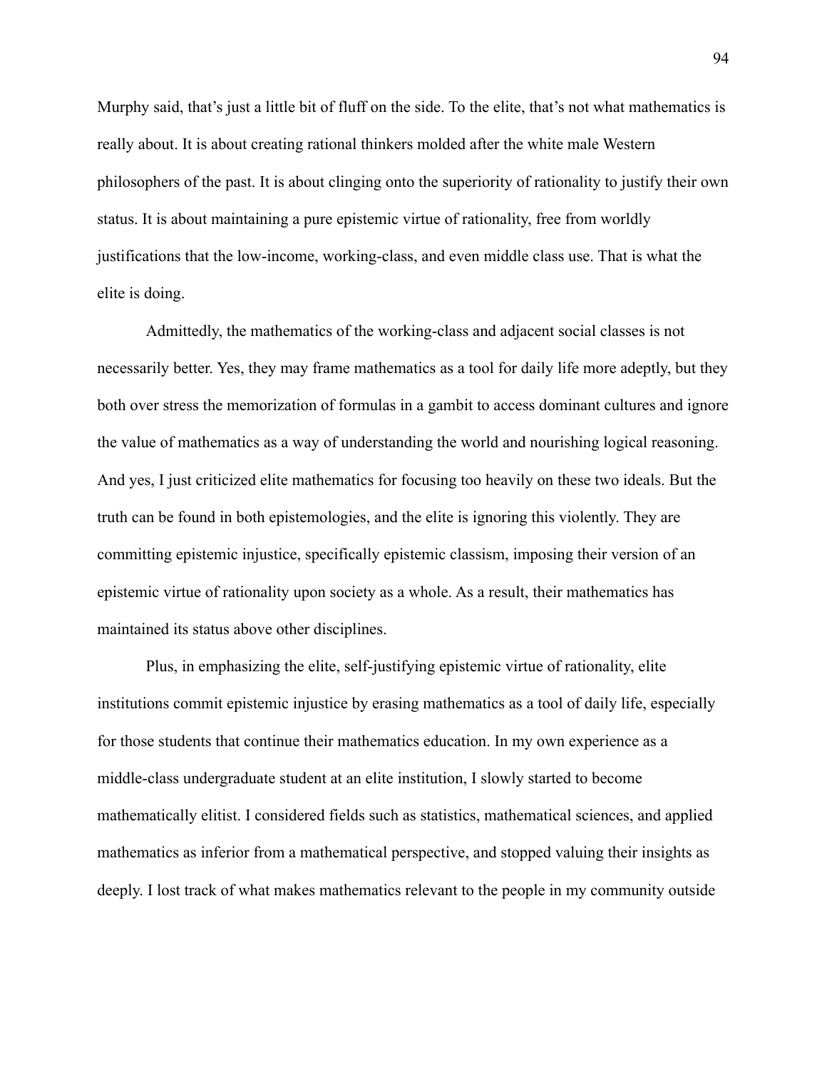Murphy said, that's just a little bit of fluff on the side. To the elite, that's not what mathematics is really about. It is about creating rational thinkers molded after the white male Western philosophers of the past. It is about clinging onto the superiority of rationality to justify their own status. It is about maintaining a pure epistemic virtue of rationality, free from worldly justifications that the low-income, working-class, and even middle class use. That is what the elite is doing.

Admittedly, the mathematics of the working-class and adjacent social classes is not necessarily better. Yes, they may frame mathematics as a tool for daily life more adeptly, but they both over stress the memorization of formulas in a gambit to access dominant cultures and ignore the value of mathematics as a way of understanding the world and nourishing logical reasoning. And yes, I just criticized elite mathematics for focusing too heavily on these two ideals. But the truth can be found in both epistemologies, and the elite is ignoring this violently. They are committing epistemic injustice, specifically epistemic classism, imposing their version of an epistemic virtue of rationality upon society as a whole. As a result, their mathematics has maintained its status above other disciplines.

Plus, in emphasizing the elite, self-justifying epistemic virtue of rationality, elite institutions commit epistemic injustice by erasing mathematics as a tool of daily life, especially for those students that continue their mathematics education. In my own experience as a middle-class undergraduate student at an elite institution, I slowly started to become mathematically elitist. I considered fields such as statistics, mathematical sciences, and applied mathematics as inferior from a mathematical perspective, and stopped valuing their insights as deeply. I lost track of what makes mathematics relevant to the people in my community outside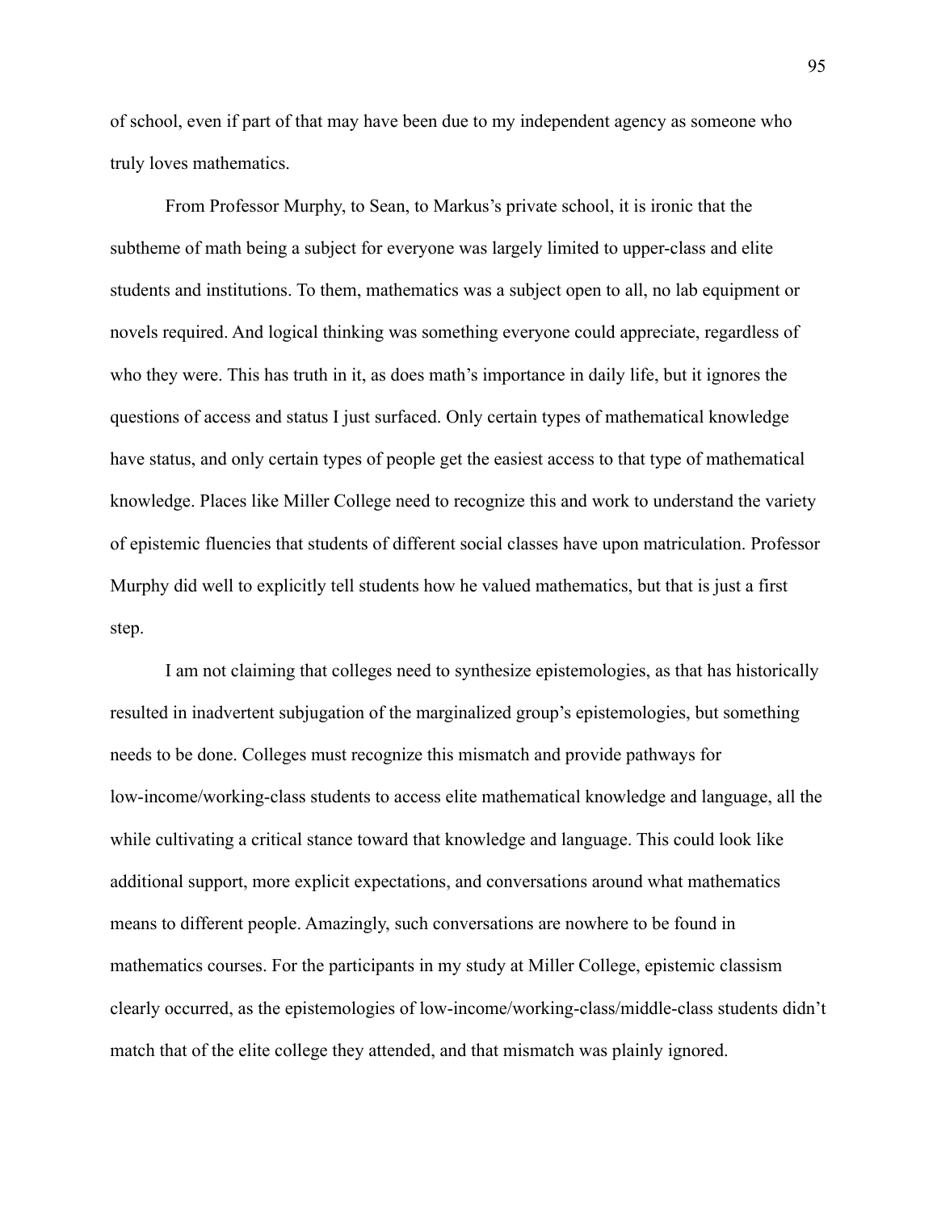of school, even if part of that may have been due to my independent agency as someone who truly loves mathematics.

From Professor Murphy, to Sean, to Markus's private school, it is ironic that the subtheme of math being a subject for everyone was largely limited to upper-class and elite students and institutions. To them, mathematics was a subject open to all, no lab equipment or novels required. And logical thinking was something everyone could appreciate, regardless of who they were. This has truth in it, as does math's importance in daily life, but it ignores the questions of access and status I just surfaced. Only certain types of mathematical knowledge have status, and only certain types of people get the easiest access to that type of mathematical knowledge. Places like Miller College need to recognize this and work to understand the variety of epistemic fluencies that students of different social classes have upon matriculation. Professor Murphy did well to explicitly tell students how he valued mathematics, but that is just a first step.

I am not claiming that colleges need to synthesize epistemologies, as that has historically resulted in inadvertent subjugation of the marginalized group's epistemologies, but something needs to be done. Colleges must recognize this mismatch and provide pathways for low-income/working-class students to access elite mathematical knowledge and language, all the while cultivating a critical stance toward that knowledge and language. This could look like additional support, more explicit expectations, and conversations around what mathematics means to different people. Amazingly, such conversations are nowhere to be found in mathematics courses. For the participants in my study at Miller College, epistemic classism clearly occurred, as the epistemologies of low-income/working-class/middle-class students didn't match that of the elite college they attended, and that mismatch was plainly ignored.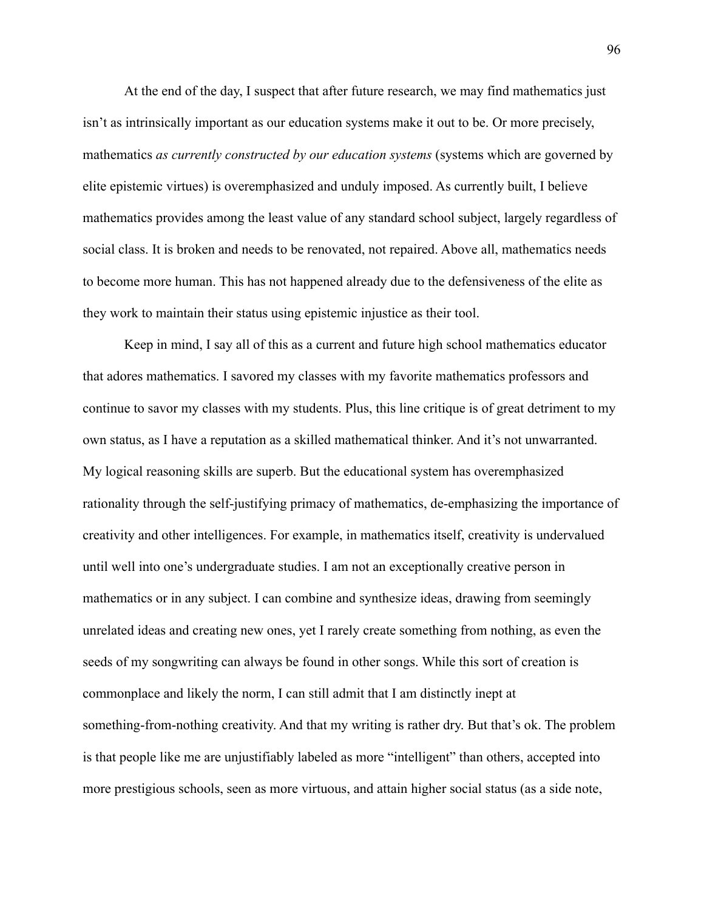At the end of the day, I suspect that after future research, we may find mathematics just isn't as intrinsically important as our education systems make it out to be. Or more precisely, mathematics *as currently constructed by our education systems* (systems which are governed by elite epistemic virtues) is overemphasized and unduly imposed. As currently built, I believe mathematics provides among the least value of any standard school subject, largely regardless of social class. It is broken and needs to be renovated, not repaired. Above all, mathematics needs to become more human. This has not happened already due to the defensiveness of the elite as they work to maintain their status using epistemic injustice as their tool.

Keep in mind, I say all of this as a current and future high school mathematics educator that adores mathematics. I savored my classes with my favorite mathematics professors and continue to savor my classes with my students. Plus, this line critique is of great detriment to my own status, as I have a reputation as a skilled mathematical thinker. And it's not unwarranted. My logical reasoning skills are superb. But the educational system has overemphasized rationality through the self-justifying primacy of mathematics, de-emphasizing the importance of creativity and other intelligences. For example, in mathematics itself, creativity is undervalued until well into one's undergraduate studies. I am not an exceptionally creative person in mathematics or in any subject. I can combine and synthesize ideas, drawing from seemingly unrelated ideas and creating new ones, yet I rarely create something from nothing, as even the seeds of my songwriting can always be found in other songs. While this sort of creation is commonplace and likely the norm, I can still admit that I am distinctly inept at something-from-nothing creativity. And that my writing is rather dry. But that's ok. The problem is that people like me are unjustifiably labeled as more "intelligent" than others, accepted into more prestigious schools, seen as more virtuous, and attain higher social status (as a side note,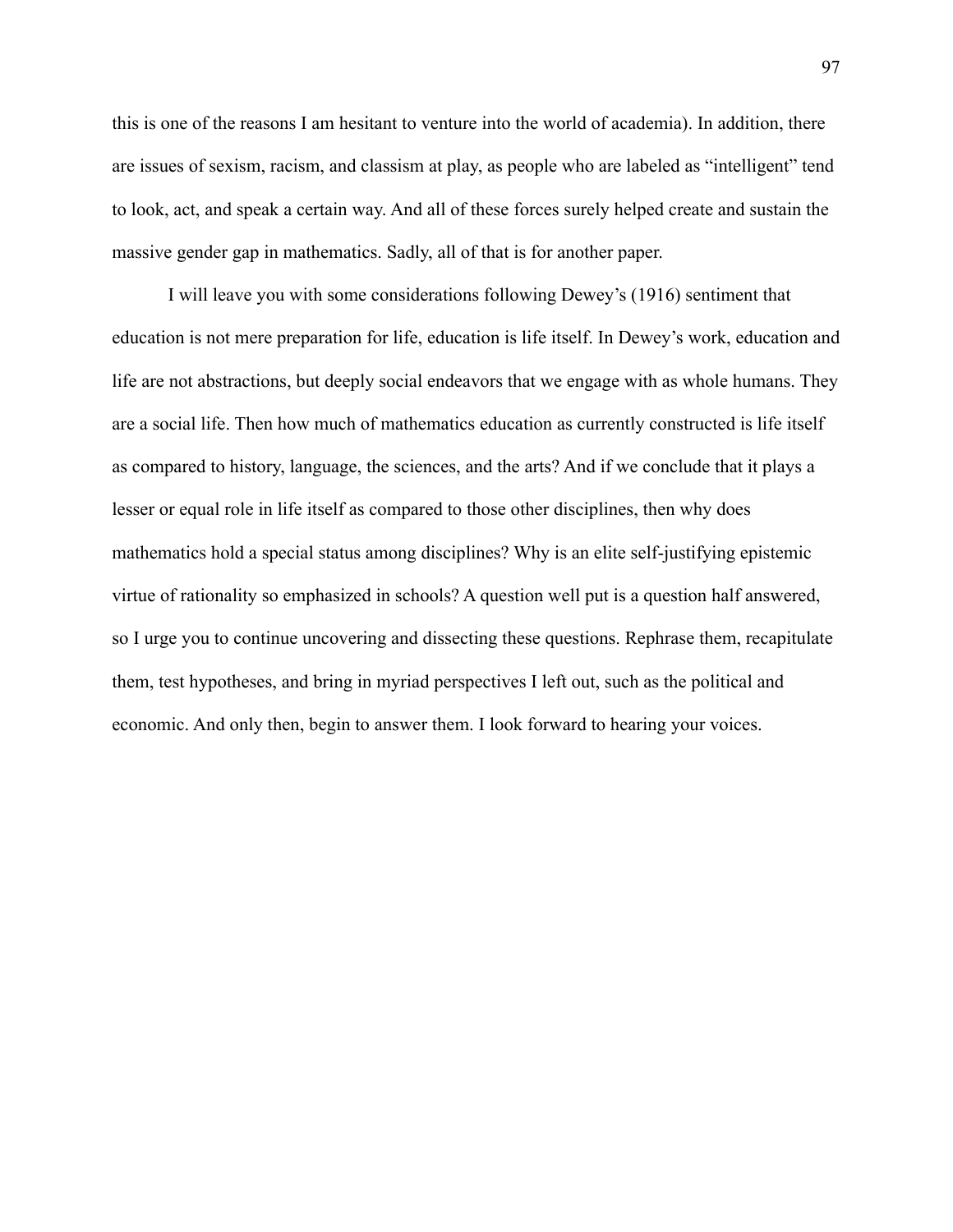this is one of the reasons I am hesitant to venture into the world of academia). In addition, there are issues of sexism, racism, and classism at play, as people who are labeled as "intelligent" tend to look, act, and speak a certain way. And all of these forces surely helped create and sustain the massive gender gap in mathematics. Sadly, all of that is for another paper.

I will leave you with some considerations following Dewey's (1916) sentiment that education is not mere preparation for life, education is life itself. In Dewey's work, education and life are not abstractions, but deeply social endeavors that we engage with as whole humans. They are a social life. Then how much of mathematics education as currently constructed is life itself as compared to history, language, the sciences, and the arts? And if we conclude that it plays a lesser or equal role in life itself as compared to those other disciplines, then why does mathematics hold a special status among disciplines? Why is an elite self-justifying epistemic virtue of rationality so emphasized in schools? A question well put is a question half answered, so I urge you to continue uncovering and dissecting these questions. Rephrase them, recapitulate them, test hypotheses, and bring in myriad perspectives I left out, such as the political and economic. And only then, begin to answer them. I look forward to hearing your voices.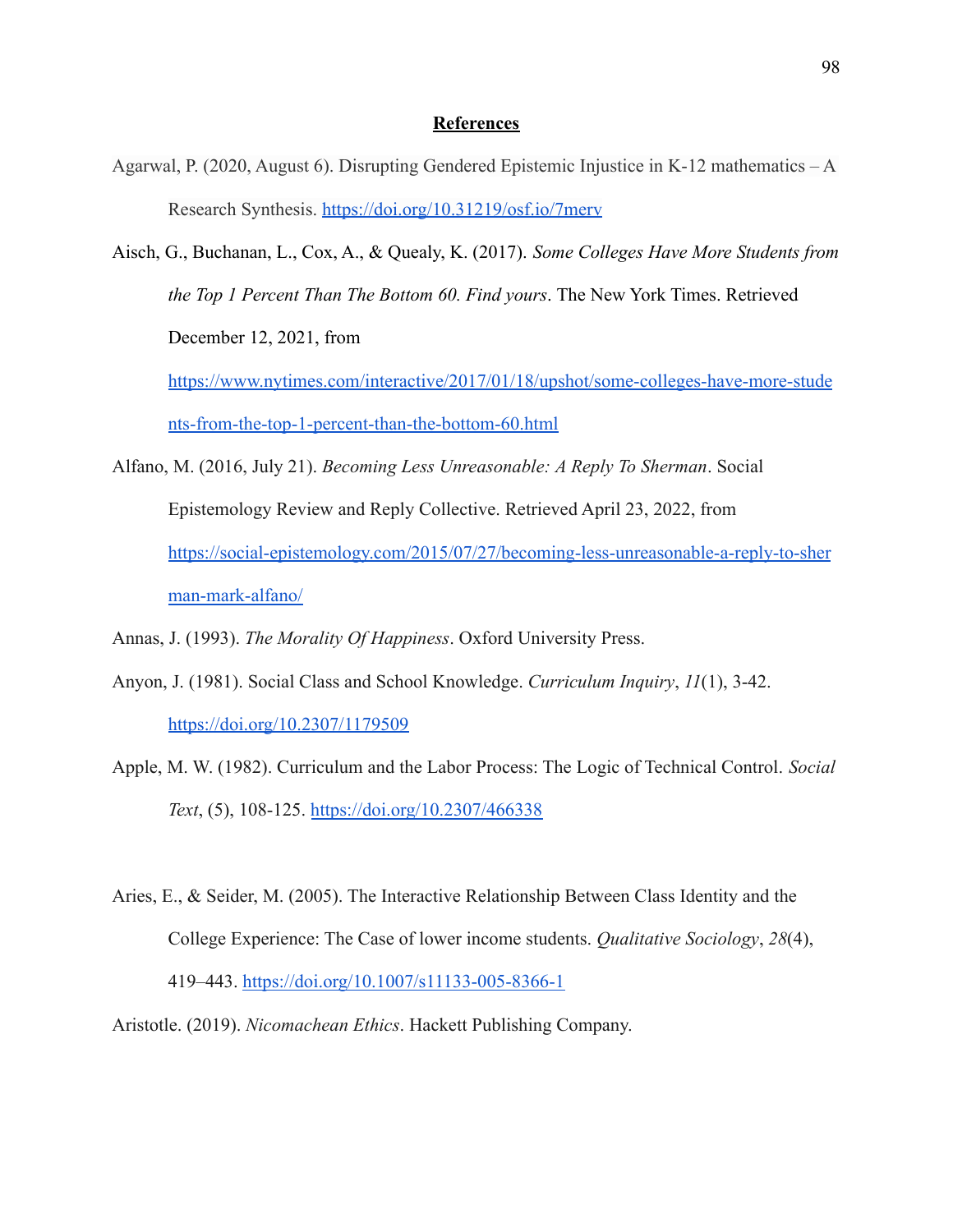**References**

Agarwal, P. (2020, August 6). Disrupting Gendered Epistemic Injustice in K-12 mathematics – A Research Synthesis. https://doi.org/10.31219/osf.io/7merv

Aisch, G., Buchanan, L., Cox, A., & Quealy, K. (2017). *Some Colleges Have More Students from the Top 1 Percent Than The Bottom 60. Find yours*. The New York Times. Retrieved December 12, 2021, from https://www.nytimes.com/interactive/2017/01/18/upshot/some-colleges-have-more-students-from-the-top-1-percent-than-the-bottom-60.html

Alfano, M. (2016, July 21). *Becoming Less Unreasonable: A Reply To Sherman*. Social Epistemology Review and Reply Collective. Retrieved April 23, 2022, from https://social-epistemology.com/2015/07/27/becoming-less-unreasonable-a-reply-to-sherman-mark-alfano/

Annas, J. (1993). *The Morality Of Happiness*. Oxford University Press.

Anyon, J. (1981). Social Class and School Knowledge. *Curriculum Inquiry*, *11*(1), 3-42. https://doi.org/10.2307/1179509

Apple, M. W. (1982). Curriculum and the Labor Process: The Logic of Technical Control. *Social Text*, (5), 108-125. https://doi.org/10.2307/466338

Aries, E., & Seider, M. (2005). The Interactive Relationship Between Class Identity and the College Experience: The Case of lower income students. *Qualitative Sociology*, *28*(4), 419–443. https://doi.org/10.1007/s11133-005-8366-1

Aristotle. (2019). *Nicomachean Ethics*. Hackett Publishing Company.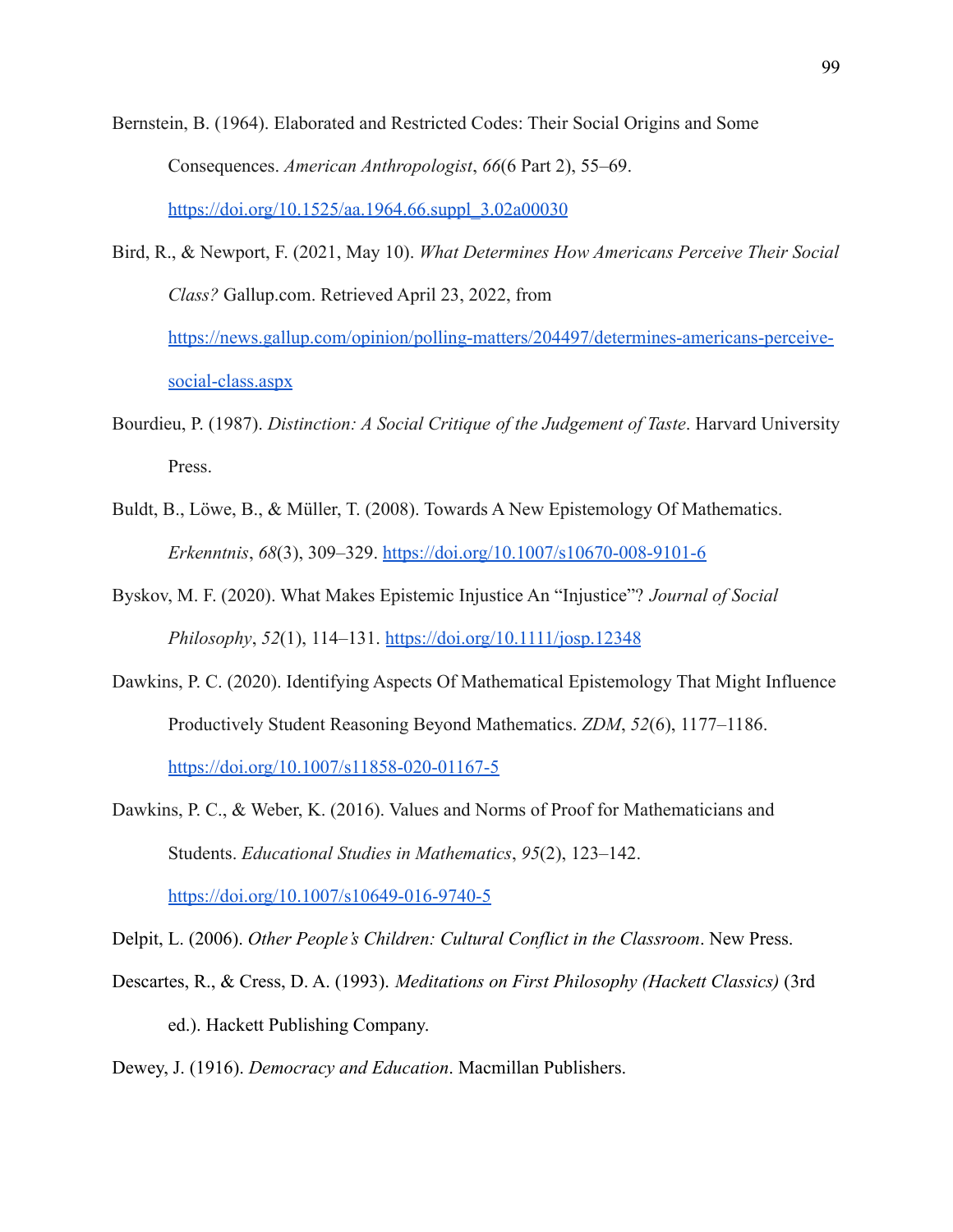Bernstein, B. (1964). Elaborated and Restricted Codes: Their Social Origins and Some Consequences. *American Anthropologist*, *66*(6 Part 2), 55–69. https://doi.org/10.1525/aa.1964.66.suppl_3.02a00030

Bird, R., & Newport, F. (2021, May 10). *What Determines How Americans Perceive Their Social Class?* Gallup.com. Retrieved April 23, 2022, from https://news.gallup.com/opinion/polling-matters/204497/determines-americans-perceive-social-class.aspx

Bourdieu, P. (1987). *Distinction: A Social Critique of the Judgement of Taste*. Harvard University Press.

Buldt, B., Löwe, B., & Müller, T. (2008). Towards A New Epistemology Of Mathematics. *Erkenntnis*, *68*(3), 309–329. https://doi.org/10.1007/s10670-008-9101-6

Byskov, M. F. (2020). What Makes Epistemic Injustice An "Injustice"? *Journal of Social Philosophy*, *52*(1), 114–131. https://doi.org/10.1111/josp.12348

Dawkins, P. C. (2020). Identifying Aspects Of Mathematical Epistemology That Might Influence Productively Student Reasoning Beyond Mathematics. *ZDM*, *52*(6), 1177–1186. https://doi.org/10.1007/s11858-020-01167-5

Dawkins, P. C., & Weber, K. (2016). Values and Norms of Proof for Mathematicians and Students. *Educational Studies in Mathematics*, *95*(2), 123–142. https://doi.org/10.1007/s10649-016-9740-5

Delpit, L. (2006). *Other People's Children: Cultural Conflict in the Classroom*. New Press.

Descartes, R., & Cress, D. A. (1993). *Meditations on First Philosophy (Hackett Classics)* (3rd ed.). Hackett Publishing Company.

Dewey, J. (1916). *Democracy and Education*. Macmillan Publishers.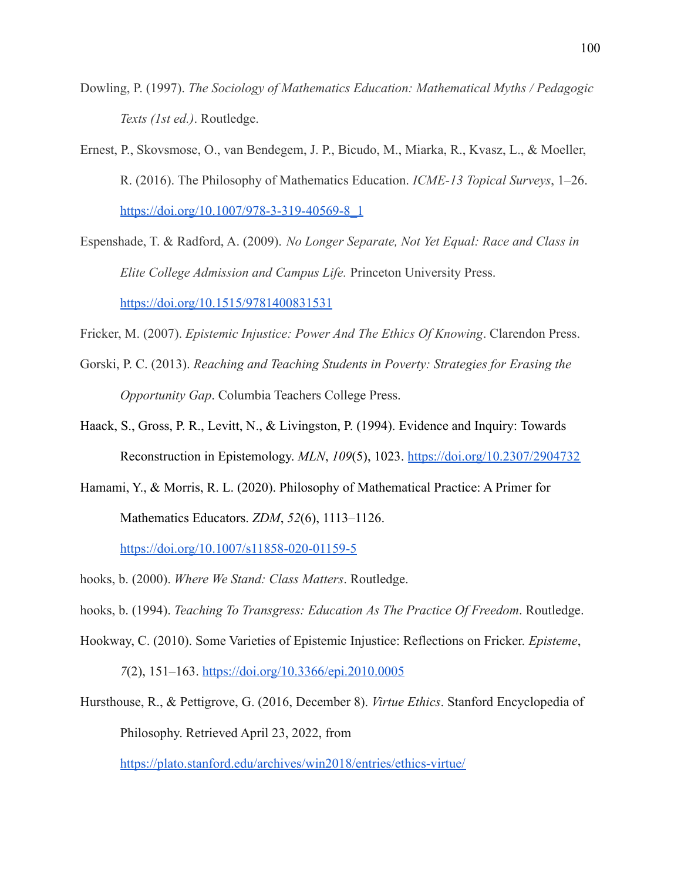Dowling, P. (1997). *The Sociology of Mathematics Education: Mathematical Myths / Pedagogic Texts (1st ed.)*. Routledge.

Ernest, P., Skovsmose, O., van Bendegem, J. P., Bicudo, M., Miarka, R., Kvasz, L., & Moeller, R. (2016). The Philosophy of Mathematics Education. *ICME-13 Topical Surveys*, 1–26. https://doi.org/10.1007/978-3-319-40569-8_1

Espenshade, T. & Radford, A. (2009). *No Longer Separate, Not Yet Equal: Race and Class in Elite College Admission and Campus Life.* Princeton University Press. https://doi.org/10.1515/9781400831531

Fricker, M. (2007). *Epistemic Injustice: Power And The Ethics Of Knowing*. Clarendon Press.

Gorski, P. C. (2013). *Reaching and Teaching Students in Poverty: Strategies for Erasing the Opportunity Gap*. Columbia Teachers College Press.

Haack, S., Gross, P. R., Levitt, N., & Livingston, P. (1994). Evidence and Inquiry: Towards Reconstruction in Epistemology. *MLN*, *109*(5), 1023. https://doi.org/10.2307/2904732

Hamami, Y., & Morris, R. L. (2020). Philosophy of Mathematical Practice: A Primer for Mathematics Educators. *ZDM*, *52*(6), 1113–1126. https://doi.org/10.1007/s11858-020-01159-5

hooks, b. (2000). *Where We Stand: Class Matters*. Routledge.

hooks, b. (1994). *Teaching To Transgress: Education As The Practice Of Freedom*. Routledge.

Hookway, C. (2010). Some Varieties of Epistemic Injustice: Reflections on Fricker. *Episteme*, *7*(2), 151–163. https://doi.org/10.3366/epi.2010.0005

Hursthouse, R., & Pettigrove, G. (2016, December 8). *Virtue Ethics*. Stanford Encyclopedia of Philosophy. Retrieved April 23, 2022, from https://plato.stanford.edu/archives/win2018/entries/ethics-virtue/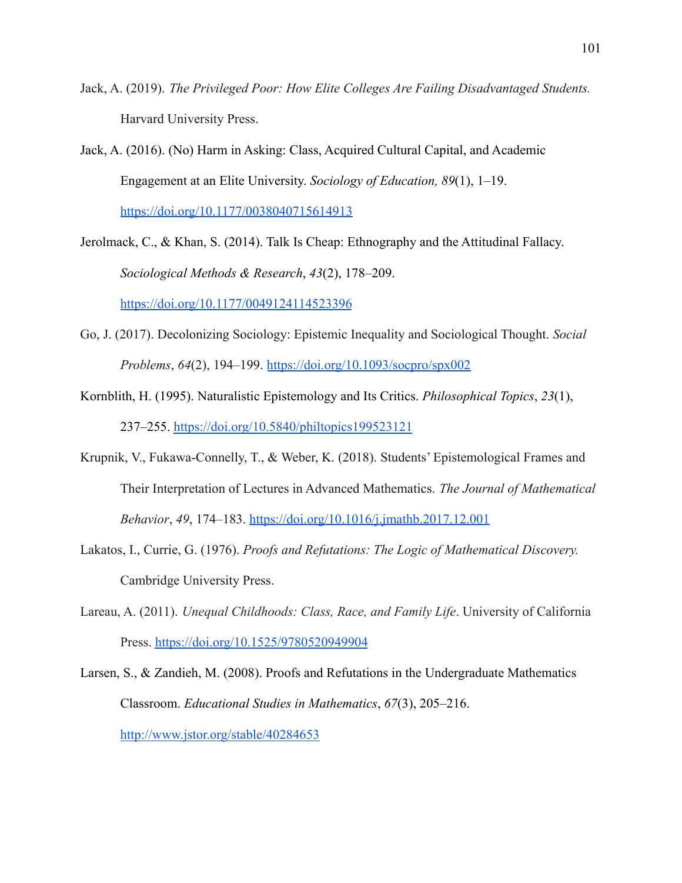Jack, A. (2019). *The Privileged Poor: How Elite Colleges Are Failing Disadvantaged Students.* Harvard University Press.

Jack, A. (2016). (No) Harm in Asking: Class, Acquired Cultural Capital, and Academic Engagement at an Elite University. *Sociology of Education, 89*(1), 1–19. https://doi.org/10.1177/0038040715614913

Jerolmack, C., & Khan, S. (2014). Talk Is Cheap: Ethnography and the Attitudinal Fallacy. *Sociological Methods & Research*, *43*(2), 178–209. https://doi.org/10.1177/0049124114523396

Go, J. (2017). Decolonizing Sociology: Epistemic Inequality and Sociological Thought. *Social Problems*, *64*(2), 194–199. https://doi.org/10.1093/socpro/spx002

Kornblith, H. (1995). Naturalistic Epistemology and Its Critics. *Philosophical Topics*, *23*(1), 237–255. https://doi.org/10.5840/philtopics199523121

Krupnik, V., Fukawa-Connelly, T., & Weber, K. (2018). Students' Epistemological Frames and Their Interpretation of Lectures in Advanced Mathematics. *The Journal of Mathematical Behavior*, *49*, 174–183. https://doi.org/10.1016/j.jmathb.2017.12.001

Lakatos, I., Currie, G. (1976). *Proofs and Refutations: The Logic of Mathematical Discovery.* Cambridge University Press.

Lareau, A. (2011). *Unequal Childhoods: Class, Race, and Family Life*. University of California Press. https://doi.org/10.1525/9780520949904

Larsen, S., & Zandieh, M. (2008). Proofs and Refutations in the Undergraduate Mathematics Classroom. *Educational Studies in Mathematics*, *67*(3), 205–216. http://www.jstor.org/stable/40284653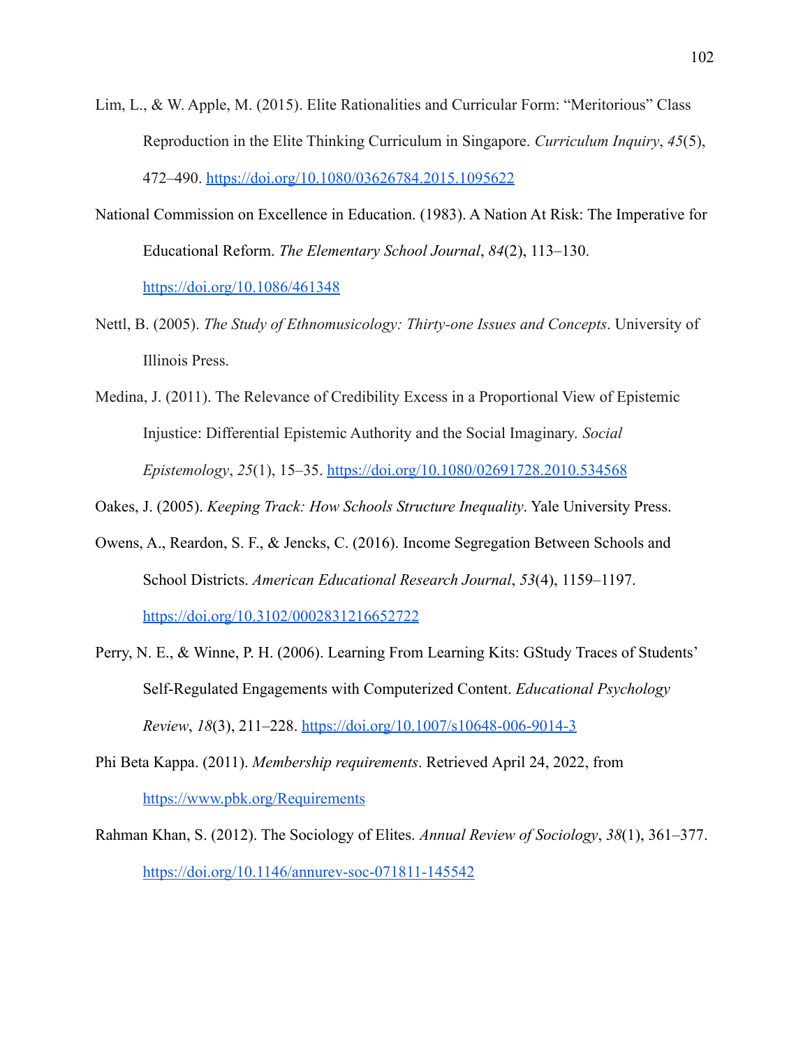Lim, L., & W. Apple, M. (2015). Elite Rationalities and Curricular Form: "Meritorious" Class Reproduction in the Elite Thinking Curriculum in Singapore. *Curriculum Inquiry*, *45*(5), 472–490. https://doi.org/10.1080/03626784.2015.1095622

National Commission on Excellence in Education. (1983). A Nation At Risk: The Imperative for Educational Reform. *The Elementary School Journal*, *84*(2), 113–130. https://doi.org/10.1086/461348

Nettl, B. (2005). *The Study of Ethnomusicology: Thirty-one Issues and Concepts*. University of Illinois Press.

Medina, J. (2011). The Relevance of Credibility Excess in a Proportional View of Epistemic Injustice: Differential Epistemic Authority and the Social Imaginary. *Social Epistemology*, *25*(1), 15–35. https://doi.org/10.1080/02691728.2010.534568

Oakes, J. (2005). *Keeping Track: How Schools Structure Inequality*. Yale University Press.

Owens, A., Reardon, S. F., & Jencks, C. (2016). Income Segregation Between Schools and School Districts. *American Educational Research Journal*, *53*(4), 1159–1197. https://doi.org/10.3102/0002831216652722

Perry, N. E., & Winne, P. H. (2006). Learning From Learning Kits: GStudy Traces of Students' Self-Regulated Engagements with Computerized Content. *Educational Psychology Review*, *18*(3), 211–228. https://doi.org/10.1007/s10648-006-9014-3

Phi Beta Kappa. (2011). *Membership requirements*. Retrieved April 24, 2022, from https://www.pbk.org/Requirements

Rahman Khan, S. (2012). The Sociology of Elites. *Annual Review of Sociology*, *38*(1), 361–377. https://doi.org/10.1146/annurev-soc-071811-145542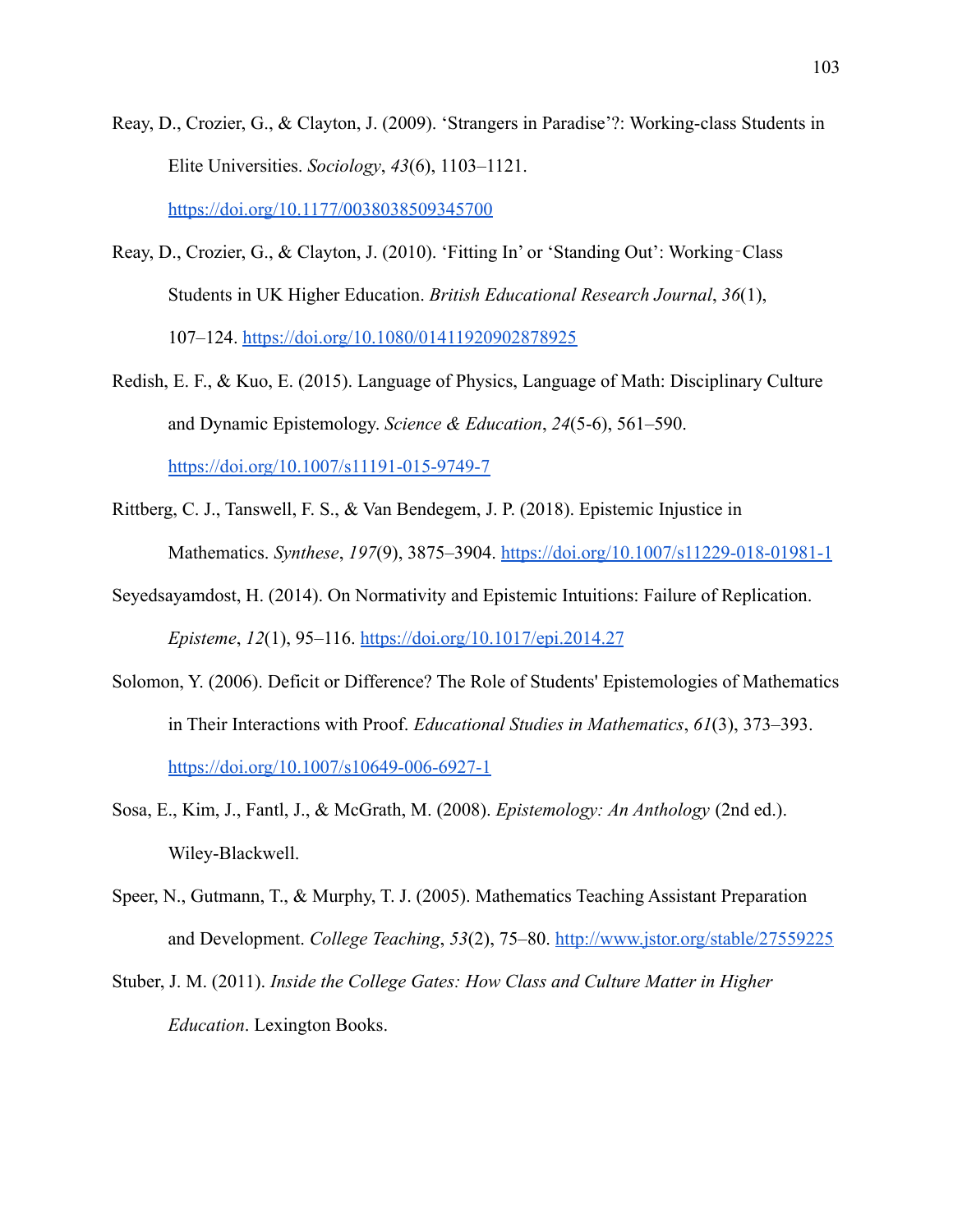Reay, D., Crozier, G., & Clayton, J. (2009). 'Strangers in Paradise'?: Working-class Students in Elite Universities. *Sociology*, *43*(6), 1103–1121. https://doi.org/10.1177/0038038509345700

Reay, D., Crozier, G., & Clayton, J. (2010). 'Fitting In' or 'Standing Out': Working‐Class Students in UK Higher Education. *British Educational Research Journal*, *36*(1), 107–124. https://doi.org/10.1080/01411920902878925

Redish, E. F., & Kuo, E. (2015). Language of Physics, Language of Math: Disciplinary Culture and Dynamic Epistemology. *Science & Education*, *24*(5-6), 561–590. https://doi.org/10.1007/s11191-015-9749-7

Rittberg, C. J., Tanswell, F. S., & Van Bendegem, J. P. (2018). Epistemic Injustice in Mathematics. *Synthese*, *197*(9), 3875–3904. https://doi.org/10.1007/s11229-018-01981-1

Seyedsayamdost, H. (2014). On Normativity and Epistemic Intuitions: Failure of Replication. *Episteme*, *12*(1), 95–116. https://doi.org/10.1017/epi.2014.27

Solomon, Y. (2006). Deficit or Difference? The Role of Students' Epistemologies of Mathematics in Their Interactions with Proof. *Educational Studies in Mathematics*, *61*(3), 373–393. https://doi.org/10.1007/s10649-006-6927-1

Sosa, E., Kim, J., Fantl, J., & McGrath, M. (2008). *Epistemology: An Anthology* (2nd ed.). Wiley-Blackwell.

Speer, N., Gutmann, T., & Murphy, T. J. (2005). Mathematics Teaching Assistant Preparation and Development. *College Teaching*, *53*(2), 75–80. http://www.jstor.org/stable/27559225

Stuber, J. M. (2011). *Inside the College Gates: How Class and Culture Matter in Higher Education*. Lexington Books.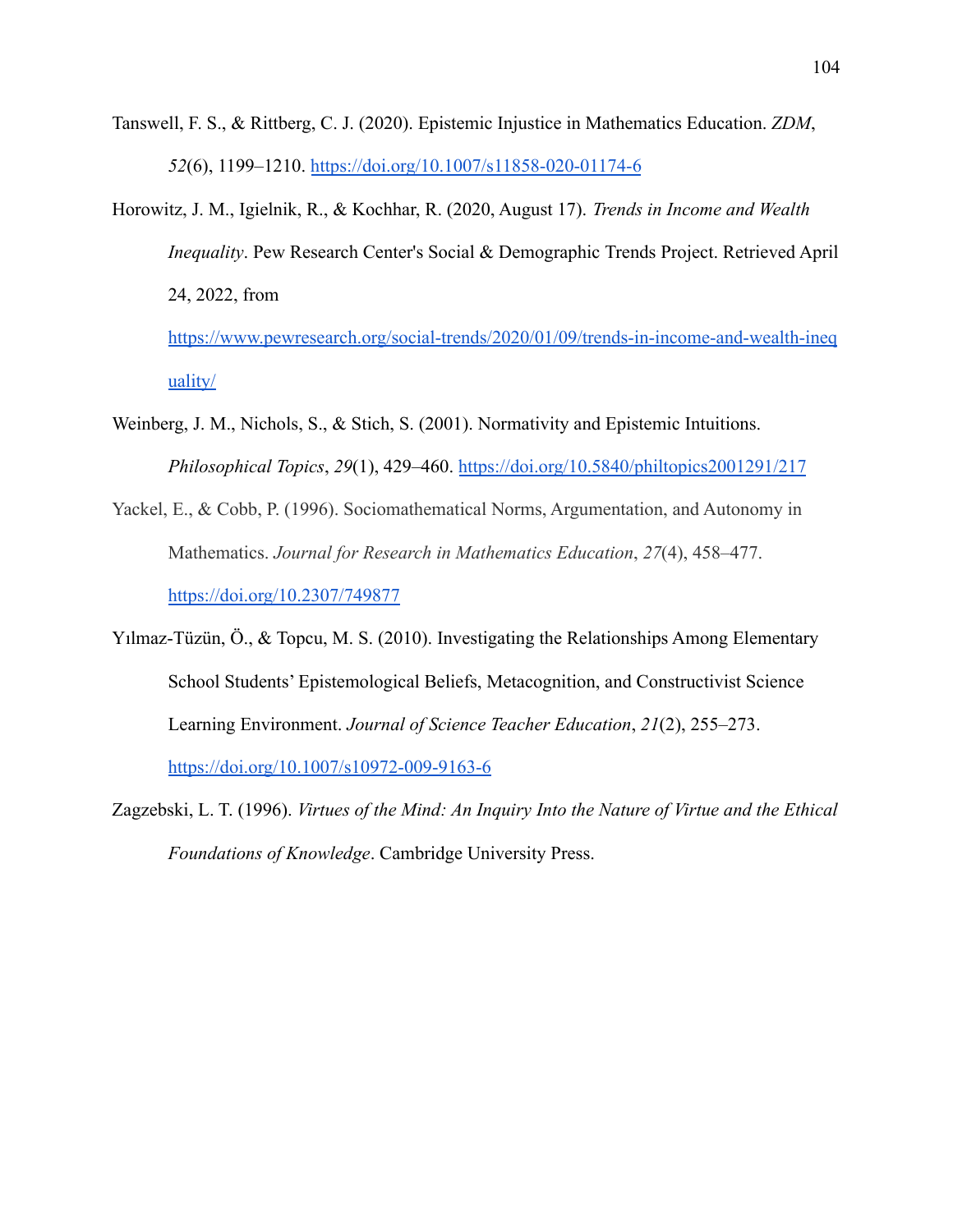Tanswell, F. S., & Rittberg, C. J. (2020). Epistemic Injustice in Mathematics Education. *ZDM*, *52*(6), 1199–1210. https://doi.org/10.1007/s11858-020-01174-6

Horowitz, J. M., Igielnik, R., & Kochhar, R. (2020, August 17). *Trends in Income and Wealth Inequality*. Pew Research Center's Social & Demographic Trends Project. Retrieved April 24, 2022, from https://www.pewresearch.org/social-trends/2020/01/09/trends-in-income-and-wealth-inequality/

Weinberg, J. M., Nichols, S., & Stich, S. (2001). Normativity and Epistemic Intuitions. *Philosophical Topics*, *29*(1), 429–460. https://doi.org/10.5840/philtopics2001291/217

Yackel, E., & Cobb, P. (1996). Sociomathematical Norms, Argumentation, and Autonomy in Mathematics. *Journal for Research in Mathematics Education*, *27*(4), 458–477. https://doi.org/10.2307/749877

Yılmaz-Tüzün, Ö., & Topcu, M. S. (2010). Investigating the Relationships Among Elementary School Students' Epistemological Beliefs, Metacognition, and Constructivist Science Learning Environment. *Journal of Science Teacher Education*, *21*(2), 255–273. https://doi.org/10.1007/s10972-009-9163-6

Zagzebski, L. T. (1996). *Virtues of the Mind: An Inquiry Into the Nature of Virtue and the Ethical Foundations of Knowledge*. Cambridge University Press.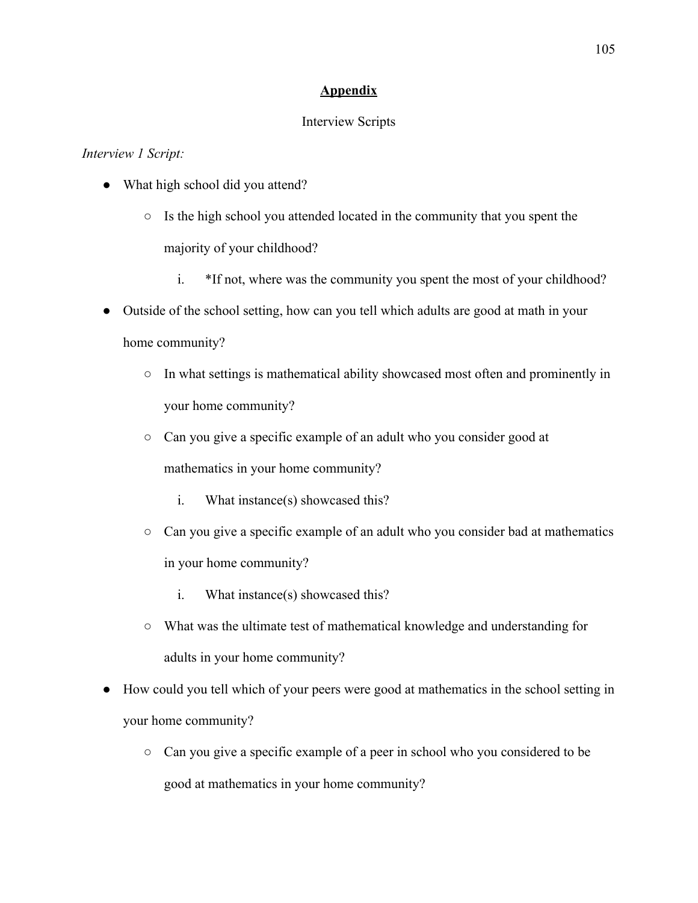## **Appendix**

Interview Scripts

*Interview 1 Script:*

- What high school did you attend?
  - Is the high school you attended located in the community that you spent the majority of your childhood?
    - i. *If not, where was the community you spent the most of your childhood?
- Outside of the school setting, how can you tell which adults are good at math in your home community?
  - In what settings is mathematical ability showcased most often and prominently in your home community?
  - Can you give a specific example of an adult who you consider good at mathematics in your home community?
    - i. What instance(s) showcased this?
  - Can you give a specific example of an adult who you consider bad at mathematics in your home community?
    - i. What instance(s) showcased this?
  - What was the ultimate test of mathematical knowledge and understanding for adults in your home community?
- How could you tell which of your peers were good at mathematics in the school setting in your home community?
  - Can you give a specific example of a peer in school who you considered to be good at mathematics in your home community?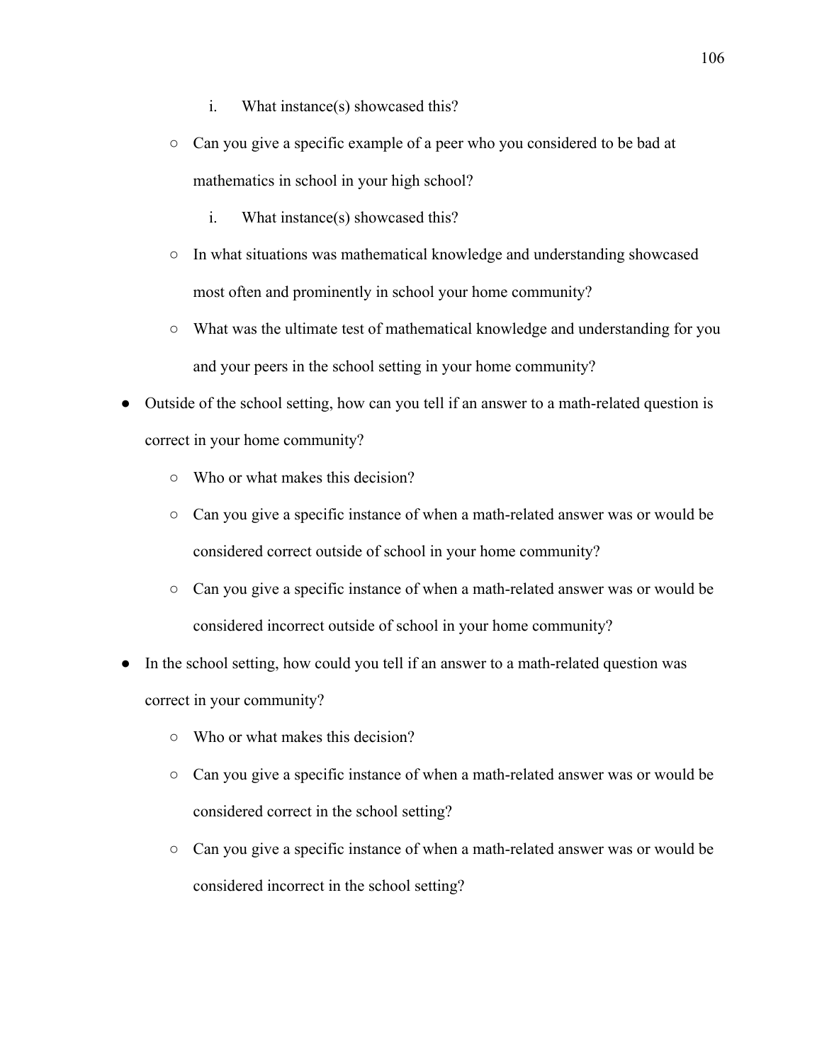i. What instance(s) showcased this?

    - Can you give a specific example of a peer who you considered to be bad at mathematics in school in your high school?
        i. What instance(s) showcased this?
    - In what situations was mathematical knowledge and understanding showcased most often and prominently in school your home community?
    - What was the ultimate test of mathematical knowledge and understanding for you and your peers in the school setting in your home community?

- Outside of the school setting, how can you tell if an answer to a math-related question is correct in your home community?
    - Who or what makes this decision?
    - Can you give a specific instance of when a math-related answer was or would be considered correct outside of school in your home community?
    - Can you give a specific instance of when a math-related answer was or would be considered incorrect outside of school in your home community?
- In the school setting, how could you tell if an answer to a math-related question was correct in your community?
    - Who or what makes this decision?
    - Can you give a specific instance of when a math-related answer was or would be considered correct in the school setting?
    - Can you give a specific instance of when a math-related answer was or would be considered incorrect in the school setting?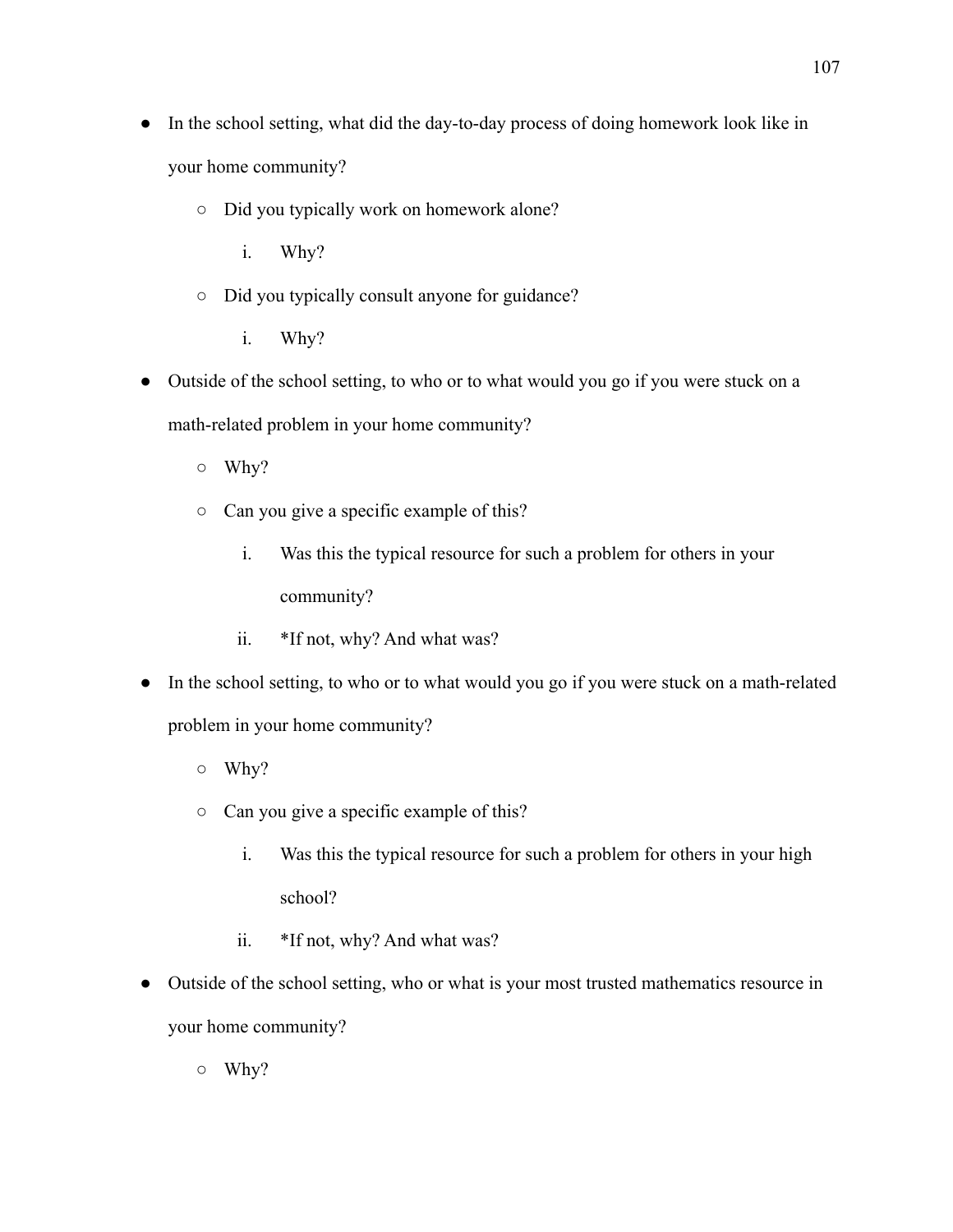- In the school setting, what did the day-to-day process of doing homework look like in your home community?
    - Did you typically work on homework alone?
        1. Why?
    - Did you typically consult anyone for guidance?
        1. Why?
- Outside of the school setting, to who or to what would you go if you were stuck on a math-related problem in your home community?
    - Why?
    - Can you give a specific example of this?
        1. Was this the typical resource for such a problem for others in your community?
        2. *If not, why? And what was?
- In the school setting, to who or to what would you go if you were stuck on a math-related problem in your home community?
    - Why?
    - Can you give a specific example of this?
        1. Was this the typical resource for such a problem for others in your high school?
        2. *If not, why? And what was?
- Outside of the school setting, who or what is your most trusted mathematics resource in your home community?
    - Why?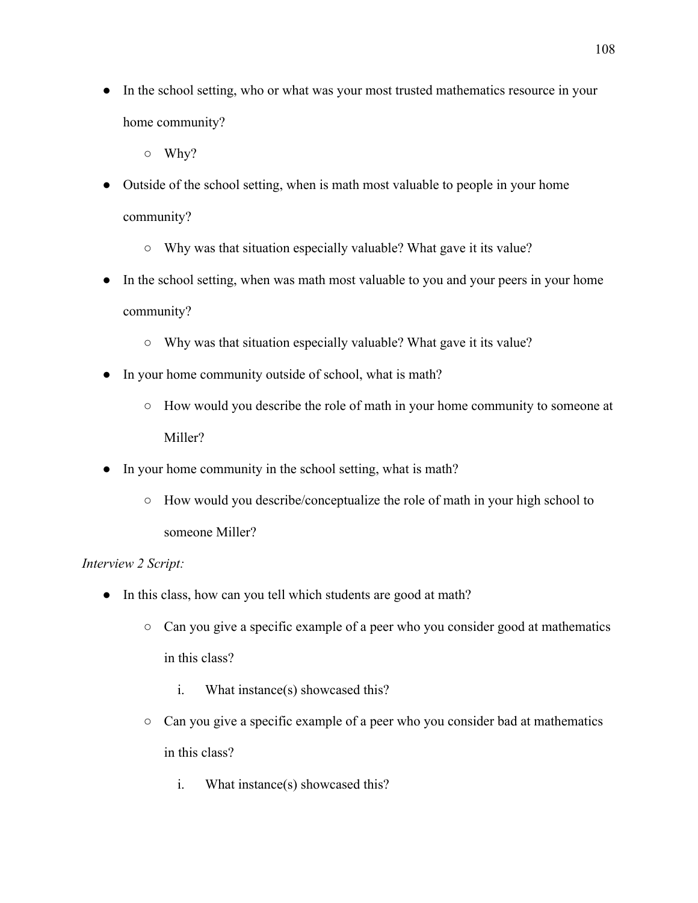- In the school setting, who or what was your most trusted mathematics resource in your home community?
    - Why?
- Outside of the school setting, when is math most valuable to people in your home community?
    - Why was that situation especially valuable? What gave it its value?
- In the school setting, when was math most valuable to you and your peers in your home community?
    - Why was that situation especially valuable? What gave it its value?
- In your home community outside of school, what is math?
    - How would you describe the role of math in your home community to someone at Miller?
- In your home community in the school setting, what is math?
    - How would you describe/conceptualize the role of math in your high school to someone Miller?

*Interview 2 Script:*

- In this class, how can you tell which students are good at math?
    - Can you give a specific example of a peer who you consider good at mathematics in this class?
        i. What instance(s) showcased this?
    - Can you give a specific example of a peer who you consider bad at mathematics in this class?
        i. What instance(s) showcased this?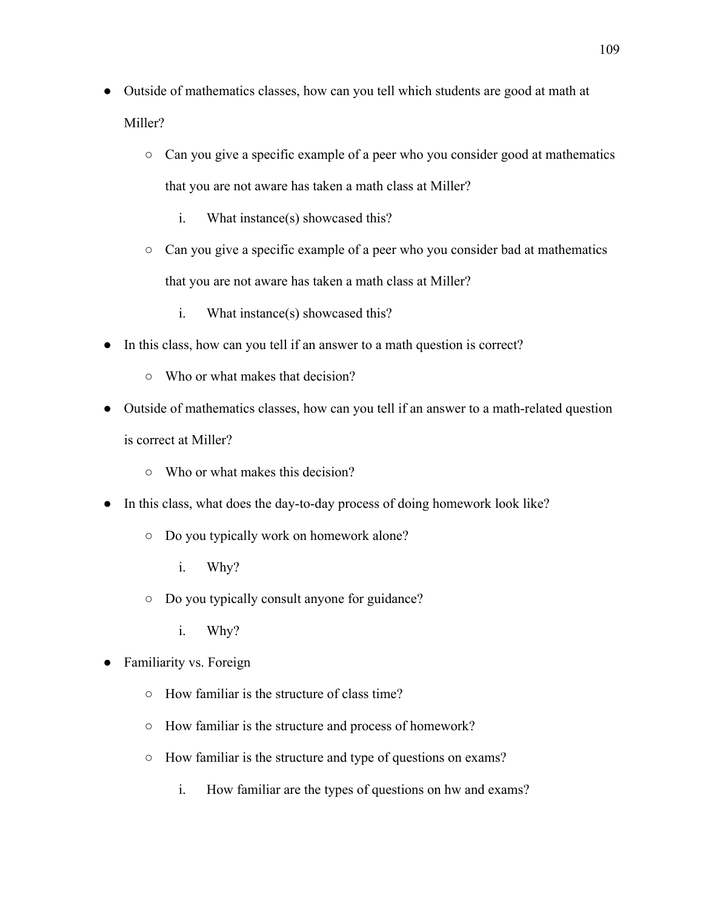- Outside of mathematics classes, how can you tell which students are good at math at Miller?
  - Can you give a specific example of a peer who you consider good at mathematics that you are not aware has taken a math class at Miller?
    1. What instance(s) showcased this?
  - Can you give a specific example of a peer who you consider bad at mathematics that you are not aware has taken a math class at Miller?
    1. What instance(s) showcased this?
- In this class, how can you tell if an answer to a math question is correct?
  - Who or what makes that decision?
- Outside of mathematics classes, how can you tell if an answer to a math-related question is correct at Miller?
  - Who or what makes this decision?
- In this class, what does the day-to-day process of doing homework look like?
  - Do you typically work on homework alone?
    1. Why?
  - Do you typically consult anyone for guidance?
    1. Why?
- Familiarity vs. Foreign
  - How familiar is the structure of class time?
  - How familiar is the structure and process of homework?
  - How familiar is the structure and type of questions on exams?
    1. How familiar are the types of questions on hw and exams?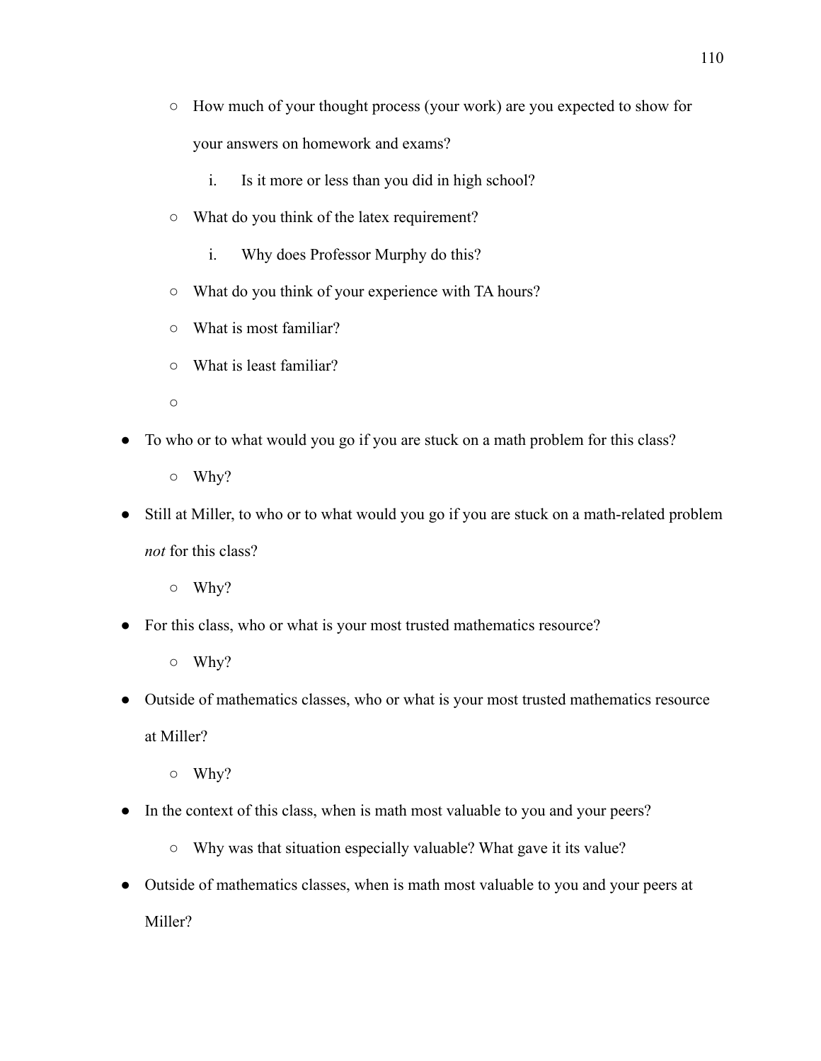- How much of your thought process (your work) are you expected to show for your answers on homework and exams?
    i. Is it more or less than you did in high school?
  - What do you think of the latex requirement?
    i. Why does Professor Murphy do this?
  - What do you think of your experience with TA hours?
  - What is most familiar?
  - What is least familiar?
  -

- To who or to what would you go if you are stuck on a math problem for this class?
  - Why?
- Still at Miller, to who or to what would you go if you are stuck on a math-related problem *not* for this class?
  - Why?
- For this class, who or what is your most trusted mathematics resource?
  - Why?
- Outside of mathematics classes, who or what is your most trusted mathematics resource at Miller?
  - Why?
- In the context of this class, when is math most valuable to you and your peers?
  - Why was that situation especially valuable? What gave it its value?
- Outside of mathematics classes, when is math most valuable to you and your peers at Miller?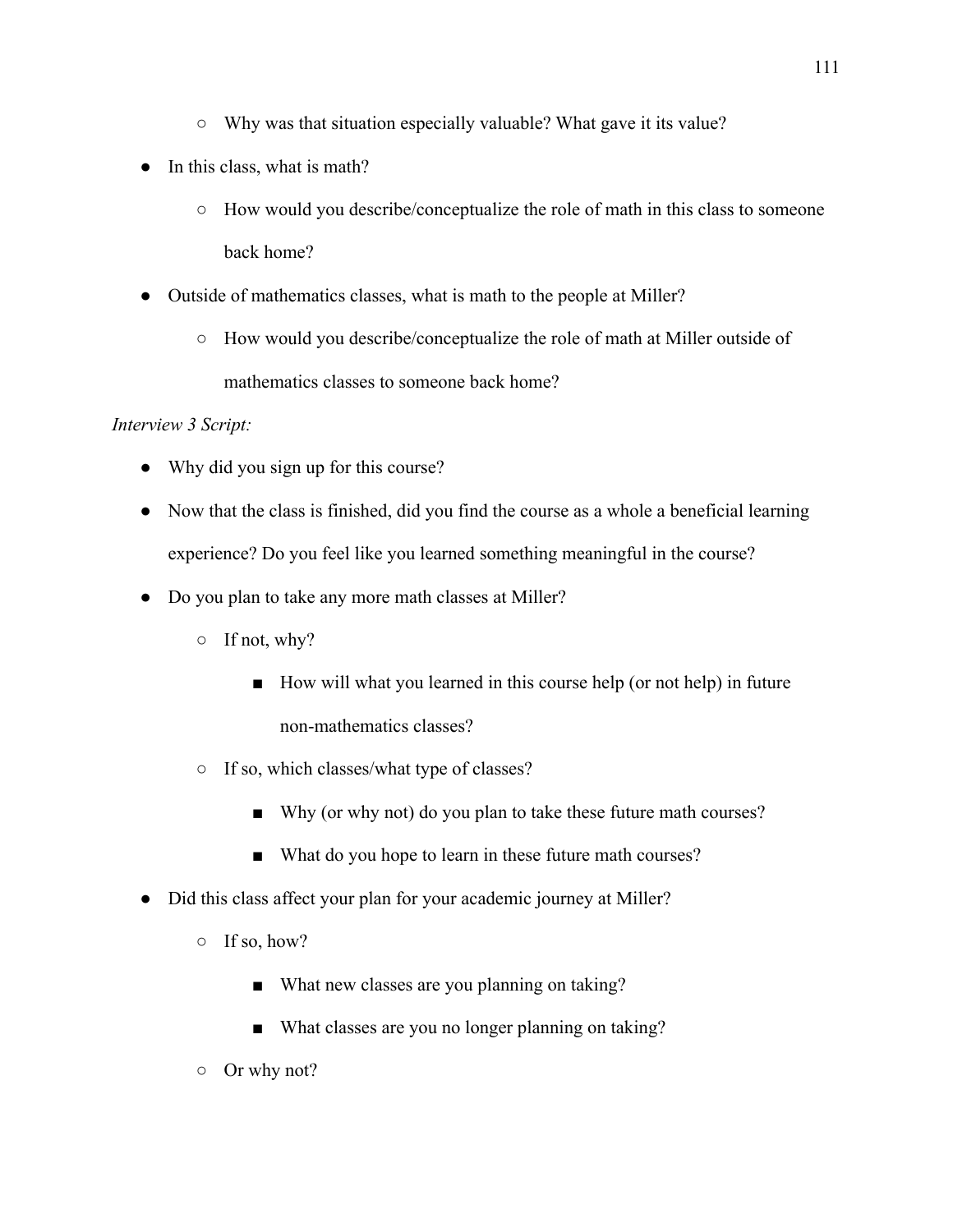- Why was that situation especially valuable? What gave it its value?
- In this class, what is math?
    - How would you describe/conceptualize the role of math in this class to someone back home?
- Outside of mathematics classes, what is math to the people at Miller?
    - How would you describe/conceptualize the role of math at Miller outside of mathematics classes to someone back home?

*Interview 3 Script:*

- Why did you sign up for this course?
- Now that the class is finished, did you find the course as a whole a beneficial learning experience? Do you feel like you learned something meaningful in the course?
- Do you plan to take any more math classes at Miller?
    - If not, why?
        - How will what you learned in this course help (or not help) in future non-mathematics classes?
    - If so, which classes/what type of classes?
        - Why (or why not) do you plan to take these future math courses?
        - What do you hope to learn in these future math courses?
- Did this class affect your plan for your academic journey at Miller?
    - If so, how?
        - What new classes are you planning on taking?
        - What classes are you no longer planning on taking?
    - Or why not?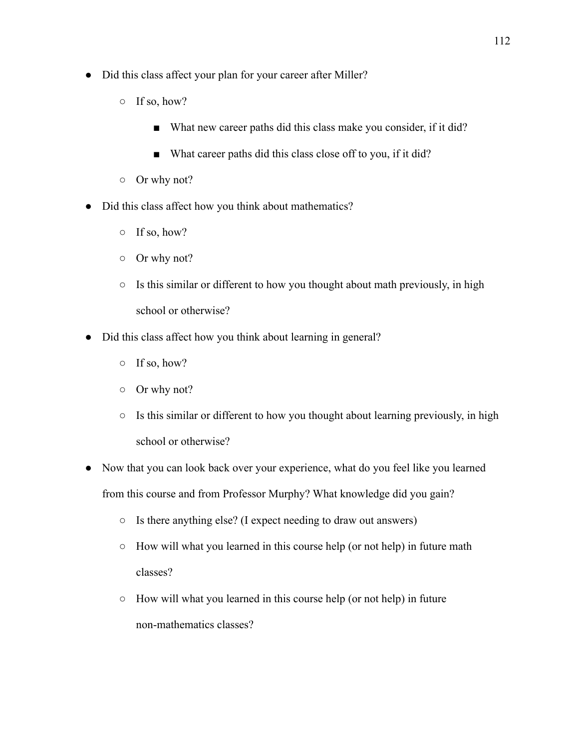- Did this class affect your plan for your career after Miller?
    - If so, how?
        - What new career paths did this class make you consider, if it did?
        - What career paths did this class close off to you, if it did?
    - Or why not?
- Did this class affect how you think about mathematics?
    - If so, how?
    - Or why not?
    - Is this similar or different to how you thought about math previously, in high school or otherwise?
- Did this class affect how you think about learning in general?
    - If so, how?
    - Or why not?
    - Is this similar or different to how you thought about learning previously, in high school or otherwise?
- Now that you can look back over your experience, what do you feel like you learned from this course and from Professor Murphy? What knowledge did you gain?
    - Is there anything else? (I expect needing to draw out answers)
    - How will what you learned in this course help (or not help) in future math classes?
    - How will what you learned in this course help (or not help) in future non-mathematics classes?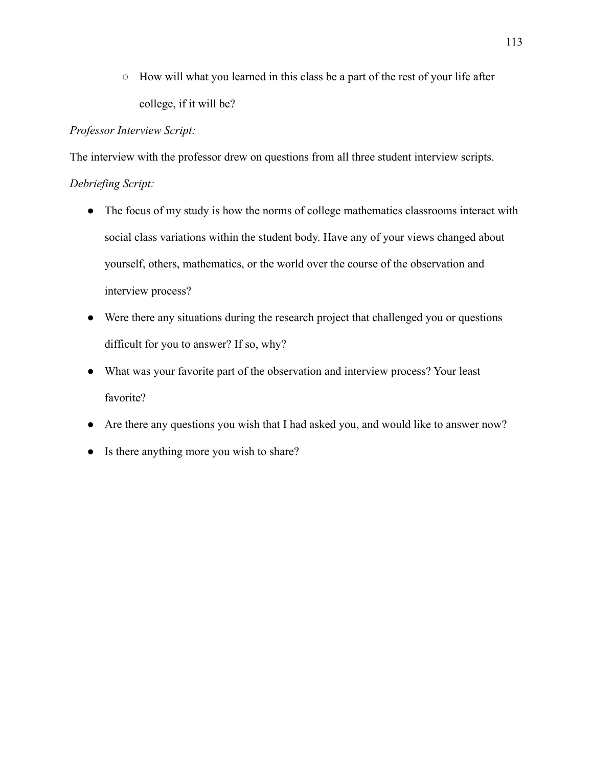- How will what you learned in this class be a part of the rest of your life after college, if it will be?

*Professor Interview Script:*

The interview with the professor drew on questions from all three student interview scripts.

*Debriefing Script:*

- The focus of my study is how the norms of college mathematics classrooms interact with social class variations within the student body. Have any of your views changed about yourself, others, mathematics, or the world over the course of the observation and interview process?
- Were there any situations during the research project that challenged you or questions difficult for you to answer? If so, why?
- What was your favorite part of the observation and interview process? Your least favorite?
- Are there any questions you wish that I had asked you, and would like to answer now?
- Is there anything more you wish to share?